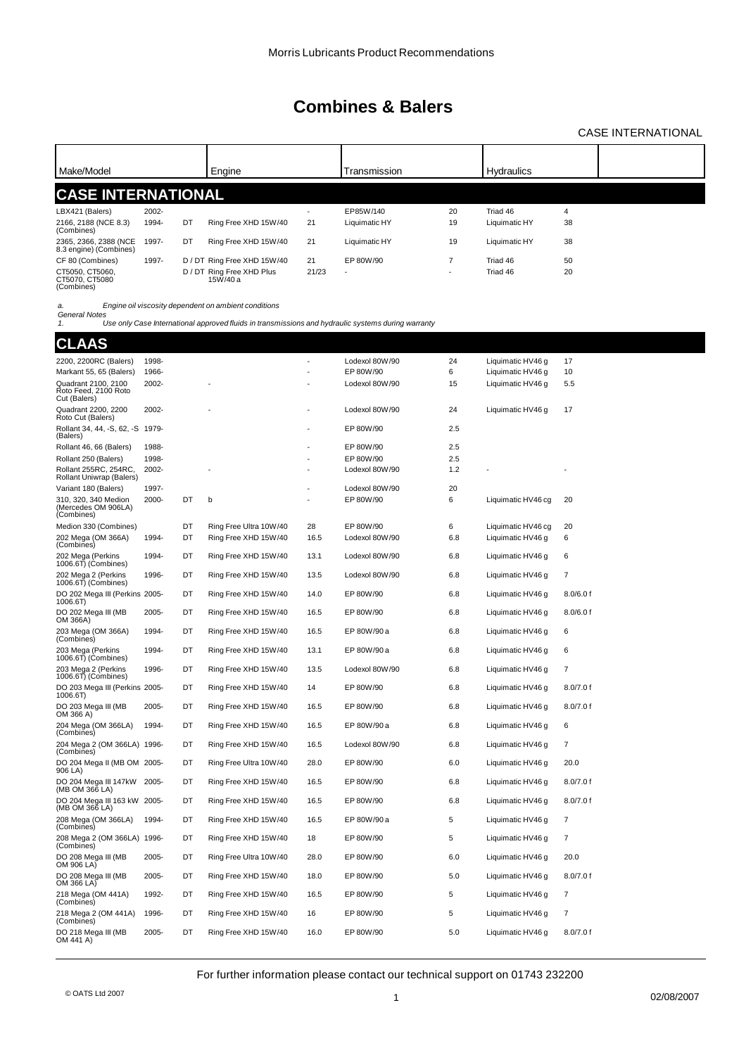Morris Lubricants Product Recommendations

# Combines & Balers

CASE INTERNATIONAL

| Make/Model | | | Engine | | Transmission | | Hydraulics | |
|---|---|---|---|---|---|---|---|---|

## CASE INTERNATIONAL

| Make/Model | Year | Fuel | Engine | Cap. | Transmission | Cap. | Hydraulics | Cap. |
|---|---|---|---|---|---|---|---|---|
| LBX421 (Balers) | 2002- | | | - | EP85W/140 | 20 | Triad 46 | 4 |
| 2166, 2188 (NCE 8.3) (Combines) | 1994- | DT | Ring Free XHD 15W/40 | 21 | Liquimatic HY | 19 | Liquimatic HY | 38 |
| 2365, 2366, 2388 (NCE 8.3 engine) (Combines) | 1997- | DT | Ring Free XHD 15W/40 | 21 | Liquimatic HY | 19 | Liquimatic HY | 38 |
| CF 80 (Combines) | 1997- | D / DT | Ring Free XHD 15W/40 | 21 | EP 80W/90 | 7 | Triad 46 | 50 |
| CT5050, CT5060, CT5070, CT5080 (Combines) | | D / DT | Ring Free XHD Plus 15W/40 a | 21/23 | - | - | Triad 46 | 20 |

*a. Engine oil viscosity dependent on ambient conditions*

*General Notes*

*1. Use only Case International approved fluids in transmissions and hydraulic systems during warranty*

## CLAAS

| Make/Model | Year | Fuel | Engine | Cap. | Transmission | Cap. | Hydraulics | Cap. |
|---|---|---|---|---|---|---|---|---|
| 2200, 2200RC (Balers) | 1998- | | | - | Lodexol 80W/90 | 24 | Liquimatic HV46 g | 17 |
| Markant 55, 65 (Balers) | 1966- | | | - | EP 80W/90 | 6 | Liquimatic HV46 g | 10 |
| Quadrant 2100, 2100 Roto Feed, 2100 Roto Cut (Balers) | 2002- | | - | - | Lodexol 80W/90 | 15 | Liquimatic HV46 g | 5.5 |
| Quadrant 2200, 2200 Roto Cut (Balers) | 2002- | | - | - | Lodexol 80W/90 | 24 | Liquimatic HV46 g | 17 |
| Rollant 34, 44, -S, 62, -S (Balers) | 1979- | | | - | EP 80W/90 | 2.5 | | |
| Rollant 46, 66 (Balers) | 1988- | | | - | EP 80W/90 | 2.5 | | |
| Rollant 250 (Balers) | 1998- | | | - | EP 80W/90 | 2.5 | | |
| Rollant 255RC, 254RC, Rollant Uniwrap (Balers) | 2002- | | - | - | Lodexol 80W/90 | 1.2 | - | - |
| Variant 180 (Balers) | 1997- | | | - | Lodexol 80W/90 | 20 | | |
| 310, 320, 340 Medion (Mercedes OM 906LA) (Combines) | 2000- | DT | b | - | EP 80W/90 | 6 | Liquimatic HV46 cg | 20 |
| Medion 330 (Combines) | | DT | Ring Free Ultra 10W/40 | 28 | EP 80W/90 | 6 | Liquimatic HV46 cg | 20 |
| 202 Mega (OM 366A) (Combines) | 1994- | DT | Ring Free XHD 15W/40 | 16.5 | Lodexol 80W/90 | 6.8 | Liquimatic HV46 g | 6 |
| 202 Mega (Perkins 1006.6T) (Combines) | 1994- | DT | Ring Free XHD 15W/40 | 13.1 | Lodexol 80W/90 | 6.8 | Liquimatic HV46 g | 6 |
| 202 Mega 2 (Perkins 1006.6T) (Combines) | 1996- | DT | Ring Free XHD 15W/40 | 13.5 | Lodexol 80W/90 | 6.8 | Liquimatic HV46 g | 7 |
| DO 202 Mega III (Perkins 1006.6T) | 2005- | DT | Ring Free XHD 15W/40 | 14.0 | EP 80W/90 | 6.8 | Liquimatic HV46 g | 8.0/6.0 f |
| DO 202 Mega III (MB OM 366A) | 2005- | DT | Ring Free XHD 15W/40 | 16.5 | EP 80W/90 | 6.8 | Liquimatic HV46 g | 8.0/6.0 f |
| 203 Mega (OM 366A) (Combines) | 1994- | DT | Ring Free XHD 15W/40 | 16.5 | EP 80W/90 a | 6.8 | Liquimatic HV46 g | 6 |
| 203 Mega (Perkins 1006.6T) (Combines) | 1994- | DT | Ring Free XHD 15W/40 | 13.1 | EP 80W/90 a | 6.8 | Liquimatic HV46 g | 6 |
| 203 Mega 2 (Perkins 1006.6T) (Combines) | 1996- | DT | Ring Free XHD 15W/40 | 13.5 | Lodexol 80W/90 | 6.8 | Liquimatic HV46 g | 7 |
| DO 203 Mega III (Perkins 1006.6T) | 2005- | DT | Ring Free XHD 15W/40 | 14 | EP 80W/90 | 6.8 | Liquimatic HV46 g | 8.0/7.0 f |
| DO 203 Mega III (MB OM 366 A) | 2005- | DT | Ring Free XHD 15W/40 | 16.5 | EP 80W/90 | 6.8 | Liquimatic HV46 g | 8.0/7.0 f |
| 204 Mega (OM 366LA) (Combines) | 1994- | DT | Ring Free XHD 15W/40 | 16.5 | EP 80W/90 a | 6.8 | Liquimatic HV46 g | 6 |
| 204 Mega 2 (OM 366LA) (Combines) | 1996- | DT | Ring Free XHD 15W/40 | 16.5 | Lodexol 80W/90 | 6.8 | Liquimatic HV46 g | 7 |
| DO 204 Mega II (MB OM 906 LA) | 2005- | DT | Ring Free Ultra 10W/40 | 28.0 | EP 80W/90 | 6.0 | Liquimatic HV46 g | 20.0 |
| DO 204 Mega III 147kW (MB OM 366 LA) | 2005- | DT | Ring Free XHD 15W/40 | 16.5 | EP 80W/90 | 6.8 | Liquimatic HV46 g | 8.0/7.0 f |
| DO 204 Mega III 163 kW (MB OM 366 LA) | 2005- | DT | Ring Free XHD 15W/40 | 16.5 | EP 80W/90 | 6.8 | Liquimatic HV46 g | 8.0/7.0 f |
| 208 Mega (OM 366LA) (Combines) | 1994- | DT | Ring Free XHD 15W/40 | 16.5 | EP 80W/90 a | 5 | Liquimatic HV46 g | 7 |
| 208 Mega 2 (OM 366LA) (Combines) | 1996- | DT | Ring Free XHD 15W/40 | 18 | EP 80W/90 | 5 | Liquimatic HV46 g | 7 |
| DO 208 Mega III (MB OM 906 LA) | 2005- | DT | Ring Free Ultra 10W/40 | 28.0 | EP 80W/90 | 6.0 | Liquimatic HV46 g | 20.0 |
| DO 208 Mega III (MB OM 366 LA) | 2005- | DT | Ring Free XHD 15W/40 | 18.0 | EP 80W/90 | 5.0 | Liquimatic HV46 g | 8.0/7.0 f |
| 218 Mega (OM 441A) (Combines) | 1992- | DT | Ring Free XHD 15W/40 | 16.5 | EP 80W/90 | 5 | Liquimatic HV46 g | 7 |
| 218 Mega 2 (OM 441A) (Combines) | 1996- | DT | Ring Free XHD 15W/40 | 16 | EP 80W/90 | 5 | Liquimatic HV46 g | 7 |
| DO 218 Mega III (MB OM 441 A) | 2005- | DT | Ring Free XHD 15W/40 | 16.0 | EP 80W/90 | 5.0 | Liquimatic HV46 g | 8.0/7.0 f |

For further information please contact our technical support on 01743 232200

© OATS Ltd 2007 — 02/08/2007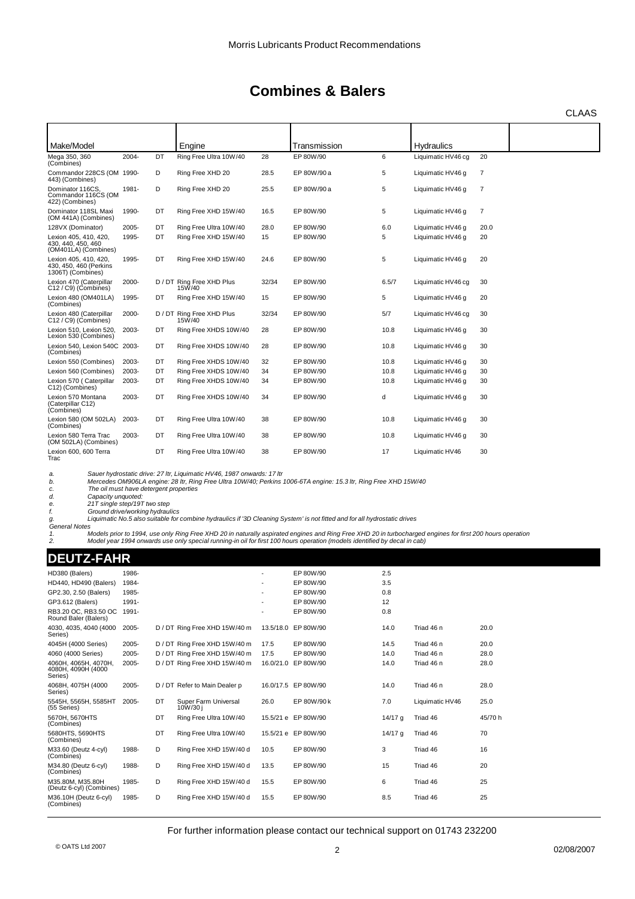Morris Lubricants Product Recommendations

# Combines & Balers

CLAAS

| Make/Model | | | Engine | | Transmission | | Hydraulics | |
|---|---|---|---|---|---|---|---|---|
| Mega 350, 360 (Combines) | 2004- | DT | Ring Free Ultra 10W/40 | 28 | EP 80W/90 | 6 | Liquimatic HV46 cg | 20 |
| Commandor 228CS (OM 443) (Combines) | 1990- | D | Ring Free XHD 20 | 28.5 | EP 80W/90 a | 5 | Liquimatic HV46 g | 7 |
| Dominator 116CS, Commandor 116CS (OM 422) (Combines) | 1981- | D | Ring Free XHD 20 | 25.5 | EP 80W/90 a | 5 | Liquimatic HV46 g | 7 |
| Dominator 118SL Maxi (OM 441A) (Combines) | 1990- | DT | Ring Free XHD 15W/40 | 16.5 | EP 80W/90 | 5 | Liquimatic HV46 g | 7 |
| 128VX (Dominator) | 2005- | DT | Ring Free Ultra 10W/40 | 28.0 | EP 80W/90 | 6.0 | Liquimatic HV46 g | 20.0 |
| Lexion 405, 410, 420, 430, 440, 450, 460 (OM401LA) (Combines) | 1995- | DT | Ring Free XHD 15W/40 | 15 | EP 80W/90 | 5 | Liquimatic HV46 g | 20 |
| Lexion 405, 410, 420, 430, 450, 460 (Perkins 1306T) (Combines) | 1995- | DT | Ring Free XHD 15W/40 | 24.6 | EP 80W/90 | 5 | Liquimatic HV46 g | 20 |
| Lexion 470 (Caterpillar C12 / C9) (Combines) | 2000- | D / DT | Ring Free XHD Plus 15W/40 | 32/34 | EP 80W/90 | 6.5/7 | Liquimatic HV46 cg | 30 |
| Lexion 480 (OM401LA) (Combines) | 1995- | DT | Ring Free XHD 15W/40 | 15 | EP 80W/90 | 5 | Liquimatic HV46 g | 20 |
| Lexion 480 (Caterpillar C12 / C9) (Combines) | 2000- | D / DT | Ring Free XHD Plus 15W/40 | 32/34 | EP 80W/90 | 5/7 | Liquimatic HV46 cg | 30 |
| Lexion 510, Lexion 520, Lexion 530 (Combines) | 2003- | DT | Ring Free XHDS 10W/40 | 28 | EP 80W/90 | 10.8 | Liquimatic HV46 g | 30 |
| Lexion 540, Lexion 540C (Combines) | 2003- | DT | Ring Free XHDS 10W/40 | 28 | EP 80W/90 | 10.8 | Liquimatic HV46 g | 30 |
| Lexion 550 (Combines) | 2003- | DT | Ring Free XHDS 10W/40 | 32 | EP 80W/90 | 10.8 | Liquimatic HV46 g | 30 |
| Lexion 560 (Combines) | 2003- | DT | Ring Free XHDS 10W/40 | 34 | EP 80W/90 | 10.8 | Liquimatic HV46 g | 30 |
| Lexion 570 ( Caterpillar C12) (Combines) | 2003- | DT | Ring Free XHDS 10W/40 | 34 | EP 80W/90 | 10.8 | Liquimatic HV46 g | 30 |
| Lexion 570 Montana (Caterpillar C12) (Combines) | 2003- | DT | Ring Free XHDS 10W/40 | 34 | EP 80W/90 | d | Liquimatic HV46 g | 30 |
| Lexion 580 (OM 502LA) (Combines) | 2003- | DT | Ring Free Ultra 10W/40 | 38 | EP 80W/90 | 10.8 | Liquimatic HV46 g | 30 |
| Lexion 580 Terra Trac (OM 502LA) (Combines) | 2003- | DT | Ring Free Ultra 10W/40 | 38 | EP 80W/90 | 10.8 | Liquimatic HV46 g | 30 |
| Lexion 600, 600 Terra Trac | | DT | Ring Free Ultra 10W/40 | 38 | EP 80W/90 | 17 | Liquimatic HV46 | 30 |

*a. Sauer hydrostatic drive: 27 ltr, Liquimatic HV46, 1987 onwards: 17 ltr*
*b. Mercedes OM906LA engine: 28 ltr, Ring Free Ultra 10W/40; Perkins 1006-6TA engine: 15.3 ltr, Ring Free XHD 15W/40*
*c. The oil must have detergent properties*
*d. Capacity unquoted:*
*e. 21T single step/19T two step*
*f. Ground drive/working hydraulics*
*g. Liquimatic No.5 also suitable for combine hydraulics if '3D Cleaning System' is not fitted and for all hydrostatic drives*

*General Notes*
*1. Models prior to 1994, use only Ring Free XHD 20 in naturally aspirated engines and Ring Free XHD 20 in turbocharged engines for first 200 hours operation*
*2. Model year 1994 onwards use only special running-in oil for first 100 hours operation (models identified by decal in cab)*

## DEUTZ-FAHR

| Make/Model | | | Engine | | Transmission | | Hydraulics | |
|---|---|---|---|---|---|---|---|---|
| HD380 (Balers) | 1986- | | | - | EP 80W/90 | 2.5 | | |
| HD440, HD490 (Balers) | 1984- | | | - | EP 80W/90 | 3.5 | | |
| GP2.30, 2.50 (Balers) | 1985- | | | - | EP 80W/90 | 0.8 | | |
| GP3.612 (Balers) | 1991- | | | - | EP 80W/90 | 12 | | |
| RB3.20 OC, RB3.50 OC Round Baler (Balers) | 1991- | | | - | EP 80W/90 | 0.8 | | |
| 4030, 4035, 4040 (4000 Series) | 2005- | D / DT | Ring Free XHD 15W/40 m | 13.5/18.0 | EP 80W/90 | 14.0 | Triad 46 n | 20.0 |
| 4045H (4000 Series) | 2005- | D / DT | Ring Free XHD 15W/40 m | 17.5 | EP 80W/90 | 14.5 | Triad 46 n | 20.0 |
| 4060 (4000 Series) | 2005- | D / DT | Ring Free XHD 15W/40 m | 17.5 | EP 80W/90 | 14.0 | Triad 46 n | 28.0 |
| 4060H, 4065H, 4070H, 4080H, 4090H (4000 Series) | 2005- | D / DT | Ring Free XHD 15W/40 m | 16.0/21.0 | EP 80W/90 | 14.0 | Triad 46 n | 28.0 |
| 4068H, 4075H (4000 Series) | 2005- | D / DT | Refer to Main Dealer p | 16.0/17.5 | EP 80W/90 | 14.0 | Triad 46 n | 28.0 |
| 5545H, 5565H, 5585HT (55 Series) | 2005- | DT | Super Farm Universal 10W/30 j | 26.0 | EP 80W/90 k | 7.0 | Liquimatic HV46 | 25.0 |
| 5670H, 5670HTS (Combines) | | DT | Ring Free Ultra 10W/40 | 15.5/21 e | EP 80W/90 | 14/17 g | Triad 46 | 45/70 h |
| 5680HTS, 5690HTS (Combines) | | DT | Ring Free Ultra 10W/40 | 15.5/21 e | EP 80W/90 | 14/17 g | Triad 46 | 70 |
| M33.60 (Deutz 4-cyl) (Combines) | 1988- | D | Ring Free XHD 15W/40 d | 10.5 | EP 80W/90 | 3 | Triad 46 | 16 |
| M34.80 (Deutz 6-cyl) (Combines) | 1988- | D | Ring Free XHD 15W/40 d | 13.5 | EP 80W/90 | 15 | Triad 46 | 20 |
| M35.80M, M35.80H (Deutz 6-cyl) (Combines) | 1985- | D | Ring Free XHD 15W/40 d | 15.5 | EP 80W/90 | 6 | Triad 46 | 25 |
| M36.10H (Deutz 6-cyl) (Combines) | 1985- | D | Ring Free XHD 15W/40 d | 15.5 | EP 80W/90 | 8.5 | Triad 46 | 25 |

For further information please contact our technical support on 01743 232200

© OATS Ltd 2007 02/08/2007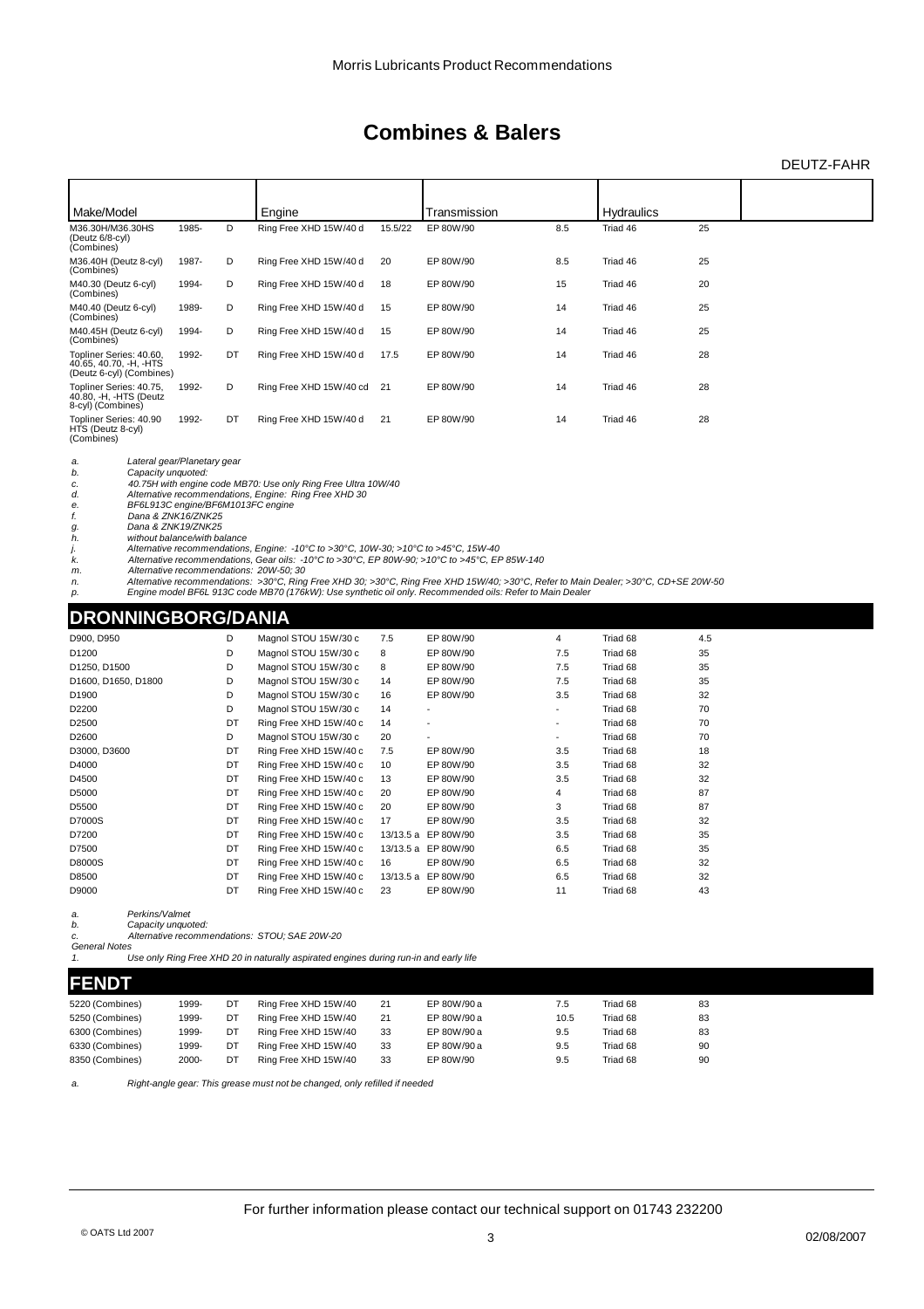# Combines & Balers

DEUTZ-FAHR

| Make/Model | | | Engine | | Transmission | | Hydraulics | |
|---|---|---|---|---|---|---|---|---|
| M36.30H/M36.30HS (Deutz 6/8-cyl) (Combines) | 1985- | D | Ring Free XHD 15W/40 d | 15.5/22 | EP 80W/90 | 8.5 | Triad 46 | 25 |
| M36.40H (Deutz 8-cyl) (Combines) | 1987- | D | Ring Free XHD 15W/40 d | 20 | EP 80W/90 | 8.5 | Triad 46 | 25 |
| M40.30 (Deutz 6-cyl) (Combines) | 1994- | D | Ring Free XHD 15W/40 d | 18 | EP 80W/90 | 15 | Triad 46 | 20 |
| M40.40 (Deutz 6-cyl) (Combines) | 1989- | D | Ring Free XHD 15W/40 d | 15 | EP 80W/90 | 14 | Triad 46 | 25 |
| M40.45H (Deutz 6-cyl) (Combines) | 1994- | D | Ring Free XHD 15W/40 d | 15 | EP 80W/90 | 14 | Triad 46 | 25 |
| Topliner Series: 40.60, 40.65, 40.70, -H, -HTS (Deutz 6-cyl) (Combines) | 1992- | DT | Ring Free XHD 15W/40 d | 17.5 | EP 80W/90 | 14 | Triad 46 | 28 |
| Topliner Series: 40.75, 40.80, -H, -HTS (Deutz 8-cyl) (Combines) | 1992- | D | Ring Free XHD 15W/40 cd | 21 | EP 80W/90 | 14 | Triad 46 | 28 |
| Topliner Series: 40.90 HTS (Deutz 8-cyl) (Combines) | 1992- | DT | Ring Free XHD 15W/40 d | 21 | EP 80W/90 | 14 | Triad 46 | 28 |

*a. Lateral gear/Planetary gear*
*b. Capacity unquoted:*
*c. 40.75H with engine code MB70: Use only Ring Free Ultra 10W/40*
*d. Alternative recommendations, Engine: Ring Free XHD 30*
*e. BF6L913C engine/BF6M1013FC engine*
*f. Dana & ZNK16/ZNK25*
*g. Dana & ZNK19/ZNK25*
*h. without balance/with balance*
*j. Alternative recommendations, Engine: -10°C to >30°C, 10W-30; >10°C to >45°C, 15W-40*
*k. Alternative recommendations, Gear oils: -10°C to >30°C, EP 80W-90; >10°C to >45°C, EP 85W-140*
*m. Alternative recommendations: 20W-50; 30*
*n. Alternative recommendations: >30°C, Ring Free XHD 30; >30°C, Ring Free XHD 15W/40; >30°C, Refer to Main Dealer; >30°C, CD+SE 20W-50*
*p. Engine model BF6L 913C code MB70 (176kW): Use synthetic oil only. Recommended oils: Refer to Main Dealer*

## DRONNINGBORG/DANIA

| Make/Model | | Engine | | Transmission | | Hydraulics | |
|---|---|---|---|---|---|---|---|
| D900, D950 | D | Magnol STOU 15W/30 c | 7.5 | EP 80W/90 | 4 | Triad 68 | 4.5 |
| D1200 | D | Magnol STOU 15W/30 c | 8 | EP 80W/90 | 7.5 | Triad 68 | 35 |
| D1250, D1500 | D | Magnol STOU 15W/30 c | 8 | EP 80W/90 | 7.5 | Triad 68 | 35 |
| D1600, D1650, D1800 | D | Magnol STOU 15W/30 c | 14 | EP 80W/90 | 7.5 | Triad 68 | 35 |
| D1900 | D | Magnol STOU 15W/30 c | 16 | EP 80W/90 | 3.5 | Triad 68 | 32 |
| D2200 | D | Magnol STOU 15W/30 c | 14 | - | - | Triad 68 | 70 |
| D2500 | DT | Ring Free XHD 15W/40 c | 14 | - | - | Triad 68 | 70 |
| D2600 | D | Magnol STOU 15W/30 c | 20 | - | - | Triad 68 | 70 |
| D3000, D3600 | DT | Ring Free XHD 15W/40 c | 7.5 | EP 80W/90 | 3.5 | Triad 68 | 18 |
| D4000 | DT | Ring Free XHD 15W/40 c | 10 | EP 80W/90 | 3.5 | Triad 68 | 32 |
| D4500 | DT | Ring Free XHD 15W/40 c | 13 | EP 80W/90 | 3.5 | Triad 68 | 32 |
| D5000 | DT | Ring Free XHD 15W/40 c | 20 | EP 80W/90 | 4 | Triad 68 | 87 |
| D5500 | DT | Ring Free XHD 15W/40 c | 20 | EP 80W/90 | 3 | Triad 68 | 87 |
| D7000S | DT | Ring Free XHD 15W/40 c | 17 | EP 80W/90 | 3.5 | Triad 68 | 32 |
| D7200 | DT | Ring Free XHD 15W/40 c | 13/13.5 a | EP 80W/90 | 3.5 | Triad 68 | 35 |
| D7500 | DT | Ring Free XHD 15W/40 c | 13/13.5 a | EP 80W/90 | 6.5 | Triad 68 | 35 |
| D8000S | DT | Ring Free XHD 15W/40 c | 16 | EP 80W/90 | 6.5 | Triad 68 | 32 |
| D8500 | DT | Ring Free XHD 15W/40 c | 13/13.5 a | EP 80W/90 | 6.5 | Triad 68 | 32 |
| D9000 | DT | Ring Free XHD 15W/40 c | 23 | EP 80W/90 | 11 | Triad 68 | 43 |

*a. Perkins/Valmet*
*b. Capacity unquoted:*
*c. Alternative recommendations: STOU; SAE 20W-20*
*General Notes*
*1. Use only Ring Free XHD 20 in naturally aspirated engines during run-in and early life*

## FENDT

| Make/Model | | | Engine | | Transmission | | Hydraulics | |
|---|---|---|---|---|---|---|---|---|
| 5220 (Combines) | 1999- | DT | Ring Free XHD 15W/40 | 21 | EP 80W/90 a | 7.5 | Triad 68 | 83 |
| 5250 (Combines) | 1999- | DT | Ring Free XHD 15W/40 | 21 | EP 80W/90 a | 10.5 | Triad 68 | 83 |
| 6300 (Combines) | 1999- | DT | Ring Free XHD 15W/40 | 33 | EP 80W/90 a | 9.5 | Triad 68 | 83 |
| 6330 (Combines) | 1999- | DT | Ring Free XHD 15W/40 | 33 | EP 80W/90 a | 9.5 | Triad 68 | 90 |
| 8350 (Combines) | 2000- | DT | Ring Free XHD 15W/40 | 33 | EP 80W/90 | 9.5 | Triad 68 | 90 |

*a. Right-angle gear: This grease must not be changed, only refilled if needed*

For further information please contact our technical support on 01743 232200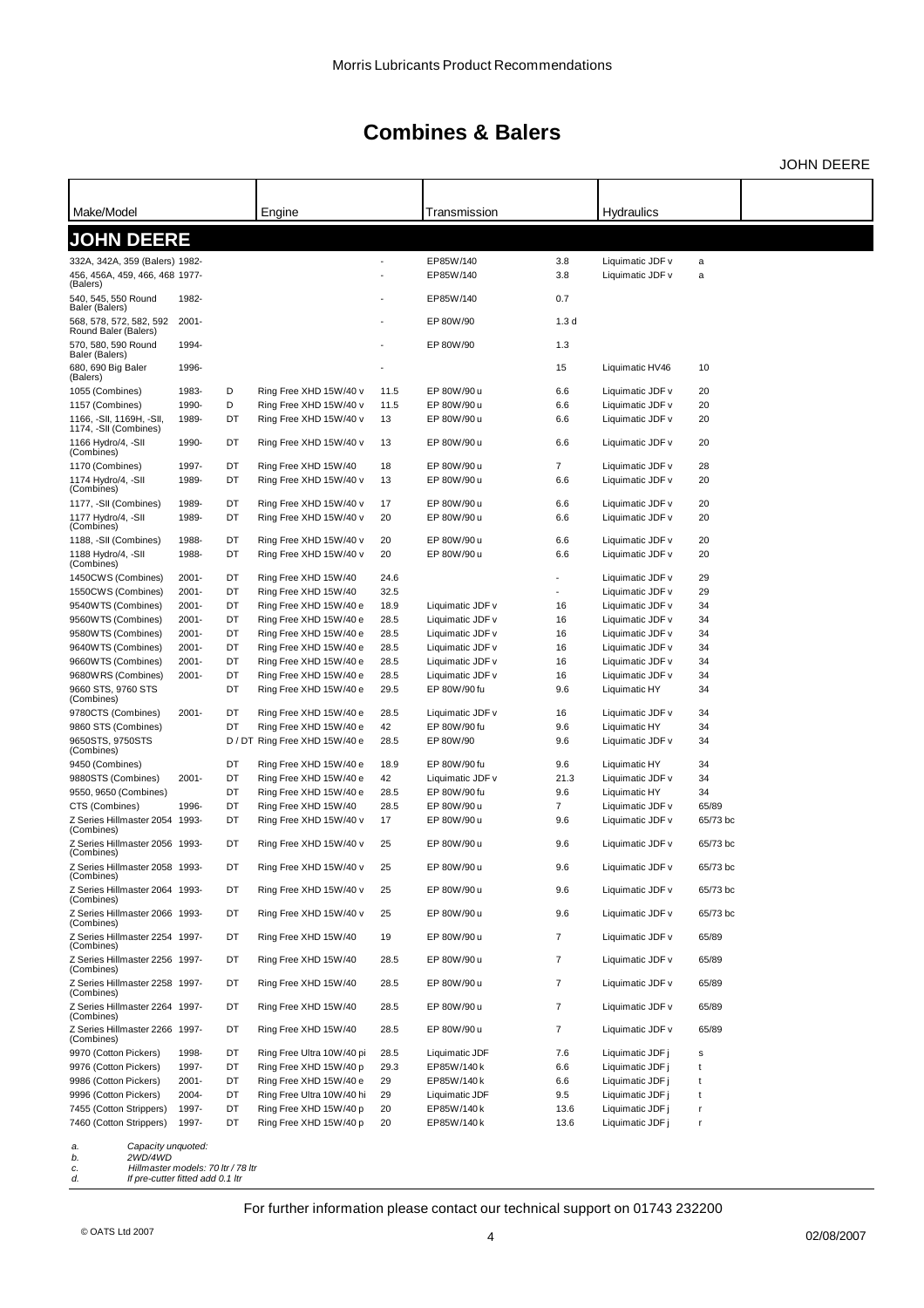# Combines & Balers

JOHN DEERE

| Make/Model | | | Engine | | Transmission | | Hydraulics | |
|---|---|---|---|---|---|---|---|---|
| **JOHN DEERE** | | | | | | | | |
| 332A, 342A, 359 (Balers) | 1982- | | | - | EP85W/140 | 3.8 | Liquimatic JDF v | a |
| 456, 456A, 459, 466, 468 (Balers) | 1977- | | | - | EP85W/140 | 3.8 | Liquimatic JDF v | a |
| 540, 545, 550 Round Baler (Balers) | 1982- | | | - | EP85W/140 | 0.7 | | |
| 568, 578, 572, 582, 592 Round Baler (Balers) | 2001- | | | - | EP 80W/90 | 1.3 d | | |
| 570, 580, 590 Round Baler (Balers) | 1994- | | | - | EP 80W/90 | 1.3 | | |
| 680, 690 Big Baler (Balers) | 1996- | | | - | | 15 | Liquimatic HV46 | 10 |
| 1055 (Combines) | 1983- | D | Ring Free XHD 15W/40 v | 11.5 | EP 80W/90 u | 6.6 | Liquimatic JDF v | 20 |
| 1157 (Combines) | 1990- | D | Ring Free XHD 15W/40 v | 11.5 | EP 80W/90 u | 6.6 | Liquimatic JDF v | 20 |
| 1166, -SII, 1169H, -SII, 1174, -SII (Combines) | 1989- | DT | Ring Free XHD 15W/40 v | 13 | EP 80W/90 u | 6.6 | Liquimatic JDF v | 20 |
| 1166 Hydro/4, -SII (Combines) | 1990- | DT | Ring Free XHD 15W/40 v | 13 | EP 80W/90 u | 6.6 | Liquimatic JDF v | 20 |
| 1170 (Combines) | 1997- | DT | Ring Free XHD 15W/40 | 18 | EP 80W/90 u | 7 | Liquimatic JDF v | 28 |
| 1174 Hydro/4, -SII (Combines) | 1989- | DT | Ring Free XHD 15W/40 v | 13 | EP 80W/90 u | 6.6 | Liquimatic JDF v | 20 |
| 1177, -SII (Combines) | 1989- | DT | Ring Free XHD 15W/40 v | 17 | EP 80W/90 u | 6.6 | Liquimatic JDF v | 20 |
| 1177 Hydro/4, -SII (Combines) | 1989- | DT | Ring Free XHD 15W/40 v | 20 | EP 80W/90 u | 6.6 | Liquimatic JDF v | 20 |
| 1188, -SII (Combines) | 1988- | DT | Ring Free XHD 15W/40 v | 20 | EP 80W/90 u | 6.6 | Liquimatic JDF v | 20 |
| 1188 Hydro/4, -SII (Combines) | 1988- | DT | Ring Free XHD 15W/40 v | 20 | EP 80W/90 u | 6.6 | Liquimatic JDF v | 20 |
| 1450CWS (Combines) | 2001- | DT | Ring Free XHD 15W/40 | 24.6 | | - | Liquimatic JDF v | 29 |
| 1550CWS (Combines) | 2001- | DT | Ring Free XHD 15W/40 | 32.5 | | - | Liquimatic JDF v | 29 |
| 9540WTS (Combines) | 2001- | DT | Ring Free XHD 15W/40 e | 18.9 | Liquimatic JDF v | 16 | Liquimatic JDF v | 34 |
| 9560WTS (Combines) | 2001- | DT | Ring Free XHD 15W/40 e | 28.5 | Liquimatic JDF v | 16 | Liquimatic JDF v | 34 |
| 9580WTS (Combines) | 2001- | DT | Ring Free XHD 15W/40 e | 28.5 | Liquimatic JDF v | 16 | Liquimatic JDF v | 34 |
| 9640WTS (Combines) | 2001- | DT | Ring Free XHD 15W/40 e | 28.5 | Liquimatic JDF v | 16 | Liquimatic JDF v | 34 |
| 9660WTS (Combines) | 2001- | DT | Ring Free XHD 15W/40 e | 28.5 | Liquimatic JDF v | 16 | Liquimatic JDF v | 34 |
| 9680WRS (Combines) | 2001- | DT | Ring Free XHD 15W/40 e | 28.5 | Liquimatic JDF v | 16 | Liquimatic JDF v | 34 |
| 9660 STS, 9760 STS (Combines) | | DT | Ring Free XHD 15W/40 e | 29.5 | EP 80W/90 fu | 9.6 | Liquimatic HY | 34 |
| 9780CTS (Combines) | 2001- | DT | Ring Free XHD 15W/40 e | 28.5 | Liquimatic JDF v | 16 | Liquimatic JDF v | 34 |
| 9860 STS (Combines) | | DT | Ring Free XHD 15W/40 e | 42 | EP 80W/90 fu | 9.6 | Liquimatic HY | 34 |
| 9650STS, 9750STS (Combines) | | D / DT | Ring Free XHD 15W/40 e | 28.5 | EP 80W/90 | 9.6 | Liquimatic JDF v | 34 |
| 9450 (Combines) | | DT | Ring Free XHD 15W/40 e | 18.9 | EP 80W/90 fu | 9.6 | Liquimatic HY | 34 |
| 9880STS (Combines) | 2001- | DT | Ring Free XHD 15W/40 e | 42 | Liquimatic JDF v | 21.3 | Liquimatic JDF v | 34 |
| 9550, 9650 (Combines) | | DT | Ring Free XHD 15W/40 e | 28.5 | EP 80W/90 fu | 9.6 | Liquimatic HY | 34 |
| CTS (Combines) | 1996- | DT | Ring Free XHD 15W/40 | 28.5 | EP 80W/90 u | 7 | Liquimatic JDF v | 65/89 |
| Z Series Hillmaster 2054 (Combines) | 1993- | DT | Ring Free XHD 15W/40 v | 17 | EP 80W/90 u | 9.6 | Liquimatic JDF v | 65/73 bc |
| Z Series Hillmaster 2056 (Combines) | 1993- | DT | Ring Free XHD 15W/40 v | 25 | EP 80W/90 u | 9.6 | Liquimatic JDF v | 65/73 bc |
| Z Series Hillmaster 2058 (Combines) | 1993- | DT | Ring Free XHD 15W/40 v | 25 | EP 80W/90 u | 9.6 | Liquimatic JDF v | 65/73 bc |
| Z Series Hillmaster 2064 (Combines) | 1993- | DT | Ring Free XHD 15W/40 v | 25 | EP 80W/90 u | 9.6 | Liquimatic JDF v | 65/73 bc |
| Z Series Hillmaster 2066 (Combines) | 1993- | DT | Ring Free XHD 15W/40 v | 25 | EP 80W/90 u | 9.6 | Liquimatic JDF v | 65/73 bc |
| Z Series Hillmaster 2254 (Combines) | 1997- | DT | Ring Free XHD 15W/40 | 19 | EP 80W/90 u | 7 | Liquimatic JDF v | 65/89 |
| Z Series Hillmaster 2256 (Combines) | 1997- | DT | Ring Free XHD 15W/40 | 28.5 | EP 80W/90 u | 7 | Liquimatic JDF v | 65/89 |
| Z Series Hillmaster 2258 (Combines) | 1997- | DT | Ring Free XHD 15W/40 | 28.5 | EP 80W/90 u | 7 | Liquimatic JDF v | 65/89 |
| Z Series Hillmaster 2264 (Combines) | 1997- | DT | Ring Free XHD 15W/40 | 28.5 | EP 80W/90 u | 7 | Liquimatic JDF v | 65/89 |
| Z Series Hillmaster 2266 (Combines) | 1997- | DT | Ring Free XHD 15W/40 | 28.5 | EP 80W/90 u | 7 | Liquimatic JDF v | 65/89 |
| 9970 (Cotton Pickers) | 1998- | DT | Ring Free Ultra 10W/40 pi | 28.5 | Liquimatic JDF | 7.6 | Liquimatic JDF j | s |
| 9976 (Cotton Pickers) | 1997- | DT | Ring Free XHD 15W/40 p | 29.3 | EP85W/140 k | 6.6 | Liquimatic JDF j | t |
| 9986 (Cotton Pickers) | 2001- | DT | Ring Free XHD 15W/40 e | 29 | EP85W/140 k | 6.6 | Liquimatic JDF j | t |
| 9996 (Cotton Pickers) | 2004- | DT | Ring Free Ultra 10W/40 hi | 29 | Liquimatic JDF | 9.5 | Liquimatic JDF j | t |
| 7455 (Cotton Strippers) | 1997- | DT | Ring Free XHD 15W/40 p | 20 | EP85W/140 k | 13.6 | Liquimatic JDF j | r |
| 7460 (Cotton Strippers) | 1997- | DT | Ring Free XHD 15W/40 p | 20 | EP85W/140 k | 13.6 | Liquimatic JDF j | r |

*a. Capacity unquoted:*
*b. 2WD/4WD*
*c. Hillmaster models: 70 ltr / 78 ltr*
*d. If pre-cutter fitted add 0.1 ltr*

For further information please contact our technical support on 01743 232200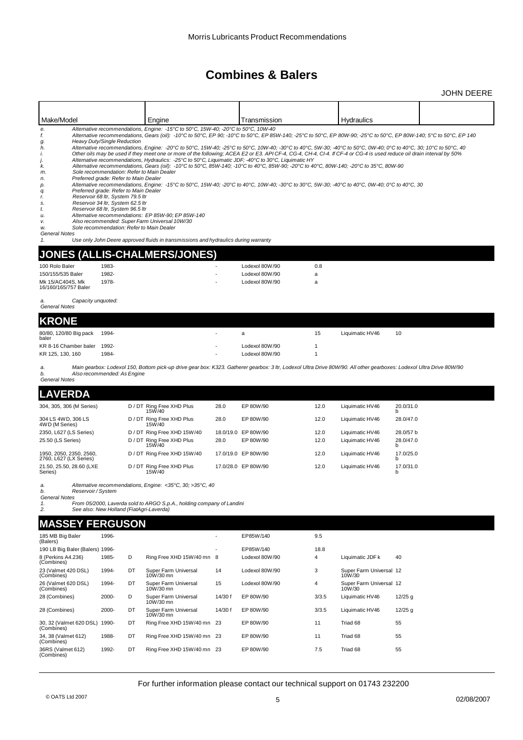# Combines & Balers

JOHN DEERE

| Make/Model | | | Engine | | Transmission | | Hydraulics | | |
|---|---|---|---|---|---|---|---|---|---|

*e. Alternative recommendations, Engine: -15°C to 50°C, 15W-40; -20°C to 50°C, 10W-40*
*f. Alternative recommendations, Gears (oil): -10°C to 50°C, EP 90; -10°C to 50°C, EP 85W-140; -25°C to 50°C, EP 80W-90; -25°C to 50°C, EP 80W-140; 5°C to 50°C, EP 140*
*g. Heavy Duty/Single Reduction*
*h. Alternative recommendations, Engine: -20°C to 50°C, 15W-40; -25°C to 50°C, 10W-40; -30°C to 40°C, 5W-30; -40°C to 50°C, 0W-40; 0°C to 40°C, 30; 10°C to 50°C, 40*
*i. Other oils may be used if they meet one or more of the following; ACEA E2 or E3. API CF-4, CG-4, CH-4, CI-4. If CF-4 or CG-4 is used reduce oil drain interval by 50%*
*j. Alternative recommendations, Hydraulics: -25°C to 50°C, Liquimatic JDF; -40°C to 30°C, Liquimatic HY*
*k. Alternative recommendations, Gears (oil): -10°C to 50°C, 85W-140; -10°C to 40°C, 85W-90; -20°C to 40°C, 80W-140; -20°C to 35°C, 80W-90*
*m. Sole recommendation: Refer to Main Dealer*
*n. Preferred grade: Refer to Main Dealer*
*p. Alternative recommendations, Engine: -15°C to 50°C, 15W-40; -20°C to 40°C, 10W-40; -30°C to 30°C, 5W-30; -40°C to 40°C, 0W-40; 0°C to 40°C, 30*
*q. Preferred grade: Refer to Main Dealer*
*r. Reservoir 68 ltr, System 79.5 ltr*
*s. Reservoir 34 ltr, System 62.5 ltr*
*t. Reservoir 68 ltr, System 96.5 ltr*
*u. Alternative recommendations: EP 85W-90; EP 85W-140*
*v. Also recommended: Super Farm Universal 10W/30*
*w. Sole recommendation: Refer to Main Dealer*
*General Notes*
*1. Use only John Deere approved fluids in transmissions and hydraulics during warranty*

## JONES (ALLIS-CHALMERS/JONES)

| Make/Model | | | Engine | | Transmission | | Hydraulics | |
|---|---|---|---|---|---|---|---|---|
| 100 Rolo Baler | 1983- | | | - | Lodexol 80W/90 | 0.8 | | |
| 150/155/535 Baler | 1982- | | | - | Lodexol 80W/90 | a | | |
| Mk 15/AC404S, Mk 16/160/165/757 Baler | 1978- | | | - | Lodexol 80W/90 | a | | |

*a. Capacity unquoted:*
*General Notes*

## KRONE

| Make/Model | | | Engine | | Transmission | | Hydraulics | |
|---|---|---|---|---|---|---|---|---|
| 80/80, 120/80 Big pack baler | 1994- | | | - | a | 15 | Liquimatic HV46 | 10 |
| KR 8-16 Chamber baler | 1992- | | | - | Lodexol 80W/90 | 1 | | |
| KR 125, 130, 160 | 1984- | | | - | Lodexol 80W/90 | 1 | | |

*a. Main gearbox: Lodexol 150, Bottom pick-up drive gear box: K323. Gatherer gearbox: 3 ltr, Lodexol Ultra Drive 80W/90. All other gearboxes: Lodexol Ultra Drive 80W/90*
*b. Also recommended: As Engine*
*General Notes*

## LAVERDA

| Make/Model | | | Engine | | Transmission | | Hydraulics | |
|---|---|---|---|---|---|---|---|---|
| 304, 305, 306 (M Series) | | D / DT | Ring Free XHD Plus 15W/40 | 28.0 | EP 80W/90 | 12.0 | Liquimatic HV46 | 20.0/31.0 b |
| 304 LS 4WD, 306 LS 4WD (M Series) | | D / DT | Ring Free XHD Plus 15W/40 | 28.0 | EP 80W/90 | 12.0 | Liquimatic HV46 | 28.0/47.0 |
| 2350, L627 (LS Series) | | D / DT | Ring Free XHD 15W/40 | 18.0/19.0 | EP 80W/90 | 12.0 | Liquimatic HV46 | 28.0/57 b |
| 25.50 (LS Series) | | D / DT | Ring Free XHD Plus 15W/40 | 28.0 | EP 80W/90 | 12.0 | Liquimatic HV46 | 28.0/47.0 b |
| 1950, 2050, 2350, 2560, 2760, L627 (LX Series) | | D / DT | Ring Free XHD 15W/40 | 17.0/19.0 | EP 80W/90 | 12.0 | Liquimatic HV46 | 17.0/25.0 b |
| 21.50, 25.50, 28.60 (LXE Series) | | D / DT | Ring Free XHD Plus 15W/40 | 17.0/28.0 | EP 80W/90 | 12.0 | Liquimatic HV46 | 17.0/31.0 b |

*a. Alternative recommendations, Engine: <35°C, 30; >35°C, 40*
*b. Reservoir / System*
*General Notes*
*1. From 05/2000, Laverda sold to ARGO S.p.A., holding company of Landini*
*2. See also: New Holland (FiatAgri-Laverda)*

## MASSEY FERGUSON

| Make/Model | | | Engine | | Transmission | | Hydraulics | |
|---|---|---|---|---|---|---|---|---|
| 185 MB Big Baler (Balers) | 1996- | | | - | EP85W/140 | 9.5 | | |
| 190 LB Big Baler (Balers) | 1996- | | | - | EP85W/140 | 18.8 | | |
| 8 (Perkins A4.236) (Combines) | 1985- | D | Ring Free XHD 15W/40 mn | 8 | Lodexol 80W/90 | 4 | Liquimatic JDF k | 40 |
| 23 (Valmet 420 DSL) (Combines) | 1994- | DT | Super Farm Universal 10W/30 mn | 14 | Lodexol 80W/90 | 3 | Super Farm Universal 10W/30 | 12 |
| 26 (Valmet 620 DSL) (Combines) | 1994- | DT | Super Farm Universal 10W/30 mn | 15 | Lodexol 80W/90 | 4 | Super Farm Universal 10W/30 | 12 |
| 28 (Combines) | 2000- | D | Super Farm Universal 10W/30 mn | 14/30 f | EP 80W/90 | 3/3.5 | Liquimatic HV46 | 12/25 g |
| 28 (Combines) | 2000- | DT | Super Farm Universal 10W/30 mn | 14/30 f | EP 80W/90 | 3/3.5 | Liquimatic HV46 | 12/25 g |
| 30, 32 (Valmet 620 DSL) (Combines) | 1990- | DT | Ring Free XHD 15W/40 mn | 23 | EP 80W/90 | 11 | Triad 68 | 55 |
| 34, 38 (Valmet 612) (Combines) | 1988- | DT | Ring Free XHD 15W/40 mn | 23 | EP 80W/90 | 11 | Triad 68 | 55 |
| 36RS (Valmet 612) (Combines) | 1992- | DT | Ring Free XHD 15W/40 mn | 23 | EP 80W/90 | 7.5 | Triad 68 | 55 |

For further information please contact our technical support on 01743 232200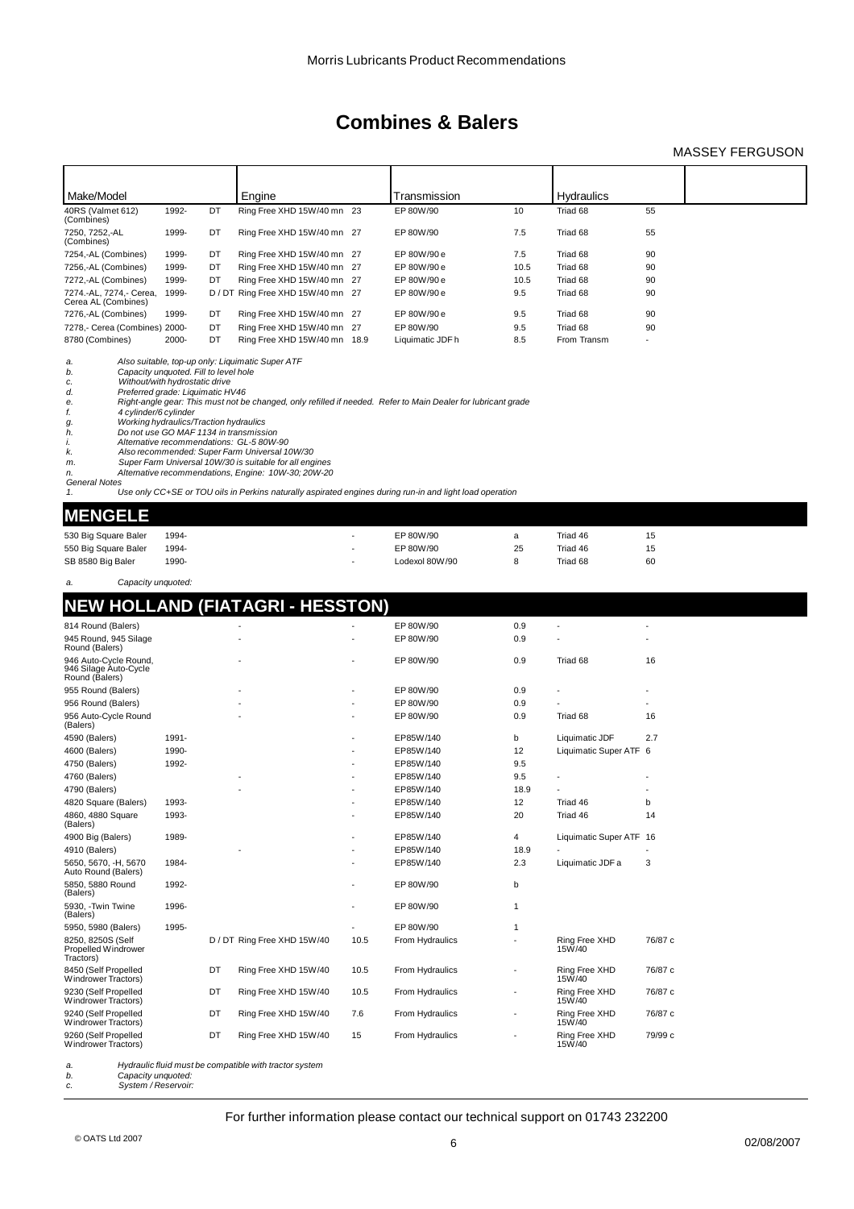# Combines & Balers

## MASSEY FERGUSON

| Make/Model | | | Engine | | Transmission | | Hydraulics | | |
|---|---|---|---|---|---|---|---|---|---|
| 40RS (Valmet 612) (Combines) | 1992- | DT | Ring Free XHD 15W/40 mn | 23 | EP 80W/90 | 10 | Triad 68 | 55 | |
| 7250, 7252,-AL (Combines) | 1999- | DT | Ring Free XHD 15W/40 mn | 27 | EP 80W/90 | 7.5 | Triad 68 | 55 | |
| 7254,-AL (Combines) | 1999- | DT | Ring Free XHD 15W/40 mn | 27 | EP 80W/90 e | 7.5 | Triad 68 | 90 | |
| 7256,-AL (Combines) | 1999- | DT | Ring Free XHD 15W/40 mn | 27 | EP 80W/90 e | 10.5 | Triad 68 | 90 | |
| 7272,-AL (Combines) | 1999- | DT | Ring Free XHD 15W/40 mn | 27 | EP 80W/90 e | 10.5 | Triad 68 | 90 | |
| 7274.-AL, 7274,- Cerea, Cerea AL (Combines) | 1999- | D / DT | Ring Free XHD 15W/40 mn | 27 | EP 80W/90 e | 9.5 | Triad 68 | 90 | |
| 7276,-AL (Combines) | 1999- | DT | Ring Free XHD 15W/40 mn | 27 | EP 80W/90 e | 9.5 | Triad 68 | 90 | |
| 7278,- Cerea (Combines) | 2000- | DT | Ring Free XHD 15W/40 mn | 27 | EP 80W/90 | 9.5 | Triad 68 | 90 | |
| 8780 (Combines) | 2000- | DT | Ring Free XHD 15W/40 mn | 18.9 | Liquimatic JDF h | 8.5 | From Transm | - | |

*a. Also suitable, top-up only: Liquimatic Super ATF*
*b. Capacity unquoted. Fill to level hole*
*c. Without/with hydrostatic drive*
*d. Preferred grade: Liquimatic HV46*
*e. Right-angle gear: This must not be changed, only refilled if needed. Refer to Main Dealer for lubricant grade*
*f. 4 cylinder/6 cylinder*
*g. Working hydraulics/Traction hydraulics*
*h. Do not use GO MAF 1134 in transmission*
*i. Alternative recommendations: GL-5 80W-90*
*k. Also recommended: Super Farm Universal 10W/30*
*m. Super Farm Universal 10W/30 is suitable for all engines*
*n. Alternative recommendations, Engine: 10W-30; 20W-20*
*General Notes*
*1. Use only CC+SE or TOU oils in Perkins naturally aspirated engines during run-in and light load operation*

## MENGELE

| Make/Model | | | Engine | | Transmission | | Hydraulics | | |
|---|---|---|---|---|---|---|---|---|---|
| 530 Big Square Baler | 1994- | | | - | EP 80W/90 | a | Triad 46 | 15 | |
| 550 Big Square Baler | 1994- | | | - | EP 80W/90 | 25 | Triad 46 | 15 | |
| SB 8580 Big Baler | 1990- | | | - | Lodexol 80W/90 | 8 | Triad 68 | 60 | |

*a. Capacity unquoted:*

## NEW HOLLAND (FIATAGRI - HESSTON)

| Make/Model | | | Engine | | Transmission | | Hydraulics | | |
|---|---|---|---|---|---|---|---|---|---|
| 814 Round (Balers) | | | - | - | EP 80W/90 | 0.9 | - | - | |
| 945 Round, 945 Silage Round (Balers) | | | - | - | EP 80W/90 | 0.9 | - | - | |
| 946 Auto-Cycle Round, 946 Silage Auto-Cycle Round (Balers) | | | - | - | EP 80W/90 | 0.9 | Triad 68 | 16 | |
| 955 Round (Balers) | | | - | - | EP 80W/90 | 0.9 | - | - | |
| 956 Round (Balers) | | | - | - | EP 80W/90 | 0.9 | - | - | |
| 956 Auto-Cycle Round (Balers) | | | - | - | EP 80W/90 | 0.9 | Triad 68 | 16 | |
| 4590 (Balers) | 1991- | | | - | EP85W/140 | b | Liquimatic JDF | 2.7 | |
| 4600 (Balers) | 1990- | | | - | EP85W/140 | 12 | Liquimatic Super ATF | 6 | |
| 4750 (Balers) | 1992- | | | - | EP85W/140 | 9.5 | | | |
| 4760 (Balers) | | | - | - | EP85W/140 | 9.5 | - | - | |
| 4790 (Balers) | | | - | - | EP85W/140 | 18.9 | - | - | |
| 4820 Square (Balers) | 1993- | | | - | EP85W/140 | 12 | Triad 46 | b | |
| 4860, 4880 Square (Balers) | 1993- | | | - | EP85W/140 | 20 | Triad 46 | 14 | |
| 4900 Big (Balers) | 1989- | | | - | EP85W/140 | 4 | Liquimatic Super ATF | 16 | |
| 4910 (Balers) | | | - | - | EP85W/140 | 18.9 | - | - | |
| 5650, 5670, -H, 5670 Auto Round (Balers) | 1984- | | | - | EP85W/140 | 2.3 | Liquimatic JDF a | 3 | |
| 5850, 5880 Round (Balers) | 1992- | | | - | EP 80W/90 | b | | | |
| 5930, -Twin Twine (Balers) | 1996- | | | - | EP 80W/90 | 1 | | | |
| 5950, 5980 (Balers) | 1995- | | | - | EP 80W/90 | 1 | | | |
| 8250, 8250S (Self Propelled Windrower Tractors) | | D / DT | Ring Free XHD 15W/40 | 10.5 | From Hydraulics | - | Ring Free XHD 15W/40 | 76/87 c | |
| 8450 (Self Propelled Windrower Tractors) | | DT | Ring Free XHD 15W/40 | 10.5 | From Hydraulics | - | Ring Free XHD 15W/40 | 76/87 c | |
| 9230 (Self Propelled Windrower Tractors) | | DT | Ring Free XHD 15W/40 | 10.5 | From Hydraulics | - | Ring Free XHD 15W/40 | 76/87 c | |
| 9240 (Self Propelled Windrower Tractors) | | DT | Ring Free XHD 15W/40 | 7.6 | From Hydraulics | - | Ring Free XHD 15W/40 | 76/87 c | |
| 9260 (Self Propelled Windrower Tractors) | | DT | Ring Free XHD 15W/40 | 15 | From Hydraulics | - | Ring Free XHD 15W/40 | 79/99 c | |

*a. Hydraulic fluid must be compatible with tractor system*
*b. Capacity unquoted:*
*c. System / Reservoir:*

For further information please contact our technical support on 01743 232200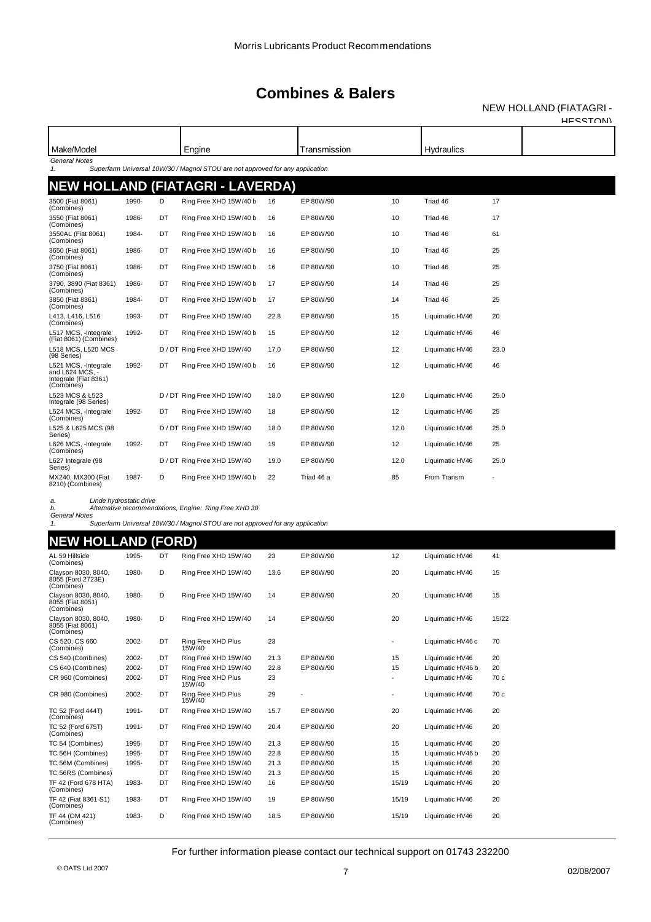# Combines & Balers

NEW HOLLAND (FIATAGRI - HESSTON)

| Make/Model | | | Engine | | Transmission | | Hydraulics | |
|---|---|---|---|---|---|---|---|---|

*General Notes*

1. *Superfarm Universal 10W/30 / Magnol STOU are not approved for any application*

## NEW HOLLAND (FIATAGRI - LAVERDA)

| Make/Model | | | Engine | | Transmission | | Hydraulics | |
|---|---|---|---|---|---|---|---|---|
| 3500 (Fiat 8061) (Combines) | 1990- | D | Ring Free XHD 15W/40 b | 16 | EP 80W/90 | 10 | Triad 46 | 17 |
| 3550 (Fiat 8061) (Combines) | 1986- | DT | Ring Free XHD 15W/40 b | 16 | EP 80W/90 | 10 | Triad 46 | 17 |
| 3550AL (Fiat 8061) (Combines) | 1984- | DT | Ring Free XHD 15W/40 b | 16 | EP 80W/90 | 10 | Triad 46 | 61 |
| 3650 (Fiat 8061) (Combines) | 1986- | DT | Ring Free XHD 15W/40 b | 16 | EP 80W/90 | 10 | Triad 46 | 25 |
| 3750 (Fiat 8061) (Combines) | 1986- | DT | Ring Free XHD 15W/40 b | 16 | EP 80W/90 | 10 | Triad 46 | 25 |
| 3790, 3890 (Fiat 8361) (Combines) | 1986- | DT | Ring Free XHD 15W/40 b | 17 | EP 80W/90 | 14 | Triad 46 | 25 |
| 3850 (Fiat 8361) (Combines) | 1984- | DT | Ring Free XHD 15W/40 b | 17 | EP 80W/90 | 14 | Triad 46 | 25 |
| L413, L416, L516 (Combines) | 1993- | DT | Ring Free XHD 15W/40 | 22.8 | EP 80W/90 | 15 | Liquimatic HV46 | 20 |
| L517 MCS, -Integrale (Fiat 8061) (Combines) | 1992- | DT | Ring Free XHD 15W/40 b | 15 | EP 80W/90 | 12 | Liquimatic HV46 | 46 |
| L518 MCS, L520 MCS (98 Series) | | D / DT | Ring Free XHD 15W/40 | 17.0 | EP 80W/90 | 12 | Liquimatic HV46 | 23.0 |
| L521 MCS, -Integrale and L624 MCS, -Integrale (Fiat 8361) (Combines) | 1992- | DT | Ring Free XHD 15W/40 b | 16 | EP 80W/90 | 12 | Liquimatic HV46 | 46 |
| L523 MCS & L523 Integrale (98 Series) | | D / DT | Ring Free XHD 15W/40 | 18.0 | EP 80W/90 | 12.0 | Liquimatic HV46 | 25.0 |
| L524 MCS, -Integrale (Combines) | 1992- | DT | Ring Free XHD 15W/40 | 18 | EP 80W/90 | 12 | Liquimatic HV46 | 25 |
| L525 & L625 MCS (98 Series) | | D / DT | Ring Free XHD 15W/40 | 18.0 | EP 80W/90 | 12.0 | Liquimatic HV46 | 25.0 |
| L626 MCS, -Integrale (Combines) | 1992- | DT | Ring Free XHD 15W/40 | 19 | EP 80W/90 | 12 | Liquimatic HV46 | 25 |
| L627 Integrale (98 Series) | | D / DT | Ring Free XHD 15W/40 | 19.0 | EP 80W/90 | 12.0 | Liquimatic HV46 | 25.0 |
| MX240, MX300 (Fiat 8210) (Combines) | 1987- | D | Ring Free XHD 15W/40 b | 22 | Triad 46 a | 85 | From Transm | - |

a. *Linde hydrostatic drive*
b. *Alternative recommendations, Engine: Ring Free XHD 30*

*General Notes*

1. *Superfarm Universal 10W/30 / Magnol STOU are not approved for any application*

## NEW HOLLAND (FORD)

| Make/Model | | | Engine | | Transmission | | Hydraulics | |
|---|---|---|---|---|---|---|---|---|
| AL 59 Hillside (Combines) | 1995- | DT | Ring Free XHD 15W/40 | 23 | EP 80W/90 | 12 | Liquimatic HV46 | 41 |
| Clayson 8030, 8040, 8055 (Ford 2723E) (Combines) | 1980- | D | Ring Free XHD 15W/40 | 13.6 | EP 80W/90 | 20 | Liquimatic HV46 | 15 |
| Clayson 8030, 8040, 8055 (Fiat 8051) (Combines) | 1980- | D | Ring Free XHD 15W/40 | 14 | EP 80W/90 | 20 | Liquimatic HV46 | 15 |
| Clayson 8030, 8040, 8055 (Fiat 8061) (Combines) | 1980- | D | Ring Free XHD 15W/40 | 14 | EP 80W/90 | 20 | Liquimatic HV46 | 15/22 |
| CS 520, CS 660 (Combines) | 2002- | DT | Ring Free XHD Plus 15W/40 | 23 | | - | Liquimatic HV46 c | 70 |
| CS 540 (Combines) | 2002- | DT | Ring Free XHD 15W/40 | 21.3 | EP 80W/90 | 15 | Liquimatic HV46 | 20 |
| CS 640 (Combines) | 2002- | DT | Ring Free XHD 15W/40 | 22.8 | EP 80W/90 | 15 | Liquimatic HV46 b | 20 |
| CR 960 (Combines) | 2002- | DT | Ring Free XHD Plus 15W/40 | 23 | | - | Liquimatic HV46 | 70 c |
| CR 980 (Combines) | 2002- | DT | Ring Free XHD Plus 15W/40 | 29 | - | - | Liquimatic HV46 | 70 c |
| TC 52 (Ford 444T) (Combines) | 1991- | DT | Ring Free XHD 15W/40 | 15.7 | EP 80W/90 | 20 | Liquimatic HV46 | 20 |
| TC 52 (Ford 675T) (Combines) | 1991- | DT | Ring Free XHD 15W/40 | 20.4 | EP 80W/90 | 20 | Liquimatic HV46 | 20 |
| TC 54 (Combines) | 1995- | DT | Ring Free XHD 15W/40 | 21.3 | EP 80W/90 | 15 | Liquimatic HV46 | 20 |
| TC 56H (Combines) | 1995- | DT | Ring Free XHD 15W/40 | 22.8 | EP 80W/90 | 15 | Liquimatic HV46 b | 20 |
| TC 56M (Combines) | 1995- | DT | Ring Free XHD 15W/40 | 21.3 | EP 80W/90 | 15 | Liquimatic HV46 | 20 |
| TC 56RS (Combines) | | DT | Ring Free XHD 15W/40 | 21.3 | EP 80W/90 | 15 | Liquimatic HV46 | 20 |
| TF 42 (Ford 678 HTA) (Combines) | 1983- | DT | Ring Free XHD 15W/40 | 16 | EP 80W/90 | 15/19 | Liquimatic HV46 | 20 |
| TF 42 (Fiat 8361-S1) (Combines) | 1983- | DT | Ring Free XHD 15W/40 | 19 | EP 80W/90 | 15/19 | Liquimatic HV46 | 20 |
| TF 44 (OM 421) (Combines) | 1983- | D | Ring Free XHD 15W/40 | 18.5 | EP 80W/90 | 15/19 | Liquimatic HV46 | 20 |

For further information please contact our technical support on 01743 232200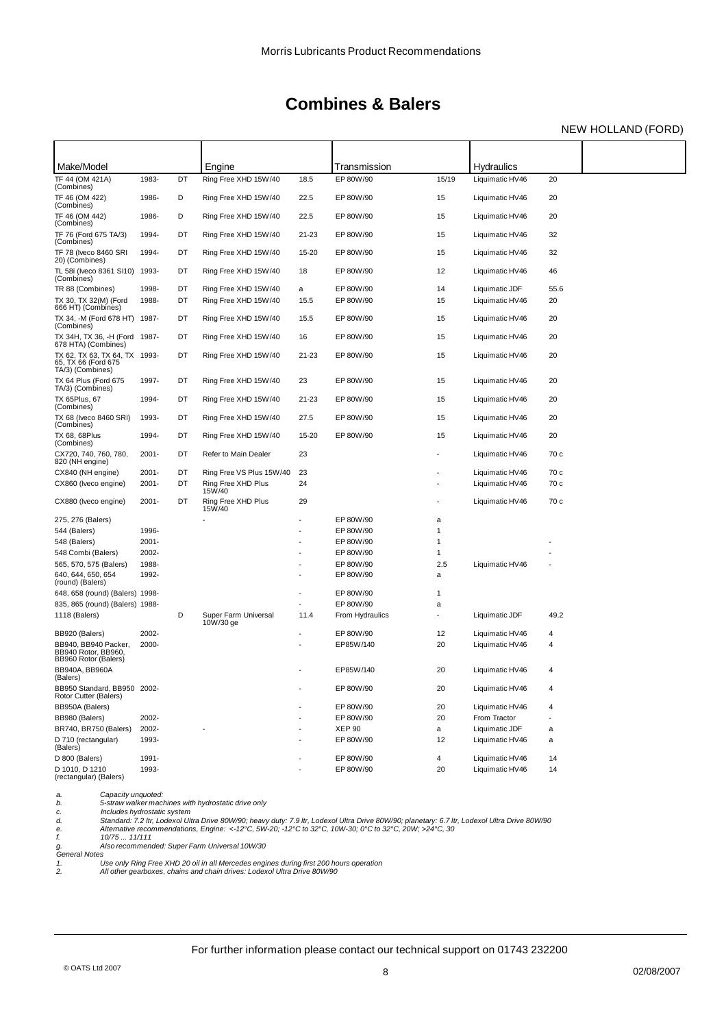# Combines & Balers

NEW HOLLAND (FORD)

| Make/Model | | | Engine | | Transmission | | Hydraulics | | |
|---|---|---|---|---|---|---|---|---|---|
| TF 44 (OM 421A) (Combines) | 1983- | DT | Ring Free XHD 15W/40 | 18.5 | EP 80W/90 | 15/19 | Liquimatic HV46 | 20 | |
| TF 46 (OM 422) (Combines) | 1986- | D | Ring Free XHD 15W/40 | 22.5 | EP 80W/90 | 15 | Liquimatic HV46 | 20 | |
| TF 46 (OM 442) (Combines) | 1986- | D | Ring Free XHD 15W/40 | 22.5 | EP 80W/90 | 15 | Liquimatic HV46 | 20 | |
| TF 76 (Ford 675 TA/3) (Combines) | 1994- | DT | Ring Free XHD 15W/40 | 21-23 | EP 80W/90 | 15 | Liquimatic HV46 | 32 | |
| TF 78 (Iveco 8460 SRI 20) (Combines) | 1994- | DT | Ring Free XHD 15W/40 | 15-20 | EP 80W/90 | 15 | Liquimatic HV46 | 32 | |
| TL 58i (Iveco 8361 SI10) (Combines) | 1993- | DT | Ring Free XHD 15W/40 | 18 | EP 80W/90 | 12 | Liquimatic HV46 | 46 | |
| TR 88 (Combines) | 1998- | DT | Ring Free XHD 15W/40 | a | EP 80W/90 | 14 | Liquimatic JDF | 55.6 | |
| TX 30, TX 32(M) (Ford 666 HT) (Combines) | 1988- | DT | Ring Free XHD 15W/40 | 15.5 | EP 80W/90 | 15 | Liquimatic HV46 | 20 | |
| TX 34, -M (Ford 678 HT) (Combines) | 1987- | DT | Ring Free XHD 15W/40 | 15.5 | EP 80W/90 | 15 | Liquimatic HV46 | 20 | |
| TX 34H, TX 36, -H (Ford 678 HTA) (Combines) | 1987- | DT | Ring Free XHD 15W/40 | 16 | EP 80W/90 | 15 | Liquimatic HV46 | 20 | |
| TX 62, TX 63, TX 64, TX 65, TX 66 (Ford 675 TA/3) (Combines) | 1993- | DT | Ring Free XHD 15W/40 | 21-23 | EP 80W/90 | 15 | Liquimatic HV46 | 20 | |
| TX 64 Plus (Ford 675 TA/3) (Combines) | 1997- | DT | Ring Free XHD 15W/40 | 23 | EP 80W/90 | 15 | Liquimatic HV46 | 20 | |
| TX 65Plus, 67 (Combines) | 1994- | DT | Ring Free XHD 15W/40 | 21-23 | EP 80W/90 | 15 | Liquimatic HV46 | 20 | |
| TX 68 (Iveco 8460 SRI) (Combines) | 1993- | DT | Ring Free XHD 15W/40 | 27.5 | EP 80W/90 | 15 | Liquimatic HV46 | 20 | |
| TX 68, 68Plus (Combines) | 1994- | DT | Ring Free XHD 15W/40 | 15-20 | EP 80W/90 | 15 | Liquimatic HV46 | 20 | |
| CX720, 740, 760, 780, 820 (NH engine) | 2001- | DT | Refer to Main Dealer | 23 | | - | Liquimatic HV46 | 70 c | |
| CX840 (NH engine) | 2001- | DT | Ring Free VS Plus 15W/40 | 23 | | - | Liquimatic HV46 | 70 c | |
| CX860 (Iveco engine) | 2001- | DT | Ring Free XHD Plus 15W/40 | 24 | | - | Liquimatic HV46 | 70 c | |
| CX880 (Iveco engine) | 2001- | DT | Ring Free XHD Plus 15W/40 | 29 | | - | Liquimatic HV46 | 70 c | |
| 275, 276 (Balers) | | | - | - | EP 80W/90 | a | | | |
| 544 (Balers) | 1996- | | | - | EP 80W/90 | 1 | | | |
| 548 (Balers) | 2001- | | | - | EP 80W/90 | 1 | | - | |
| 548 Combi (Balers) | 2002- | | | - | EP 80W/90 | 1 | | - | |
| 565, 570, 575 (Balers) | 1988- | | | - | EP 80W/90 | 2.5 | Liquimatic HV46 | - | |
| 640, 644, 650, 654 (round) (Balers) | 1992- | | | - | EP 80W/90 | a | | | |
| 648, 658 (round) (Balers) | 1998- | | | - | EP 80W/90 | 1 | | | |
| 835, 865 (round) (Balers) | 1988- | | | - | EP 80W/90 | a | | | |
| 1118 (Balers) | | D | Super Farm Universal 10W/30 ge | 11.4 | From Hydraulics | - | Liquimatic JDF | 49.2 | |
| BB920 (Balers) | 2002- | | | - | EP 80W/90 | 12 | Liquimatic HV46 | 4 | |
| BB940, BB940 Packer, BB940 Rotor, BB960, BB960 Rotor (Balers) | 2000- | | | - | EP85W/140 | 20 | Liquimatic HV46 | 4 | |
| BB940A, BB960A (Balers) | | | | - | EP85W/140 | 20 | Liquimatic HV46 | 4 | |
| BB950 Standard, BB950 Rotor Cutter (Balers) | 2002- | | | - | EP 80W/90 | 20 | Liquimatic HV46 | 4 | |
| BB950A (Balers) | | | | - | EP 80W/90 | 20 | Liquimatic HV46 | 4 | |
| BB980 (Balers) | 2002- | | | - | EP 80W/90 | 20 | From Tractor | - | |
| BR740, BR750 (Balers) | 2002- | | - | - | XEP 90 | a | Liquimatic JDF | a | |
| D 710 (rectangular) (Balers) | 1993- | | | - | EP 80W/90 | 12 | Liquimatic HV46 | a | |
| D 800 (Balers) | 1991- | | | - | EP 80W/90 | 4 | Liquimatic HV46 | 14 | |
| D 1010, D 1210 (rectangular) (Balers) | 1993- | | | - | EP 80W/90 | 20 | Liquimatic HV46 | 14 | |

*a. Capacity unquoted:*
*b. 5-straw walker machines with hydrostatic drive only*
*c. Includes hydrostatic system*
*d. Standard: 7.2 ltr, Lodexol Ultra Drive 80W/90; heavy duty: 7.9 ltr, Lodexol Ultra Drive 80W/90; planetary: 6.7 ltr, Lodexol Ultra Drive 80W/90*
*e. Alternative recommendations, Engine: <-12°C, 5W-20; -12°C to 32°C, 10W-30; 0°C to 32°C, 20W; >24°C, 30*
*f. 10/75 ... 11/111*
*g. Also recommended: Super Farm Universal 10W/30*

*General Notes*

*1. Use only Ring Free XHD 20 oil in all Mercedes engines during first 200 hours operation*
*2. All other gearboxes, chains and chain drives: Lodexol Ultra Drive 80W/90*

For further information please contact our technical support on 01743 232200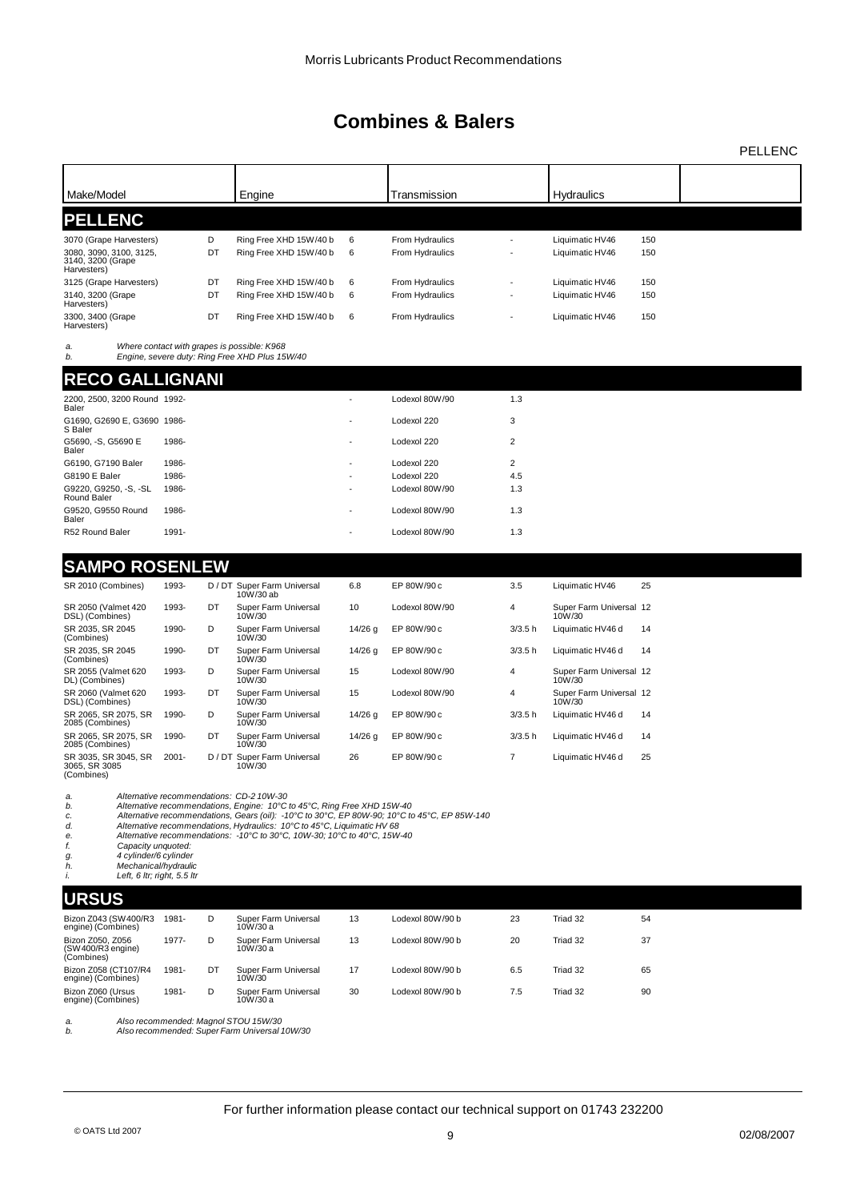# Combines & Balers

| Make/Model | | | Engine | | Transmission | | Hydraulics | |
|---|---|---|---|---|---|---|---|---|
| **PELLENC** | | | | | | | | |
| 3070 (Grape Harvesters) | | D | Ring Free XHD 15W/40 b | 6 | From Hydraulics | - | Liquimatic HV46 | 150 |
| 3080, 3090, 3100, 3125, 3140, 3200 (Grape Harvesters) | | DT | Ring Free XHD 15W/40 b | 6 | From Hydraulics | - | Liquimatic HV46 | 150 |
| 3125 (Grape Harvesters) | | DT | Ring Free XHD 15W/40 b | 6 | From Hydraulics | - | Liquimatic HV46 | 150 |
| 3140, 3200 (Grape Harvesters) | | DT | Ring Free XHD 15W/40 b | 6 | From Hydraulics | - | Liquimatic HV46 | 150 |
| 3300, 3400 (Grape Harvesters) | | DT | Ring Free XHD 15W/40 b | 6 | From Hydraulics | - | Liquimatic HV46 | 150 |

*a. Where contact with grapes is possible: K968*
*b. Engine, severe duty: Ring Free XHD Plus 15W/40*

| Make/Model | | | Engine | | Transmission | | Hydraulics | |
|---|---|---|---|---|---|---|---|---|
| **RECO GALLIGNANI** | | | | | | | | |
| 2200, 2500, 3200 Round Baler | 1992- | | | - | Lodexol 80W/90 | 1.3 | | |
| G1690, G2690 E, G3690 S Baler | 1986- | | | - | Lodexol 220 | 3 | | |
| G5690, -S, G5690 E Baler | 1986- | | | - | Lodexol 220 | 2 | | |
| G6190, G7190 Baler | 1986- | | | - | Lodexol 220 | 2 | | |
| G8190 E Baler | 1986- | | | - | Lodexol 220 | 4.5 | | |
| G9220, G9250, -S, -SL Round Baler | 1986- | | | - | Lodexol 80W/90 | 1.3 | | |
| G9520, G9550 Round Baler | 1986- | | | - | Lodexol 80W/90 | 1.3 | | |
| R52 Round Baler | 1991- | | | - | Lodexol 80W/90 | 1.3 | | |

| Make/Model | | | Engine | | Transmission | | Hydraulics | |
|---|---|---|---|---|---|---|---|---|
| **SAMPO ROSENLEW** | | | | | | | | |
| SR 2010 (Combines) | 1993- | D / DT | Super Farm Universal 10W/30 ab | 6.8 | EP 80W/90 c | 3.5 | Liquimatic HV46 | 25 |
| SR 2050 (Valmet 420 DSL) (Combines) | 1993- | DT | Super Farm Universal 10W/30 | 10 | Lodexol 80W/90 | 4 | Super Farm Universal 10W/30 | 12 |
| SR 2035, SR 2045 (Combines) | 1990- | D | Super Farm Universal 10W/30 | 14/26 g | EP 80W/90 c | 3/3.5 h | Liquimatic HV46 d | 14 |
| SR 2035, SR 2045 (Combines) | 1990- | DT | Super Farm Universal 10W/30 | 14/26 g | EP 80W/90 c | 3/3.5 h | Liquimatic HV46 d | 14 |
| SR 2055 (Valmet 620 DL) (Combines) | 1993- | D | Super Farm Universal 10W/30 | 15 | Lodexol 80W/90 | 4 | Super Farm Universal 10W/30 | 12 |
| SR 2060 (Valmet 620 DSL) (Combines) | 1993- | DT | Super Farm Universal 10W/30 | 15 | Lodexol 80W/90 | 4 | Super Farm Universal 10W/30 | 12 |
| SR 2065, SR 2075, SR 2085 (Combines) | 1990- | D | Super Farm Universal 10W/30 | 14/26 g | EP 80W/90 c | 3/3.5 h | Liquimatic HV46 d | 14 |
| SR 2065, SR 2075, SR 2085 (Combines) | 1990- | DT | Super Farm Universal 10W/30 | 14/26 g | EP 80W/90 c | 3/3.5 h | Liquimatic HV46 d | 14 |
| SR 3035, SR 3045, SR 3065, SR 3085 (Combines) | 2001- | D / DT | Super Farm Universal 10W/30 | 26 | EP 80W/90 c | 7 | Liquimatic HV46 d | 25 |

*a. Alternative recommendations: CD-2 10W-30*
*b. Alternative recommendations, Engine: 10°C to 45°C, Ring Free XHD 15W-40*
*c. Alternative recommendations, Gears (oil): -10°C to 30°C, EP 80W-90; 10°C to 45°C, EP 85W-140*
*d. Alternative recommendations, Hydraulics: 10°C to 45°C, Liquimatic HV 68*
*e. Alternative recommendations: -10°C to 30°C, 10W-30; 10°C to 40°C, 15W-40*
*f. Capacity unquoted:*
*g. 4 cylinder/6 cylinder*
*h. Mechanical/hydraulic*
*i. Left, 6 ltr; right, 5.5 ltr*

| Make/Model | | | Engine | | Transmission | | Hydraulics | |
|---|---|---|---|---|---|---|---|---|
| **URSUS** | | | | | | | | |
| Bizon Z043 (SW400/R3 engine) (Combines) | 1981- | D | Super Farm Universal 10W/30 a | 13 | Lodexol 80W/90 b | 23 | Triad 32 | 54 |
| Bizon Z050, Z056 (SW400/R3 engine) (Combines) | 1977- | D | Super Farm Universal 10W/30 a | 13 | Lodexol 80W/90 b | 20 | Triad 32 | 37 |
| Bizon Z058 (CT107/R4 engine) (Combines) | 1981- | DT | Super Farm Universal 10W/30 | 17 | Lodexol 80W/90 b | 6.5 | Triad 32 | 65 |
| Bizon Z060 (Ursus engine) (Combines) | 1981- | D | Super Farm Universal 10W/30 a | 30 | Lodexol 80W/90 b | 7.5 | Triad 32 | 90 |

*a. Also recommended: Magnol STOU 15W/30*
*b. Also recommended: Super Farm Universal 10W/30*

For further information please contact our technical support on 01743 232200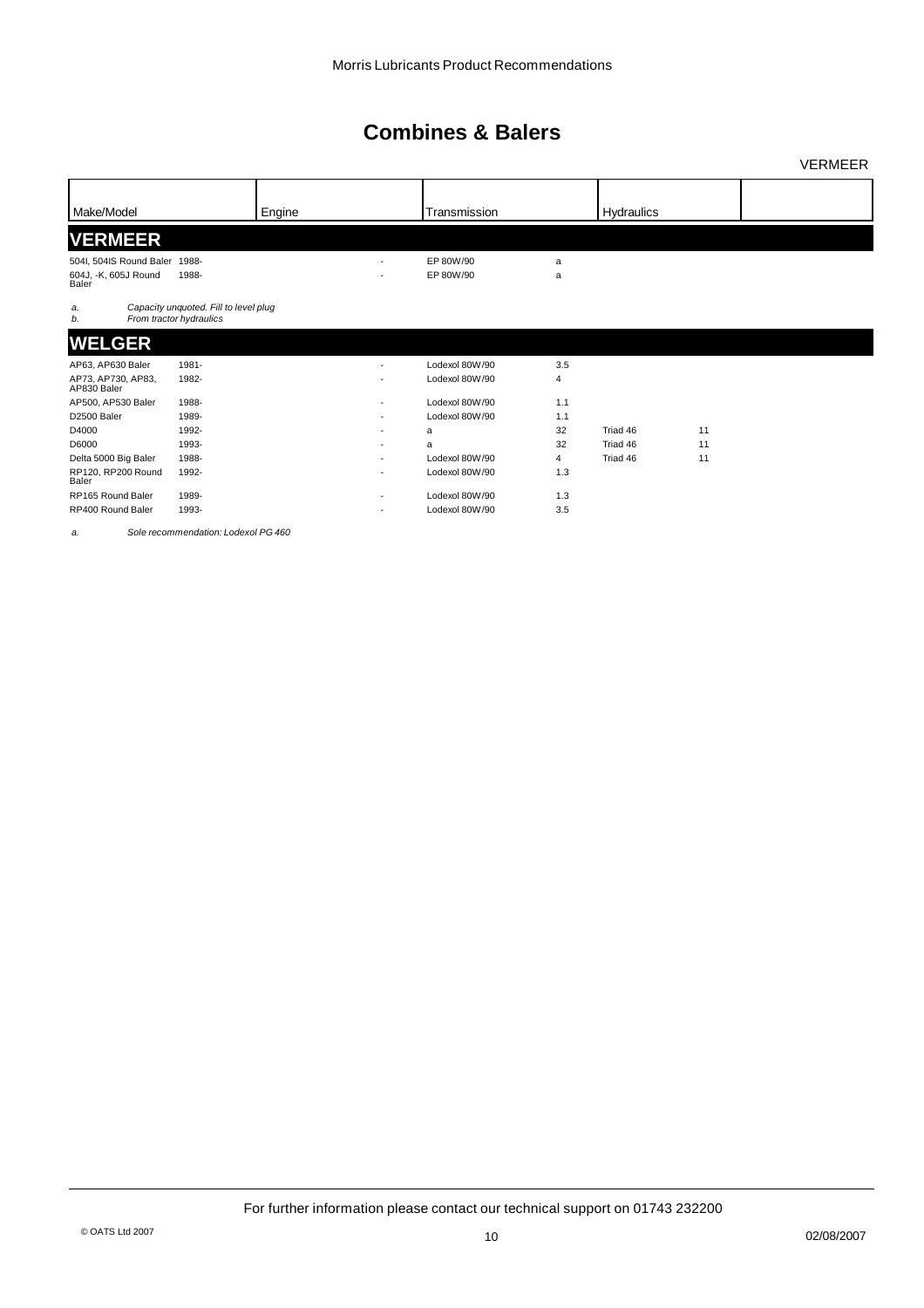# Combines & Balers

| Make/Model | | Engine | | Transmission | | Hydraulics | | |
|---|---|---|---|---|---|---|---|---|

## VERMEER

| Make/Model | Year | Engine | | Transmission | | Hydraulics | | |
|---|---|---|---|---|---|---|---|---|
| 504I, 504IS Round Baler | 1988- | | - | EP 80W/90 | a | | | |
| 604J, -K, 605J Round Baler | 1988- | | - | EP 80W/90 | a | | | |

*a. Capacity unquoted. Fill to level plug*
*b. From tractor hydraulics*

## WELGER

| Make/Model | Year | Engine | | Transmission | | Hydraulics | | |
|---|---|---|---|---|---|---|---|---|
| AP63, AP630 Baler | 1981- | | - | Lodexol 80W/90 | 3.5 | | | |
| AP73, AP730, AP83, AP830 Baler | 1982- | | - | Lodexol 80W/90 | 4 | | | |
| AP500, AP530 Baler | 1988- | | - | Lodexol 80W/90 | 1.1 | | | |
| D2500 Baler | 1989- | | - | Lodexol 80W/90 | 1.1 | | | |
| D4000 | 1992- | | - | a | 32 | Triad 46 | 11 | |
| D6000 | 1993- | | - | a | 32 | Triad 46 | 11 | |
| Delta 5000 Big Baler | 1988- | | - | Lodexol 80W/90 | 4 | Triad 46 | 11 | |
| RP120, RP200 Round Baler | 1992- | | - | Lodexol 80W/90 | 1.3 | | | |
| RP165 Round Baler | 1989- | | - | Lodexol 80W/90 | 1.3 | | | |
| RP400 Round Baler | 1993- | | - | Lodexol 80W/90 | 3.5 | | | |

*a. Sole recommendation: Lodexol PG 460*

For further information please contact our technical support on 01743 232200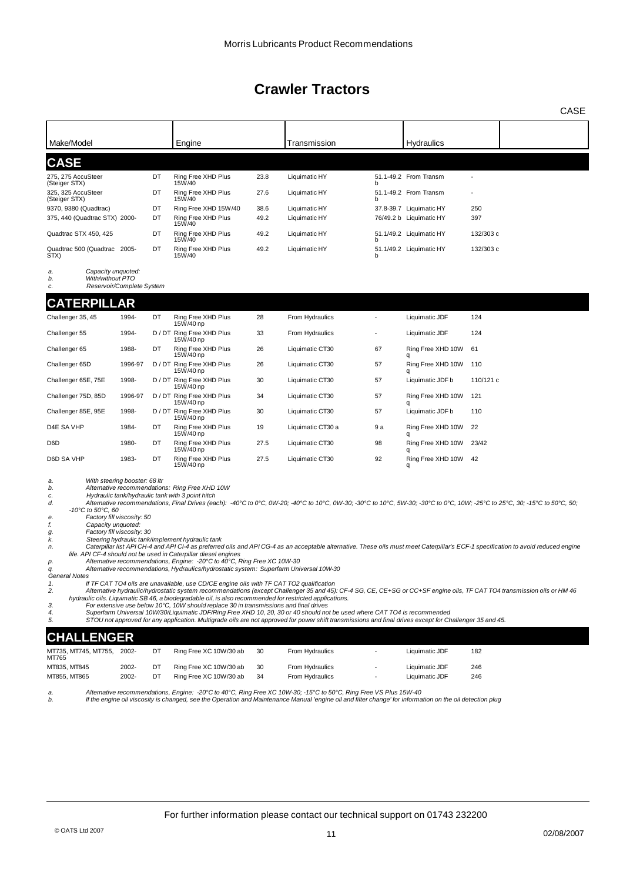# Crawler Tractors

CASE

| Make/Model | | | Engine | | Transmission | | Hydraulics | |
|---|---|---|---|---|---|---|---|---|
| **CASE** | | | | | | | | |
| 275, 275 AccuSteer (Steiger STX) | | DT | Ring Free XHD Plus 15W/40 | 23.8 | Liquimatic HY | 51.1-49.2 b | From Transm | - |
| 325, 325 AccuSteer (Steiger STX) | | DT | Ring Free XHD Plus 15W/40 | 27.6 | Liquimatic HY | 51.1-49.2 b | From Transm | - |
| 9370, 9380 (Quadtrac) | | DT | Ring Free XHD 15W/40 | 38.6 | Liquimatic HY | 37.8-39.7 | Liquimatic HY | 250 |
| 375, 440 (Quadtrac STX) | 2000- | DT | Ring Free XHD Plus 15W/40 | 49.2 | Liquimatic HY | 76/49.2 b | Liquimatic HY | 397 |
| Quadtrac STX 450, 425 | | DT | Ring Free XHD Plus 15W/40 | 49.2 | Liquimatic HY | 51.1/49.2 b | Liquimatic HY | 132/303 c |
| Quadtrac 500 (Quadtrac STX) | 2005- | DT | Ring Free XHD Plus 15W/40 | 49.2 | Liquimatic HY | 51.1/49.2 b | Liquimatic HY | 132/303 c |

*a. Capacity unquoted:*
*b. With/without PTO*
*c. Reservoir/Complete System*

| Make/Model | | | Engine | | Transmission | | Hydraulics | |
|---|---|---|---|---|---|---|---|---|
| **CATERPILLAR** | | | | | | | | |
| Challenger 35, 45 | 1994- | DT | Ring Free XHD Plus 15W/40 np | 28 | From Hydraulics | - | Liquimatic JDF | 124 |
| Challenger 55 | 1994- | D / DT | Ring Free XHD Plus 15W/40 np | 33 | From Hydraulics | - | Liquimatic JDF | 124 |
| Challenger 65 | 1988- | DT | Ring Free XHD Plus 15W/40 np | 26 | Liquimatic CT30 | 67 | Ring Free XHD 10W q | 61 |
| Challenger 65D | 1996-97 | D / DT | Ring Free XHD Plus 15W/40 np | 26 | Liquimatic CT30 | 57 | Ring Free XHD 10W q | 110 |
| Challenger 65E, 75E | 1998- | D / DT | Ring Free XHD Plus 15W/40 np | 30 | Liquimatic CT30 | 57 | Liquimatic JDF b | 110/121 c |
| Challenger 75D, 85D | 1996-97 | D / DT | Ring Free XHD Plus 15W/40 np | 34 | Liquimatic CT30 | 57 | Ring Free XHD 10W q | 121 |
| Challenger 85E, 95E | 1998- | D / DT | Ring Free XHD Plus 15W/40 np | 30 | Liquimatic CT30 | 57 | Liquimatic JDF b | 110 |
| D4E SA VHP | 1984- | DT | Ring Free XHD Plus 15W/40 np | 19 | Liquimatic CT30 a | 9 a | Ring Free XHD 10W q | 22 |
| D6D | 1980- | DT | Ring Free XHD Plus 15W/40 np | 27.5 | Liquimatic CT30 | 98 | Ring Free XHD 10W q | 23/42 |
| D6D SA VHP | 1983- | DT | Ring Free XHD Plus 15W/40 np | 27.5 | Liquimatic CT30 | 92 | Ring Free XHD 10W q | 42 |

*a. With steering booster: 68 ltr*
*b. Alternative recommendations: Ring Free XHD 10W*
*c. Hydraulic tank/hydraulic tank with 3 point hitch*
*d. Alternative recommendations, Final Drives (each): -40°C to 0°C, 0W-20; -40°C to 10°C, 0W-30; -30°C to 10°C, 5W-30; -30°C to 0°C, 10W; -25°C to 25°C, 30; -15°C to 50°C, 50; -10°C to 50°C, 60*
*e. Factory fill viscosity: 50*
*f. Capacity unquoted:*
*g. Factory fill viscosity: 30*
*k. Steering hydraulic tank/implement hydraulic tank*
*n. Caterpillar list API CH-4 and API CI-4 as preferred oils and API CG-4 as an acceptable alternative. These oils must meet Caterpillar's ECF-1 specification to avoid reduced engine life. API CF-4 should not be used in Caterpillar diesel engines*
*p. Alternative recommendations, Engine: -20°C to 40°C, Ring Free XC 10W-30*
*q. Alternative recommendations, Hydraulics/hydrostatic system: Superfarm Universal 10W-30*

*General Notes*
*1. If TF CAT TO4 oils are unavailable, use CD/CE engine oils with TF CAT TO2 qualification*
*2. Alternative hydraulic/hydrostatic system recommendations (except Challenger 35 and 45): CF-4 SG, CE, CE+SG or CC+SF engine oils, TF CAT TO4 transmission oils or HM 46 hydraulic oils. Liquimatic SB 46, a biodegradable oil, is also recommended for restricted applications.*
*3. For extensive use below 10°C, 10W should replace 30 in transmissions and final drives*
*4. Superfarm Universal 10W/30/Liquimatic JDF/Ring Free XHD 10, 20, 30 or 40 should not be used where CAT TO4 is recommended*
*5. STOU not approved for any application. Multigrade oils are not approved for power shift transmissions and final drives except for Challenger 35 and 45.*

| Make/Model | | | Engine | | Transmission | | Hydraulics | |
|---|---|---|---|---|---|---|---|---|
| **CHALLENGER** | | | | | | | | |
| MT735, MT745, MT755, MT765 | 2002- | DT | Ring Free XC 10W/30 ab | 30 | From Hydraulics | - | Liquimatic JDF | 182 |
| MT835, MT845 | 2002- | DT | Ring Free XC 10W/30 ab | 30 | From Hydraulics | - | Liquimatic JDF | 246 |
| MT855, MT865 | 2002- | DT | Ring Free XC 10W/30 ab | 34 | From Hydraulics | - | Liquimatic JDF | 246 |

*a. Alternative recommendations, Engine: -20°C to 40°C, Ring Free XC 10W-30; -15°C to 50°C, Ring Free VS Plus 15W-40*
*b. If the engine oil viscosity is changed, see the Operation and Maintenance Manual 'engine oil and filter change' for information on the oil detection plug*

For further information please contact our technical support on 01743 232200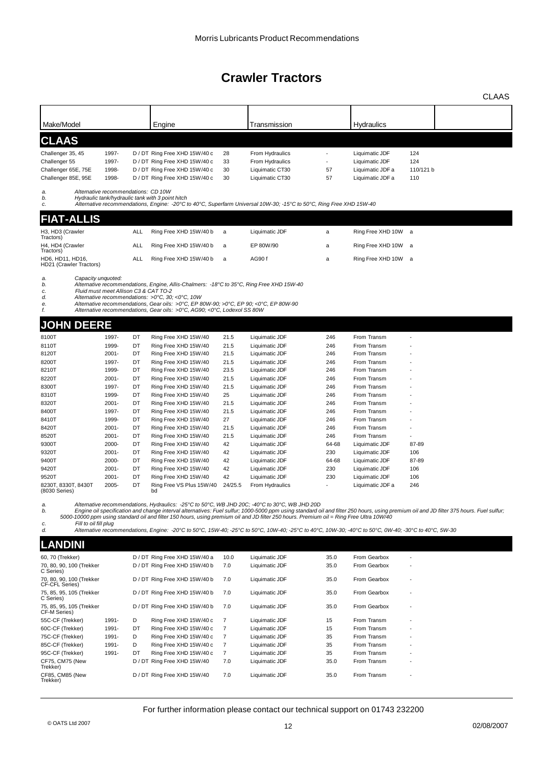# Crawler Tractors

| Make/Model | | | Engine | | Transmission | | Hydraulics | | |
|---|---|---|---|---|---|---|---|---|---|
| **CLAAS** | | | | | | | | | |
| Challenger 35, 45 | 1997- | | D / DT Ring Free XHD 15W/40 c | 28 | From Hydraulics | - | Liquimatic JDF | 124 | |
| Challenger 55 | 1997- | | D / DT Ring Free XHD 15W/40 c | 33 | From Hydraulics | - | Liquimatic JDF | 124 | |
| Challenger 65E, 75E | 1998- | | D / DT Ring Free XHD 15W/40 c | 30 | Liquimatic CT30 | 57 | Liquimatic JDF a | 110/121 b | |
| Challenger 85E, 95E | 1998- | | D / DT Ring Free XHD 15W/40 c | 30 | Liquimatic CT30 | 57 | Liquimatic JDF a | 110 | |

a. Alternative recommendations: CD 10W
b. Hydraulic tank/hydraulic tank with 3 point hitch
c. Alternative recommendations, Engine: -20°C to 40°C, Superfarm Universal 10W-30; -15°C to 50°C, Ring Free XHD 15W-40

| Make/Model | | | Engine | | Transmission | | Hydraulics | | |
|---|---|---|---|---|---|---|---|---|---|
| **FIAT-ALLIS** | | | | | | | | | |
| H3, HD3 (Crawler Tractors) | | ALL | Ring Free XHD 15W/40 b | a | Liquimatic JDF | a | Ring Free XHD 10W | a | |
| H4, HD4 (Crawler Tractors) | | ALL | Ring Free XHD 15W/40 b | a | EP 80W/90 | a | Ring Free XHD 10W | a | |
| HD6, HD11, HD16, HD21 (Crawler Tractors) | | ALL | Ring Free XHD 15W/40 b | a | AG90 f | a | Ring Free XHD 10W | a | |

a. Capacity unquoted:
b. Alternative recommendations, Engine, Allis-Chalmers: -18°C to 35°C, Ring Free XHD 15W-40
c. Fluid must meet Allison C3 & CAT TO-2
d. Alternative recommendations: >0°C, 30; <0°C, 10W
e. Alternative recommendations, Gear oils: >0°C, EP 80W-90; >0°C, EP 90; <0°C, EP 80W-90
f. Alternative recommendations, Gear oils: >0°C, AG90; <0°C, Lodexol SS 80W

| Make/Model | | | Engine | | Transmission | | Hydraulics | | |
|---|---|---|---|---|---|---|---|---|---|
| **JOHN DEERE** | | | | | | | | | |
| 8100T | 1997- | DT | Ring Free XHD 15W/40 | 21.5 | Liquimatic JDF | 246 | From Transm | - | |
| 8110T | 1999- | DT | Ring Free XHD 15W/40 | 21.5 | Liquimatic JDF | 246 | From Transm | - | |
| 8120T | 2001- | DT | Ring Free XHD 15W/40 | 21.5 | Liquimatic JDF | 246 | From Transm | - | |
| 8200T | 1997- | DT | Ring Free XHD 15W/40 | 21.5 | Liquimatic JDF | 246 | From Transm | - | |
| 8210T | 1999- | DT | Ring Free XHD 15W/40 | 23.5 | Liquimatic JDF | 246 | From Transm | - | |
| 8220T | 2001- | DT | Ring Free XHD 15W/40 | 21.5 | Liquimatic JDF | 246 | From Transm | - | |
| 8300T | 1997- | DT | Ring Free XHD 15W/40 | 21.5 | Liquimatic JDF | 246 | From Transm | - | |
| 8310T | 1999- | DT | Ring Free XHD 15W/40 | 25 | Liquimatic JDF | 246 | From Transm | - | |
| 8320T | 2001- | DT | Ring Free XHD 15W/40 | 21.5 | Liquimatic JDF | 246 | From Transm | - | |
| 8400T | 1997- | DT | Ring Free XHD 15W/40 | 21.5 | Liquimatic JDF | 246 | From Transm | - | |
| 8410T | 1999- | DT | Ring Free XHD 15W/40 | 27 | Liquimatic JDF | 246 | From Transm | - | |
| 8420T | 2001- | DT | Ring Free XHD 15W/40 | 21.5 | Liquimatic JDF | 246 | From Transm | - | |
| 8520T | 2001- | DT | Ring Free XHD 15W/40 | 21.5 | Liquimatic JDF | 246 | From Transm | - | |
| 9300T | 2000- | DT | Ring Free XHD 15W/40 | 42 | Liquimatic JDF | 64-68 | Liquimatic JDF | 87-89 | |
| 9320T | 2001- | DT | Ring Free XHD 15W/40 | 42 | Liquimatic JDF | 230 | Liquimatic JDF | 106 | |
| 9400T | 2000- | DT | Ring Free XHD 15W/40 | 42 | Liquimatic JDF | 64-68 | Liquimatic JDF | 87-89 | |
| 9420T | 2001- | DT | Ring Free XHD 15W/40 | 42 | Liquimatic JDF | 230 | Liquimatic JDF | 106 | |
| 9520T | 2001- | DT | Ring Free XHD 15W/40 | 42 | Liquimatic JDF | 230 | Liquimatic JDF | 106 | |
| 8230T, 8330T, 8430T (8030 Series) | 2005- | DT | Ring Free VS Plus 15W/40 bd | 24/25.5 | From Hydraulics | - | Liquimatic JDF a | 246 | |

a. Alternative recommendations, Hydraulics: -25°C to 50°C, WB JHD 20C; -40°C to 30°C, WB JHD 20D
b. Engine oil specification and change interval alternatives: Fuel sulfur; 1000-5000 ppm using standard oil and filter 250 hours, using premium oil and JD filter 375 hours. Fuel sulfur; 5000-10000 ppm using standard oil and filter 150 hours, using premium oil and JD filter 250 hours. Premium oil = Ring Free Ultra 10W/40
c. Fill to oil fill plug
d. Alternative recommendations, Engine: -20°C to 50°C, 15W-40; -25°C to 50°C, 10W-40; -25°C to 40°C, 10W-30; -40°C to 50°C, 0W-40; -30°C to 40°C, 5W-30

| Make/Model | | | Engine | | Transmission | | Hydraulics | | |
|---|---|---|---|---|---|---|---|---|---|
| **LANDINI** | | | | | | | | | |
| 60, 70 (Trekker) | | | D / DT Ring Free XHD 15W/40 a | 10.0 | Liquimatic JDF | 35.0 | From Gearbox | - | |
| 70, 80, 90, 100 (Trekker C Series) | | | D / DT Ring Free XHD 15W/40 b | 7.0 | Liquimatic JDF | 35.0 | From Gearbox | - | |
| 70, 80, 90, 100 (Trekker CF-CFL Series) | | | D / DT Ring Free XHD 15W/40 b | 7.0 | Liquimatic JDF | 35.0 | From Gearbox | - | |
| 75, 85, 95, 105 (Trekker C Series) | | | D / DT Ring Free XHD 15W/40 b | 7.0 | Liquimatic JDF | 35.0 | From Gearbox | - | |
| 75, 85, 95, 105 (Trekker CF-M Series) | | | D / DT Ring Free XHD 15W/40 b | 7.0 | Liquimatic JDF | 35.0 | From Gearbox | - | |
| 55C-CF (Trekker) | 1991- | D | Ring Free XHD 15W/40 c | 7 | Liquimatic JDF | 15 | From Transm | - | |
| 60C-CF (Trekker) | 1991- | DT | Ring Free XHD 15W/40 c | 7 | Liquimatic JDF | 15 | From Transm | - | |
| 75C-CF (Trekker) | 1991- | D | Ring Free XHD 15W/40 c | 7 | Liquimatic JDF | 35 | From Transm | - | |
| 85C-CF (Trekker) | 1991- | D | Ring Free XHD 15W/40 c | 7 | Liquimatic JDF | 35 | From Transm | - | |
| 95C-CF (Trekker) | 1991- | DT | Ring Free XHD 15W/40 c | 7 | Liquimatic JDF | 35 | From Transm | - | |
| CF75, CM75 (New Trekker) | | | D / DT Ring Free XHD 15W/40 | 7.0 | Liquimatic JDF | 35.0 | From Transm | - | |
| CF85, CM85 (New Trekker) | | | D / DT Ring Free XHD 15W/40 | 7.0 | Liquimatic JDF | 35.0 | From Transm | - | |

For further information please contact our technical support on 01743 232200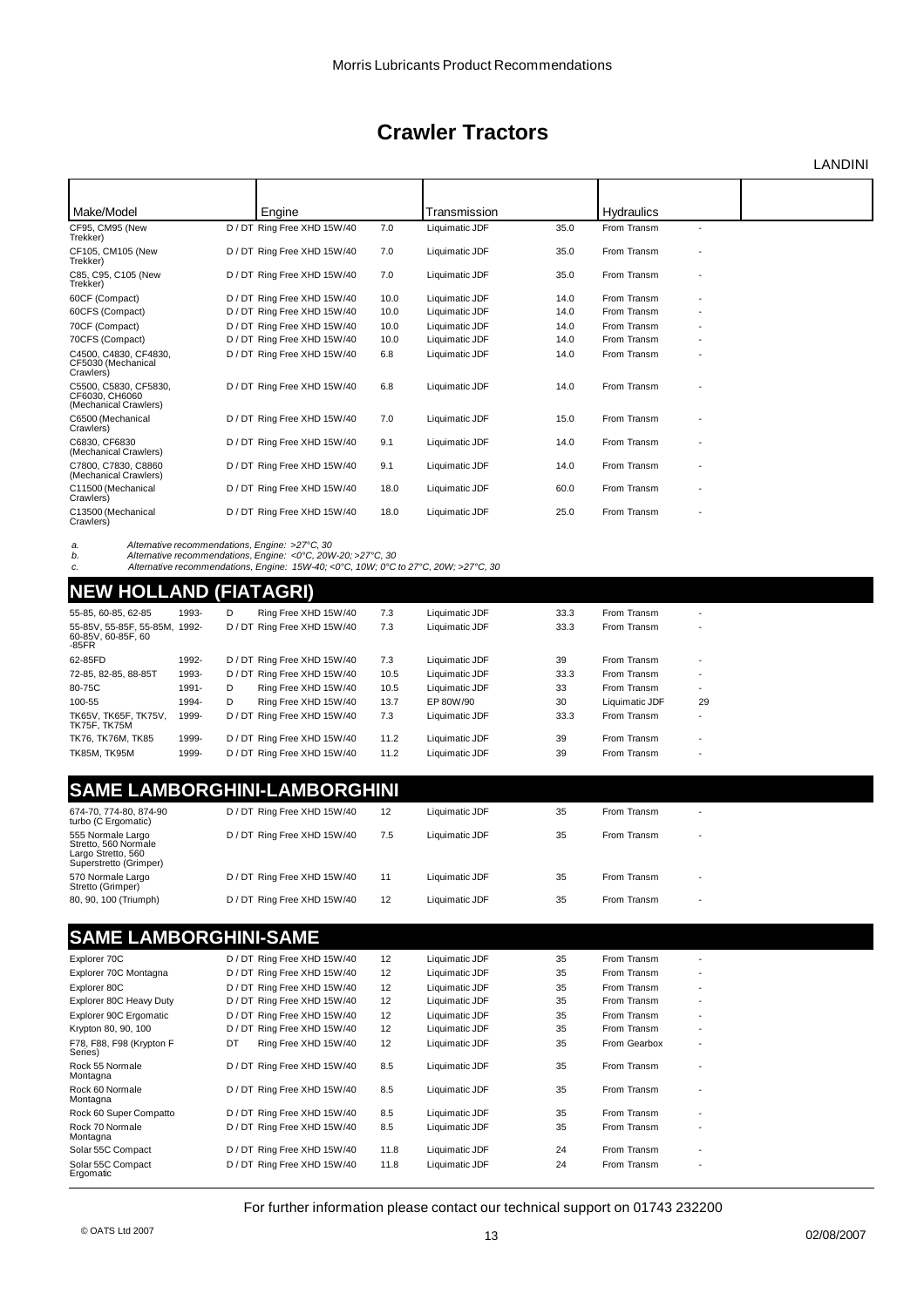# Crawler Tractors

LANDINI

| Make/Model | | | Engine | | Transmission | | Hydraulics | | |
|---|---|---|---|---|---|---|---|---|---|
| CF95, CM95 (New Trekker) | | D / DT | Ring Free XHD 15W/40 | 7.0 | Liquimatic JDF | 35.0 | From Transm | - | |
| CF105, CM105 (New Trekker) | | D / DT | Ring Free XHD 15W/40 | 7.0 | Liquimatic JDF | 35.0 | From Transm | - | |
| C85, C95, C105 (New Trekker) | | D / DT | Ring Free XHD 15W/40 | 7.0 | Liquimatic JDF | 35.0 | From Transm | - | |
| 60CF (Compact) | | D / DT | Ring Free XHD 15W/40 | 10.0 | Liquimatic JDF | 14.0 | From Transm | - | |
| 60CFS (Compact) | | D / DT | Ring Free XHD 15W/40 | 10.0 | Liquimatic JDF | 14.0 | From Transm | - | |
| 70CF (Compact) | | D / DT | Ring Free XHD 15W/40 | 10.0 | Liquimatic JDF | 14.0 | From Transm | - | |
| 70CFS (Compact) | | D / DT | Ring Free XHD 15W/40 | 10.0 | Liquimatic JDF | 14.0 | From Transm | - | |
| C4500, C4830, CF4830, CF5030 (Mechanical Crawlers) | | D / DT | Ring Free XHD 15W/40 | 6.8 | Liquimatic JDF | 14.0 | From Transm | - | |
| C5500, C5830, CF5830, CF6030, CH6060 (Mechanical Crawlers) | | D / DT | Ring Free XHD 15W/40 | 6.8 | Liquimatic JDF | 14.0 | From Transm | - | |
| C6500 (Mechanical Crawlers) | | D / DT | Ring Free XHD 15W/40 | 7.0 | Liquimatic JDF | 15.0 | From Transm | - | |
| C6830, CF6830 (Mechanical Crawlers) | | D / DT | Ring Free XHD 15W/40 | 9.1 | Liquimatic JDF | 14.0 | From Transm | - | |
| C7800, C7830, C8860 (Mechanical Crawlers) | | D / DT | Ring Free XHD 15W/40 | 9.1 | Liquimatic JDF | 14.0 | From Transm | - | |
| C11500 (Mechanical Crawlers) | | D / DT | Ring Free XHD 15W/40 | 18.0 | Liquimatic JDF | 60.0 | From Transm | - | |
| C13500 (Mechanical Crawlers) | | D / DT | Ring Free XHD 15W/40 | 18.0 | Liquimatic JDF | 25.0 | From Transm | - | |

*a. Alternative recommendations, Engine: >27°C, 30*
*b. Alternative recommendations, Engine: <0°C, 20W-20; >27°C, 30*
*c. Alternative recommendations, Engine: 15W-40; <0°C, 10W; 0°C to 27°C, 20W; >27°C, 30*

## NEW HOLLAND (FIATAGRI)

| Make/Model | Year | | Engine | | Transmission | | Hydraulics | | |
|---|---|---|---|---|---|---|---|---|---|
| 55-85, 60-85, 62-85 | 1993- | D | Ring Free XHD 15W/40 | 7.3 | Liquimatic JDF | 33.3 | From Transm | - | |
| 55-85V, 55-85F, 55-85M, 60-85V, 60-85F, 60-85FR | 1992- | D / DT | Ring Free XHD 15W/40 | 7.3 | Liquimatic JDF | 33.3 | From Transm | - | |
| 62-85FD | 1992- | D / DT | Ring Free XHD 15W/40 | 7.3 | Liquimatic JDF | 39 | From Transm | - | |
| 72-85, 82-85, 88-85T | 1993- | D / DT | Ring Free XHD 15W/40 | 10.5 | Liquimatic JDF | 33.3 | From Transm | - | |
| 80-75C | 1991- | D | Ring Free XHD 15W/40 | 10.5 | Liquimatic JDF | 33 | From Transm | - | |
| 100-55 | 1994- | D | Ring Free XHD 15W/40 | 13.7 | EP 80W/90 | 30 | Liquimatic JDF | 29 | |
| TK65V, TK65F, TK75V, TK75F, TK75M | 1999- | D / DT | Ring Free XHD 15W/40 | 7.3 | Liquimatic JDF | 33.3 | From Transm | - | |
| TK76, TK76M, TK85 | 1999- | D / DT | Ring Free XHD 15W/40 | 11.2 | Liquimatic JDF | 39 | From Transm | - | |
| TK85M, TK95M | 1999- | D / DT | Ring Free XHD 15W/40 | 11.2 | Liquimatic JDF | 39 | From Transm | - | |

## SAME LAMBORGHINI-LAMBORGHINI

| Make/Model | | | Engine | | Transmission | | Hydraulics | | |
|---|---|---|---|---|---|---|---|---|---|
| 674-70, 774-80, 874-90 turbo (C Ergomatic) | | D / DT | Ring Free XHD 15W/40 | 12 | Liquimatic JDF | 35 | From Transm | - | |
| 555 Normale Largo Stretto, 560 Normale Largo Stretto, 560 Superstretto (Grimper) | | D / DT | Ring Free XHD 15W/40 | 7.5 | Liquimatic JDF | 35 | From Transm | - | |
| 570 Normale Largo Stretto (Grimper) | | D / DT | Ring Free XHD 15W/40 | 11 | Liquimatic JDF | 35 | From Transm | - | |
| 80, 90, 100 (Triumph) | | D / DT | Ring Free XHD 15W/40 | 12 | Liquimatic JDF | 35 | From Transm | - | |

## SAME LAMBORGHINI-SAME

| Make/Model | | | Engine | | Transmission | | Hydraulics | | |
|---|---|---|---|---|---|---|---|---|---|
| Explorer 70C | | D / DT | Ring Free XHD 15W/40 | 12 | Liquimatic JDF | 35 | From Transm | - | |
| Explorer 70C Montagna | | D / DT | Ring Free XHD 15W/40 | 12 | Liquimatic JDF | 35 | From Transm | - | |
| Explorer 80C | | D / DT | Ring Free XHD 15W/40 | 12 | Liquimatic JDF | 35 | From Transm | - | |
| Explorer 80C Heavy Duty | | D / DT | Ring Free XHD 15W/40 | 12 | Liquimatic JDF | 35 | From Transm | - | |
| Explorer 90C Ergomatic | | D / DT | Ring Free XHD 15W/40 | 12 | Liquimatic JDF | 35 | From Transm | - | |
| Krypton 80, 90, 100 | | D / DT | Ring Free XHD 15W/40 | 12 | Liquimatic JDF | 35 | From Transm | - | |
| F78, F88, F98 (Krypton F Series) | | DT | Ring Free XHD 15W/40 | 12 | Liquimatic JDF | 35 | From Gearbox | - | |
| Rock 55 Normale Montagna | | D / DT | Ring Free XHD 15W/40 | 8.5 | Liquimatic JDF | 35 | From Transm | - | |
| Rock 60 Normale Montagna | | D / DT | Ring Free XHD 15W/40 | 8.5 | Liquimatic JDF | 35 | From Transm | - | |
| Rock 60 Super Compatto | | D / DT | Ring Free XHD 15W/40 | 8.5 | Liquimatic JDF | 35 | From Transm | - | |
| Rock 70 Normale Montagna | | D / DT | Ring Free XHD 15W/40 | 8.5 | Liquimatic JDF | 35 | From Transm | - | |
| Solar 55C Compact | | D / DT | Ring Free XHD 15W/40 | 11.8 | Liquimatic JDF | 24 | From Transm | - | |
| Solar 55C Compact Ergomatic | | D / DT | Ring Free XHD 15W/40 | 11.8 | Liquimatic JDF | 24 | From Transm | - | |

For further information please contact our technical support on 01743 232200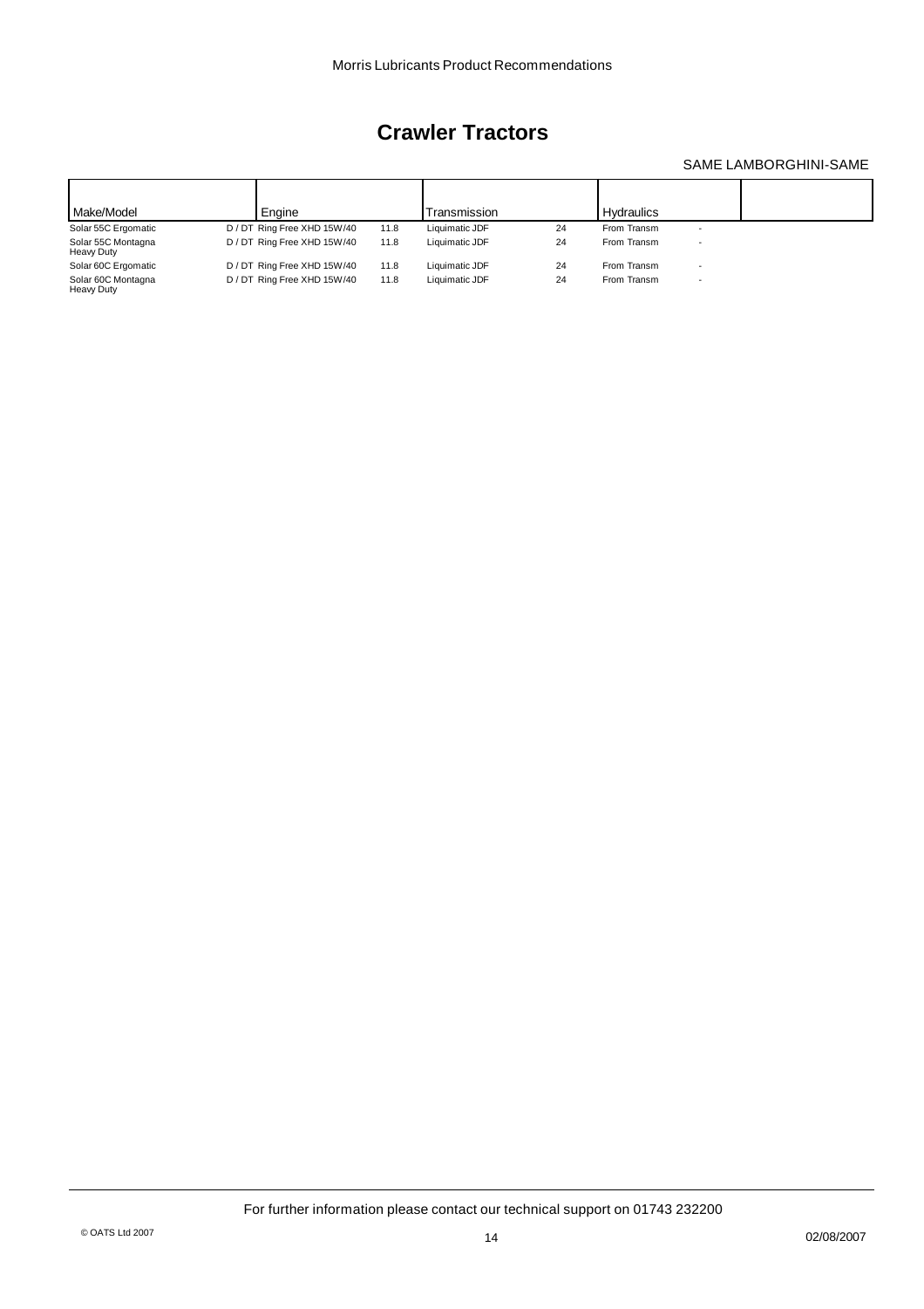# Crawler Tractors

SAME LAMBORGHINI-SAME

| Make/Model | Engine | | | Transmission | | Hydraulics | | |
|---|---|---|---|---|---|---|---|---|
| Solar 55C Ergomatic | D / DT | Ring Free XHD 15W/40 | 11.8 | Liquimatic JDF | 24 | From Transm | - | |
| Solar 55C Montagna Heavy Duty | D / DT | Ring Free XHD 15W/40 | 11.8 | Liquimatic JDF | 24 | From Transm | - | |
| Solar 60C Ergomatic | D / DT | Ring Free XHD 15W/40 | 11.8 | Liquimatic JDF | 24 | From Transm | - | |
| Solar 60C Montagna Heavy Duty | D / DT | Ring Free XHD 15W/40 | 11.8 | Liquimatic JDF | 24 | From Transm | - | |

For further information please contact our technical support on 01743 232200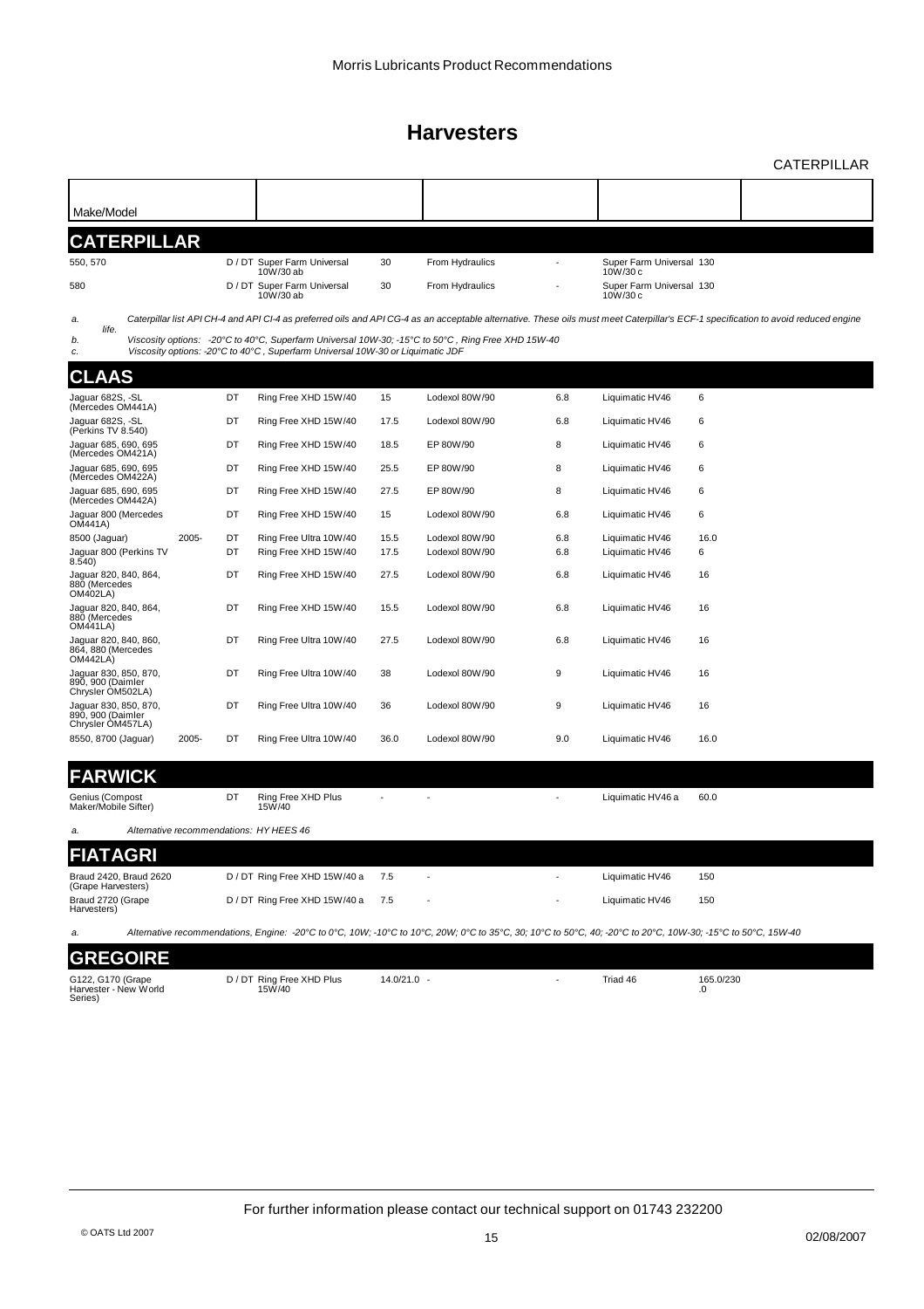# Harvesters

| Make/Model | | | | | | | | |
|---|---|---|---|---|---|---|---|---|
| **CATERPILLAR** | | | | | | | | |
| 550, 570 | | D / DT | Super Farm Universal 10W/30 ab | 30 | From Hydraulics | - | Super Farm Universal 10W/30 c | 130 |
| 580 | | D / DT | Super Farm Universal 10W/30 ab | 30 | From Hydraulics | - | Super Farm Universal 10W/30 c | 130 |

*a. Caterpillar list API CH-4 and API CI-4 as preferred oils and API CG-4 as an acceptable alternative. These oils must meet Caterpillar's ECF-1 specification to avoid reduced engine life.*
*b. Viscosity options: -20°C to 40°C, Superfarm Universal 10W-30; -15°C to 50°C , Ring Free XHD 15W-40*
*c. Viscosity options: -20°C to 40°C , Superfarm Universal 10W-30 or Liquimatic JDF*

| Make/Model | | | | | | | | |
|---|---|---|---|---|---|---|---|---|
| **CLAAS** | | | | | | | | |
| Jaguar 682S, -SL (Mercedes OM441A) | | DT | Ring Free XHD 15W/40 | 15 | Lodexol 80W/90 | 6.8 | Liquimatic HV46 | 6 |
| Jaguar 682S, -SL (Perkins TV 8.540) | | DT | Ring Free XHD 15W/40 | 17.5 | Lodexol 80W/90 | 6.8 | Liquimatic HV46 | 6 |
| Jaguar 685, 690, 695 (Mercedes OM421A) | | DT | Ring Free XHD 15W/40 | 18.5 | EP 80W/90 | 8 | Liquimatic HV46 | 6 |
| Jaguar 685, 690, 695 (Mercedes OM422A) | | DT | Ring Free XHD 15W/40 | 25.5 | EP 80W/90 | 8 | Liquimatic HV46 | 6 |
| Jaguar 685, 690, 695 (Mercedes OM442A) | | DT | Ring Free XHD 15W/40 | 27.5 | EP 80W/90 | 8 | Liquimatic HV46 | 6 |
| Jaguar 800 (Mercedes OM441A) | | DT | Ring Free XHD 15W/40 | 15 | Lodexol 80W/90 | 6.8 | Liquimatic HV46 | 6 |
| 8500 (Jaguar) | 2005- | DT | Ring Free Ultra 10W/40 | 15.5 | Lodexol 80W/90 | 6.8 | Liquimatic HV46 | 16.0 |
| Jaguar 800 (Perkins TV 8.540) | | DT | Ring Free XHD 15W/40 | 17.5 | Lodexol 80W/90 | 6.8 | Liquimatic HV46 | 6 |
| Jaguar 820, 840, 864, 880 (Mercedes OM402LA) | | DT | Ring Free XHD 15W/40 | 27.5 | Lodexol 80W/90 | 6.8 | Liquimatic HV46 | 16 |
| Jaguar 820, 840, 864, 880 (Mercedes OM441LA) | | DT | Ring Free XHD 15W/40 | 15.5 | Lodexol 80W/90 | 6.8 | Liquimatic HV46 | 16 |
| Jaguar 820, 840, 860, 864, 880 (Mercedes OM442LA) | | DT | Ring Free Ultra 10W/40 | 27.5 | Lodexol 80W/90 | 6.8 | Liquimatic HV46 | 16 |
| Jaguar 830, 850, 870, 890, 900 (Daimler Chrysler OM502LA) | | DT | Ring Free Ultra 10W/40 | 38 | Lodexol 80W/90 | 9 | Liquimatic HV46 | 16 |
| Jaguar 830, 850, 870, 890, 900 (Daimler Chrysler OM457LA) | | DT | Ring Free Ultra 10W/40 | 36 | Lodexol 80W/90 | 9 | Liquimatic HV46 | 16 |
| 8550, 8700 (Jaguar) | 2005- | DT | Ring Free Ultra 10W/40 | 36.0 | Lodexol 80W/90 | 9.0 | Liquimatic HV46 | 16.0 |
| **FARWICK** | | | | | | | | |
| Genius (Compost Maker/Mobile Sifter) | | DT | Ring Free XHD Plus 15W/40 | - | - | - | Liquimatic HV46 a | 60.0 |

*a. Alternative recommendations: HY HEES 46*

| Make/Model | | | | | | | | |
|---|---|---|---|---|---|---|---|---|
| **FIATAGRI** | | | | | | | | |
| Braud 2420, Braud 2620 (Grape Harvesters) | | D / DT | Ring Free XHD 15W/40 a | 7.5 | - | - | Liquimatic HV46 | 150 |
| Braud 2720 (Grape Harvesters) | | D / DT | Ring Free XHD 15W/40 a | 7.5 | - | - | Liquimatic HV46 | 150 |

*a. Alternative recommendations, Engine: -20°C to 0°C, 10W; -10°C to 10°C, 20W; 0°C to 35°C, 30; 10°C to 50°C, 40; -20°C to 20°C, 10W-30; -15°C to 50°C, 15W-40*

| Make/Model | | | | | | | | |
|---|---|---|---|---|---|---|---|---|
| **GREGOIRE** | | | | | | | | |
| G122, G170 (Grape Harvester - New World Series) | | D / DT | Ring Free XHD Plus 15W/40 | 14.0/21.0 | - | - | Triad 46 | 165.0/230.0 |

For further information please contact our technical support on 01743 232200

© OATS Ltd 2007 — 02/08/2007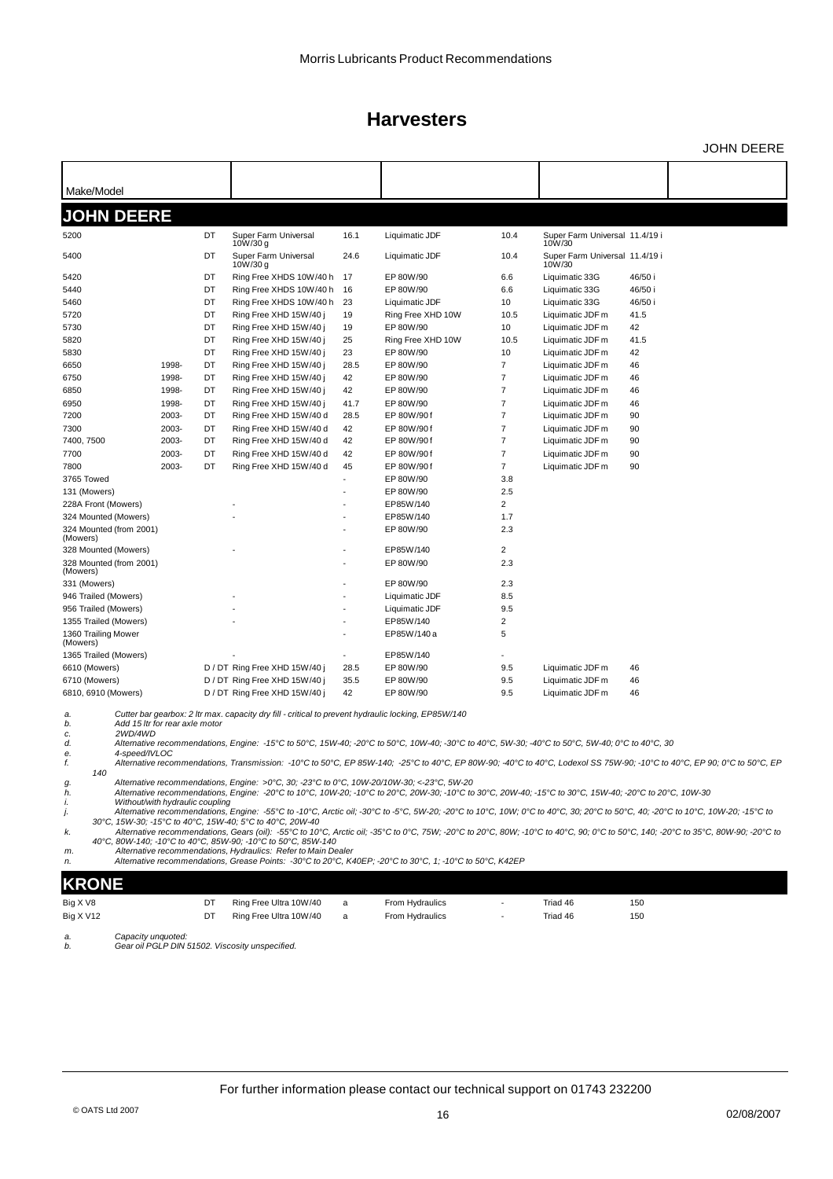# Harvesters

JOHN DEERE

| Make/Model | | | | | | | | |
|---|---|---|---|---|---|---|---|---|
| **JOHN DEERE** | | | | | | | | |
| 5200 | | DT | Super Farm Universal 10W/30 g | 16.1 | Liquimatic JDF | 10.4 | Super Farm Universal 10W/30 | 11.4/19 i |
| 5400 | | DT | Super Farm Universal 10W/30 g | 24.6 | Liquimatic JDF | 10.4 | Super Farm Universal 10W/30 | 11.4/19 i |
| 5420 | | DT | Ring Free XHDS 10W/40 h | 17 | EP 80W/90 | 6.6 | Liquimatic 33G | 46/50 i |
| 5440 | | DT | Ring Free XHDS 10W/40 h | 16 | EP 80W/90 | 6.6 | Liquimatic 33G | 46/50 i |
| 5460 | | DT | Ring Free XHDS 10W/40 h | 23 | Liquimatic JDF | 10 | Liquimatic 33G | 46/50 i |
| 5720 | | DT | Ring Free XHD 15W/40 j | 19 | Ring Free XHD 10W | 10.5 | Liquimatic JDF m | 41.5 |
| 5730 | | DT | Ring Free XHD 15W/40 j | 19 | EP 80W/90 | 10 | Liquimatic JDF m | 42 |
| 5820 | | DT | Ring Free XHD 15W/40 j | 25 | Ring Free XHD 10W | 10.5 | Liquimatic JDF m | 41.5 |
| 5830 | | DT | Ring Free XHD 15W/40 j | 23 | EP 80W/90 | 10 | Liquimatic JDF m | 42 |
| 6650 | 1998- | DT | Ring Free XHD 15W/40 j | 28.5 | EP 80W/90 | 7 | Liquimatic JDF m | 46 |
| 6750 | 1998- | DT | Ring Free XHD 15W/40 j | 42 | EP 80W/90 | 7 | Liquimatic JDF m | 46 |
| 6850 | 1998- | DT | Ring Free XHD 15W/40 j | 42 | EP 80W/90 | 7 | Liquimatic JDF m | 46 |
| 6950 | 1998- | DT | Ring Free XHD 15W/40 j | 41.7 | EP 80W/90 | 7 | Liquimatic JDF m | 46 |
| 7200 | 2003- | DT | Ring Free XHD 15W/40 d | 28.5 | EP 80W/90 f | 7 | Liquimatic JDF m | 90 |
| 7300 | 2003- | DT | Ring Free XHD 15W/40 d | 42 | EP 80W/90 f | 7 | Liquimatic JDF m | 90 |
| 7400, 7500 | 2003- | DT | Ring Free XHD 15W/40 d | 42 | EP 80W/90 f | 7 | Liquimatic JDF m | 90 |
| 7700 | 2003- | DT | Ring Free XHD 15W/40 d | 42 | EP 80W/90 f | 7 | Liquimatic JDF m | 90 |
| 7800 | 2003- | DT | Ring Free XHD 15W/40 d | 45 | EP 80W/90 f | 7 | Liquimatic JDF m | 90 |
| 3765 Towed | | | | - | EP 80W/90 | 3.8 | | |
| 131 (Mowers) | | | | - | EP 80W/90 | 2.5 | | |
| 228A Front (Mowers) | | | - | - | EP85W/140 | 2 | | |
| 324 Mounted (Mowers) | | | - | - | EP85W/140 | 1.7 | | |
| 324 Mounted (from 2001) (Mowers) | | | | - | EP 80W/90 | 2.3 | | |
| 328 Mounted (Mowers) | | | - | - | EP85W/140 | 2 | | |
| 328 Mounted (from 2001) (Mowers) | | | | - | EP 80W/90 | 2.3 | | |
| 331 (Mowers) | | | | - | EP 80W/90 | 2.3 | | |
| 946 Trailed (Mowers) | | | - | - | Liquimatic JDF | 8.5 | | |
| 956 Trailed (Mowers) | | | - | - | Liquimatic JDF | 9.5 | | |
| 1355 Trailed (Mowers) | | | - | - | EP85W/140 | 2 | | |
| 1360 Trailing Mower (Mowers) | | | | - | EP85W/140 a | 5 | | |
| 1365 Trailed (Mowers) | | | - | - | EP85W/140 | - | | |
| 6610 (Mowers) | | D / DT | Ring Free XHD 15W/40 j | 28.5 | EP 80W/90 | 9.5 | Liquimatic JDF m | 46 |
| 6710 (Mowers) | | D / DT | Ring Free XHD 15W/40 j | 35.5 | EP 80W/90 | 9.5 | Liquimatic JDF m | 46 |
| 6810, 6910 (Mowers) | | D / DT | Ring Free XHD 15W/40 j | 42 | EP 80W/90 | 9.5 | Liquimatic JDF m | 46 |

*a. Cutter bar gearbox: 2 ltr max. capacity dry fill - critical to prevent hydraulic locking, EP85W/140*
*b. Add 15 ltr for rear axle motor*
*c. 2WD/4WD*
*d. Alternative recommendations, Engine: -15°C to 50°C, 15W-40; -20°C to 50°C, 10W-40; -30°C to 40°C, 5W-30; -40°C to 50°C, 5W-40; 0°C to 40°C, 30*
*e. 4-speed/IVLOC*
*f. Alternative recommendations, Transmission: -10°C to 50°C, EP 85W-140; -25°C to 40°C, EP 80W-90; -40°C to 40°C, Lodexol SS 75W-90; -10°C to 40°C, EP 90; 0°C to 50°C, EP 140*
*g. Alternative recommendations, Engine: >0°C, 30; -23°C to 0°C, 10W-20/10W-30; <-23°C, 5W-20*
*h. Alternative recommendations, Engine: -20°C to 10°C, 10W-20; -10°C to 20°C, 20W-30; -10°C to 30°C, 20W-40; -15°C to 30°C, 15W-40; -20°C to 20°C, 10W-30*
*i. Without/with hydraulic coupling*
*j. Alternative recommendations, Engine: -55°C to -10°C, Arctic oil; -30°C to -5°C, 5W-20; -20°C to 10°C, 10W; 0°C to 40°C, 30; 20°C to 50°C, 40; -20°C to 10°C, 10W-20; -15°C to 30°C, 15W-30; -15°C to 40°C, 15W-40; 5°C to 40°C, 20W-40*
*k. Alternative recommendations, Gears (oil): -55°C to 10°C, Arctic oil; -35°C to 0°C, 75W; -20°C to 20°C, 80W; -10°C to 40°C, 90; 0°C to 50°C, 140; -20°C to 35°C, 80W-90; -20°C to 40°C, 80W-140; -10°C to 40°C, 85W-90; -10°C to 50°C, 85W-140*
*m. Alternative recommendations, Hydraulics: Refer to Main Dealer*
*n. Alternative recommendations, Grease Points: -30°C to 20°C, K40EP; -20°C to 30°C, 1; -10°C to 50°C, K42EP*

| **KRONE** | | | | | | | |
|---|---|---|---|---|---|---|---|
| Big X V8 | DT | Ring Free Ultra 10W/40 | a | From Hydraulics | - | Triad 46 | 150 |
| Big X V12 | DT | Ring Free Ultra 10W/40 | a | From Hydraulics | - | Triad 46 | 150 |

*a. Capacity unquoted:*
*b. Gear oil PGLP DIN 51502. Viscosity unspecified.*

For further information please contact our technical support on 01743 232200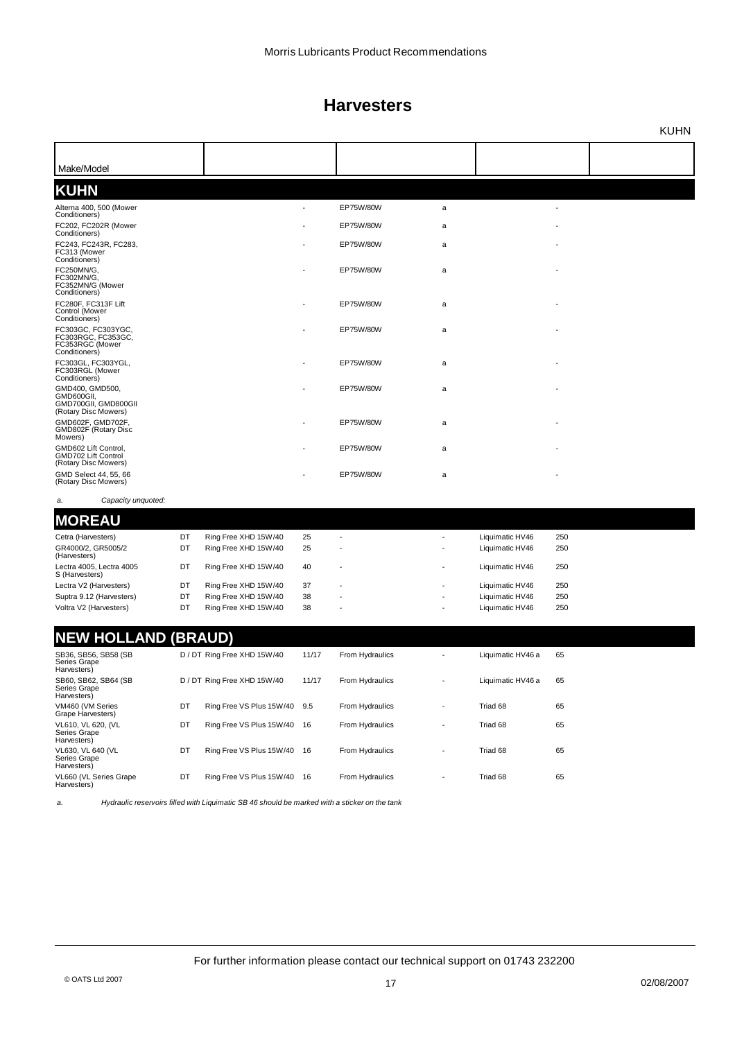# Harvesters

| Make/Model | | | | | | | |
|---|---|---|---|---|---|---|---|
| **KUHN** | | | | | | | |
| Alterna 400, 500 (Mower Conditioners) | | | - | EP75W/80W | a | | - |
| FC202, FC202R (Mower Conditioners) | | | - | EP75W/80W | a | | - |
| FC243, FC243R, FC283, FC313 (Mower Conditioners) | | | - | EP75W/80W | a | | - |
| FC250MN/G, FC302MN/G, FC352MN/G (Mower Conditioners) | | | - | EP75W/80W | a | | - |
| FC280F, FC313F Lift Control (Mower Conditioners) | | | - | EP75W/80W | a | | - |
| FC303GC, FC303YGC, FC303RGC, FC353GC, FC353RGC (Mower Conditioners) | | | - | EP75W/80W | a | | - |
| FC303GL, FC303YGL, FC303RGL (Mower Conditioners) | | | - | EP75W/80W | a | | - |
| GMD400, GMD500, GMD600GII, GMD700GII, GMD800GII (Rotary Disc Mowers) | | | - | EP75W/80W | a | | - |
| GMD602F, GMD702F, GMD802F (Rotary Disc Mowers) | | | - | EP75W/80W | a | | - |
| GMD602 Lift Control, GMD702 Lift Control (Rotary Disc Mowers) | | | - | EP75W/80W | a | | - |
| GMD Select 44, 55, 66 (Rotary Disc Mowers) | | | - | EP75W/80W | a | | - |

*a. Capacity unquoted:*

| Make/Model | | | | | | | |
|---|---|---|---|---|---|---|---|
| **MOREAU** | | | | | | | |
| Cetra (Harvesters) | DT | Ring Free XHD 15W/40 | 25 | - | - | Liquimatic HV46 | 250 |
| GR4000/2, GR5005/2 (Harvesters) | DT | Ring Free XHD 15W/40 | 25 | - | - | Liquimatic HV46 | 250 |
| Lectra 4005, Lectra 4005 S (Harvesters) | DT | Ring Free XHD 15W/40 | 40 | - | - | Liquimatic HV46 | 250 |
| Lectra V2 (Harvesters) | DT | Ring Free XHD 15W/40 | 37 | - | - | Liquimatic HV46 | 250 |
| Suptra 9.12 (Harvesters) | DT | Ring Free XHD 15W/40 | 38 | - | - | Liquimatic HV46 | 250 |
| Voltra V2 (Harvesters) | DT | Ring Free XHD 15W/40 | 38 | - | - | Liquimatic HV46 | 250 |

| Make/Model | | | | | | | |
|---|---|---|---|---|---|---|---|
| **NEW HOLLAND (BRAUD)** | | | | | | | |
| SB36, SB56, SB58 (SB Series Grape Harvesters) | D / DT | Ring Free XHD 15W/40 | 11/17 | From Hydraulics | - | Liquimatic HV46 a | 65 |
| SB60, SB62, SB64 (SB Series Grape Harvesters) | D / DT | Ring Free XHD 15W/40 | 11/17 | From Hydraulics | - | Liquimatic HV46 a | 65 |
| VM460 (VM Series Grape Harvesters) | DT | Ring Free VS Plus 15W/40 | 9.5 | From Hydraulics | - | Triad 68 | 65 |
| VL610, VL 620, (VL Series Grape Harvesters) | DT | Ring Free VS Plus 15W/40 | 16 | From Hydraulics | - | Triad 68 | 65 |
| VL630, VL 640 (VL Series Grape Harvesters) | DT | Ring Free VS Plus 15W/40 | 16 | From Hydraulics | - | Triad 68 | 65 |
| VL660 (VL Series Grape Harvesters) | DT | Ring Free VS Plus 15W/40 | 16 | From Hydraulics | - | Triad 68 | 65 |

*a. Hydraulic reservoirs filled with Liquimatic SB 46 should be marked with a sticker on the tank*

For further information please contact our technical support on 01743 232200

© OATS Ltd 2007 02/08/2007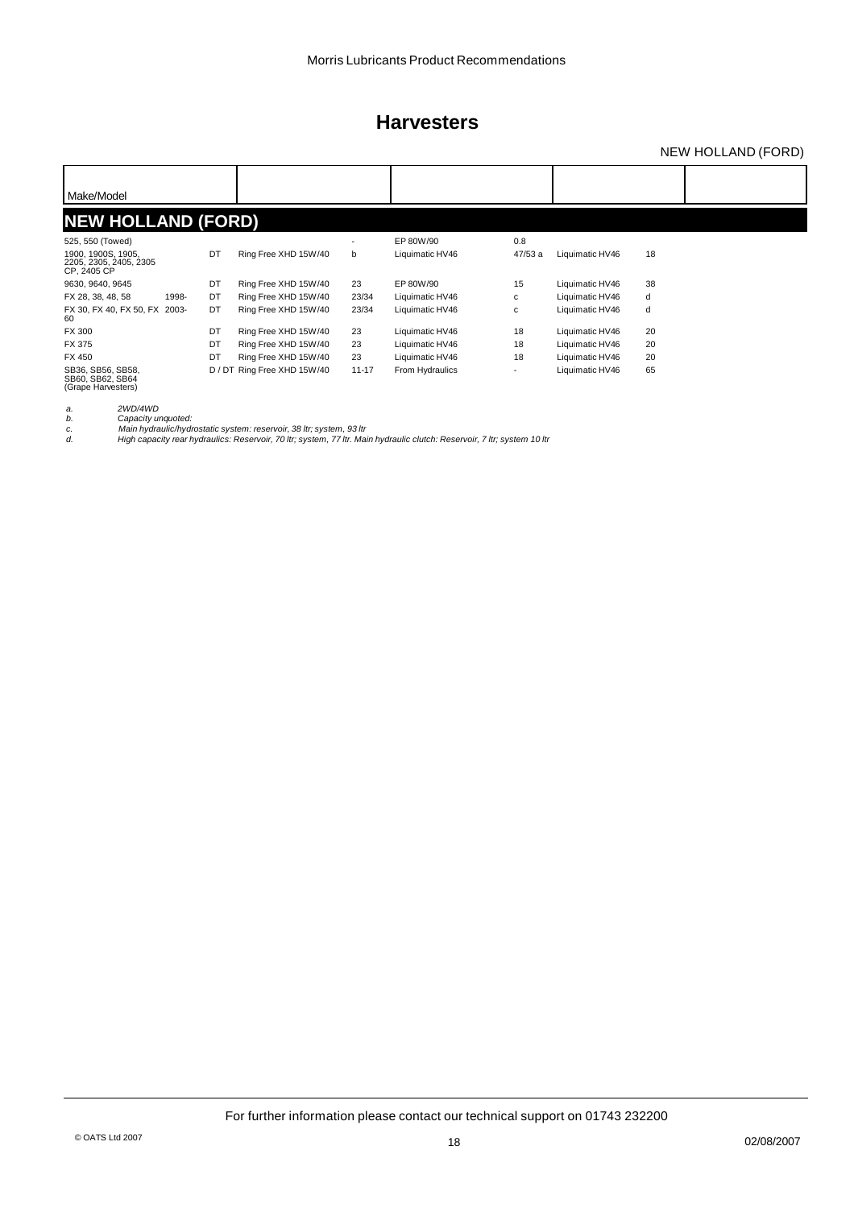# Harvesters

NEW HOLLAND (FORD)

| Make/Model | | | | | | | | |
|---|---|---|---|---|---|---|---|---|
| **NEW HOLLAND (FORD)** | | | | | | | | |
| 525, 550 (Towed) | | | | - | EP 80W/90 | 0.8 | | |
| 1900, 1900S, 1905, 2205, 2305, 2405, 2305 CP, 2405 CP | | DT | Ring Free XHD 15W/40 | b | Liquimatic HV46 | 47/53 a | Liquimatic HV46 | 18 |
| 9630, 9640, 9645 | | DT | Ring Free XHD 15W/40 | 23 | EP 80W/90 | 15 | Liquimatic HV46 | 38 |
| FX 28, 38, 48, 58 | 1998- | DT | Ring Free XHD 15W/40 | 23/34 | Liquimatic HV46 | c | Liquimatic HV46 | d |
| FX 30, FX 40, FX 50, FX 60 | 2003- | DT | Ring Free XHD 15W/40 | 23/34 | Liquimatic HV46 | c | Liquimatic HV46 | d |
| FX 300 | | DT | Ring Free XHD 15W/40 | 23 | Liquimatic HV46 | 18 | Liquimatic HV46 | 20 |
| FX 375 | | DT | Ring Free XHD 15W/40 | 23 | Liquimatic HV46 | 18 | Liquimatic HV46 | 20 |
| FX 450 | | DT | Ring Free XHD 15W/40 | 23 | Liquimatic HV46 | 18 | Liquimatic HV46 | 20 |
| SB36, SB56, SB58, SB60, SB62, SB64 (Grape Harvesters) | | D / DT | Ring Free XHD 15W/40 | 11-17 | From Hydraulics | - | Liquimatic HV46 | 65 |

*a. 2WD/4WD*
*b. Capacity unquoted:*
*c. Main hydraulic/hydrostatic system: reservoir, 38 ltr; system, 93 ltr*
*d. High capacity rear hydraulics: Reservoir, 70 ltr; system, 77 ltr. Main hydraulic clutch: Reservoir, 7 ltr; system 10 ltr*

For further information please contact our technical support on 01743 232200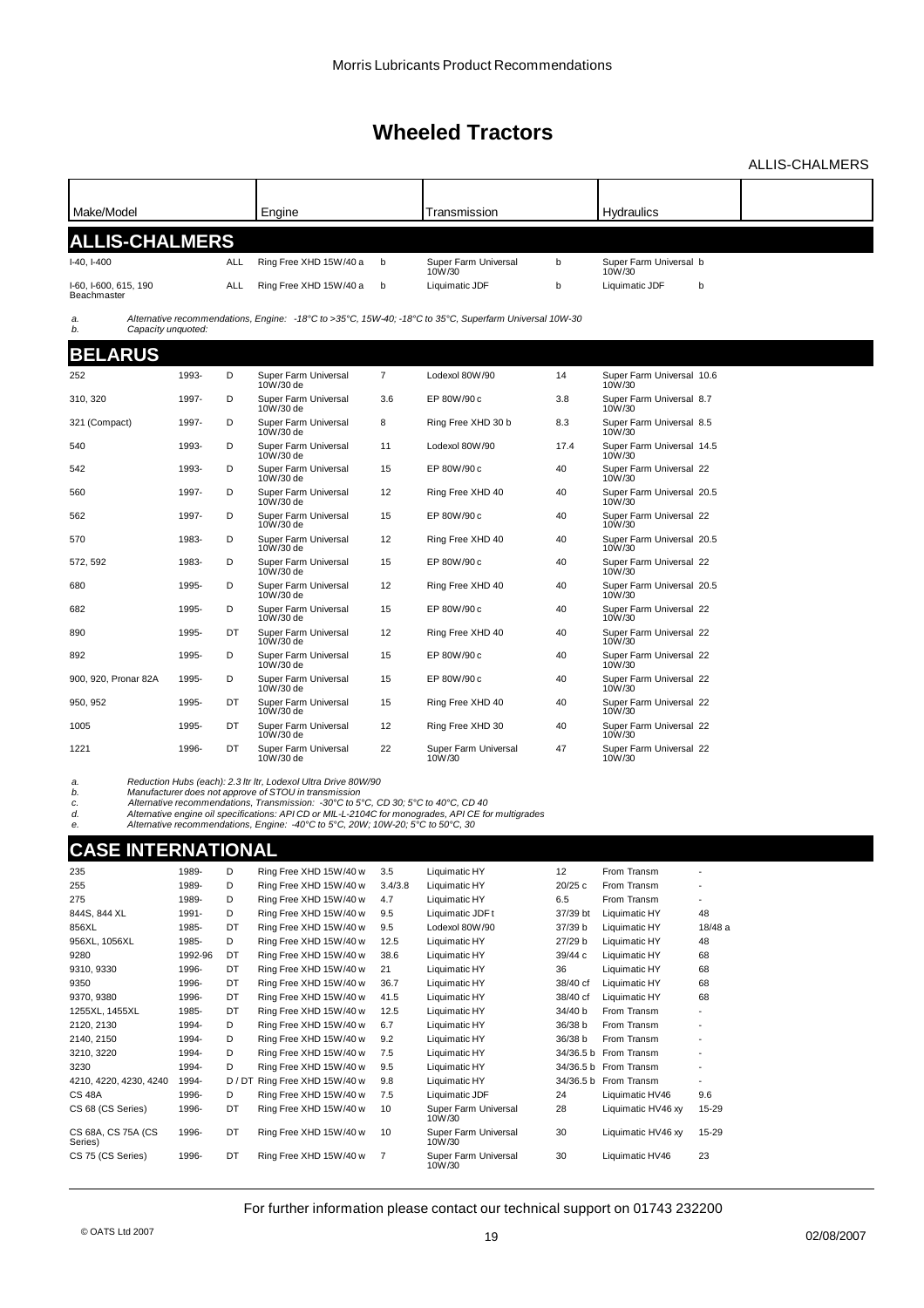# Wheeled Tractors

ALLIS-CHALMERS

| Make/Model | | | Engine | | Transmission | | Hydraulics | |
|---|---|---|---|---|---|---|---|---|
| **ALLIS-CHALMERS** | | | | | | | | |
| I-40, I-400 | | ALL | Ring Free XHD 15W/40 a | b | Super Farm Universal 10W/30 | b | Super Farm Universal 10W/30 | b |
| I-60, I-600, 615, 190 Beachmaster | | ALL | Ring Free XHD 15W/40 a | b | Liquimatic JDF | b | Liquimatic JDF | b |

*a. Alternative recommendations, Engine: -18°C to >35°C, 15W-40; -18°C to 35°C, Superfarm Universal 10W-30*
*b. Capacity unquoted:*

| Make/Model | | | Engine | | Transmission | | Hydraulics | |
|---|---|---|---|---|---|---|---|---|
| **BELARUS** | | | | | | | | |
| 252 | 1993- | D | Super Farm Universal 10W/30 de | 7 | Lodexol 80W/90 | 14 | Super Farm Universal 10W/30 | 10.6 |
| 310, 320 | 1997- | D | Super Farm Universal 10W/30 de | 3.6 | EP 80W/90 c | 3.8 | Super Farm Universal 10W/30 | 8.7 |
| 321 (Compact) | 1997- | D | Super Farm Universal 10W/30 de | 8 | Ring Free XHD 30 b | 8.3 | Super Farm Universal 10W/30 | 8.5 |
| 540 | 1993- | D | Super Farm Universal 10W/30 de | 11 | Lodexol 80W/90 | 17.4 | Super Farm Universal 10W/30 | 14.5 |
| 542 | 1993- | D | Super Farm Universal 10W/30 de | 15 | EP 80W/90 c | 40 | Super Farm Universal 10W/30 | 22 |
| 560 | 1997- | D | Super Farm Universal 10W/30 de | 12 | Ring Free XHD 40 | 40 | Super Farm Universal 10W/30 | 20.5 |
| 562 | 1997- | D | Super Farm Universal 10W/30 de | 15 | EP 80W/90 c | 40 | Super Farm Universal 10W/30 | 22 |
| 570 | 1983- | D | Super Farm Universal 10W/30 de | 12 | Ring Free XHD 40 | 40 | Super Farm Universal 10W/30 | 20.5 |
| 572, 592 | 1983- | D | Super Farm Universal 10W/30 de | 15 | EP 80W/90 c | 40 | Super Farm Universal 10W/30 | 22 |
| 680 | 1995- | D | Super Farm Universal 10W/30 de | 12 | Ring Free XHD 40 | 40 | Super Farm Universal 10W/30 | 20.5 |
| 682 | 1995- | D | Super Farm Universal 10W/30 de | 15 | EP 80W/90 c | 40 | Super Farm Universal 10W/30 | 22 |
| 890 | 1995- | DT | Super Farm Universal 10W/30 de | 12 | Ring Free XHD 40 | 40 | Super Farm Universal 10W/30 | 22 |
| 892 | 1995- | D | Super Farm Universal 10W/30 de | 15 | EP 80W/90 c | 40 | Super Farm Universal 10W/30 | 22 |
| 900, 920, Pronar 82A | 1995- | D | Super Farm Universal 10W/30 de | 15 | EP 80W/90 c | 40 | Super Farm Universal 10W/30 | 22 |
| 950, 952 | 1995- | DT | Super Farm Universal 10W/30 de | 15 | Ring Free XHD 40 | 40 | Super Farm Universal 10W/30 | 22 |
| 1005 | 1995- | DT | Super Farm Universal 10W/30 de | 12 | Ring Free XHD 30 | 40 | Super Farm Universal 10W/30 | 22 |
| 1221 | 1996- | DT | Super Farm Universal 10W/30 de | 22 | Super Farm Universal 10W/30 | 47 | Super Farm Universal 10W/30 | 22 |

*a. Reduction Hubs (each): 2.3 ltr ltr, Lodexol Ultra Drive 80W/90*
*b. Manufacturer does not approve of STOU in transmission*
*c. Alternative recommendations, Transmission: -30°C to 5°C, CD 30; 5°C to 40°C, CD 40*
*d. Alternative engine oil specifications: API CD or MIL-L-2104C for monogrades, API CE for multigrades*
*e. Alternative recommendations, Engine: -40°C to 5°C, 20W; 10W-20; 5°C to 50°C, 30*

| Make/Model | | | Engine | | Transmission | | Hydraulics | |
|---|---|---|---|---|---|---|---|---|
| **CASE INTERNATIONAL** | | | | | | | | |
| 235 | 1989- | D | Ring Free XHD 15W/40 w | 3.5 | Liquimatic HY | 12 | From Transm | - |
| 255 | 1989- | D | Ring Free XHD 15W/40 w | 3.4/3.8 | Liquimatic HY | 20/25 c | From Transm | - |
| 275 | 1989- | D | Ring Free XHD 15W/40 w | 4.7 | Liquimatic HY | 6.5 | From Transm | - |
| 844S, 844 XL | 1991- | D | Ring Free XHD 15W/40 w | 9.5 | Liquimatic JDF t | 37/39 bt | Liquimatic HY | 48 |
| 856XL | 1985- | DT | Ring Free XHD 15W/40 w | 9.5 | Lodexol 80W/90 | 37/39 b | Liquimatic HY | 18/48 a |
| 956XL, 1056XL | 1985- | D | Ring Free XHD 15W/40 w | 12.5 | Liquimatic HY | 27/29 b | Liquimatic HY | 48 |
| 9280 | 1992-96 | DT | Ring Free XHD 15W/40 w | 38.6 | Liquimatic HY | 39/44 c | Liquimatic HY | 68 |
| 9310, 9330 | 1996- | DT | Ring Free XHD 15W/40 w | 21 | Liquimatic HY | 36 | Liquimatic HY | 68 |
| 9350 | 1996- | DT | Ring Free XHD 15W/40 w | 36.7 | Liquimatic HY | 38/40 cf | Liquimatic HY | 68 |
| 9370, 9380 | 1996- | DT | Ring Free XHD 15W/40 w | 41.5 | Liquimatic HY | 38/40 cf | Liquimatic HY | 68 |
| 1255XL, 1455XL | 1985- | DT | Ring Free XHD 15W/40 w | 12.5 | Liquimatic HY | 34/40 b | From Transm | - |
| 2120, 2130 | 1994- | D | Ring Free XHD 15W/40 w | 6.7 | Liquimatic HY | 36/38 b | From Transm | - |
| 2140, 2150 | 1994- | D | Ring Free XHD 15W/40 w | 9.2 | Liquimatic HY | 36/38 b | From Transm | - |
| 3210, 3220 | 1994- | D | Ring Free XHD 15W/40 w | 7.5 | Liquimatic HY | 34/36.5 b | From Transm | - |
| 3230 | 1994- | D | Ring Free XHD 15W/40 w | 9.5 | Liquimatic HY | 34/36.5 b | From Transm | - |
| 4210, 4220, 4230, 4240 | 1994- | D / DT | Ring Free XHD 15W/40 w | 9.8 | Liquimatic HY | 34/36.5 b | From Transm | - |
| CS 48A | 1996- | D | Ring Free XHD 15W/40 w | 7.5 | Liquimatic JDF | 24 | Liquimatic HV46 | 9.6 |
| CS 68 (CS Series) | 1996- | DT | Ring Free XHD 15W/40 w | 10 | Super Farm Universal 10W/30 | 28 | Liquimatic HV46 xy | 15-29 |
| CS 68A, CS 75A (CS Series) | 1996- | DT | Ring Free XHD 15W/40 w | 10 | Super Farm Universal 10W/30 | 30 | Liquimatic HV46 xy | 15-29 |
| CS 75 (CS Series) | 1996- | DT | Ring Free XHD 15W/40 w | 7 | Super Farm Universal 10W/30 | 30 | Liquimatic HV46 | 23 |

For further information please contact our technical support on 01743 232200

© OATS Ltd 2007 — 02/08/2007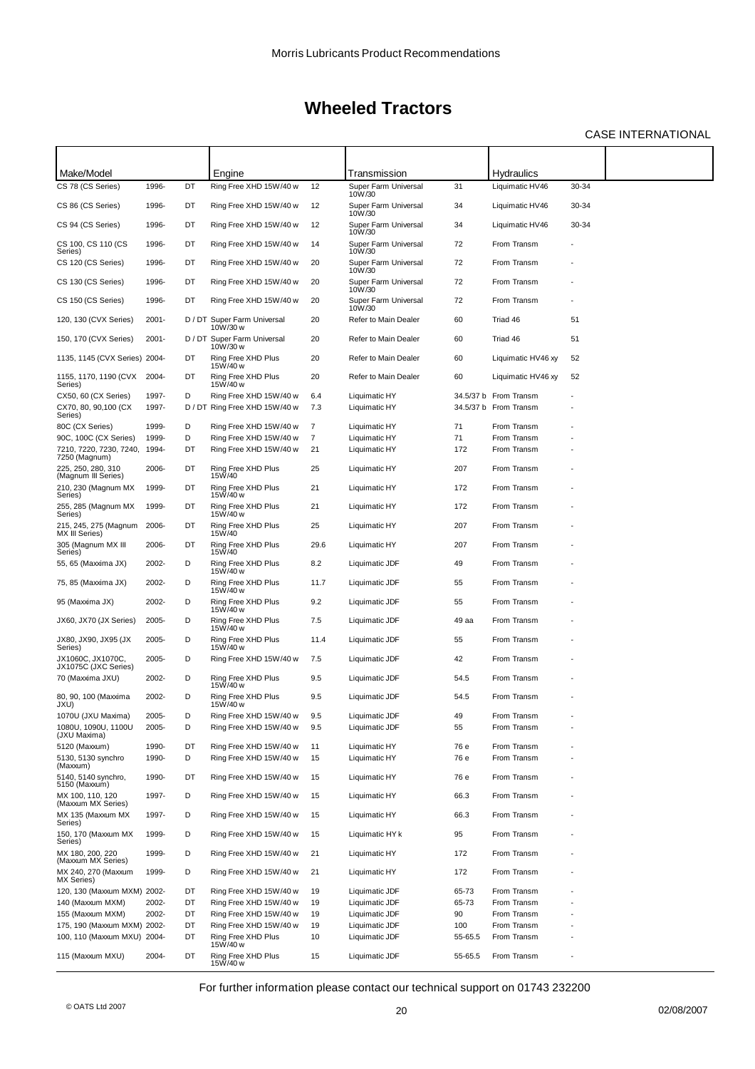# Wheeled Tractors

CASE INTERNATIONAL

| Make/Model | | | Engine | | Transmission | | Hydraulics | | |
|---|---|---|---|---|---|---|---|---|---|
| CS 78 (CS Series) | 1996- | DT | Ring Free XHD 15W/40 w | 12 | Super Farm Universal 10W/30 | 31 | Liquimatic HV46 | 30-34 | |
| CS 86 (CS Series) | 1996- | DT | Ring Free XHD 15W/40 w | 12 | Super Farm Universal 10W/30 | 34 | Liquimatic HV46 | 30-34 | |
| CS 94 (CS Series) | 1996- | DT | Ring Free XHD 15W/40 w | 12 | Super Farm Universal 10W/30 | 34 | Liquimatic HV46 | 30-34 | |
| CS 100, CS 110 (CS Series) | 1996- | DT | Ring Free XHD 15W/40 w | 14 | Super Farm Universal 10W/30 | 72 | From Transm | - | |
| CS 120 (CS Series) | 1996- | DT | Ring Free XHD 15W/40 w | 20 | Super Farm Universal 10W/30 | 72 | From Transm | - | |
| CS 130 (CS Series) | 1996- | DT | Ring Free XHD 15W/40 w | 20 | Super Farm Universal 10W/30 | 72 | From Transm | - | |
| CS 150 (CS Series) | 1996- | DT | Ring Free XHD 15W/40 w | 20 | Super Farm Universal 10W/30 | 72 | From Transm | - | |
| 120, 130 (CVX Series) | 2001- | D / DT | Super Farm Universal 10W/30 w | 20 | Refer to Main Dealer | 60 | Triad 46 | 51 | |
| 150, 170 (CVX Series) | 2001- | D / DT | Super Farm Universal 10W/30 w | 20 | Refer to Main Dealer | 60 | Triad 46 | 51 | |
| 1135, 1145 (CVX Series) | 2004- | DT | Ring Free XHD Plus 15W/40 w | 20 | Refer to Main Dealer | 60 | Liquimatic HV46 xy | 52 | |
| 1155, 1170, 1190 (CVX Series) | 2004- | DT | Ring Free XHD Plus 15W/40 w | 20 | Refer to Main Dealer | 60 | Liquimatic HV46 xy | 52 | |
| CX50, 60 (CX Series) | 1997- | D | Ring Free XHD 15W/40 w | 6.4 | Liquimatic HY | 34.5/37 b | From Transm | - | |
| CX70, 80, 90,100 (CX Series) | 1997- | D / DT | Ring Free XHD 15W/40 w | 7.3 | Liquimatic HY | 34.5/37 b | From Transm | - | |
| 80C (CX Series) | 1999- | D | Ring Free XHD 15W/40 w | 7 | Liquimatic HY | 71 | From Transm | - | |
| 90C, 100C (CX Series) | 1999- | D | Ring Free XHD 15W/40 w | 7 | Liquimatic HY | 71 | From Transm | - | |
| 7210, 7220, 7230, 7240, 7250 (Magnum) | 1994- | DT | Ring Free XHD 15W/40 w | 21 | Liquimatic HY | 172 | From Transm | - | |
| 225, 250, 280, 310 (Magnum III Series) | 2006- | DT | Ring Free XHD Plus 15W/40 | 25 | Liquimatic HY | 207 | From Transm | - | |
| 210, 230 (Magnum MX Series) | 1999- | DT | Ring Free XHD Plus 15W/40 w | 21 | Liquimatic HY | 172 | From Transm | - | |
| 255, 285 (Magnum MX Series) | 1999- | DT | Ring Free XHD Plus 15W/40 w | 21 | Liquimatic HY | 172 | From Transm | - | |
| 215, 245, 275 (Magnum MX III Series) | 2006- | DT | Ring Free XHD Plus 15W/40 | 25 | Liquimatic HY | 207 | From Transm | - | |
| 305 (Magnum MX III Series) | 2006- | DT | Ring Free XHD Plus 15W/40 | 29.6 | Liquimatic HY | 207 | From Transm | - | |
| 55, 65 (Maxxima JX) | 2002- | D | Ring Free XHD Plus 15W/40 w | 8.2 | Liquimatic JDF | 49 | From Transm | - | |
| 75, 85 (Maxxima JX) | 2002- | D | Ring Free XHD Plus 15W/40 w | 11.7 | Liquimatic JDF | 55 | From Transm | - | |
| 95 (Maxxima JX) | 2002- | D | Ring Free XHD Plus 15W/40 w | 9.2 | Liquimatic JDF | 55 | From Transm | - | |
| JX60, JX70 (JX Series) | 2005- | D | Ring Free XHD Plus 15W/40 w | 7.5 | Liquimatic JDF | 49 aa | From Transm | - | |
| JX80, JX90, JX95 (JX Series) | 2005- | D | Ring Free XHD Plus 15W/40 w | 11.4 | Liquimatic JDF | 55 | From Transm | - | |
| JX1060C, JX1070C, JX1075C (JXC Series) | 2005- | D | Ring Free XHD 15W/40 w | 7.5 | Liquimatic JDF | 42 | From Transm | - | |
| 70 (Maxxima JXU) | 2002- | D | Ring Free XHD Plus 15W/40 w | 9.5 | Liquimatic JDF | 54.5 | From Transm | - | |
| 80, 90, 100 (Maxxima JXU) | 2002- | D | Ring Free XHD Plus 15W/40 w | 9.5 | Liquimatic JDF | 54.5 | From Transm | - | |
| 1070U (JXU Maxima) | 2005- | D | Ring Free XHD 15W/40 w | 9.5 | Liquimatic JDF | 49 | From Transm | - | |
| 1080U, 1090U, 1100U (JXU Maxima) | 2005- | D | Ring Free XHD 15W/40 w | 9.5 | Liquimatic JDF | 55 | From Transm | - | |
| 5120 (Maxxum) | 1990- | DT | Ring Free XHD 15W/40 w | 11 | Liquimatic HY | 76 e | From Transm | - | |
| 5130, 5130 synchro (Maxxum) | 1990- | D | Ring Free XHD 15W/40 w | 15 | Liquimatic HY | 76 e | From Transm | - | |
| 5140, 5140 synchro, 5150 (Maxxum) | 1990- | DT | Ring Free XHD 15W/40 w | 15 | Liquimatic HY | 76 e | From Transm | - | |
| MX 100, 110, 120 (Maxxum MX Series) | 1997- | D | Ring Free XHD 15W/40 w | 15 | Liquimatic HY | 66.3 | From Transm | - | |
| MX 135 (Maxxum MX Series) | 1997- | D | Ring Free XHD 15W/40 w | 15 | Liquimatic HY | 66.3 | From Transm | - | |
| 150, 170 (Maxxum MX Series) | 1999- | D | Ring Free XHD 15W/40 w | 15 | Liquimatic HY k | 95 | From Transm | - | |
| MX 180, 200, 220 (Maxxum MX Series) | 1999- | D | Ring Free XHD 15W/40 w | 21 | Liquimatic HY | 172 | From Transm | - | |
| MX 240, 270 (Maxxum MX Series) | 1999- | D | Ring Free XHD 15W/40 w | 21 | Liquimatic HY | 172 | From Transm | - | |
| 120, 130 (Maxxum MXM) | 2002- | DT | Ring Free XHD 15W/40 w | 19 | Liquimatic JDF | 65-73 | From Transm | - | |
| 140 (Maxxum MXM) | 2002- | DT | Ring Free XHD 15W/40 w | 19 | Liquimatic JDF | 65-73 | From Transm | - | |
| 155 (Maxxum MXM) | 2002- | DT | Ring Free XHD 15W/40 w | 19 | Liquimatic JDF | 90 | From Transm | - | |
| 175, 190 (Maxxum MXM) | 2002- | DT | Ring Free XHD 15W/40 w | 19 | Liquimatic JDF | 100 | From Transm | - | |
| 100, 110 (Maxxum MXU) | 2004- | DT | Ring Free XHD Plus 15W/40 w | 10 | Liquimatic JDF | 55-65.5 | From Transm | - | |
| 115 (Maxxum MXU) | 2004- | DT | Ring Free XHD Plus 15W/40 w | 15 | Liquimatic JDF | 55-65.5 | From Transm | - | |

For further information please contact our technical support on 01743 232200

© OATS Ltd 2007 02/08/2007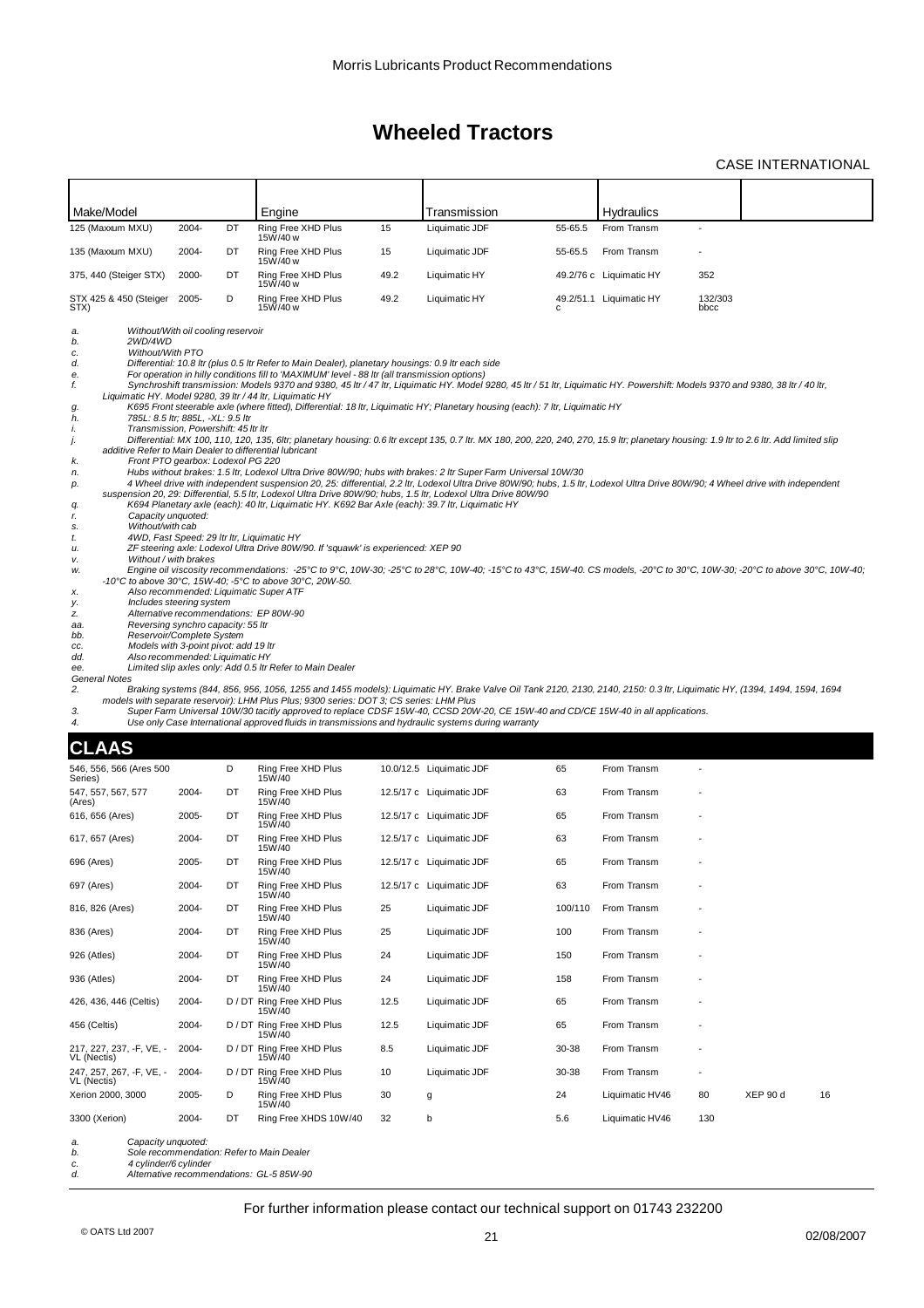# Wheeled Tractors

CASE INTERNATIONAL

| Make/Model | | | Engine | | Transmission | | Hydraulics | | | |
|---|---|---|---|---|---|---|---|---|---|---|
| 125 (Maxxum MXU) | 2004- | DT | Ring Free XHD Plus 15W/40 w | 15 | Liquimatic JDF | 55-65.5 | From Transm | - | | |
| 135 (Maxxum MXU) | 2004- | DT | Ring Free XHD Plus 15W/40 w | 15 | Liquimatic JDF | 55-65.5 | From Transm | - | | |
| 375, 440 (Steiger STX) | 2000- | DT | Ring Free XHD Plus 15W/40 w | 49.2 | Liquimatic HY | 49.2/76 c | Liquimatic HY | 352 | | |
| STX 425 & 450 (Steiger STX) | 2005- | D | Ring Free XHD Plus 15W/40 w | 49.2 | Liquimatic HY | 49.2/51.1 c | Liquimatic HY | 132/303 bbcc | | |

*a.* *Without/With oil cooling reservoir*
*b.* *2WD/4WD*
*c.* *Without/With PTO*
*d.* *Differential: 10.8 ltr (plus 0.5 ltr Refer to Main Dealer), planetary housings: 0.9 ltr each side*
*e.* *For operation in hilly conditions fill to 'MAXIMUM' level - 88 ltr (all transmission options)*
*f.* *Synchroshift transmission: Models 9370 and 9380, 45 ltr / 47 ltr, Liquimatic HY. Model 9280, 45 ltr / 51 ltr, Liquimatic HY. Powershift: Models 9370 and 9380, 38 ltr / 40 ltr, Liquimatic HY. Model 9280, 39 ltr / 44 ltr, Liquimatic HY*
*g.* *K695 Front steerable axle (where fitted), Differential: 18 ltr, Liquimatic HY; Planetary housing (each): 7 ltr, Liquimatic HY*
*h.* *785L: 8.5 ltr; 885L, -XL: 9.5 ltr*
*i.* *Transmission, Powershift: 45 ltr*
*j.* *Differential: MX 100, 110, 120, 135, 6ltr; planetary housing: 0.6 ltr except 135, 0.7 ltr. MX 180, 200, 220, 240, 270, 15.9 ltr; planetary housing: 1.9 ltr to 2.6 ltr. Add limited slip additive Refer to Main Dealer to differential lubricant*
*k.* *Front PTO gearbox: Lodexol PG 220*
*n.* *Hubs without brakes: 1.5 ltr, Lodexol Ultra Drive 80W/90; hubs with brakes: 2 ltr Super Farm Universal 10W/30*
*p.* *4 Wheel drive with independent suspension 20, 25: differential, 2.2 ltr, Lodexol Ultra Drive 80W/90; hubs, 1.5 ltr, Lodexol Ultra Drive 80W/90; 4 Wheel drive with independent suspension 20, 29: Differential, 5.5 ltr, Lodexol Ultra Drive 80W/90; hubs, 1.5 ltr, Lodexol Ultra Drive 80W/90*
*q.* *K694 Planetary axle (each): 40 ltr, Liquimatic HY. K692 Bar Axle (each): 39.7 ltr, Liquimatic HY*
*r.* *Capacity unquoted:*
*s.* *Without/with cab*
*t.* *4WD, Fast Speed: 29 ltr ltr, Liquimatic HY*
*u.* *ZF steering axle: Lodexol Ultra Drive 80W/90. If 'squawk' is experienced: XEP 90*
*v.* *Without / with brakes*
*w.* *Engine oil viscosity recommendations: -25°C to 9°C, 10W-30; -25°C to 28°C, 10W-40; -15°C to 43°C, 15W-40. CS models, -20°C to 30°C, 10W-30; -20°C to above 30°C, 10W-40; -10°C to above 30°C, 15W-40; -5°C to above 30°C, 20W-50.*
*x.* *Also recommended: Liquimatic Super ATF*
*y.* *Includes steering system*
*z.* *Alternative recommendations: EP 80W-90*
*aa.* *Reversing synchro capacity: 55 ltr*
*bb.* *Reservoir/Complete System*
*cc.* *Models with 3-point pivot: add 19 ltr*
*dd.* *Also recommended: Liquimatic HY*
*ee.* *Limited slip axles only: Add 0.5 ltr Refer to Main Dealer*

*General Notes*
*2.* *Braking systems (844, 856, 956, 1056, 1255 and 1455 models): Liquimatic HY. Brake Valve Oil Tank 2120, 2130, 2140, 2150: 0.3 ltr, Liquimatic HY, (1394, 1494, 1594, 1694 models with separate reservoir): LHM Plus Plus; 9300 series: DOT 3; CS series: LHM Plus*
*3.* *Super Farm Universal 10W/30 tacitly approved to replace CDSF 15W-40, CCSD 20W-20, CE 15W-40 and CD/CE 15W-40 in all applications.*
*4.* *Use only Case International approved fluids in transmissions and hydraulic systems during warranty*

## CLAAS

| Make/Model | | | Engine | | Transmission | | Hydraulics | | | |
|---|---|---|---|---|---|---|---|---|---|---|
| 546, 556, 566 (Ares 500 Series) | | D | Ring Free XHD Plus 15W/40 | 10.0/12.5 | Liquimatic JDF | 65 | From Transm | - | | |
| 547, 557, 567, 577 (Ares) | 2004- | DT | Ring Free XHD Plus 15W/40 | 12.5/17 c | Liquimatic JDF | 63 | From Transm | - | | |
| 616, 656 (Ares) | 2005- | DT | Ring Free XHD Plus 15W/40 | 12.5/17 c | Liquimatic JDF | 65 | From Transm | - | | |
| 617, 657 (Ares) | 2004- | DT | Ring Free XHD Plus 15W/40 | 12.5/17 c | Liquimatic JDF | 63 | From Transm | - | | |
| 696 (Ares) | 2005- | DT | Ring Free XHD Plus 15W/40 | 12.5/17 c | Liquimatic JDF | 65 | From Transm | - | | |
| 697 (Ares) | 2004- | DT | Ring Free XHD Plus 15W/40 | 12.5/17 c | Liquimatic JDF | 63 | From Transm | - | | |
| 816, 826 (Ares) | 2004- | DT | Ring Free XHD Plus 15W/40 | 25 | Liquimatic JDF | 100/110 | From Transm | - | | |
| 836 (Ares) | 2004- | DT | Ring Free XHD Plus 15W/40 | 25 | Liquimatic JDF | 100 | From Transm | - | | |
| 926 (Atles) | 2004- | DT | Ring Free XHD Plus 15W/40 | 24 | Liquimatic JDF | 150 | From Transm | - | | |
| 936 (Atles) | 2004- | DT | Ring Free XHD Plus 15W/40 | 24 | Liquimatic JDF | 158 | From Transm | - | | |
| 426, 436, 446 (Celtis) | 2004- | D / DT | Ring Free XHD Plus 15W/40 | 12.5 | Liquimatic JDF | 65 | From Transm | - | | |
| 456 (Celtis) | 2004- | D / DT | Ring Free XHD Plus 15W/40 | 12.5 | Liquimatic JDF | 65 | From Transm | - | | |
| 217, 227, 237, -F, VE, -VL (Nectis) | 2004- | D / DT | Ring Free XHD Plus 15W/40 | 8.5 | Liquimatic JDF | 30-38 | From Transm | - | | |
| 247, 257, 267, -F, VE, -VL (Nectis) | 2004- | D / DT | Ring Free XHD Plus 15W/40 | 10 | Liquimatic JDF | 30-38 | From Transm | - | | |
| Xerion 2000, 3000 | 2005- | D | Ring Free XHD Plus 15W/40 | 30 | g | 24 | Liquimatic HV46 | 80 | XEP 90 d | 16 |
| 3300 (Xerion) | 2004- | DT | Ring Free XHDS 10W/40 | 32 | b | 5.6 | Liquimatic HV46 | 130 | | |

*a.* *Capacity unquoted:*
*b.* *Sole recommendation: Refer to Main Dealer*
*c.* *4 cylinder/6 cylinder*
*d.* *Alternative recommendations: GL-5 85W-90*

For further information please contact our technical support on 01743 232200

© OATS Ltd 2007 02/08/2007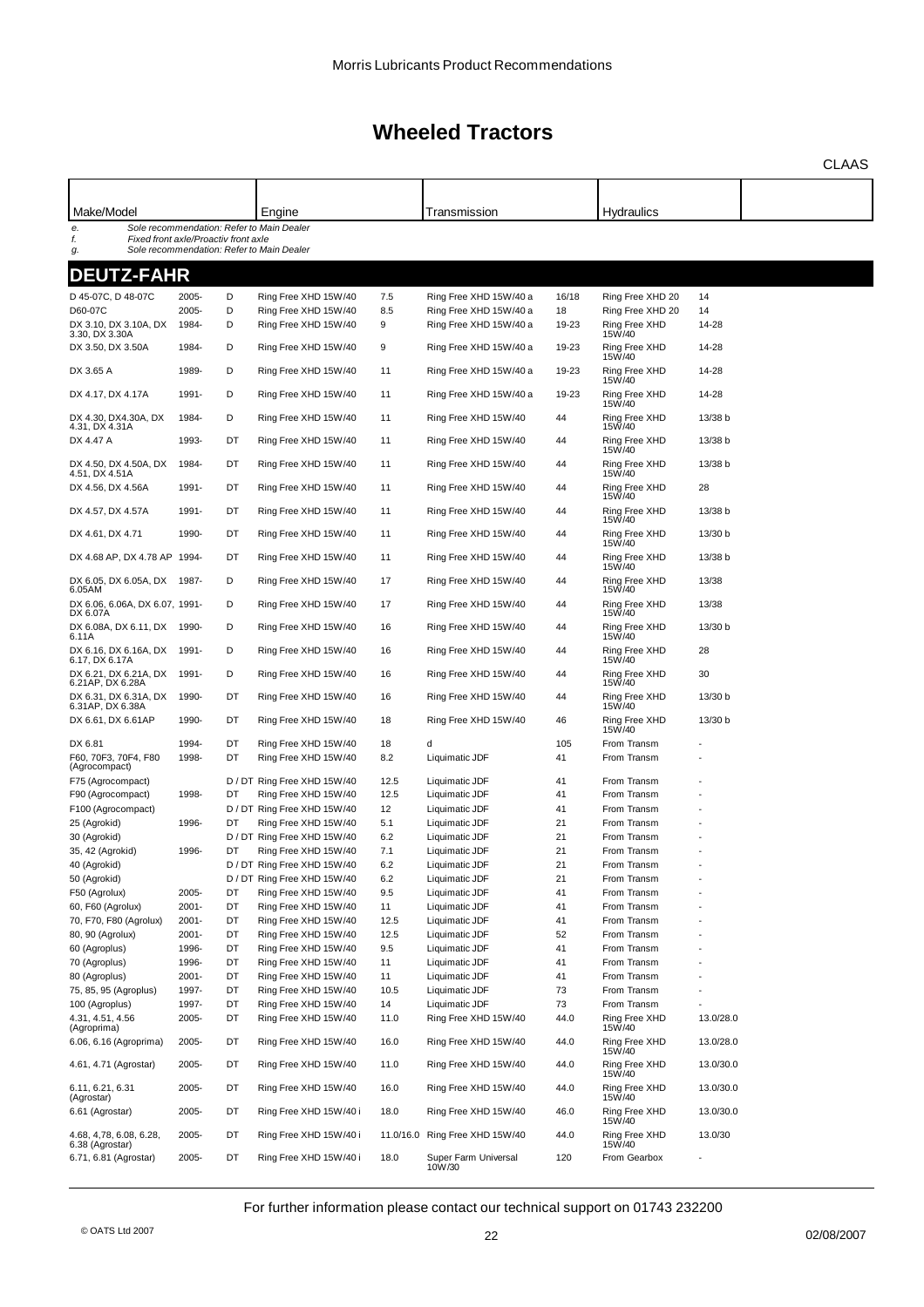# Wheeled Tractors

CLAAS

| Make/Model | | | Engine | | Transmission | | Hydraulics | |
|---|---|---|---|---|---|---|---|---|

*e. Sole recommendation: Refer to Main Dealer*
*f. Fixed front axle/Proactiv front axle*
*g. Sole recommendation: Refer to Main Dealer*

## DEUTZ-FAHR

| Make/Model | Year | Type | Engine | | Transmission | | Hydraulics | |
|---|---|---|---|---|---|---|---|---|
| D 45-07C, D 48-07C | 2005- | D | Ring Free XHD 15W/40 | 7.5 | Ring Free XHD 15W/40 a | 16/18 | Ring Free XHD 20 | 14 |
| D60-07C | 2005- | D | Ring Free XHD 15W/40 | 8.5 | Ring Free XHD 15W/40 a | 18 | Ring Free XHD 20 | 14 |
| DX 3.10, DX 3.10A, DX 3.30, DX 3.30A | 1984- | D | Ring Free XHD 15W/40 | 9 | Ring Free XHD 15W/40 a | 19-23 | Ring Free XHD 15W/40 | 14-28 |
| DX 3.50, DX 3.50A | 1984- | D | Ring Free XHD 15W/40 | 9 | Ring Free XHD 15W/40 a | 19-23 | Ring Free XHD 15W/40 | 14-28 |
| DX 3.65 A | 1989- | D | Ring Free XHD 15W/40 | 11 | Ring Free XHD 15W/40 a | 19-23 | Ring Free XHD 15W/40 | 14-28 |
| DX 4.17, DX 4.17A | 1991- | D | Ring Free XHD 15W/40 | 11 | Ring Free XHD 15W/40 a | 19-23 | Ring Free XHD 15W/40 | 14-28 |
| DX 4.30, DX4.30A, DX 4.31, DX 4.31A | 1984- | D | Ring Free XHD 15W/40 | 11 | Ring Free XHD 15W/40 | 44 | Ring Free XHD 15W/40 | 13/38 b |
| DX 4.47 A | 1993- | DT | Ring Free XHD 15W/40 | 11 | Ring Free XHD 15W/40 | 44 | Ring Free XHD 15W/40 | 13/38 b |
| DX 4.50, DX 4.50A, DX 4.51, DX 4.51A | 1984- | DT | Ring Free XHD 15W/40 | 11 | Ring Free XHD 15W/40 | 44 | Ring Free XHD 15W/40 | 13/38 b |
| DX 4.56, DX 4.56A | 1991- | DT | Ring Free XHD 15W/40 | 11 | Ring Free XHD 15W/40 | 44 | Ring Free XHD 15W/40 | 28 |
| DX 4.57, DX 4.57A | 1991- | DT | Ring Free XHD 15W/40 | 11 | Ring Free XHD 15W/40 | 44 | Ring Free XHD 15W/40 | 13/38 b |
| DX 4.61, DX 4.71 | 1990- | DT | Ring Free XHD 15W/40 | 11 | Ring Free XHD 15W/40 | 44 | Ring Free XHD 15W/40 | 13/30 b |
| DX 4.68 AP, DX 4.78 AP | 1994- | DT | Ring Free XHD 15W/40 | 11 | Ring Free XHD 15W/40 | 44 | Ring Free XHD 15W/40 | 13/38 b |
| DX 6.05, DX 6.05A, DX 6.05AM | 1987- | D | Ring Free XHD 15W/40 | 17 | Ring Free XHD 15W/40 | 44 | Ring Free XHD 15W/40 | 13/38 |
| DX 6.06, 6.06A, DX 6.07, DX 6.07A | 1991- | D | Ring Free XHD 15W/40 | 17 | Ring Free XHD 15W/40 | 44 | Ring Free XHD 15W/40 | 13/38 |
| DX 6.08A, DX 6.11, DX 6.11A | 1990- | D | Ring Free XHD 15W/40 | 16 | Ring Free XHD 15W/40 | 44 | Ring Free XHD 15W/40 | 13/30 b |
| DX 6.16, DX 6.16A, DX 6.17, DX 6.17A | 1991- | D | Ring Free XHD 15W/40 | 16 | Ring Free XHD 15W/40 | 44 | Ring Free XHD 15W/40 | 28 |
| DX 6.21, DX 6.21A, DX 6.21AP, DX 6.28A | 1991- | D | Ring Free XHD 15W/40 | 16 | Ring Free XHD 15W/40 | 44 | Ring Free XHD 15W/40 | 30 |
| DX 6.31, DX 6.31A, DX 6.31AP, DX 6.38A | 1990- | DT | Ring Free XHD 15W/40 | 16 | Ring Free XHD 15W/40 | 44 | Ring Free XHD 15W/40 | 13/30 b |
| DX 6.61, DX 6.61AP | 1990- | DT | Ring Free XHD 15W/40 | 18 | Ring Free XHD 15W/40 | 46 | Ring Free XHD 15W/40 | 13/30 b |
| DX 6.81 | 1994- | DT | Ring Free XHD 15W/40 | 18 | d | 105 | From Transm | - |
| F60, 70F3, 70F4, F80 (Agrocompact) | 1998- | DT | Ring Free XHD 15W/40 | 8.2 | Liquimatic JDF | 41 | From Transm | - |
| F75 (Agrocompact) | | D / DT | Ring Free XHD 15W/40 | 12.5 | Liquimatic JDF | 41 | From Transm | - |
| F90 (Agrocompact) | 1998- | DT | Ring Free XHD 15W/40 | 12.5 | Liquimatic JDF | 41 | From Transm | - |
| F100 (Agrocompact) | | D / DT | Ring Free XHD 15W/40 | 12 | Liquimatic JDF | 41 | From Transm | - |
| 25 (Agrokid) | 1996- | DT | Ring Free XHD 15W/40 | 5.1 | Liquimatic JDF | 21 | From Transm | - |
| 30 (Agrokid) | | D / DT | Ring Free XHD 15W/40 | 6.2 | Liquimatic JDF | 21 | From Transm | - |
| 35, 42 (Agrokid) | 1996- | DT | Ring Free XHD 15W/40 | 7.1 | Liquimatic JDF | 21 | From Transm | - |
| 40 (Agrokid) | | D / DT | Ring Free XHD 15W/40 | 6.2 | Liquimatic JDF | 21 | From Transm | - |
| 50 (Agrokid) | | D / DT | Ring Free XHD 15W/40 | 6.2 | Liquimatic JDF | 21 | From Transm | - |
| F50 (Agrolux) | 2005- | DT | Ring Free XHD 15W/40 | 9.5 | Liquimatic JDF | 41 | From Transm | - |
| 60, F60 (Agrolux) | 2001- | DT | Ring Free XHD 15W/40 | 11 | Liquimatic JDF | 41 | From Transm | - |
| 70, F70, F80 (Agrolux) | 2001- | DT | Ring Free XHD 15W/40 | 12.5 | Liquimatic JDF | 41 | From Transm | - |
| 80, 90 (Agrolux) | 2001- | DT | Ring Free XHD 15W/40 | 12.5 | Liquimatic JDF | 52 | From Transm | - |
| 60 (Agroplus) | 1996- | DT | Ring Free XHD 15W/40 | 9.5 | Liquimatic JDF | 41 | From Transm | - |
| 70 (Agroplus) | 1996- | DT | Ring Free XHD 15W/40 | 11 | Liquimatic JDF | 41 | From Transm | - |
| 80 (Agroplus) | 2001- | DT | Ring Free XHD 15W/40 | 11 | Liquimatic JDF | 41 | From Transm | - |
| 75, 85, 95 (Agroplus) | 1997- | DT | Ring Free XHD 15W/40 | 10.5 | Liquimatic JDF | 73 | From Transm | - |
| 100 (Agroplus) | 1997- | DT | Ring Free XHD 15W/40 | 14 | Liquimatic JDF | 73 | From Transm | - |
| 4.31, 4.51, 4.56 (Agroprima) | 2005- | DT | Ring Free XHD 15W/40 | 11.0 | Ring Free XHD 15W/40 | 44.0 | Ring Free XHD 15W/40 | 13.0/28.0 |
| 6.06, 6.16 (Agroprima) | 2005- | DT | Ring Free XHD 15W/40 | 16.0 | Ring Free XHD 15W/40 | 44.0 | Ring Free XHD 15W/40 | 13.0/28.0 |
| 4.61, 4.71 (Agrostar) | 2005- | DT | Ring Free XHD 15W/40 | 11.0 | Ring Free XHD 15W/40 | 44.0 | Ring Free XHD 15W/40 | 13.0/30.0 |
| 6.11, 6.21, 6.31 (Agrostar) | 2005- | DT | Ring Free XHD 15W/40 | 16.0 | Ring Free XHD 15W/40 | 44.0 | Ring Free XHD 15W/40 | 13.0/30.0 |
| 6.61 (Agrostar) | 2005- | DT | Ring Free XHD 15W/40 i | 18.0 | Ring Free XHD 15W/40 | 46.0 | Ring Free XHD 15W/40 | 13.0/30.0 |
| 4.68, 4,78, 6.08, 6.28, 6.38 (Agrostar) | 2005- | DT | Ring Free XHD 15W/40 i | 11.0/16.0 | Ring Free XHD 15W/40 | 44.0 | Ring Free XHD 15W/40 | 13.0/30 |
| 6.71, 6.81 (Agrostar) | 2005- | DT | Ring Free XHD 15W/40 i | 18.0 | Super Farm Universal 10W/30 | 120 | From Gearbox | - |

For further information please contact our technical support on 01743 232200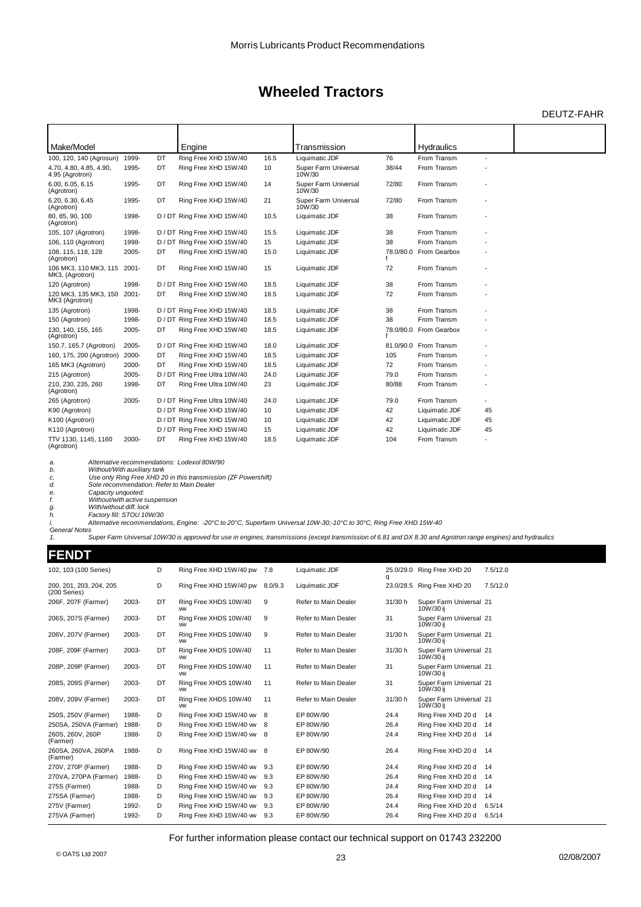# Wheeled Tractors

DEUTZ-FAHR

| Make/Model | | | Engine | | Transmission | | Hydraulics | | |
|---|---|---|---|---|---|---|---|---|---|
| 100, 120, 140 (Agrosun) | 1999- | DT | Ring Free XHD 15W/40 | 16.5 | Liquimatic JDF | 76 | From Transm | - | |
| 4.70, 4.80, 4.85, 4.90, 4.95 (Agrotron) | 1995- | DT | Ring Free XHD 15W/40 | 10 | Super Farm Universal 10W/30 | 38/44 | From Transm | - | |
| 6.00, 6.05, 6.15 (Agrotron) | 1995- | DT | Ring Free XHD 15W/40 | 14 | Super Farm Universal 10W/30 | 72/80 | From Transm | - | |
| 6.20, 6.30, 6.45 (Agrotron) | 1995- | DT | Ring Free XHD 15W/40 | 21 | Super Farm Universal 10W/30 | 72/80 | From Transm | - | |
| 80, 85, 90, 100 (Agrotron) | 1998- | D / DT | Ring Free XHD 15W/40 | 10.5 | Liquimatic JDF | 38 | From Transm | - | |
| 105, 107 (Agrotron) | 1998- | D / DT | Ring Free XHD 15W/40 | 15.5 | Liquimatic JDF | 38 | From Transm | - | |
| 106, 110 (Agrotron) | 1998- | D / DT | Ring Free XHD 15W/40 | 15 | Liquimatic JDF | 38 | From Transm | - | |
| 108, 115, 118, 128 (Agrotron) | 2005- | DT | Ring Free XHD 15W/40 | 15.0 | Liquimatic JDF | 78.0/80.0 f | From Gearbox | - | |
| 106 MK3, 110 MK3, 115 MK3, (Agrotron) | 2001- | DT | Ring Free XHD 15W/40 | 15 | Liquimatic JDF | 72 | From Transm | - | |
| 120 (Agrotron) | 1998- | D / DT | Ring Free XHD 15W/40 | 18.5 | Liquimatic JDF | 38 | From Transm | - | |
| 120 MK3, 135 MK3, 150 MK3 (Agrotron) | 2001- | DT | Ring Free XHD 15W/40 | 18.5 | Liquimatic JDF | 72 | From Transm | - | |
| 135 (Agrotron) | 1998- | D / DT | Ring Free XHD 15W/40 | 18.5 | Liquimatic JDF | 38 | From Transm | - | |
| 150 (Agrotron) | 1998- | D / DT | Ring Free XHD 15W/40 | 18.5 | Liquimatic JDF | 38 | From Transm | - | |
| 130, 140, 155, 165 (Agrotron) | 2005- | DT | Ring Free XHD 15W/40 | 18.5 | Liquimatic JDF | 78.0/80.0 f | From Gearbox | - | |
| 150.7, 165.7 (Agrotron) | 2005- | D / DT | Ring Free XHD 15W/40 | 18.0 | Liquimatic JDF | 81.0/90.0 | From Transm | - | |
| 160, 175, 200 (Agrotron) | 2000- | DT | Ring Free XHD 15W/40 | 18.5 | Liquimatic JDF | 105 | From Transm | - | |
| 165 MK3 (Agrotron) | 2000- | DT | Ring Free XHD 15W/40 | 18.5 | Liquimatic JDF | 72 | From Transm | - | |
| 215 (Agrotron) | 2005- | D / DT | Ring Free Ultra 10W/40 | 24.0 | Liquimatic JDF | 79.0 | From Transm | - | |
| 210, 230, 235, 260 (Agrotron) | 1998- | DT | Ring Free Ultra 10W/40 | 23 | Liquimatic JDF | 80/88 | From Transm | - | |
| 265 (Agrotron) | 2005- | D / DT | Ring Free Ultra 10W/40 | 24.0 | Liquimatic JDF | 79.0 | From Transm | - | |
| K90 (Agrotron) | | D / DT | Ring Free XHD 15W/40 | 10 | Liquimatic JDF | 42 | Liquimatic JDF | 45 | |
| K100 (Agrotron) | | D / DT | Ring Free XHD 15W/40 | 10 | Liquimatic JDF | 42 | Liquimatic JDF | 45 | |
| K110 (Agrotron) | | D / DT | Ring Free XHD 15W/40 | 15 | Liquimatic JDF | 42 | Liquimatic JDF | 45 | |
| TTV 1130, 1145, 1160 (Agrotron) | 2000- | DT | Ring Free XHD 15W/40 | 18.5 | Liquimatic JDF | 104 | From Transm | - | |

*a. Alternative recommendations: Lodexol 80W/90*
*b. Without/With auxiliary tank*
*c. Use only Ring Free XHD 20 in this transmission (ZF Powershift)*
*d. Sole recommendation: Refer to Main Dealer*
*e. Capacity unquoted:*
*f. Without/with active suspension*
*g. With/without diff. lock*
*h. Factory fill: STOU 10W/30*
*i. Alternative recommendations, Engine: -20°C to 20°C, Superfarm Universal 10W-30;-10°C to 30°C, Ring Free XHD 15W-40*

*General Notes*

*1. Super Farm Universal 10W/30 is approved for use in engines, transmissions (except transmission of 6.81 and DX 8.30 and Agrotron range engines) and hydraulics*

## FENDT

| Make/Model | | | Engine | | Transmission | | Hydraulics | |
|---|---|---|---|---|---|---|---|---|
| 102, 103 (100 Series) | | D | Ring Free XHD 15W/40 pw | 7.8 | Liquimatic JDF | 25.0/29.0 q | Ring Free XHD 20 | 7.5/12.0 |
| 200, 201, 203, 204, 205 (200 Series) | | D | Ring Free XHD 15W/40 pw | 8.0/9.3 | Liquimatic JDF | 23.0/28.5 | Ring Free XHD 20 | 7.5/12.0 |
| 206F, 207F (Farmer) | 2003- | DT | Ring Free XHDS 10W/40 vw | 9 | Refer to Main Dealer | 31/30 h | Super Farm Universal 10W/30 ij | 21 |
| 206S, 207S (Farmer) | 2003- | DT | Ring Free XHDS 10W/40 vw | 9 | Refer to Main Dealer | 31 | Super Farm Universal 10W/30 ij | 21 |
| 206V, 207V (Farmer) | 2003- | DT | Ring Free XHDS 10W/40 vw | 9 | Refer to Main Dealer | 31/30 h | Super Farm Universal 10W/30 ij | 21 |
| 208F, 209F (Farmer) | 2003- | DT | Ring Free XHDS 10W/40 vw | 11 | Refer to Main Dealer | 31/30 h | Super Farm Universal 10W/30 ij | 21 |
| 208P, 209P (Farmer) | 2003- | DT | Ring Free XHDS 10W/40 vw | 11 | Refer to Main Dealer | 31 | Super Farm Universal 10W/30 ij | 21 |
| 208S, 209S (Farmer) | 2003- | DT | Ring Free XHDS 10W/40 vw | 11 | Refer to Main Dealer | 31 | Super Farm Universal 10W/30 ij | 21 |
| 208V, 209V (Farmer) | 2003- | DT | Ring Free XHDS 10W/40 vw | 11 | Refer to Main Dealer | 31/30 h | Super Farm Universal 10W/30 ij | 21 |
| 250S, 250V (Farmer) | 1988- | D | Ring Free XHD 15W/40 ww | 8 | EP 80W/90 | 24.4 | Ring Free XHD 20 d | 14 |
| 250SA, 250VA (Farmer) | 1988- | D | Ring Free XHD 15W/40 ww | 8 | EP 80W/90 | 26.4 | Ring Free XHD 20 d | 14 |
| 260S, 260V, 260P (Farmer) | 1988- | D | Ring Free XHD 15W/40 ww | 8 | EP 80W/90 | 24.4 | Ring Free XHD 20 d | 14 |
| 260SA, 260VA, 260PA (Farmer) | 1988- | D | Ring Free XHD 15W/40 ww | 8 | EP 80W/90 | 26.4 | Ring Free XHD 20 d | 14 |
| 270V, 270P (Farmer) | 1988- | D | Ring Free XHD 15W/40 ww | 9.3 | EP 80W/90 | 24.4 | Ring Free XHD 20 d | 14 |
| 270VA, 270PA (Farmer) | 1988- | D | Ring Free XHD 15W/40 ww | 9.3 | EP 80W/90 | 26.4 | Ring Free XHD 20 d | 14 |
| 275S (Farmer) | 1988- | D | Ring Free XHD 15W/40 ww | 9.3 | EP 80W/90 | 24.4 | Ring Free XHD 20 d | 14 |
| 275SA (Farmer) | 1988- | D | Ring Free XHD 15W/40 ww | 9.3 | EP 80W/90 | 26.4 | Ring Free XHD 20 d | 14 |
| 275V (Farmer) | 1992- | D | Ring Free XHD 15W/40 ww | 9.3 | EP 80W/90 | 24.4 | Ring Free XHD 20 d | 6.5/14 |
| 275VA (Farmer) | 1992- | D | Ring Free XHD 15W/40 ww | 9.3 | EP 80W/90 | 26.4 | Ring Free XHD 20 d | 6.5/14 |

For further information please contact our technical support on 01743 232200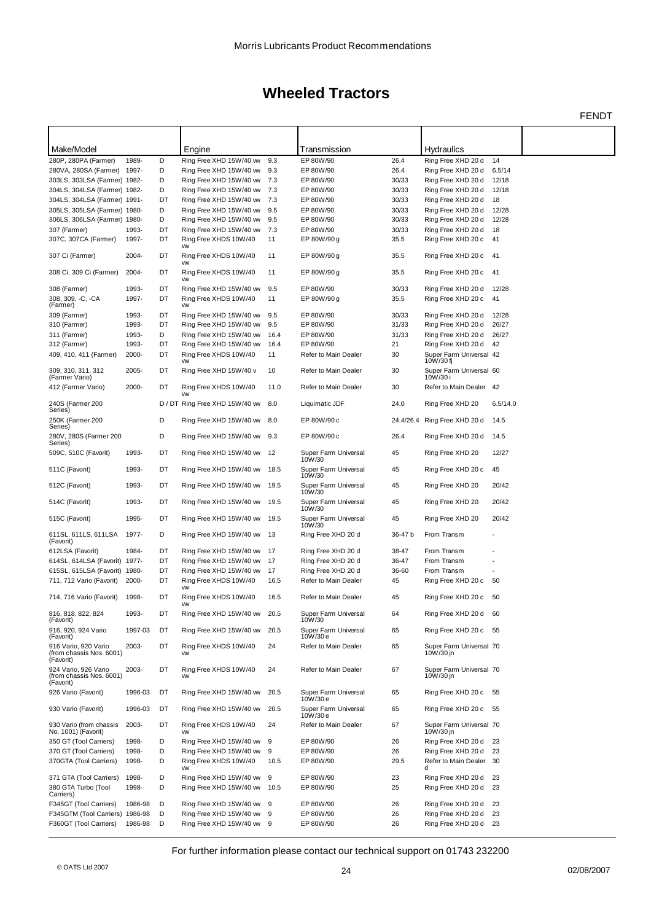Morris Lubricants Product Recommendations

# Wheeled Tractors

FENDT

| Make/Model | | | Engine | | Transmission | | Hydraulics | | |
|---|---|---|---|---|---|---|---|---|---|
| 280P, 280PA (Farmer) | 1989- | D | Ring Free XHD 15W/40 ww | 9.3 | EP 80W/90 | 26.4 | Ring Free XHD 20 d | 14 | |
| 280VA, 280SA (Farmer) | 1997- | D | Ring Free XHD 15W/40 ww | 9.3 | EP 80W/90 | 26.4 | Ring Free XHD 20 d | 6.5/14 | |
| 303LS, 303LSA (Farmer) | 1982- | D | Ring Free XHD 15W/40 ww | 7.3 | EP 80W/90 | 30/33 | Ring Free XHD 20 d | 12/18 | |
| 304LS, 304LSA (Farmer) | 1982- | D | Ring Free XHD 15W/40 ww | 7.3 | EP 80W/90 | 30/33 | Ring Free XHD 20 d | 12/18 | |
| 304LS, 304LSA (Farmer) | 1991- | DT | Ring Free XHD 15W/40 ww | 7.3 | EP 80W/90 | 30/33 | Ring Free XHD 20 d | 18 | |
| 305LS, 305LSA (Farmer) | 1980- | D | Ring Free XHD 15W/40 ww | 9.5 | EP 80W/90 | 30/33 | Ring Free XHD 20 d | 12/28 | |
| 306LS, 306LSA (Farmer) | 1980- | D | Ring Free XHD 15W/40 ww | 9.5 | EP 80W/90 | 30/33 | Ring Free XHD 20 d | 12/28 | |
| 307 (Farmer) | 1993- | DT | Ring Free XHD 15W/40 ww | 7.3 | EP 80W/90 | 30/33 | Ring Free XHD 20 d | 18 | |
| 307C, 307CA (Farmer) | 1997- | DT | Ring Free XHDS 10W/40 vw | 11 | EP 80W/90 g | 35.5 | Ring Free XHD 20 c | 41 | |
| 307 Ci (Farmer) | 2004- | DT | Ring Free XHDS 10W/40 vw | 11 | EP 80W/90 g | 35.5 | Ring Free XHD 20 c | 41 | |
| 308 Ci, 309 Ci (Farmer) | 2004- | DT | Ring Free XHDS 10W/40 vw | 11 | EP 80W/90 g | 35.5 | Ring Free XHD 20 c | 41 | |
| 308 (Farmer) | 1993- | DT | Ring Free XHD 15W/40 ww | 9.5 | EP 80W/90 | 30/33 | Ring Free XHD 20 d | 12/28 | |
| 308, 309, -C, -CA (Farmer) | 1997- | DT | Ring Free XHDS 10W/40 vw | 11 | EP 80W/90 g | 35.5 | Ring Free XHD 20 c | 41 | |
| 309 (Farmer) | 1993- | DT | Ring Free XHD 15W/40 ww | 9.5 | EP 80W/90 | 30/33 | Ring Free XHD 20 d | 12/28 | |
| 310 (Farmer) | 1993- | DT | Ring Free XHD 15W/40 ww | 9.5 | EP 80W/90 | 31/33 | Ring Free XHD 20 d | 26/27 | |
| 311 (Farmer) | 1993- | D | Ring Free XHD 15W/40 ww | 16.4 | EP 80W/90 | 31/33 | Ring Free XHD 20 d | 26/27 | |
| 312 (Farmer) | 1993- | DT | Ring Free XHD 15W/40 ww | 16.4 | EP 80W/90 | 21 | Ring Free XHD 20 d | 42 | |
| 409, 410, 411 (Farmer) | 2000- | DT | Ring Free XHDS 10W/40 vw | 11 | Refer to Main Dealer | 30 | Super Farm Universal 10W/30 fj | 42 | |
| 309, 310, 311, 312 (Farmer Vario) | 2005- | DT | Ring Free XHD 15W/40 v | 10 | Refer to Main Dealer | 30 | Super Farm Universal 10W/30 i | 60 | |
| 412 (Farmer Vario) | 2000- | DT | Ring Free XHDS 10W/40 vw | 11.0 | Refer to Main Dealer | 30 | Refer to Main Dealer | 42 | |
| 240S (Farmer 200 Series) | | D / DT | Ring Free XHD 15W/40 ww | 8.0 | Liquimatic JDF | 24.0 | Ring Free XHD 20 | 6.5/14.0 | |
| 250K (Farmer 200 Series) | | D | Ring Free XHD 15W/40 ww | 8.0 | EP 80W/90 c | 24.4/26.4 | Ring Free XHD 20 d | 14.5 | |
| 280V, 280S (Farmer 200 Series) | | D | Ring Free XHD 15W/40 ww | 9.3 | EP 80W/90 c | 26.4 | Ring Free XHD 20 d | 14.5 | |
| 509C, 510C (Favorit) | 1993- | DT | Ring Free XHD 15W/40 ww | 12 | Super Farm Universal 10W/30 | 45 | Ring Free XHD 20 | 12/27 | |
| 511C (Favorit) | 1993- | DT | Ring Free XHD 15W/40 ww | 18.5 | Super Farm Universal 10W/30 | 45 | Ring Free XHD 20 c | 45 | |
| 512C (Favorit) | 1993- | DT | Ring Free XHD 15W/40 ww | 19.5 | Super Farm Universal 10W/30 | 45 | Ring Free XHD 20 | 20/42 | |
| 514C (Favorit) | 1993- | DT | Ring Free XHD 15W/40 ww | 19.5 | Super Farm Universal 10W/30 | 45 | Ring Free XHD 20 | 20/42 | |
| 515C (Favorit) | 1995- | DT | Ring Free XHD 15W/40 ww | 19.5 | Super Farm Universal 10W/30 | 45 | Ring Free XHD 20 | 20/42 | |
| 611SL, 611LS, 611LSA (Favorit) | 1977- | D | Ring Free XHD 15W/40 ww | 13 | Ring Free XHD 20 d | 36-47 b | From Transm | - | |
| 612LSA (Favorit) | 1984- | DT | Ring Free XHD 15W/40 ww | 17 | Ring Free XHD 20 d | 38-47 | From Transm | - | |
| 614SL, 614LSA (Favorit) | 1977- | DT | Ring Free XHD 15W/40 ww | 17 | Ring Free XHD 20 d | 36-47 | From Transm | - | |
| 615SL, 615LSA (Favorit) | 1980- | DT | Ring Free XHD 15W/40 ww | 17 | Ring Free XHD 20 d | 36-60 | From Transm | - | |
| 711, 712 Vario (Favorit) | 2000- | DT | Ring Free XHDS 10W/40 vw | 16.5 | Refer to Main Dealer | 45 | Ring Free XHD 20 c | 50 | |
| 714, 716 Vario (Favorit) | 1998- | DT | Ring Free XHDS 10W/40 vw | 16.5 | Refer to Main Dealer | 45 | Ring Free XHD 20 c | 50 | |
| 816, 818, 822, 824 (Favorit) | 1993- | DT | Ring Free XHD 15W/40 ww | 20.5 | Super Farm Universal 10W/30 | 64 | Ring Free XHD 20 d | 60 | |
| 916, 920, 924 Vario (Favorit) | 1997-03 | DT | Ring Free XHD 15W/40 ww | 20.5 | Super Farm Universal 10W/30 e | 65 | Ring Free XHD 20 c | 55 | |
| 916 Vario, 920 Vario (from chassis Nos. 6001) (Favorit) | 2003- | DT | Ring Free XHDS 10W/40 vw | 24 | Refer to Main Dealer | 65 | Super Farm Universal 10W/30 jn | 70 | |
| 924 Vario, 926 Vario (from chassis Nos. 6001) (Favorit) | 2003- | DT | Ring Free XHDS 10W/40 vw | 24 | Refer to Main Dealer | 67 | Super Farm Universal 10W/30 jn | 70 | |
| 926 Vario (Favorit) | 1996-03 | DT | Ring Free XHD 15W/40 ww | 20.5 | Super Farm Universal 10W/30 e | 65 | Ring Free XHD 20 c | 55 | |
| 930 Vario (Favorit) | 1996-03 | DT | Ring Free XHD 15W/40 ww | 20.5 | Super Farm Universal 10W/30 e | 65 | Ring Free XHD 20 c | 55 | |
| 930 Vario (from chassis No. 1001) (Favorit) | 2003- | DT | Ring Free XHDS 10W/40 vw | 24 | Refer to Main Dealer | 67 | Super Farm Universal 10W/30 jn | 70 | |
| 350 GT (Tool Carriers) | 1998- | D | Ring Free XHD 15W/40 ww | 9 | EP 80W/90 | 26 | Ring Free XHD 20 d | 23 | |
| 370 GT (Tool Carriers) | 1998- | D | Ring Free XHD 15W/40 ww | 9 | EP 80W/90 | 26 | Ring Free XHD 20 d | 23 | |
| 370GTA (Tool Carriers) | 1998- | D | Ring Free XHDS 10W/40 vw | 10.5 | EP 80W/90 | 29.5 | Refer to Main Dealer d | 30 | |
| 371 GTA (Tool Carriers) | 1998- | D | Ring Free XHD 15W/40 ww | 9 | EP 80W/90 | 23 | Ring Free XHD 20 d | 23 | |
| 380 GTA Turbo (Tool Carriers) | 1998- | D | Ring Free XHD 15W/40 ww | 10.5 | EP 80W/90 | 25 | Ring Free XHD 20 d | 23 | |
| F345GT (Tool Carriers) | 1986-98 | D | Ring Free XHD 15W/40 ww | 9 | EP 80W/90 | 26 | Ring Free XHD 20 d | 23 | |
| F345GTM (Tool Carriers) | 1986-98 | D | Ring Free XHD 15W/40 ww | 9 | EP 80W/90 | 26 | Ring Free XHD 20 d | 23 | |
| F360GT (Tool Carriers) | 1986-98 | D | Ring Free XHD 15W/40 ww | 9 | EP 80W/90 | 26 | Ring Free XHD 20 d | 23 | |

For further information please contact our technical support on 01743 232200

© OATS Ltd 2007 02/08/2007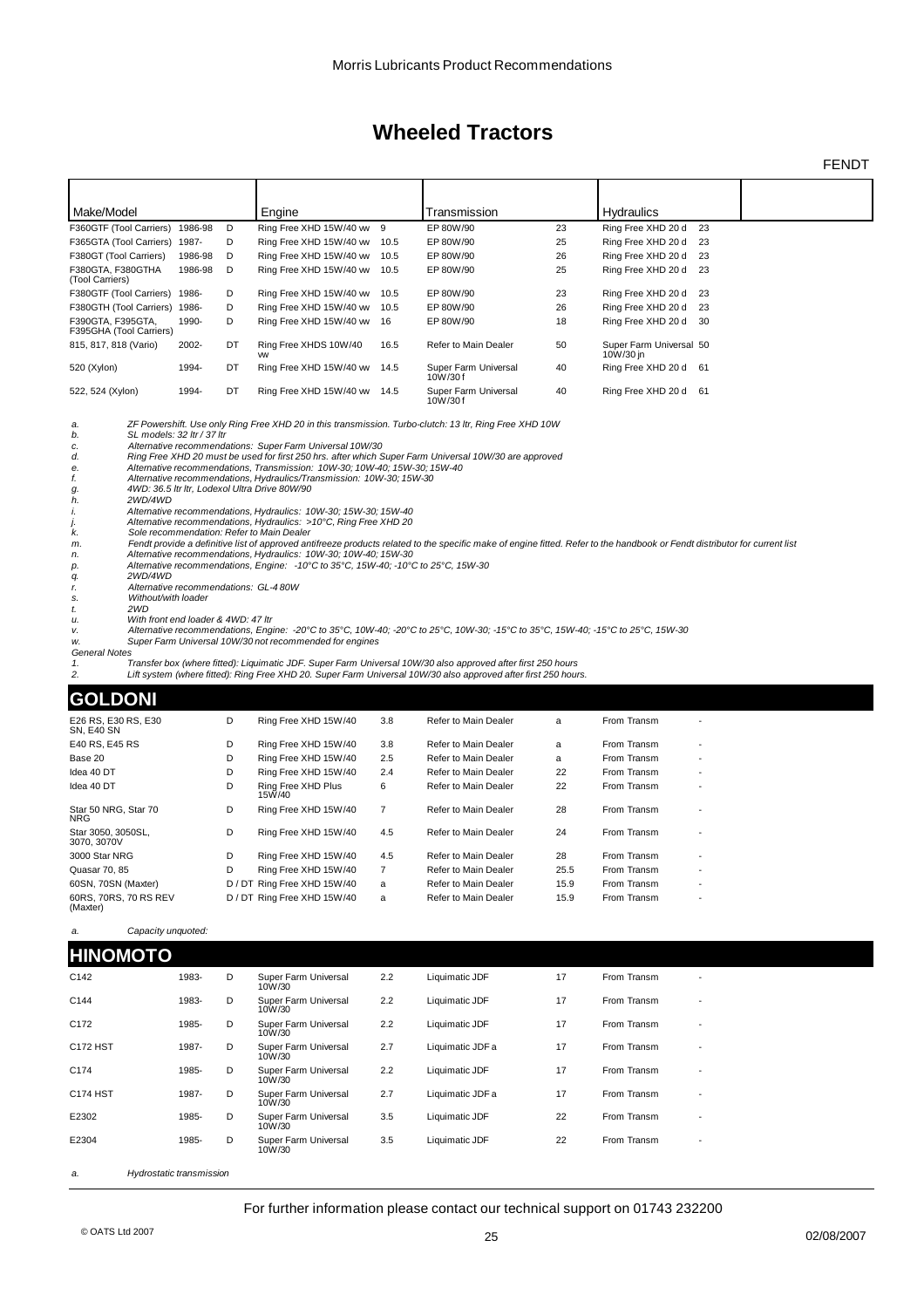# Wheeled Tractors

FENDT

| Make/Model | | | Engine | | Transmission | | Hydraulics | | |
|---|---|---|---|---|---|---|---|---|---|
| F360GTF (Tool Carriers) | 1986-98 | D | Ring Free XHD 15W/40 w | 9 | EP 80W/90 | 23 | Ring Free XHD 20 d | 23 | |
| F365GTA (Tool Carriers) | 1987- | D | Ring Free XHD 15W/40 w | 10.5 | EP 80W/90 | 25 | Ring Free XHD 20 d | 23 | |
| F380GT (Tool Carriers) | 1986-98 | D | Ring Free XHD 15W/40 w | 10.5 | EP 80W/90 | 26 | Ring Free XHD 20 d | 23 | |
| F380GTA, F380GTHA (Tool Carriers) | 1986-98 | D | Ring Free XHD 15W/40 w | 10.5 | EP 80W/90 | 25 | Ring Free XHD 20 d | 23 | |
| F380GTF (Tool Carriers) | 1986- | D | Ring Free XHD 15W/40 w | 10.5 | EP 80W/90 | 23 | Ring Free XHD 20 d | 23 | |
| F380GTH (Tool Carriers) | 1986- | D | Ring Free XHD 15W/40 w | 10.5 | EP 80W/90 | 26 | Ring Free XHD 20 d | 23 | |
| F390GTA, F395GTA, F395GHA (Tool Carriers) | 1990- | D | Ring Free XHD 15W/40 w | 16 | EP 80W/90 | 18 | Ring Free XHD 20 d | 30 | |
| 815, 817, 818 (Vario) | 2002- | DT | Ring Free XHDS 10W/40 vw | 16.5 | Refer to Main Dealer | 50 | Super Farm Universal 10W/30 jn | 50 | |
| 520 (Xylon) | 1994- | DT | Ring Free XHD 15W/40 w | 14.5 | Super Farm Universal 10W/30 f | 40 | Ring Free XHD 20 d | 61 | |
| 522, 524 (Xylon) | 1994- | DT | Ring Free XHD 15W/40 w | 14.5 | Super Farm Universal 10W/30 f | 40 | Ring Free XHD 20 d | 61 | |

*a. ZF Powershift. Use only Ring Free XHD 20 in this transmission. Turbo-clutch: 13 ltr, Ring Free XHD 10W*
*b. SL models: 32 ltr / 37 ltr*
*c. Alternative recommendations: Super Farm Universal 10W/30*
*d. Ring Free XHD 20 must be used for first 250 hrs. after which Super Farm Universal 10W/30 are approved*
*e. Alternative recommendations, Transmission: 10W-30; 10W-40; 15W-30; 15W-40*
*f. Alternative recommendations, Hydraulics/Transmission: 10W-30; 15W-30*
*g. 4WD: 36.5 ltr ltr, Lodexol Ultra Drive 80W/90*
*h. 2WD/4WD*
*i. Alternative recommendations, Hydraulics: 10W-30; 15W-30; 15W-40*
*j. Alternative recommendations, Hydraulics: >10°C, Ring Free XHD 20*
*k. Sole recommendation: Refer to Main Dealer*
*m. Fendt provide a definitive list of approved antifreeze products related to the specific make of engine fitted. Refer to the handbook or Fendt distributor for current list*
*n. Alternative recommendations, Hydraulics: 10W-30; 10W-40; 15W-30*
*p. Alternative recommendations, Engine: -10°C to 35°C, 15W-40; -10°C to 25°C, 15W-30*
*q. 2WD/4WD*
*r. Alternative recommendations: GL-4 80W*
*s. Without/with loader*
*t. 2WD*
*u. With front end loader & 4WD: 47 ltr*
*v. Alternative recommendations, Engine: -20°C to 35°C, 10W-40; -20°C to 25°C, 10W-30; -15°C to 35°C, 15W-40; -15°C to 25°C, 15W-30*
*w. Super Farm Universal 10W/30 not recommended for engines*

*General Notes*
*1. Transfer box (where fitted): Liquimatic JDF. Super Farm Universal 10W/30 also approved after first 250 hours*
*2. Lift system (where fitted): Ring Free XHD 20. Super Farm Universal 10W/30 also approved after first 250 hours.*

## GOLDONI

| Make/Model | | | Engine | | Transmission | | Hydraulics | | |
|---|---|---|---|---|---|---|---|---|---|
| E26 RS, E30 RS, E30 SN, E40 SN | | D | Ring Free XHD 15W/40 | 3.8 | Refer to Main Dealer | a | From Transm | - | |
| E40 RS, E45 RS | | D | Ring Free XHD 15W/40 | 3.8 | Refer to Main Dealer | a | From Transm | - | |
| Base 20 | | D | Ring Free XHD 15W/40 | 2.5 | Refer to Main Dealer | a | From Transm | - | |
| Idea 40 DT | | D | Ring Free XHD 15W/40 | 2.4 | Refer to Main Dealer | 22 | From Transm | - | |
| Idea 40 DT | | D | Ring Free XHD Plus 15W/40 | 6 | Refer to Main Dealer | 22 | From Transm | - | |
| Star 50 NRG, Star 70 NRG | | D | Ring Free XHD 15W/40 | 7 | Refer to Main Dealer | 28 | From Transm | - | |
| Star 3050, 3050SL, 3070, 3070V | | D | Ring Free XHD 15W/40 | 4.5 | Refer to Main Dealer | 24 | From Transm | - | |
| 3000 Star NRG | | D | Ring Free XHD 15W/40 | 4.5 | Refer to Main Dealer | 28 | From Transm | - | |
| Quasar 70, 85 | | D | Ring Free XHD 15W/40 | 7 | Refer to Main Dealer | 25.5 | From Transm | - | |
| 60SN, 70SN (Maxter) | | D / DT | Ring Free XHD 15W/40 | a | Refer to Main Dealer | 15.9 | From Transm | - | |
| 60RS, 70RS, 70 RS REV (Maxter) | | D / DT | Ring Free XHD 15W/40 | a | Refer to Main Dealer | 15.9 | From Transm | - | |

*a. Capacity unquoted:*

## HINOMOTO

| Make/Model | | | Engine | | Transmission | | Hydraulics | | |
|---|---|---|---|---|---|---|---|---|---|
| C142 | 1983- | D | Super Farm Universal 10W/30 | 2.2 | Liquimatic JDF | 17 | From Transm | - | |
| C144 | 1983- | D | Super Farm Universal 10W/30 | 2.2 | Liquimatic JDF | 17 | From Transm | - | |
| C172 | 1985- | D | Super Farm Universal 10W/30 | 2.2 | Liquimatic JDF | 17 | From Transm | - | |
| C172 HST | 1987- | D | Super Farm Universal 10W/30 | 2.7 | Liquimatic JDF a | 17 | From Transm | - | |
| C174 | 1985- | D | Super Farm Universal 10W/30 | 2.2 | Liquimatic JDF | 17 | From Transm | - | |
| C174 HST | 1987- | D | Super Farm Universal 10W/30 | 2.7 | Liquimatic JDF a | 17 | From Transm | - | |
| E2302 | 1985- | D | Super Farm Universal 10W/30 | 3.5 | Liquimatic JDF | 22 | From Transm | - | |
| E2304 | 1985- | D | Super Farm Universal 10W/30 | 3.5 | Liquimatic JDF | 22 | From Transm | - | |

*a. Hydrostatic transmission*

For further information please contact our technical support on 01743 232200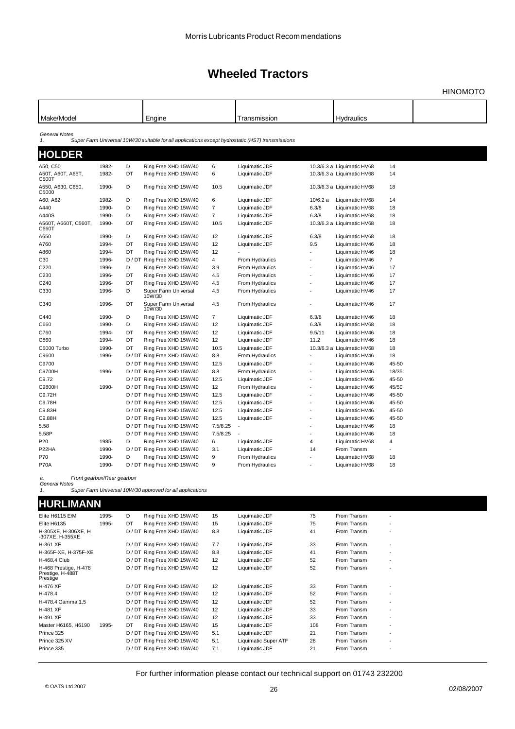Morris Lubricants Product Recommendations

# Wheeled Tractors

HINOMOTO

| Make/Model | | | Engine | | Transmission | | Hydraulics | |
|---|---|---|---|---|---|---|---|---|

*General Notes*
*1. Super Farm Universal 10W/30 suitable for all applications except hydrostatic (HST) transmissions*

## HOLDER

| Make/Model | Year | Fuel | Engine | Capacity | Transmission | Capacity | Hydraulics | Capacity |
|---|---|---|---|---|---|---|---|---|
| A50, C50 | 1982- | D | Ring Free XHD 15W/40 | 6 | Liquimatic JDF | 10.3/6.3 a | Liquimatic HV68 | 14 |
| A50T, A60T, A65T, C500T | 1982- | DT | Ring Free XHD 15W/40 | 6 | Liquimatic JDF | 10.3/6.3 a | Liquimatic HV68 | 14 |
| A550, A630, C650, C5000 | 1990- | D | Ring Free XHD 15W/40 | 10.5 | Liquimatic JDF | 10.3/6.3 a | Liquimatic HV68 | 18 |
| A60, A62 | 1982- | D | Ring Free XHD 15W/40 | 6 | Liquimatic JDF | 10/6.2 a | Liquimatic HV68 | 14 |
| A440 | 1990- | D | Ring Free XHD 15W/40 | 7 | Liquimatic JDF | 6.3/8 | Liquimatic HV68 | 18 |
| A440S | 1990- | D | Ring Free XHD 15W/40 | 7 | Liquimatic JDF | 6.3/8 | Liquimatic HV68 | 18 |
| A560T, A660T, C560T, C660T | 1990- | DT | Ring Free XHD 15W/40 | 10.5 | Liquimatic JDF | 10.3/6.3 a | Liquimatic HV68 | 18 |
| A650 | 1990- | D | Ring Free XHD 15W/40 | 12 | Liquimatic JDF | 6.3/8 | Liquimatic HV68 | 18 |
| A760 | 1994- | DT | Ring Free XHD 15W/40 | 12 | Liquimatic JDF | 9.5 | Liquimatic HV46 | 18 |
| A860 | 1994- | DT | Ring Free XHD 15W/40 | 12 | - | - | Liquimatic HV46 | 18 |
| C30 | 1996- | D / DT | Ring Free XHD 15W/40 | 4 | From Hydraulics | - | Liquimatic HV46 | 7 |
| C220 | 1996- | D | Ring Free XHD 15W/40 | 3.9 | From Hydraulics | - | Liquimatic HV46 | 17 |
| C230 | 1996- | DT | Ring Free XHD 15W/40 | 4.5 | From Hydraulics | - | Liquimatic HV46 | 17 |
| C240 | 1996- | DT | Ring Free XHD 15W/40 | 4.5 | From Hydraulics | - | Liquimatic HV46 | 17 |
| C330 | 1996- | D | Super Farm Universal 10W/30 | 4.5 | From Hydraulics | - | Liquimatic HV46 | 17 |
| C340 | 1996- | DT | Super Farm Universal 10W/30 | 4.5 | From Hydraulics | - | Liquimatic HV46 | 17 |
| C440 | 1990- | D | Ring Free XHD 15W/40 | 7 | Liquimatic JDF | 6.3/8 | Liquimatic HV46 | 18 |
| C660 | 1990- | D | Ring Free XHD 15W/40 | 12 | Liquimatic JDF | 6.3/8 | Liquimatic HV68 | 18 |
| C760 | 1994- | DT | Ring Free XHD 15W/40 | 12 | Liquimatic JDF | 9.5/11 | Liquimatic HV46 | 18 |
| C860 | 1994- | DT | Ring Free XHD 15W/40 | 12 | Liquimatic JDF | 11.2 | Liquimatic HV46 | 18 |
| C5000 Turbo | 1990- | DT | Ring Free XHD 15W/40 | 10.5 | Liquimatic JDF | 10.3/6.3 a | Liquimatic HV68 | 18 |
| C9600 | 1996- | D / DT | Ring Free XHD 15W/40 | 8.8 | From Hydraulics | - | Liquimatic HV46 | 18 |
| C9700 | | D / DT | Ring Free XHD 15W/40 | 12.5 | Liquimatic JDF | - | Liquimatic HV46 | 45-50 |
| C9700H | 1996- | D / DT | Ring Free XHD 15W/40 | 8.8 | From Hydraulics | - | Liquimatic HV46 | 18/35 |
| C9.72 | | D / DT | Ring Free XHD 15W/40 | 12.5 | Liquimatic JDF | - | Liquimatic HV46 | 45-50 |
| C9800H | 1990- | D / DT | Ring Free XHD 15W/40 | 12 | From Hydraulics | - | Liquimatic HV46 | 45/50 |
| C9.72H | | D / DT | Ring Free XHD 15W/40 | 12.5 | Liquimatic JDF | - | Liquimatic HV46 | 45-50 |
| C9.78H | | D / DT | Ring Free XHD 15W/40 | 12.5 | Liquimatic JDF | - | Liquimatic HV46 | 45-50 |
| C9.83H | | D / DT | Ring Free XHD 15W/40 | 12.5 | Liquimatic JDF | - | Liquimatic HV46 | 45-50 |
| C9.88H | | D / DT | Ring Free XHD 15W/40 | 12.5 | Liquimatic JDF | - | Liquimatic HV46 | 45-50 |
| 5.58 | | D / DT | Ring Free XHD 15W/40 | 7.5/8.25 | - | - | Liquimatic HV46 | 18 |
| 5.58P | | D / DT | Ring Free XHD 15W/40 | 7.5/8.25 | - | - | Liquimatic HV46 | 18 |
| P20 | 1985- | D | Ring Free XHD 15W/40 | 6 | Liquimatic JDF | 4 | Liquimatic HV68 | 4 |
| P22HA | 1990- | D / DT | Ring Free XHD 15W/40 | 3.1 | Liquimatic JDF | 14 | From Transm | - |
| P70 | 1990- | D | Ring Free XHD 15W/40 | 9 | From Hydraulics | - | Liquimatic HV68 | 18 |
| P70A | 1990- | D / DT | Ring Free XHD 15W/40 | 9 | From Hydraulics | - | Liquimatic HV68 | 18 |

*a. Front gearbox/Rear gearbox*
*General Notes*
*1. Super Farm Universal 10W/30 approved for all applications*

## HURLIMANN

| Make/Model | Year | Fuel | Engine | Capacity | Transmission | Capacity | Hydraulics | Capacity |
|---|---|---|---|---|---|---|---|---|
| Elite H6115 E/M | 1995- | D | Ring Free XHD 15W/40 | 15 | Liquimatic JDF | 75 | From Transm | - |
| Elite H6135 | 1995- | DT | Ring Free XHD 15W/40 | 15 | Liquimatic JDF | 75 | From Transm | - |
| H-305XE, H-306XE, H -307XE, H-355XE | | D / DT | Ring Free XHD 15W/40 | 8.8 | Liquimatic JDF | 41 | From Transm | - |
| H-361 XF | | D / DT | Ring Free XHD 15W/40 | 7.7 | Liquimatic JDF | 33 | From Transm | - |
| H-365F-XE, H-375F-XE | | D / DT | Ring Free XHD 15W/40 | 8.8 | Liquimatic JDF | 41 | From Transm | - |
| H-468.4 Club | | D / DT | Ring Free XHD 15W/40 | 12 | Liquimatic JDF | 52 | From Transm | - |
| H-468 Prestige, H-478 Prestige, H-488T Prestige | | D / DT | Ring Free XHD 15W/40 | 12 | Liquimatic JDF | 52 | From Transm | - |
| H-476 XF | | D / DT | Ring Free XHD 15W/40 | 12 | Liquimatic JDF | 33 | From Transm | - |
| H-478.4 | | D / DT | Ring Free XHD 15W/40 | 12 | Liquimatic JDF | 52 | From Transm | - |
| H-478.4 Gamma 1.5 | | D / DT | Ring Free XHD 15W/40 | 12 | Liquimatic JDF | 52 | From Transm | - |
| H-481 XF | | D / DT | Ring Free XHD 15W/40 | 12 | Liquimatic JDF | 33 | From Transm | - |
| H-491 XF | | D / DT | Ring Free XHD 15W/40 | 12 | Liquimatic JDF | 33 | From Transm | - |
| Master H6165, H6190 | 1995- | DT | Ring Free XHD 15W/40 | 15 | Liquimatic JDF | 108 | From Transm | - |
| Prince 325 | | D / DT | Ring Free XHD 15W/40 | 5.1 | Liquimatic JDF | 21 | From Transm | - |
| Prince 325 XV | | D / DT | Ring Free XHD 15W/40 | 5.1 | Liquimatic Super ATF | 28 | From Transm | - |
| Prince 335 | | D / DT | Ring Free XHD 15W/40 | 7.1 | Liquimatic JDF | 21 | From Transm | - |

For further information please contact our technical support on 01743 232200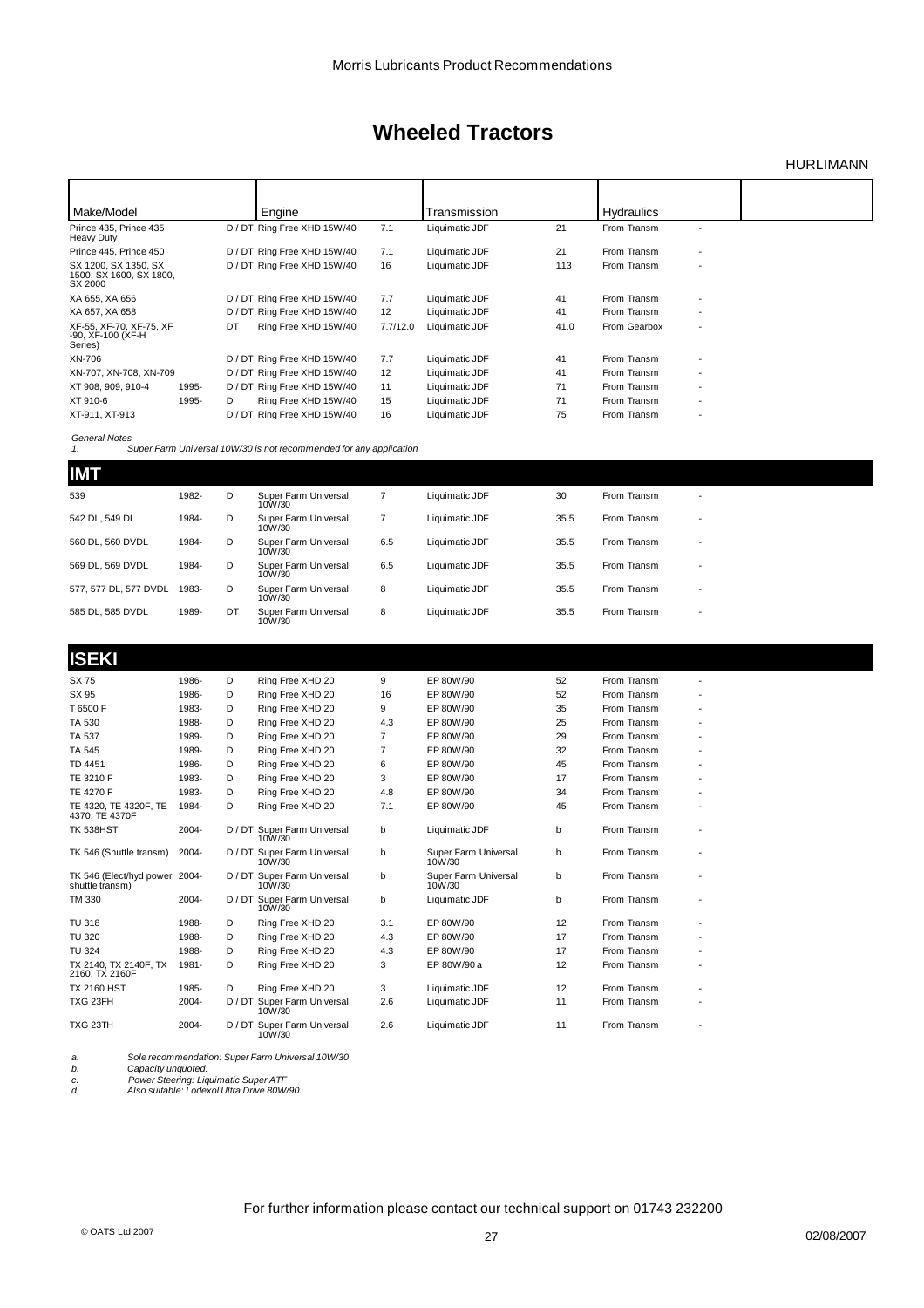# Wheeled Tractors

## HURLIMANN

| Make/Model | | | Engine | | Transmission | | Hydraulics | |
|---|---|---|---|---|---|---|---|---|
| Prince 435, Prince 435 Heavy Duty | | D / DT | Ring Free XHD 15W/40 | 7.1 | Liquimatic JDF | 21 | From Transm | - |
| Prince 445, Prince 450 | | D / DT | Ring Free XHD 15W/40 | 7.1 | Liquimatic JDF | 21 | From Transm | - |
| SX 1200, SX 1350, SX 1500, SX 1600, SX 1800, SX 2000 | | D / DT | Ring Free XHD 15W/40 | 16 | Liquimatic JDF | 113 | From Transm | - |
| XA 655, XA 656 | | D / DT | Ring Free XHD 15W/40 | 7.7 | Liquimatic JDF | 41 | From Transm | - |
| XA 657, XA 658 | | D / DT | Ring Free XHD 15W/40 | 12 | Liquimatic JDF | 41 | From Transm | - |
| XF-55, XF-70, XF-75, XF -90, XF-100 (XF-H Series) | | DT | Ring Free XHD 15W/40 | 7.7/12.0 | Liquimatic JDF | 41.0 | From Gearbox | - |
| XN-706 | | D / DT | Ring Free XHD 15W/40 | 7.7 | Liquimatic JDF | 41 | From Transm | - |
| XN-707, XN-708, XN-709 | | D / DT | Ring Free XHD 15W/40 | 12 | Liquimatic JDF | 41 | From Transm | - |
| XT 908, 909, 910-4 | 1995- | D / DT | Ring Free XHD 15W/40 | 11 | Liquimatic JDF | 71 | From Transm | - |
| XT 910-6 | 1995- | D | Ring Free XHD 15W/40 | 15 | Liquimatic JDF | 71 | From Transm | - |
| XT-911, XT-913 | | D / DT | Ring Free XHD 15W/40 | 16 | Liquimatic JDF | 75 | From Transm | - |

*General Notes*

*1. Super Farm Universal 10W/30 is not recommended for any application*

## IMT

| Make/Model | | | Engine | | Transmission | | Hydraulics | |
|---|---|---|---|---|---|---|---|---|
| 539 | 1982- | D | Super Farm Universal 10W/30 | 7 | Liquimatic JDF | 30 | From Transm | - |
| 542 DL, 549 DL | 1984- | D | Super Farm Universal 10W/30 | 7 | Liquimatic JDF | 35.5 | From Transm | - |
| 560 DL, 560 DVDL | 1984- | D | Super Farm Universal 10W/30 | 6.5 | Liquimatic JDF | 35.5 | From Transm | - |
| 569 DL, 569 DVDL | 1984- | D | Super Farm Universal 10W/30 | 6.5 | Liquimatic JDF | 35.5 | From Transm | - |
| 577, 577 DL, 577 DVDL | 1983- | D | Super Farm Universal 10W/30 | 8 | Liquimatic JDF | 35.5 | From Transm | - |
| 585 DL, 585 DVDL | 1989- | DT | Super Farm Universal 10W/30 | 8 | Liquimatic JDF | 35.5 | From Transm | - |

## ISEKI

| Make/Model | | | Engine | | Transmission | | Hydraulics | |
|---|---|---|---|---|---|---|---|---|
| SX 75 | 1986- | D | Ring Free XHD 20 | 9 | EP 80W/90 | 52 | From Transm | - |
| SX 95 | 1986- | D | Ring Free XHD 20 | 16 | EP 80W/90 | 52 | From Transm | - |
| T 6500 F | 1983- | D | Ring Free XHD 20 | 9 | EP 80W/90 | 35 | From Transm | - |
| TA 530 | 1988- | D | Ring Free XHD 20 | 4.3 | EP 80W/90 | 25 | From Transm | - |
| TA 537 | 1989- | D | Ring Free XHD 20 | 7 | EP 80W/90 | 29 | From Transm | - |
| TA 545 | 1989- | D | Ring Free XHD 20 | 7 | EP 80W/90 | 32 | From Transm | - |
| TD 4451 | 1986- | D | Ring Free XHD 20 | 6 | EP 80W/90 | 45 | From Transm | - |
| TE 3210 F | 1983- | D | Ring Free XHD 20 | 3 | EP 80W/90 | 17 | From Transm | - |
| TE 4270 F | 1983- | D | Ring Free XHD 20 | 4.8 | EP 80W/90 | 34 | From Transm | - |
| TE 4320, TE 4320F, TE 4370, TE 4370F | 1984- | D | Ring Free XHD 20 | 7.1 | EP 80W/90 | 45 | From Transm | - |
| TK 538HST | 2004- | D / DT | Super Farm Universal 10W/30 | b | Liquimatic JDF | b | From Transm | - |
| TK 546 (Shuttle transm) | 2004- | D / DT | Super Farm Universal 10W/30 | b | Super Farm Universal 10W/30 | b | From Transm | - |
| TK 546 (Elect/hyd power shuttle transm) | 2004- | D / DT | Super Farm Universal 10W/30 | b | Super Farm Universal 10W/30 | b | From Transm | - |
| TM 330 | 2004- | D / DT | Super Farm Universal 10W/30 | b | Liquimatic JDF | b | From Transm | - |
| TU 318 | 1988- | D | Ring Free XHD 20 | 3.1 | EP 80W/90 | 12 | From Transm | - |
| TU 320 | 1988- | D | Ring Free XHD 20 | 4.3 | EP 80W/90 | 17 | From Transm | - |
| TU 324 | 1988- | D | Ring Free XHD 20 | 4.3 | EP 80W/90 | 17 | From Transm | - |
| TX 2140, TX 2140F, TX 2160, TX 2160F | 1981- | D | Ring Free XHD 20 | 3 | EP 80W/90 a | 12 | From Transm | - |
| TX 2160 HST | 1985- | D | Ring Free XHD 20 | 3 | Liquimatic JDF | 12 | From Transm | - |
| TXG 23FH | 2004- | D / DT | Super Farm Universal 10W/30 | 2.6 | Liquimatic JDF | 11 | From Transm | - |
| TXG 23TH | 2004- | D / DT | Super Farm Universal 10W/30 | 2.6 | Liquimatic JDF | 11 | From Transm | - |

*a. Sole recommendation: Super Farm Universal 10W/30*

*b. Capacity unquoted:*

*c. Power Steering: Liquimatic Super ATF*

*d. Also suitable: Lodexol Ultra Drive 80W/90*

For further information please contact our technical support on 01743 232200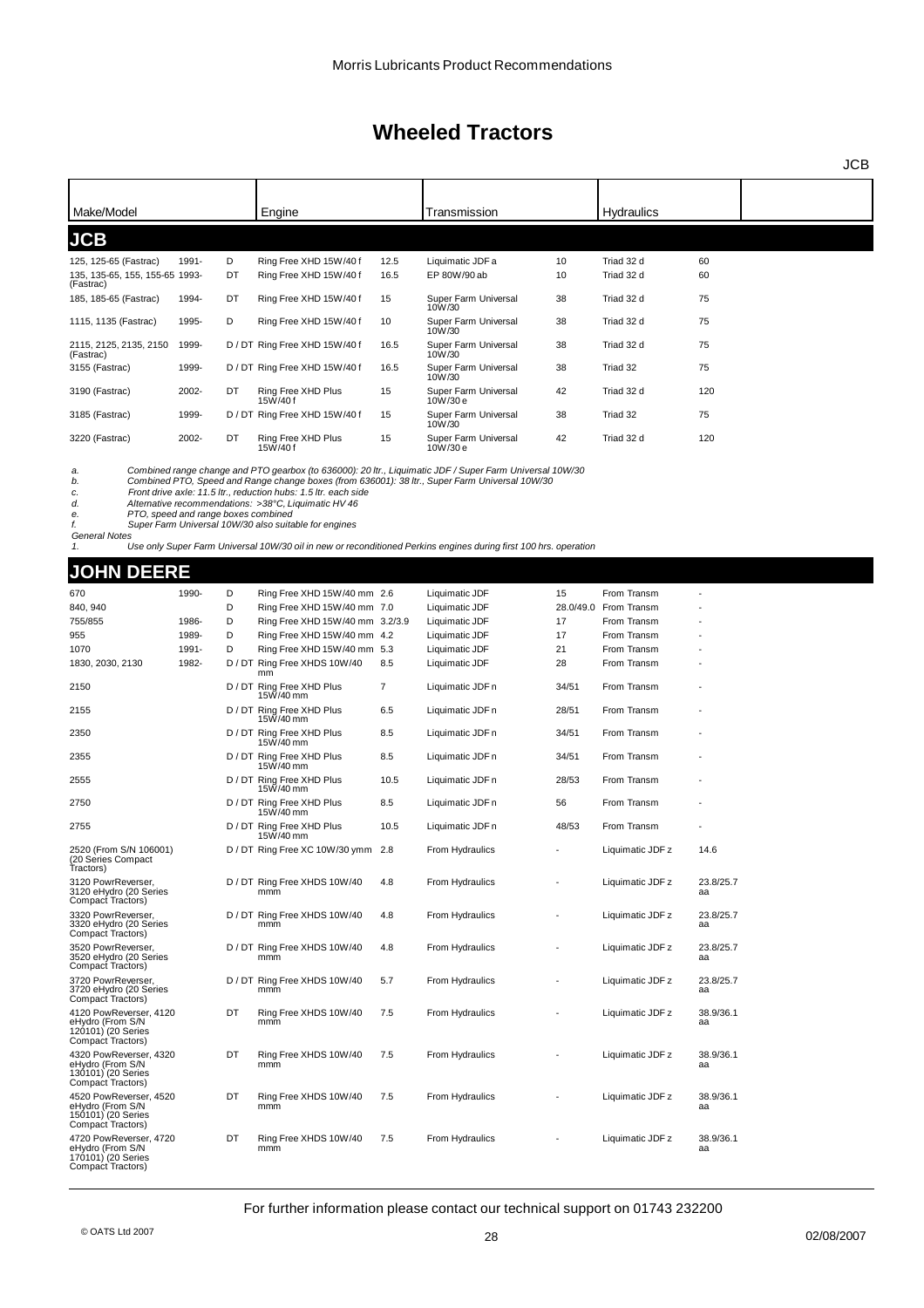# Wheeled Tractors

JCB

| Make/Model | | | Engine | | Transmission | | Hydraulics | |
|---|---|---|---|---|---|---|---|---|
| **JCB** | | | | | | | | |
| 125, 125-65 (Fastrac) | 1991- | D | Ring Free XHD 15W/40 f | 12.5 | Liquimatic JDF a | 10 | Triad 32 d | 60 |
| 135, 135-65, 155, 155-65 (Fastrac) | 1993- | DT | Ring Free XHD 15W/40 f | 16.5 | EP 80W/90 ab | 10 | Triad 32 d | 60 |
| 185, 185-65 (Fastrac) | 1994- | DT | Ring Free XHD 15W/40 f | 15 | Super Farm Universal 10W/30 | 38 | Triad 32 d | 75 |
| 1115, 1135 (Fastrac) | 1995- | D | Ring Free XHD 15W/40 f | 10 | Super Farm Universal 10W/30 | 38 | Triad 32 d | 75 |
| 2115, 2125, 2135, 2150 (Fastrac) | 1999- | D / DT | Ring Free XHD 15W/40 f | 16.5 | Super Farm Universal 10W/30 | 38 | Triad 32 d | 75 |
| 3155 (Fastrac) | 1999- | D / DT | Ring Free XHD 15W/40 f | 16.5 | Super Farm Universal 10W/30 | 38 | Triad 32 | 75 |
| 3190 (Fastrac) | 2002- | DT | Ring Free XHD Plus 15W/40 f | 15 | Super Farm Universal 10W/30 e | 42 | Triad 32 d | 120 |
| 3185 (Fastrac) | 1999- | D / DT | Ring Free XHD 15W/40 f | 15 | Super Farm Universal 10W/30 | 38 | Triad 32 | 75 |
| 3220 (Fastrac) | 2002- | DT | Ring Free XHD Plus 15W/40 f | 15 | Super Farm Universal 10W/30 e | 42 | Triad 32 d | 120 |

*a. Combined range change and PTO gearbox (to 636000): 20 ltr., Liquimatic JDF / Super Farm Universal 10W/30*
*b. Combined PTO, Speed and Range change boxes (from 636001): 38 ltr., Super Farm Universal 10W/30*
*c. Front drive axle: 11.5 ltr., reduction hubs: 1.5 ltr. each side*
*d. Alternative recommendations: >38°C, Liquimatic HV 46*
*e. PTO, speed and range boxes combined*
*f. Super Farm Universal 10W/30 also suitable for engines*

*General Notes*
*1. Use only Super Farm Universal 10W/30 oil in new or reconditioned Perkins engines during first 100 hrs. operation*

| Make/Model | | | Engine | | Transmission | | Hydraulics | |
|---|---|---|---|---|---|---|---|---|
| **JOHN DEERE** | | | | | | | | |
| 670 | 1990- | D | Ring Free XHD 15W/40 mm | 2.6 | Liquimatic JDF | 15 | From Transm | - |
| 840, 940 | | D | Ring Free XHD 15W/40 mm | 7.0 | Liquimatic JDF | 28.0/49.0 | From Transm | - |
| 755/855 | 1986- | D | Ring Free XHD 15W/40 mm | 3.2/3.9 | Liquimatic JDF | 17 | From Transm | - |
| 955 | 1989- | D | Ring Free XHD 15W/40 mm | 4.2 | Liquimatic JDF | 17 | From Transm | - |
| 1070 | 1991- | D | Ring Free XHD 15W/40 mm | 5.3 | Liquimatic JDF | 21 | From Transm | - |
| 1830, 2030, 2130 | 1982- | D / DT | Ring Free XHDS 10W/40 mm | 8.5 | Liquimatic JDF | 28 | From Transm | - |
| 2150 | | D / DT | Ring Free XHD Plus 15W/40 mm | 7 | Liquimatic JDF n | 34/51 | From Transm | - |
| 2155 | | D / DT | Ring Free XHD Plus 15W/40 mm | 6.5 | Liquimatic JDF n | 28/51 | From Transm | - |
| 2350 | | D / DT | Ring Free XHD Plus 15W/40 mm | 8.5 | Liquimatic JDF n | 34/51 | From Transm | - |
| 2355 | | D / DT | Ring Free XHD Plus 15W/40 mm | 8.5 | Liquimatic JDF n | 34/51 | From Transm | - |
| 2555 | | D / DT | Ring Free XHD Plus 15W/40 mm | 10.5 | Liquimatic JDF n | 28/53 | From Transm | - |
| 2750 | | D / DT | Ring Free XHD Plus 15W/40 mm | 8.5 | Liquimatic JDF n | 56 | From Transm | - |
| 2755 | | D / DT | Ring Free XHD Plus 15W/40 mm | 10.5 | Liquimatic JDF n | 48/53 | From Transm | - |
| 2520 (From S/N 106001) (20 Series Compact Tractors) | | D / DT | Ring Free XC 10W/30 ymm | 2.8 | From Hydraulics | - | Liquimatic JDF z | 14.6 |
| 3120 PowrReverser, 3120 eHydro (20 Series Compact Tractors) | | D / DT | Ring Free XHDS 10W/40 mmm | 4.8 | From Hydraulics | - | Liquimatic JDF z | 23.8/25.7 aa |
| 3320 PowrReverser, 3320 eHydro (20 Series Compact Tractors) | | D / DT | Ring Free XHDS 10W/40 mmm | 4.8 | From Hydraulics | - | Liquimatic JDF z | 23.8/25.7 aa |
| 3520 PowrReverser, 3520 eHydro (20 Series Compact Tractors) | | D / DT | Ring Free XHDS 10W/40 mmm | 4.8 | From Hydraulics | - | Liquimatic JDF z | 23.8/25.7 aa |
| 3720 PowrReverser, 3720 eHydro (20 Series Compact Tractors) | | D / DT | Ring Free XHDS 10W/40 mmm | 5.7 | From Hydraulics | - | Liquimatic JDF z | 23.8/25.7 aa |
| 4120 PowReverser, 4120 eHydro (From S/N 120101) (20 Series Compact Tractors) | | DT | Ring Free XHDS 10W/40 mmm | 7.5 | From Hydraulics | - | Liquimatic JDF z | 38.9/36.1 aa |
| 4320 PowReverser, 4320 eHydro (From S/N 130101) (20 Series Compact Tractors) | | DT | Ring Free XHDS 10W/40 mmm | 7.5 | From Hydraulics | - | Liquimatic JDF z | 38.9/36.1 aa |
| 4520 PowReverser, 4520 eHydro (From S/N 150101) (20 Series Compact Tractors) | | DT | Ring Free XHDS 10W/40 mmm | 7.5 | From Hydraulics | - | Liquimatic JDF z | 38.9/36.1 aa |
| 4720 PowReverser, 4720 eHydro (From S/N 170101) (20 Series Compact Tractors) | | DT | Ring Free XHDS 10W/40 mmm | 7.5 | From Hydraulics | - | Liquimatic JDF z | 38.9/36.1 aa |

For further information please contact our technical support on 01743 232200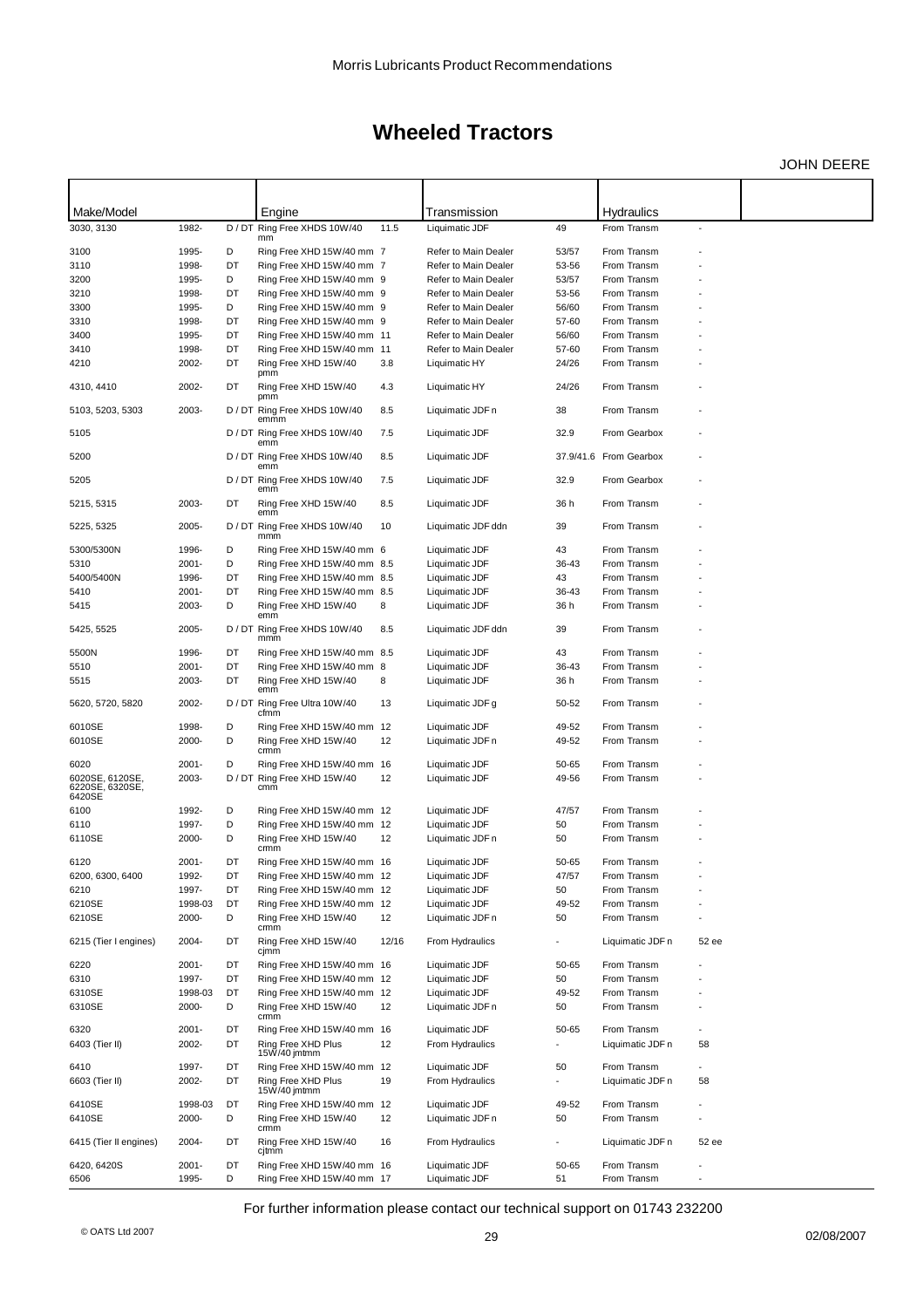# Wheeled Tractors

JOHN DEERE

| Make/Model | | | Engine | | Transmission | | Hydraulics | | |
|---|---|---|---|---|---|---|---|---|---|
| 3030, 3130 | 1982- | D / DT | Ring Free XHDS 10W/40 mm | 11.5 | Liquimatic JDF | 49 | From Transm | - | |
| 3100 | 1995- | D | Ring Free XHD 15W/40 mm | 7 | Refer to Main Dealer | 53/57 | From Transm | - | |
| 3110 | 1998- | DT | Ring Free XHD 15W/40 mm | 7 | Refer to Main Dealer | 53-56 | From Transm | - | |
| 3200 | 1995- | D | Ring Free XHD 15W/40 mm | 9 | Refer to Main Dealer | 53/57 | From Transm | - | |
| 3210 | 1998- | DT | Ring Free XHD 15W/40 mm | 9 | Refer to Main Dealer | 53-56 | From Transm | - | |
| 3300 | 1995- | D | Ring Free XHD 15W/40 mm | 9 | Refer to Main Dealer | 56/60 | From Transm | - | |
| 3310 | 1998- | DT | Ring Free XHD 15W/40 mm | 9 | Refer to Main Dealer | 57-60 | From Transm | - | |
| 3400 | 1995- | DT | Ring Free XHD 15W/40 mm | 11 | Refer to Main Dealer | 56/60 | From Transm | - | |
| 3410 | 1998- | DT | Ring Free XHD 15W/40 mm | 11 | Refer to Main Dealer | 57-60 | From Transm | - | |
| 4210 | 2002- | DT | Ring Free XHD 15W/40 pmm | 3.8 | Liquimatic HY | 24/26 | From Transm | - | |
| 4310, 4410 | 2002- | DT | Ring Free XHD 15W/40 pmm | 4.3 | Liquimatic HY | 24/26 | From Transm | - | |
| 5103, 5203, 5303 | 2003- | D / DT | Ring Free XHDS 10W/40 emmm | 8.5 | Liquimatic JDF n | 38 | From Transm | - | |
| 5105 | | D / DT | Ring Free XHDS 10W/40 emm | 7.5 | Liquimatic JDF | 32.9 | From Gearbox | - | |
| 5200 | | D / DT | Ring Free XHDS 10W/40 emm | 8.5 | Liquimatic JDF | 37.9/41.6 | From Gearbox | - | |
| 5205 | | D / DT | Ring Free XHDS 10W/40 emm | 7.5 | Liquimatic JDF | 32.9 | From Gearbox | - | |
| 5215, 5315 | 2003- | DT | Ring Free XHD 15W/40 emm | 8.5 | Liquimatic JDF | 36 h | From Transm | - | |
| 5225, 5325 | 2005- | D / DT | Ring Free XHDS 10W/40 mmm | 10 | Liquimatic JDF ddn | 39 | From Transm | - | |
| 5300/5300N | 1996- | D | Ring Free XHD 15W/40 mm | 6 | Liquimatic JDF | 43 | From Transm | - | |
| 5310 | 2001- | D | Ring Free XHD 15W/40 mm | 8.5 | Liquimatic JDF | 36-43 | From Transm | - | |
| 5400/5400N | 1996- | DT | Ring Free XHD 15W/40 mm | 8.5 | Liquimatic JDF | 43 | From Transm | - | |
| 5410 | 2001- | DT | Ring Free XHD 15W/40 mm | 8.5 | Liquimatic JDF | 36-43 | From Transm | - | |
| 5415 | 2003- | D | Ring Free XHD 15W/40 emm | 8 | Liquimatic JDF | 36 h | From Transm | - | |
| 5425, 5525 | 2005- | D / DT | Ring Free XHDS 10W/40 mmm | 8.5 | Liquimatic JDF ddn | 39 | From Transm | - | |
| 5500N | 1996- | DT | Ring Free XHD 15W/40 mm | 8.5 | Liquimatic JDF | 43 | From Transm | - | |
| 5510 | 2001- | DT | Ring Free XHD 15W/40 mm | 8 | Liquimatic JDF | 36-43 | From Transm | - | |
| 5515 | 2003- | DT | Ring Free XHD 15W/40 emm | 8 | Liquimatic JDF | 36 h | From Transm | - | |
| 5620, 5720, 5820 | 2002- | D / DT | Ring Free Ultra 10W/40 cfmm | 13 | Liquimatic JDF g | 50-52 | From Transm | - | |
| 6010SE | 1998- | D | Ring Free XHD 15W/40 mm | 12 | Liquimatic JDF | 49-52 | From Transm | - | |
| 6010SE | 2000- | D | Ring Free XHD 15W/40 crmm | 12 | Liquimatic JDF n | 49-52 | From Transm | - | |
| 6020 | 2001- | D | Ring Free XHD 15W/40 mm | 16 | Liquimatic JDF | 50-65 | From Transm | - | |
| 6020SE, 6120SE, 6220SE, 6320SE, 6420SE | 2003- | D / DT | Ring Free XHD 15W/40 cmm | 12 | Liquimatic JDF | 49-56 | From Transm | - | |
| 6100 | 1992- | D | Ring Free XHD 15W/40 mm | 12 | Liquimatic JDF | 47/57 | From Transm | - | |
| 6110 | 1997- | D | Ring Free XHD 15W/40 mm | 12 | Liquimatic JDF | 50 | From Transm | - | |
| 6110SE | 2000- | D | Ring Free XHD 15W/40 crmm | 12 | Liquimatic JDF n | 50 | From Transm | - | |
| 6120 | 2001- | DT | Ring Free XHD 15W/40 mm | 16 | Liquimatic JDF | 50-65 | From Transm | - | |
| 6200, 6300, 6400 | 1992- | DT | Ring Free XHD 15W/40 mm | 12 | Liquimatic JDF | 47/57 | From Transm | - | |
| 6210 | 1997- | DT | Ring Free XHD 15W/40 mm | 12 | Liquimatic JDF | 50 | From Transm | - | |
| 6210SE | 1998-03 | DT | Ring Free XHD 15W/40 mm | 12 | Liquimatic JDF | 49-52 | From Transm | - | |
| 6210SE | 2000- | D | Ring Free XHD 15W/40 crmm | 12 | Liquimatic JDF n | 50 | From Transm | - | |
| 6215 (Tier I engines) | 2004- | DT | Ring Free XHD 15W/40 cjmm | 12/16 | From Hydraulics | - | Liquimatic JDF n | 52 ee | |
| 6220 | 2001- | DT | Ring Free XHD 15W/40 mm | 16 | Liquimatic JDF | 50-65 | From Transm | - | |
| 6310 | 1997- | DT | Ring Free XHD 15W/40 mm | 12 | Liquimatic JDF | 50 | From Transm | - | |
| 6310SE | 1998-03 | DT | Ring Free XHD 15W/40 mm | 12 | Liquimatic JDF | 49-52 | From Transm | - | |
| 6310SE | 2000- | D | Ring Free XHD 15W/40 crmm | 12 | Liquimatic JDF n | 50 | From Transm | - | |
| 6320 | 2001- | DT | Ring Free XHD 15W/40 mm | 16 | Liquimatic JDF | 50-65 | From Transm | - | |
| 6403 (Tier II) | 2002- | DT | Ring Free XHD Plus 15W/40 jmtmm | 12 | From Hydraulics | - | Liquimatic JDF n | 58 | |
| 6410 | 1997- | DT | Ring Free XHD 15W/40 mm | 12 | Liquimatic JDF | 50 | From Transm | - | |
| 6603 (Tier II) | 2002- | DT | Ring Free XHD Plus 15W/40 jmtmm | 19 | From Hydraulics | - | Liquimatic JDF n | 58 | |
| 6410SE | 1998-03 | DT | Ring Free XHD 15W/40 mm | 12 | Liquimatic JDF | 49-52 | From Transm | - | |
| 6410SE | 2000- | D | Ring Free XHD 15W/40 crmm | 12 | Liquimatic JDF n | 50 | From Transm | - | |
| 6415 (Tier II engines) | 2004- | DT | Ring Free XHD 15W/40 cjtmm | 16 | From Hydraulics | - | Liquimatic JDF n | 52 ee | |
| 6420, 6420S | 2001- | DT | Ring Free XHD 15W/40 mm | 16 | Liquimatic JDF | 50-65 | From Transm | - | |
| 6506 | 1995- | D | Ring Free XHD 15W/40 mm | 17 | Liquimatic JDF | 51 | From Transm | - | |

For further information please contact our technical support on 01743 232200

© OATS Ltd 2007

02/08/2007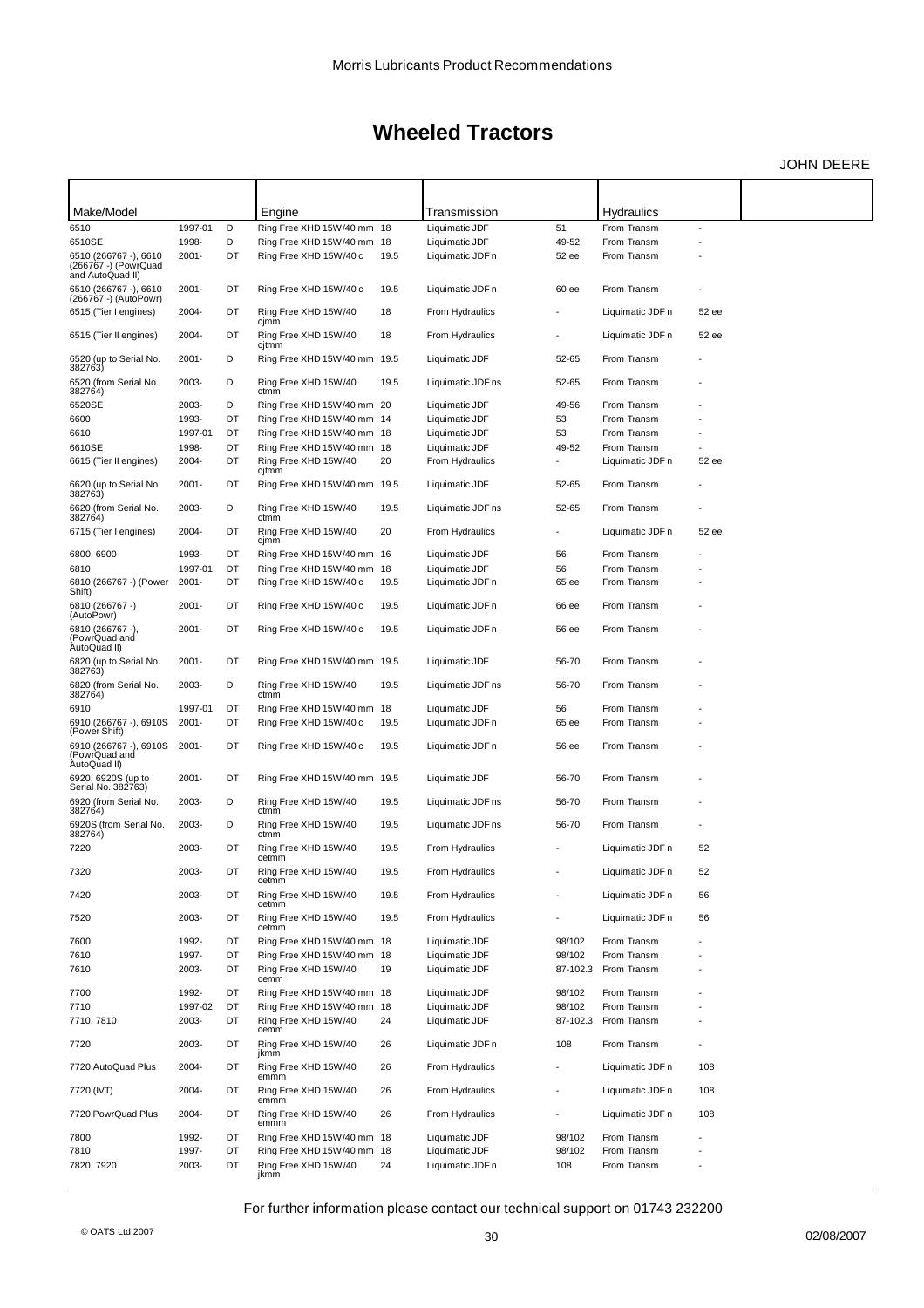# Wheeled Tractors

JOHN DEERE

| Make/Model | | | Engine | | Transmission | | Hydraulics | | |
|---|---|---|---|---|---|---|---|---|---|
| 6510 | 1997-01 | D | Ring Free XHD 15W/40 mm | 18 | Liquimatic JDF | 51 | From Transm | - | |
| 6510SE | 1998- | D | Ring Free XHD 15W/40 mm | 18 | Liquimatic JDF | 49-52 | From Transm | - | |
| 6510 (266767 -), 6610 (266767 -) (PowrQuad and AutoQuad II) | 2001- | DT | Ring Free XHD 15W/40 c | 19.5 | Liquimatic JDF n | 52 ee | From Transm | - | |
| 6510 (266767 -), 6610 (266767 -) (AutoPowr) | 2001- | DT | Ring Free XHD 15W/40 c | 19.5 | Liquimatic JDF n | 60 ee | From Transm | - | |
| 6515 (Tier I engines) | 2004- | DT | Ring Free XHD 15W/40 cjmm | 18 | From Hydraulics | - | Liquimatic JDF n | 52 ee | |
| 6515 (Tier II engines) | 2004- | DT | Ring Free XHD 15W/40 cjtmm | 18 | From Hydraulics | - | Liquimatic JDF n | 52 ee | |
| 6520 (up to Serial No. 382763) | 2001- | D | Ring Free XHD 15W/40 mm | 19.5 | Liquimatic JDF | 52-65 | From Transm | - | |
| 6520 (from Serial No. 382764) | 2003- | D | Ring Free XHD 15W/40 ctmm | 19.5 | Liquimatic JDF ns | 52-65 | From Transm | - | |
| 6520SE | 2003- | D | Ring Free XHD 15W/40 mm | 20 | Liquimatic JDF | 49-56 | From Transm | - | |
| 6600 | 1993- | DT | Ring Free XHD 15W/40 mm | 14 | Liquimatic JDF | 53 | From Transm | - | |
| 6610 | 1997-01 | DT | Ring Free XHD 15W/40 mm | 18 | Liquimatic JDF | 53 | From Transm | - | |
| 6610SE | 1998- | DT | Ring Free XHD 15W/40 mm | 18 | Liquimatic JDF | 49-52 | From Transm | - | |
| 6615 (Tier II engines) | 2004- | DT | Ring Free XHD 15W/40 cjtmm | 20 | From Hydraulics | - | Liquimatic JDF n | 52 ee | |
| 6620 (up to Serial No. 382763) | 2001- | DT | Ring Free XHD 15W/40 mm | 19.5 | Liquimatic JDF | 52-65 | From Transm | - | |
| 6620 (from Serial No. 382764) | 2003- | D | Ring Free XHD 15W/40 ctmm | 19.5 | Liquimatic JDF ns | 52-65 | From Transm | - | |
| 6715 (Tier I engines) | 2004- | DT | Ring Free XHD 15W/40 cjmm | 20 | From Hydraulics | - | Liquimatic JDF n | 52 ee | |
| 6800, 6900 | 1993- | DT | Ring Free XHD 15W/40 mm | 16 | Liquimatic JDF | 56 | From Transm | - | |
| 6810 | 1997-01 | DT | Ring Free XHD 15W/40 mm | 18 | Liquimatic JDF | 56 | From Transm | - | |
| 6810 (266767 -) (Power Shift) | 2001- | DT | Ring Free XHD 15W/40 c | 19.5 | Liquimatic JDF n | 65 ee | From Transm | - | |
| 6810 (266767 -) (AutoPowr) | 2001- | DT | Ring Free XHD 15W/40 c | 19.5 | Liquimatic JDF n | 66 ee | From Transm | - | |
| 6810 (266767 -), (PowrQuad and AutoQuad II) | 2001- | DT | Ring Free XHD 15W/40 c | 19.5 | Liquimatic JDF n | 56 ee | From Transm | - | |
| 6820 (up to Serial No. 382763) | 2001- | DT | Ring Free XHD 15W/40 mm | 19.5 | Liquimatic JDF | 56-70 | From Transm | - | |
| 6820 (from Serial No. 382764) | 2003- | D | Ring Free XHD 15W/40 ctmm | 19.5 | Liquimatic JDF ns | 56-70 | From Transm | - | |
| 6910 | 1997-01 | DT | Ring Free XHD 15W/40 mm | 18 | Liquimatic JDF | 56 | From Transm | - | |
| 6910 (266767 -), 6910S (Power Shift) | 2001- | DT | Ring Free XHD 15W/40 c | 19.5 | Liquimatic JDF n | 65 ee | From Transm | - | |
| 6910 (266767 -), 6910S (PowrQuad and AutoQuad II) | 2001- | DT | Ring Free XHD 15W/40 c | 19.5 | Liquimatic JDF n | 56 ee | From Transm | - | |
| 6920, 6920S (up to Serial No. 382763) | 2001- | DT | Ring Free XHD 15W/40 mm | 19.5 | Liquimatic JDF | 56-70 | From Transm | - | |
| 6920 (from Serial No. 382764) | 2003- | D | Ring Free XHD 15W/40 ctmm | 19.5 | Liquimatic JDF ns | 56-70 | From Transm | - | |
| 6920S (from Serial No. 382764) | 2003- | D | Ring Free XHD 15W/40 ctmm | 19.5 | Liquimatic JDF ns | 56-70 | From Transm | - | |
| 7220 | 2003- | DT | Ring Free XHD 15W/40 cetmm | 19.5 | From Hydraulics | - | Liquimatic JDF n | 52 | |
| 7320 | 2003- | DT | Ring Free XHD 15W/40 cetmm | 19.5 | From Hydraulics | - | Liquimatic JDF n | 52 | |
| 7420 | 2003- | DT | Ring Free XHD 15W/40 cetmm | 19.5 | From Hydraulics | - | Liquimatic JDF n | 56 | |
| 7520 | 2003- | DT | Ring Free XHD 15W/40 cetmm | 19.5 | From Hydraulics | - | Liquimatic JDF n | 56 | |
| 7600 | 1992- | DT | Ring Free XHD 15W/40 mm | 18 | Liquimatic JDF | 98/102 | From Transm | - | |
| 7610 | 1997- | DT | Ring Free XHD 15W/40 mm | 18 | Liquimatic JDF | 98/102 | From Transm | - | |
| 7610 | 2003- | DT | Ring Free XHD 15W/40 cemm | 19 | Liquimatic JDF | 87-102.3 | From Transm | - | |
| 7700 | 1992- | DT | Ring Free XHD 15W/40 mm | 18 | Liquimatic JDF | 98/102 | From Transm | - | |
| 7710 | 1997-02 | DT | Ring Free XHD 15W/40 mm | 18 | Liquimatic JDF | 98/102 | From Transm | - | |
| 7710, 7810 | 2003- | DT | Ring Free XHD 15W/40 cemm | 24 | Liquimatic JDF | 87-102.3 | From Transm | - | |
| 7720 | 2003- | DT | Ring Free XHD 15W/40 jkmm | 26 | Liquimatic JDF n | 108 | From Transm | - | |
| 7720 AutoQuad Plus | 2004- | DT | Ring Free XHD 15W/40 emmm | 26 | From Hydraulics | - | Liquimatic JDF n | 108 | |
| 7720 (IVT) | 2004- | DT | Ring Free XHD 15W/40 emmm | 26 | From Hydraulics | - | Liquimatic JDF n | 108 | |
| 7720 PowrQuad Plus | 2004- | DT | Ring Free XHD 15W/40 emmm | 26 | From Hydraulics | - | Liquimatic JDF n | 108 | |
| 7800 | 1992- | DT | Ring Free XHD 15W/40 mm | 18 | Liquimatic JDF | 98/102 | From Transm | - | |
| 7810 | 1997- | DT | Ring Free XHD 15W/40 mm | 18 | Liquimatic JDF | 98/102 | From Transm | - | |
| 7820, 7920 | 2003- | DT | Ring Free XHD 15W/40 jkmm | 24 | Liquimatic JDF n | 108 | From Transm | - | |

For further information please contact our technical support on 01743 232200

© OATS Ltd 2007 02/08/2007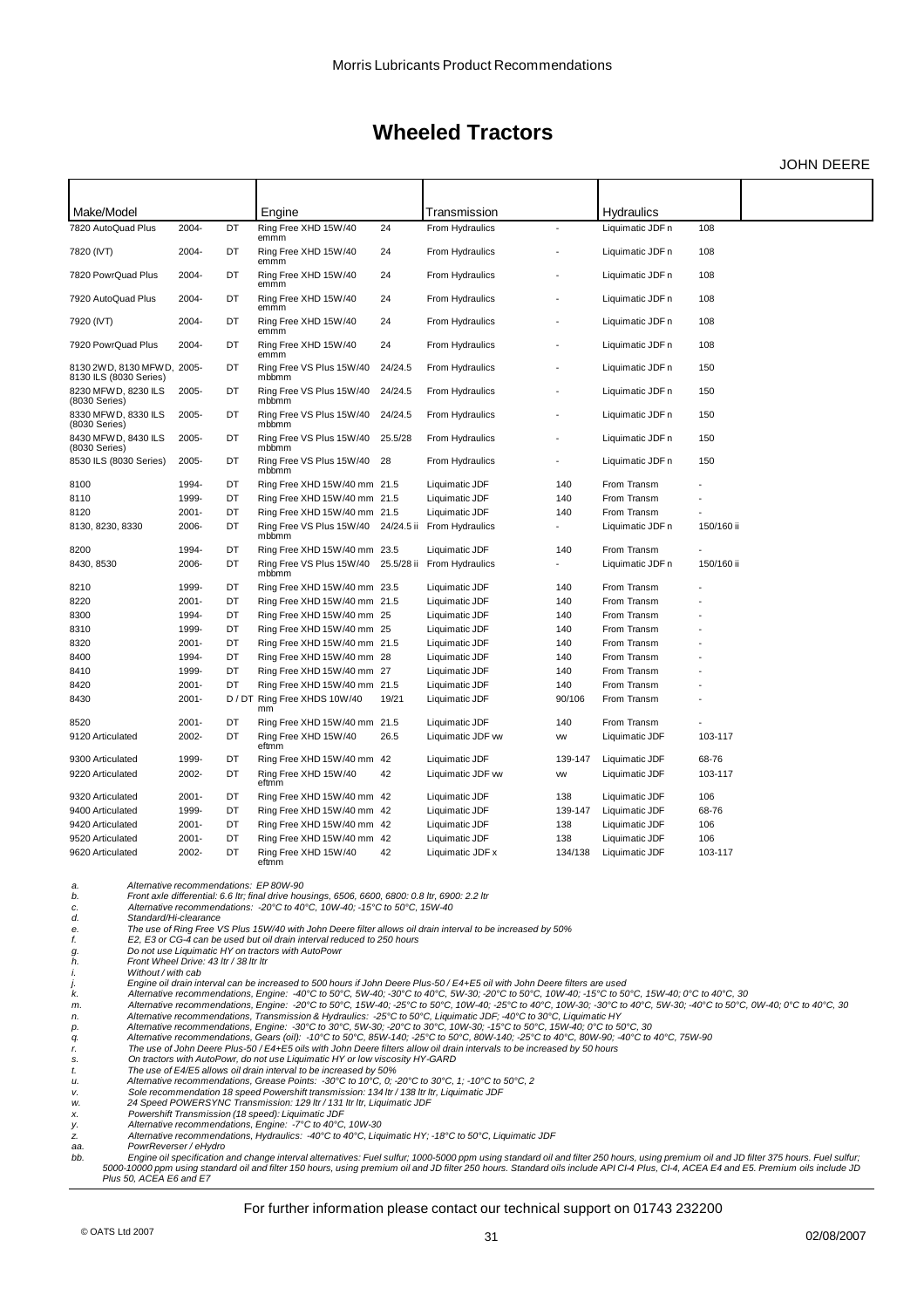# Wheeled Tractors

JOHN DEERE

| Make/Model | | | Engine | | Transmission | | Hydraulics | | |
|---|---|---|---|---|---|---|---|---|---|
| 7820 AutoQuad Plus | 2004- | DT | Ring Free XHD 15W/40 emmm | 24 | From Hydraulics | - | Liquimatic JDF n | 108 | |
| 7820 (IVT) | 2004- | DT | Ring Free XHD 15W/40 emmm | 24 | From Hydraulics | - | Liquimatic JDF n | 108 | |
| 7820 PowrQuad Plus | 2004- | DT | Ring Free XHD 15W/40 emmm | 24 | From Hydraulics | - | Liquimatic JDF n | 108 | |
| 7920 AutoQuad Plus | 2004- | DT | Ring Free XHD 15W/40 emmm | 24 | From Hydraulics | - | Liquimatic JDF n | 108 | |
| 7920 (IVT) | 2004- | DT | Ring Free XHD 15W/40 emmm | 24 | From Hydraulics | - | Liquimatic JDF n | 108 | |
| 7920 PowrQuad Plus | 2004- | DT | Ring Free XHD 15W/40 emmm | 24 | From Hydraulics | - | Liquimatic JDF n | 108 | |
| 8130 2WD, 8130 MFWD, 8130 ILS (8030 Series) | 2005- | DT | Ring Free VS Plus 15W/40 mbbmm | 24/24.5 | From Hydraulics | - | Liquimatic JDF n | 150 | |
| 8230 MFWD, 8230 ILS (8030 Series) | 2005- | DT | Ring Free VS Plus 15W/40 mbbmm | 24/24.5 | From Hydraulics | - | Liquimatic JDF n | 150 | |
| 8330 MFWD, 8330 ILS (8030 Series) | 2005- | DT | Ring Free VS Plus 15W/40 mbbmm | 24/24.5 | From Hydraulics | - | Liquimatic JDF n | 150 | |
| 8430 MFWD, 8430 ILS (8030 Series) | 2005- | DT | Ring Free VS Plus 15W/40 mbbmm | 25.5/28 | From Hydraulics | - | Liquimatic JDF n | 150 | |
| 8530 ILS (8030 Series) | 2005- | DT | Ring Free VS Plus 15W/40 mbbmm | 28 | From Hydraulics | - | Liquimatic JDF n | 150 | |
| 8100 | 1994- | DT | Ring Free XHD 15W/40 mm | 21.5 | Liquimatic JDF | 140 | From Transm | - | |
| 8110 | 1999- | DT | Ring Free XHD 15W/40 mm | 21.5 | Liquimatic JDF | 140 | From Transm | - | |
| 8120 | 2001- | DT | Ring Free XHD 15W/40 mm | 21.5 | Liquimatic JDF | 140 | From Transm | - | |
| 8130, 8230, 8330 | 2006- | DT | Ring Free VS Plus 15W/40 mbbmm | 24/24.5 ii | From Hydraulics | - | Liquimatic JDF n | 150/160 ii | |
| 8200 | 1994- | DT | Ring Free XHD 15W/40 mm | 23.5 | Liquimatic JDF | 140 | From Transm | - | |
| 8430, 8530 | 2006- | DT | Ring Free VS Plus 15W/40 mbbmm | 25.5/28 ii | From Hydraulics | - | Liquimatic JDF n | 150/160 ii | |
| 8210 | 1999- | DT | Ring Free XHD 15W/40 mm | 23.5 | Liquimatic JDF | 140 | From Transm | - | |
| 8220 | 2001- | DT | Ring Free XHD 15W/40 mm | 21.5 | Liquimatic JDF | 140 | From Transm | - | |
| 8300 | 1994- | DT | Ring Free XHD 15W/40 mm | 25 | Liquimatic JDF | 140 | From Transm | - | |
| 8310 | 1999- | DT | Ring Free XHD 15W/40 mm | 25 | Liquimatic JDF | 140 | From Transm | - | |
| 8320 | 2001- | DT | Ring Free XHD 15W/40 mm | 21.5 | Liquimatic JDF | 140 | From Transm | - | |
| 8400 | 1994- | DT | Ring Free XHD 15W/40 mm | 28 | Liquimatic JDF | 140 | From Transm | - | |
| 8410 | 1999- | DT | Ring Free XHD 15W/40 mm | 27 | Liquimatic JDF | 140 | From Transm | - | |
| 8420 | 2001- | DT | Ring Free XHD 15W/40 mm | 21.5 | Liquimatic JDF | 140 | From Transm | - | |
| 8430 | 2001- | D / DT | Ring Free XHDS 10W/40 mm | 19/21 | Liquimatic JDF | 90/106 | From Transm | - | |
| 8520 | 2001- | DT | Ring Free XHD 15W/40 mm | 21.5 | Liquimatic JDF | 140 | From Transm | - | |
| 9120 Articulated | 2002- | DT | Ring Free XHD 15W/40 eftmm | 26.5 | Liquimatic JDF vw | vw | Liquimatic JDF | 103-117 | |
| 9300 Articulated | 1999- | DT | Ring Free XHD 15W/40 mm | 42 | Liquimatic JDF | 139-147 | Liquimatic JDF | 68-76 | |
| 9220 Articulated | 2002- | DT | Ring Free XHD 15W/40 eftmm | 42 | Liquimatic JDF vw | vw | Liquimatic JDF | 103-117 | |
| 9320 Articulated | 2001- | DT | Ring Free XHD 15W/40 mm | 42 | Liquimatic JDF | 138 | Liquimatic JDF | 106 | |
| 9400 Articulated | 1999- | DT | Ring Free XHD 15W/40 mm | 42 | Liquimatic JDF | 139-147 | Liquimatic JDF | 68-76 | |
| 9420 Articulated | 2001- | DT | Ring Free XHD 15W/40 mm | 42 | Liquimatic JDF | 138 | Liquimatic JDF | 106 | |
| 9520 Articulated | 2001- | DT | Ring Free XHD 15W/40 mm | 42 | Liquimatic JDF | 138 | Liquimatic JDF | 106 | |
| 9620 Articulated | 2002- | DT | Ring Free XHD 15W/40 eftmm | 42 | Liquimatic JDF x | 134/138 | Liquimatic JDF | 103-117 | |

*a. Alternative recommendations: EP 80W-90*
*b. Front axle differential: 6.6 ltr; final drive housings, 6506, 6600, 6800: 0.8 ltr, 6900: 2.2 ltr*
*c. Alternative recommendations: -20°C to 40°C, 10W-40; -15°C to 50°C, 15W-40*
*d. Standard/Hi-clearance*
*e. The use of Ring Free VS Plus 15W/40 with John Deere filter allows oil drain interval to be increased by 50%*
*f. E2, E3 or CG-4 can be used but oil drain interval reduced to 250 hours*
*g. Do not use Liquimatic HY on tractors with AutoPowr*
*h. Front Wheel Drive: 43 ltr / 38 ltr ltr*
*i. Without / with cab*
*j. Engine oil drain interval can be increased to 500 hours if John Deere Plus-50 / E4+E5 oil with John Deere filters are used*
*k. Alternative recommendations, Engine: -40°C to 50°C, 5W-40; -30°C to 40°C, 5W-30; -20°C to 50°C, 10W-40; -15°C to 50°C, 15W-40; 0°C to 40°C, 30*
*m. Alternative recommendations, Engine: -20°C to 50°C, 15W-40; -25°C to 50°C, 10W-40; -25°C to 40°C, 10W-30; -30°C to 40°C, 5W-30; -40°C to 50°C, 0W-40; 0°C to 40°C, 30*
*n. Alternative recommendations, Transmission & Hydraulics: -25°C to 50°C, Liquimatic JDF; -40°C to 30°C, Liquimatic HY*
*p. Alternative recommendations, Engine: -30°C to 30°C, 5W-30; -20°C to 30°C, 10W-30; -15°C to 50°C, 15W-40; 0°C to 50°C, 30*
*q. Alternative recommendations, Gears (oil): -10°C to 50°C, 85W-140; -25°C to 50°C, 80W-140; -25°C to 40°C, 80W-90; -40°C to 40°C, 75W-90*
*r. The use of John Deere Plus-50 / E4+E5 oils with John Deere filters allow oil drain intervals to be increased by 50 hours*
*s. On tractors with AutoPowr, do not use Liquimatic HY or low viscosity HY-GARD*
*t. The use of E4/E5 allows oil drain interval to be increased by 50%*
*u. Alternative recommendations, Grease Points: -30°C to 10°C, 0; -20°C to 30°C, 1; -10°C to 50°C, 2*
*v. Sole recommendation 18 speed Powershift transmission: 134 ltr / 138 ltr ltr, Liquimatic JDF*
*w. 24 Speed POWERSYNC Transmission: 129 ltr / 131 ltr ltr, Liquimatic JDF*
*x. Powershift Transmission (18 speed): Liquimatic JDF*
*y. Alternative recommendations, Engine: -7°C to 40°C, 10W-30*
*z. Alternative recommendations, Hydraulics: -40°C to 40°C, Liquimatic HY; -18°C to 50°C, Liquimatic JDF*
*aa. PowrReverser / eHydro*
*bb. Engine oil specification and change interval alternatives: Fuel sulfur; 1000-5000 ppm using standard oil and filter 250 hours, using premium oil and JD filter 375 hours. Fuel sulfur; 5000-10000 ppm using standard oil and filter 150 hours, using premium oil and JD filter 250 hours. Standard oils include API CI-4 Plus, CI-4, ACEA E4 and E5. Premium oils include JD Plus 50, ACEA E6 and E7*

For further information please contact our technical support on 01743 232200

© OATS Ltd 2007 02/08/2007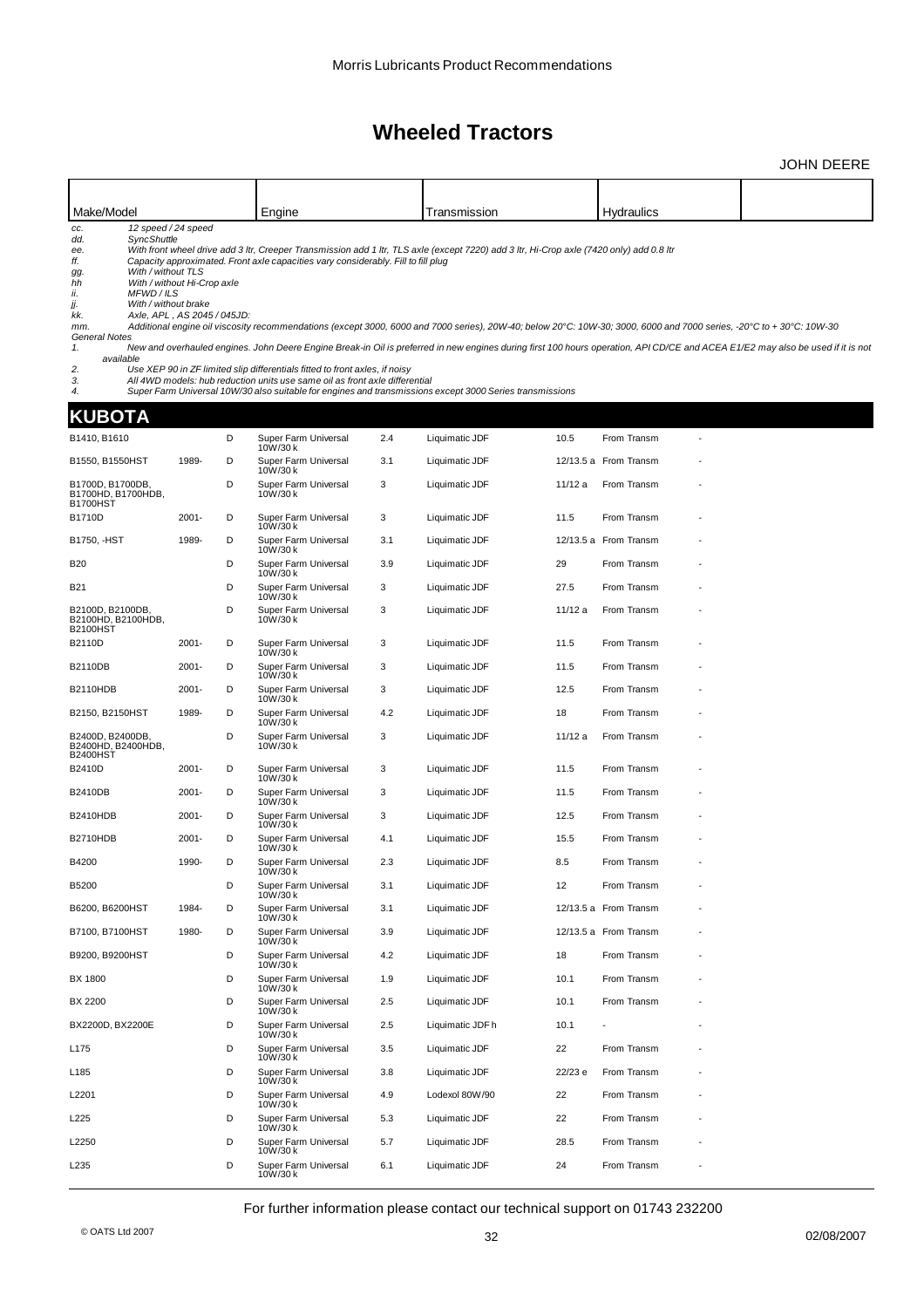# Wheeled Tractors

JOHN DEERE

| Make/Model | | | Engine | | Transmission | | Hydraulics | | |
|---|---|---|---|---|---|---|---|---|---|

*cc.* *12 speed / 24 speed*
*dd.* *SyncShuttle*
*ee.* *With front wheel drive add 3 ltr, Creeper Transmission add 1 ltr, TLS axle (except 7220) add 3 ltr, Hi-Crop axle (7420 only) add 0.8 ltr*
*ff.* *Capacity approximated. Front axle capacities vary considerably. Fill to fill plug*
*gg.* *With / without TLS*
*hh* *With / without Hi-Crop axle*
*ii.* *MFWD / ILS*
*jj.* *With / without brake*
*kk.* *Axle, APL , AS 2045 / 045JD:*
*mm.* *Additional engine oil viscosity recommendations (except 3000, 6000 and 7000 series), 20W-40; below 20°C: 10W-30; 3000, 6000 and 7000 series, -20°C to + 30°C: 10W-30*

*General Notes*
1. *New and overhauled engines. John Deere Engine Break-in Oil is preferred in new engines during first 100 hours operation, API CD/CE and ACEA E1/E2 may also be used if it is not available*
2. *Use XEP 90 in ZF limited slip differentials fitted to front axles, if noisy*
3. *All 4WD models: hub reduction units use same oil as front axle differential*
4. *Super Farm Universal 10W/30 also suitable for engines and transmissions except 3000 Series transmissions*

## KUBOTA

| Make/Model | Year | Fuel | Engine | Capacity | Transmission | Capacity | Hydraulics | |
|---|---|---|---|---|---|---|---|---|
| B1410, B1610 | | D | Super Farm Universal 10W/30 k | 2.4 | Liquimatic JDF | 10.5 | From Transm | - |
| B1550, B1550HST | 1989- | D | Super Farm Universal 10W/30 k | 3.1 | Liquimatic JDF | 12/13.5 a | From Transm | - |
| B1700D, B1700DB, B1700HD, B1700HDB, B1700HST | | D | Super Farm Universal 10W/30 k | 3 | Liquimatic JDF | 11/12 a | From Transm | - |
| B1710D | 2001- | D | Super Farm Universal 10W/30 k | 3 | Liquimatic JDF | 11.5 | From Transm | - |
| B1750, -HST | 1989- | D | Super Farm Universal 10W/30 k | 3.1 | Liquimatic JDF | 12/13.5 a | From Transm | - |
| B20 | | D | Super Farm Universal 10W/30 k | 3.9 | Liquimatic JDF | 29 | From Transm | - |
| B21 | | D | Super Farm Universal 10W/30 k | 3 | Liquimatic JDF | 27.5 | From Transm | - |
| B2100D, B2100DB, B2100HD, B2100HDB, B2100HST | | D | Super Farm Universal 10W/30 k | 3 | Liquimatic JDF | 11/12 a | From Transm | - |
| B2110D | 2001- | D | Super Farm Universal 10W/30 k | 3 | Liquimatic JDF | 11.5 | From Transm | - |
| B2110DB | 2001- | D | Super Farm Universal 10W/30 k | 3 | Liquimatic JDF | 11.5 | From Transm | - |
| B2110HDB | 2001- | D | Super Farm Universal 10W/30 k | 3 | Liquimatic JDF | 12.5 | From Transm | - |
| B2150, B2150HST | 1989- | D | Super Farm Universal 10W/30 k | 4.2 | Liquimatic JDF | 18 | From Transm | - |
| B2400D, B2400DB, B2400HD, B2400HDB, B2400HST | | D | Super Farm Universal 10W/30 k | 3 | Liquimatic JDF | 11/12 a | From Transm | - |
| B2410D | 2001- | D | Super Farm Universal 10W/30 k | 3 | Liquimatic JDF | 11.5 | From Transm | - |
| B2410DB | 2001- | D | Super Farm Universal 10W/30 k | 3 | Liquimatic JDF | 11.5 | From Transm | - |
| B2410HDB | 2001- | D | Super Farm Universal 10W/30 k | 3 | Liquimatic JDF | 12.5 | From Transm | - |
| B2710HDB | 2001- | D | Super Farm Universal 10W/30 k | 4.1 | Liquimatic JDF | 15.5 | From Transm | - |
| B4200 | 1990- | D | Super Farm Universal 10W/30 k | 2.3 | Liquimatic JDF | 8.5 | From Transm | - |
| B5200 | | D | Super Farm Universal 10W/30 k | 3.1 | Liquimatic JDF | 12 | From Transm | - |
| B6200, B6200HST | 1984- | D | Super Farm Universal 10W/30 k | 3.1 | Liquimatic JDF | 12/13.5 a | From Transm | - |
| B7100, B7100HST | 1980- | D | Super Farm Universal 10W/30 k | 3.9 | Liquimatic JDF | 12/13.5 a | From Transm | - |
| B9200, B9200HST | | D | Super Farm Universal 10W/30 k | 4.2 | Liquimatic JDF | 18 | From Transm | - |
| BX 1800 | | D | Super Farm Universal 10W/30 k | 1.9 | Liquimatic JDF | 10.1 | From Transm | - |
| BX 2200 | | D | Super Farm Universal 10W/30 k | 2.5 | Liquimatic JDF | 10.1 | From Transm | - |
| BX2200D, BX2200E | | D | Super Farm Universal 10W/30 k | 2.5 | Liquimatic JDF h | 10.1 | - | - |
| L175 | | D | Super Farm Universal 10W/30 k | 3.5 | Liquimatic JDF | 22 | From Transm | - |
| L185 | | D | Super Farm Universal 10W/30 k | 3.8 | Liquimatic JDF | 22/23 e | From Transm | - |
| L2201 | | D | Super Farm Universal 10W/30 k | 4.9 | Lodexol 80W/90 | 22 | From Transm | - |
| L225 | | D | Super Farm Universal 10W/30 k | 5.3 | Liquimatic JDF | 22 | From Transm | - |
| L2250 | | D | Super Farm Universal 10W/30 k | 5.7 | Liquimatic JDF | 28.5 | From Transm | - |
| L235 | | D | Super Farm Universal 10W/30 k | 6.1 | Liquimatic JDF | 24 | From Transm | - |

For further information please contact our technical support on 01743 232200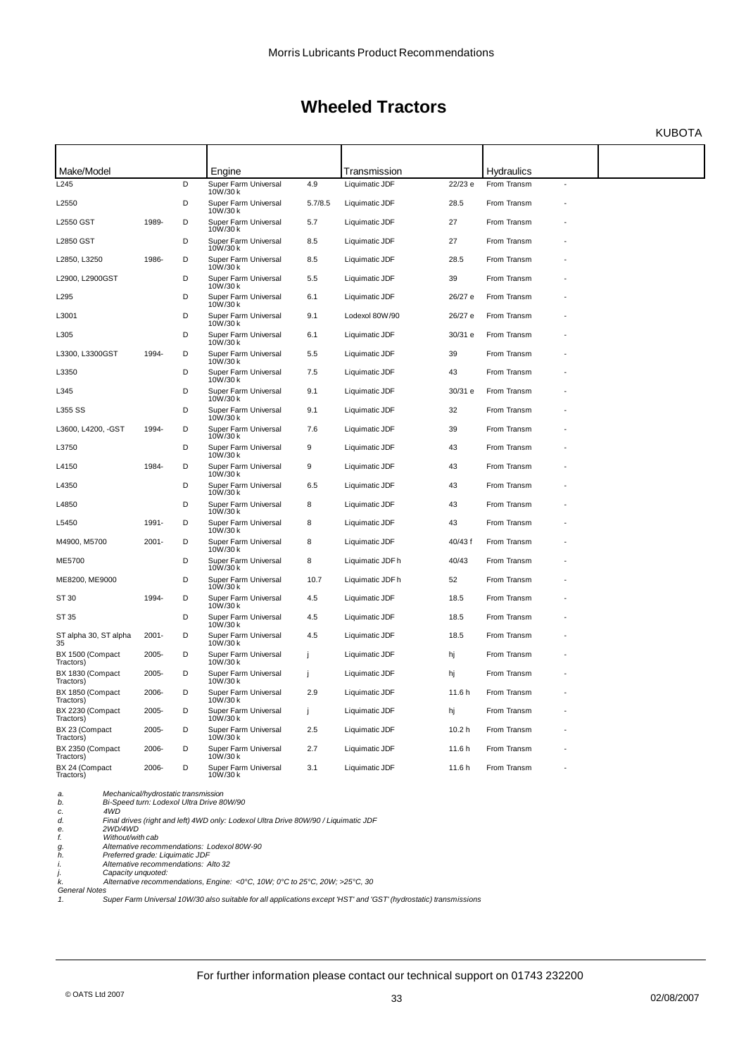# Wheeled Tractors

KUBOTA

| Make/Model | | | Engine | | Transmission | | Hydraulics | | |
|---|---|---|---|---|---|---|---|---|---|
| L245 | | D | Super Farm Universal 10W/30 k | 4.9 | Liquimatic JDF | 22/23 e | From Transm | - | |
| L2550 | | D | Super Farm Universal 10W/30 k | 5.7/8.5 | Liquimatic JDF | 28.5 | From Transm | - | |
| L2550 GST | 1989- | D | Super Farm Universal 10W/30 k | 5.7 | Liquimatic JDF | 27 | From Transm | - | |
| L2850 GST | | D | Super Farm Universal 10W/30 k | 8.5 | Liquimatic JDF | 27 | From Transm | - | |
| L2850, L3250 | 1986- | D | Super Farm Universal 10W/30 k | 8.5 | Liquimatic JDF | 28.5 | From Transm | - | |
| L2900, L2900GST | | D | Super Farm Universal 10W/30 k | 5.5 | Liquimatic JDF | 39 | From Transm | - | |
| L295 | | D | Super Farm Universal 10W/30 k | 6.1 | Liquimatic JDF | 26/27 e | From Transm | - | |
| L3001 | | D | Super Farm Universal 10W/30 k | 9.1 | Lodexol 80W/90 | 26/27 e | From Transm | - | |
| L305 | | D | Super Farm Universal 10W/30 k | 6.1 | Liquimatic JDF | 30/31 e | From Transm | - | |
| L3300, L3300GST | 1994- | D | Super Farm Universal 10W/30 k | 5.5 | Liquimatic JDF | 39 | From Transm | - | |
| L3350 | | D | Super Farm Universal 10W/30 k | 7.5 | Liquimatic JDF | 43 | From Transm | - | |
| L345 | | D | Super Farm Universal 10W/30 k | 9.1 | Liquimatic JDF | 30/31 e | From Transm | - | |
| L355 SS | | D | Super Farm Universal 10W/30 k | 9.1 | Liquimatic JDF | 32 | From Transm | - | |
| L3600, L4200, -GST | 1994- | D | Super Farm Universal 10W/30 k | 7.6 | Liquimatic JDF | 39 | From Transm | - | |
| L3750 | | D | Super Farm Universal 10W/30 k | 9 | Liquimatic JDF | 43 | From Transm | - | |
| L4150 | 1984- | D | Super Farm Universal 10W/30 k | 9 | Liquimatic JDF | 43 | From Transm | - | |
| L4350 | | D | Super Farm Universal 10W/30 k | 6.5 | Liquimatic JDF | 43 | From Transm | - | |
| L4850 | | D | Super Farm Universal 10W/30 k | 8 | Liquimatic JDF | 43 | From Transm | - | |
| L5450 | 1991- | D | Super Farm Universal 10W/30 k | 8 | Liquimatic JDF | 43 | From Transm | - | |
| M4900, M5700 | 2001- | D | Super Farm Universal 10W/30 k | 8 | Liquimatic JDF | 40/43 f | From Transm | - | |
| ME5700 | | D | Super Farm Universal 10W/30 k | 8 | Liquimatic JDF h | 40/43 | From Transm | - | |
| ME8200, ME9000 | | D | Super Farm Universal 10W/30 k | 10.7 | Liquimatic JDF h | 52 | From Transm | - | |
| ST 30 | 1994- | D | Super Farm Universal 10W/30 k | 4.5 | Liquimatic JDF | 18.5 | From Transm | - | |
| ST 35 | | D | Super Farm Universal 10W/30 k | 4.5 | Liquimatic JDF | 18.5 | From Transm | - | |
| ST alpha 30, ST alpha 35 | 2001- | D | Super Farm Universal 10W/30 k | 4.5 | Liquimatic JDF | 18.5 | From Transm | - | |
| BX 1500 (Compact Tractors) | 2005- | D | Super Farm Universal 10W/30 k | j | Liquimatic JDF | hj | From Transm | - | |
| BX 1830 (Compact Tractors) | 2005- | D | Super Farm Universal 10W/30 k | j | Liquimatic JDF | hj | From Transm | - | |
| BX 1850 (Compact Tractors) | 2006- | D | Super Farm Universal 10W/30 k | 2.9 | Liquimatic JDF | 11.6 h | From Transm | - | |
| BX 2230 (Compact Tractors) | 2005- | D | Super Farm Universal 10W/30 k | j | Liquimatic JDF | hj | From Transm | - | |
| BX 23 (Compact Tractors) | 2005- | D | Super Farm Universal 10W/30 k | 2.5 | Liquimatic JDF | 10.2 h | From Transm | - | |
| BX 2350 (Compact Tractors) | 2006- | D | Super Farm Universal 10W/30 k | 2.7 | Liquimatic JDF | 11.6 h | From Transm | - | |
| BX 24 (Compact Tractors) | 2006- | D | Super Farm Universal 10W/30 k | 3.1 | Liquimatic JDF | 11.6 h | From Transm | - | |

*a. Mechanical/hydrostatic transmission*
*b. Bi-Speed turn: Lodexol Ultra Drive 80W/90*
*c. 4WD*
*d. Final drives (right and left) 4WD only: Lodexol Ultra Drive 80W/90 / Liquimatic JDF*
*e. 2WD/4WD*
*f. Without/with cab*
*g. Alternative recommendations: Lodexol 80W-90*
*h. Preferred grade: Liquimatic JDF*
*i. Alternative recommendations: Alto 32*
*j. Capacity unquoted:*
*k. Alternative recommendations, Engine: <0°C, 10W; 0°C to 25°C, 20W; >25°C, 30*

*General Notes*
*1. Super Farm Universal 10W/30 also suitable for all applications except 'HST' and 'GST' (hydrostatic) transmissions*

For further information please contact our technical support on 01743 232200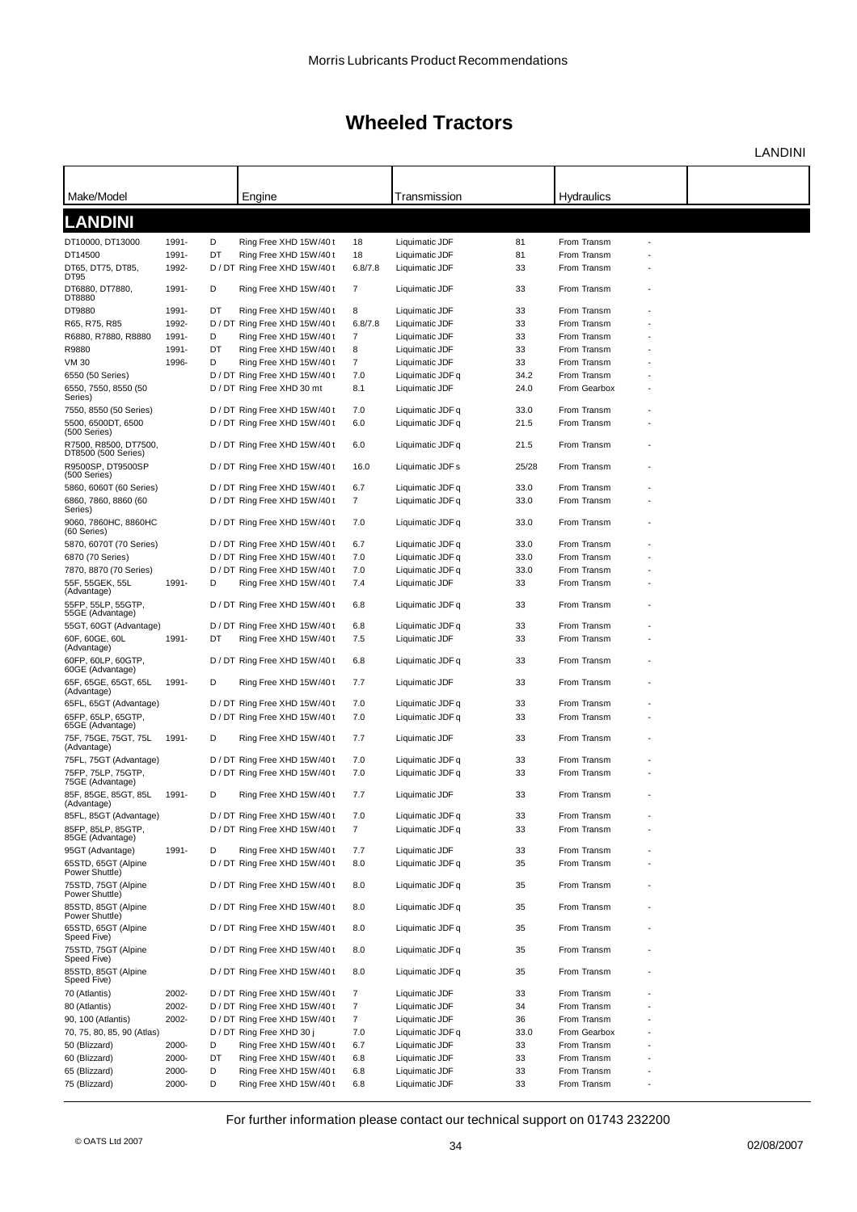Morris Lubricants Product Recommendations

# Wheeled Tractors

LANDINI

| Make/Model | | | Engine | | Transmission | | Hydraulics | | |
|---|---|---|---|---|---|---|---|---|---|
| **LANDINI** | | | | | | | | | |
| DT10000, DT13000 | 1991- | D | Ring Free XHD 15W/40 t | 18 | Liquimatic JDF | 81 | From Transm | - | |
| DT14500 | 1991- | DT | Ring Free XHD 15W/40 t | 18 | Liquimatic JDF | 81 | From Transm | - | |
| DT65, DT75, DT85, DT95 | 1992- | D / DT | Ring Free XHD 15W/40 t | 6.8/7.8 | Liquimatic JDF | 33 | From Transm | - | |
| DT6880, DT7880, DT8880 | 1991- | D | Ring Free XHD 15W/40 t | 7 | Liquimatic JDF | 33 | From Transm | - | |
| DT9880 | 1991- | DT | Ring Free XHD 15W/40 t | 8 | Liquimatic JDF | 33 | From Transm | - | |
| R65, R75, R85 | 1992- | D / DT | Ring Free XHD 15W/40 t | 6.8/7.8 | Liquimatic JDF | 33 | From Transm | - | |
| R6880, R7880, R8880 | 1991- | D | Ring Free XHD 15W/40 t | 7 | Liquimatic JDF | 33 | From Transm | - | |
| R9880 | 1991- | DT | Ring Free XHD 15W/40 t | 8 | Liquimatic JDF | 33 | From Transm | - | |
| VM 30 | 1996- | D | Ring Free XHD 15W/40 t | 7 | Liquimatic JDF | 33 | From Transm | - | |
| 6550 (50 Series) | | D / DT | Ring Free XHD 15W/40 t | 7.0 | Liquimatic JDF q | 34.2 | From Transm | - | |
| 6550, 7550, 8550 (50 Series) | | D / DT | Ring Free XHD 30 mt | 8.1 | Liquimatic JDF | 24.0 | From Gearbox | - | |
| 7550, 8550 (50 Series) | | D / DT | Ring Free XHD 15W/40 t | 7.0 | Liquimatic JDF q | 33.0 | From Transm | - | |
| 5500, 6500DT, 6500 (500 Series) | | D / DT | Ring Free XHD 15W/40 t | 6.0 | Liquimatic JDF q | 21.5 | From Transm | - | |
| R7500, R8500, DT7500, DT8500 (500 Series) | | D / DT | Ring Free XHD 15W/40 t | 6.0 | Liquimatic JDF q | 21.5 | From Transm | - | |
| R9500SP, DT9500SP (500 Series) | | D / DT | Ring Free XHD 15W/40 t | 16.0 | Liquimatic JDF s | 25/28 | From Transm | - | |
| 5860, 6060T (60 Series) | | D / DT | Ring Free XHD 15W/40 t | 6.7 | Liquimatic JDF q | 33.0 | From Transm | - | |
| 6860, 7860, 8860 (60 Series) | | D / DT | Ring Free XHD 15W/40 t | 7 | Liquimatic JDF q | 33.0 | From Transm | - | |
| 9060, 7860HC, 8860HC (60 Series) | | D / DT | Ring Free XHD 15W/40 t | 7.0 | Liquimatic JDF q | 33.0 | From Transm | - | |
| 5870, 6070T (70 Series) | | D / DT | Ring Free XHD 15W/40 t | 6.7 | Liquimatic JDF q | 33.0 | From Transm | - | |
| 6870 (70 Series) | | D / DT | Ring Free XHD 15W/40 t | 7.0 | Liquimatic JDF q | 33.0 | From Transm | - | |
| 7870, 8870 (70 Series) | | D / DT | Ring Free XHD 15W/40 t | 7.0 | Liquimatic JDF q | 33.0 | From Transm | - | |
| 55F, 55GEK, 55L (Advantage) | 1991- | D | Ring Free XHD 15W/40 t | 7.4 | Liquimatic JDF | 33 | From Transm | - | |
| 55FP, 55LP, 55GTP, 55GE (Advantage) | | D / DT | Ring Free XHD 15W/40 t | 6.8 | Liquimatic JDF q | 33 | From Transm | - | |
| 55GT, 60GT (Advantage) | | D / DT | Ring Free XHD 15W/40 t | 6.8 | Liquimatic JDF q | 33 | From Transm | - | |
| 60F, 60GE, 60L (Advantage) | 1991- | DT | Ring Free XHD 15W/40 t | 7.5 | Liquimatic JDF | 33 | From Transm | - | |
| 60FP, 60LP, 60GTP, 60GE (Advantage) | | D / DT | Ring Free XHD 15W/40 t | 6.8 | Liquimatic JDF q | 33 | From Transm | - | |
| 65F, 65GE, 65GT, 65L (Advantage) | 1991- | D | Ring Free XHD 15W/40 t | 7.7 | Liquimatic JDF | 33 | From Transm | - | |
| 65FL, 65GT (Advantage) | | D / DT | Ring Free XHD 15W/40 t | 7.0 | Liquimatic JDF q | 33 | From Transm | - | |
| 65FP, 65LP, 65GTP, 65GE (Advantage) | | D / DT | Ring Free XHD 15W/40 t | 7.0 | Liquimatic JDF q | 33 | From Transm | - | |
| 75F, 75GE, 75GT, 75L (Advantage) | 1991- | D | Ring Free XHD 15W/40 t | 7.7 | Liquimatic JDF | 33 | From Transm | - | |
| 75FL, 75GT (Advantage) | | D / DT | Ring Free XHD 15W/40 t | 7.0 | Liquimatic JDF q | 33 | From Transm | - | |
| 75FP, 75LP, 75GTP, 75GE (Advantage) | | D / DT | Ring Free XHD 15W/40 t | 7.0 | Liquimatic JDF q | 33 | From Transm | - | |
| 85F, 85GE, 85GT, 85L (Advantage) | 1991- | D | Ring Free XHD 15W/40 t | 7.7 | Liquimatic JDF | 33 | From Transm | - | |
| 85FL, 85GT (Advantage) | | D / DT | Ring Free XHD 15W/40 t | 7.0 | Liquimatic JDF q | 33 | From Transm | - | |
| 85FP, 85LP, 85GTP, 85GE (Advantage) | | D / DT | Ring Free XHD 15W/40 t | 7 | Liquimatic JDF q | 33 | From Transm | - | |
| 95GT (Advantage) | 1991- | D | Ring Free XHD 15W/40 t | 7.7 | Liquimatic JDF | 33 | From Transm | - | |
| 65STD, 65GT (Alpine Power Shuttle) | | D / DT | Ring Free XHD 15W/40 t | 8.0 | Liquimatic JDF q | 35 | From Transm | - | |
| 75STD, 75GT (Alpine Power Shuttle) | | D / DT | Ring Free XHD 15W/40 t | 8.0 | Liquimatic JDF q | 35 | From Transm | - | |
| 85STD, 85GT (Alpine Power Shuttle) | | D / DT | Ring Free XHD 15W/40 t | 8.0 | Liquimatic JDF q | 35 | From Transm | - | |
| 65STD, 65GT (Alpine Speed Five) | | D / DT | Ring Free XHD 15W/40 t | 8.0 | Liquimatic JDF q | 35 | From Transm | - | |
| 75STD, 75GT (Alpine Speed Five) | | D / DT | Ring Free XHD 15W/40 t | 8.0 | Liquimatic JDF q | 35 | From Transm | - | |
| 85STD, 85GT (Alpine Speed Five) | | D / DT | Ring Free XHD 15W/40 t | 8.0 | Liquimatic JDF q | 35 | From Transm | - | |
| 70 (Atlantis) | 2002- | D / DT | Ring Free XHD 15W/40 t | 7 | Liquimatic JDF | 33 | From Transm | - | |
| 80 (Atlantis) | 2002- | D / DT | Ring Free XHD 15W/40 t | 7 | Liquimatic JDF | 34 | From Transm | - | |
| 90, 100 (Atlantis) | 2002- | D / DT | Ring Free XHD 15W/40 t | 7 | Liquimatic JDF | 36 | From Transm | - | |
| 70, 75, 80, 85, 90 (Atlas) | | D / DT | Ring Free XHD 30 j | 7.0 | Liquimatic JDF q | 33.0 | From Gearbox | - | |
| 50 (Blizzard) | 2000- | D | Ring Free XHD 15W/40 t | 6.7 | Liquimatic JDF | 33 | From Transm | - | |
| 60 (Blizzard) | 2000- | DT | Ring Free XHD 15W/40 t | 6.8 | Liquimatic JDF | 33 | From Transm | - | |
| 65 (Blizzard) | 2000- | D | Ring Free XHD 15W/40 t | 6.8 | Liquimatic JDF | 33 | From Transm | - | |
| 75 (Blizzard) | 2000- | D | Ring Free XHD 15W/40 t | 6.8 | Liquimatic JDF | 33 | From Transm | - | |

For further information please contact our technical support on 01743 232200

© OATS Ltd 2007

02/08/2007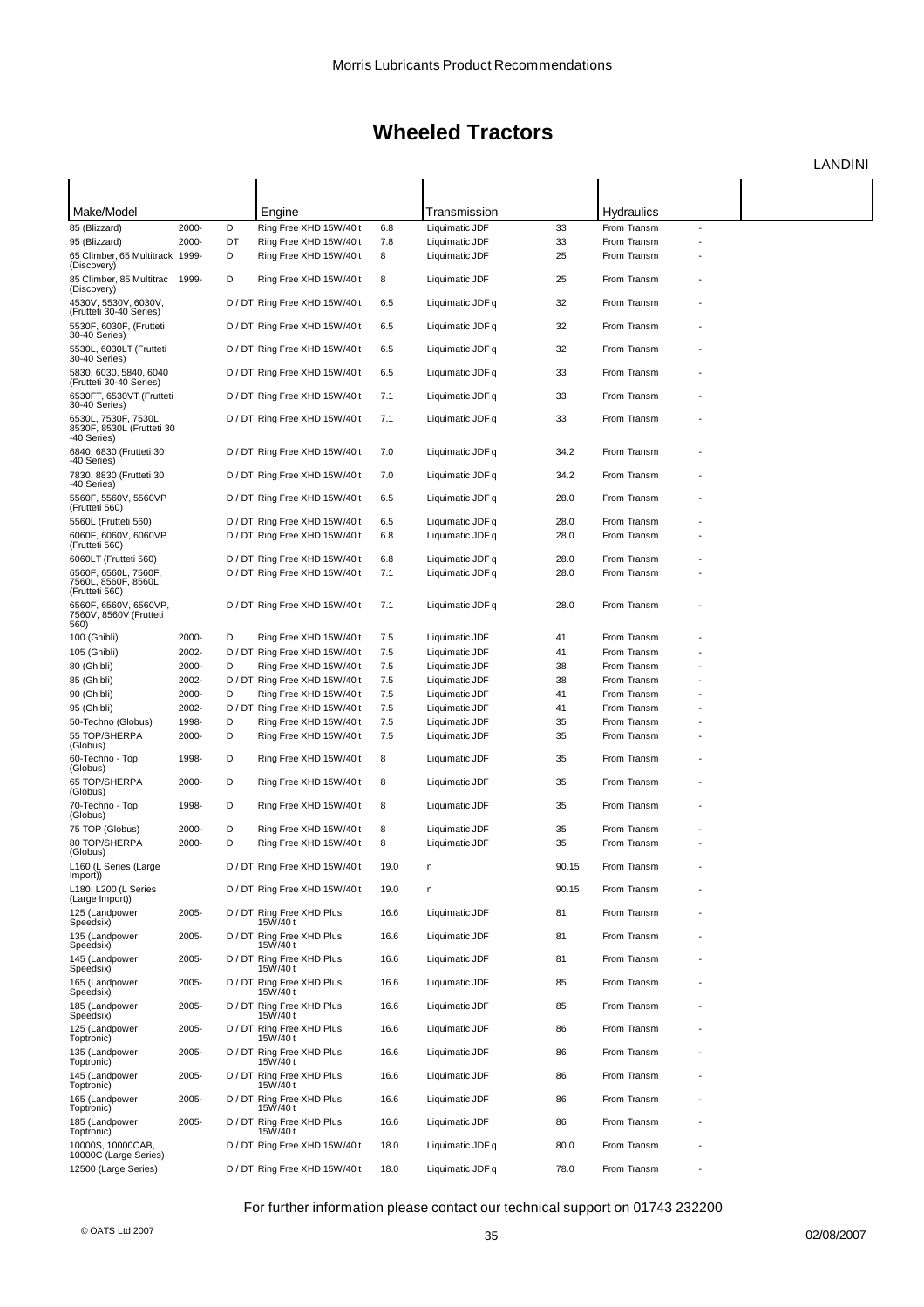# Wheeled Tractors

LANDINI

| Make/Model | | | Engine | | Transmission | | Hydraulics | | |
|---|---|---|---|---|---|---|---|---|---|
| 85 (Blizzard) | 2000- | D | Ring Free XHD 15W/40 t | 6.8 | Liquimatic JDF | 33 | From Transm | - | |
| 95 (Blizzard) | 2000- | DT | Ring Free XHD 15W/40 t | 7.8 | Liquimatic JDF | 33 | From Transm | - | |
| 65 Climber, 65 Multitrack (Discovery) | 1999- | D | Ring Free XHD 15W/40 t | 8 | Liquimatic JDF | 25 | From Transm | - | |
| 85 Climber, 85 Multitrac (Discovery) | 1999- | D | Ring Free XHD 15W/40 t | 8 | Liquimatic JDF | 25 | From Transm | - | |
| 4530V, 5530V, 6030V, (Frutteti 30-40 Series) | | D / DT | Ring Free XHD 15W/40 t | 6.5 | Liquimatic JDF q | 32 | From Transm | - | |
| 5530F, 6030F, (Frutteti 30-40 Series) | | D / DT | Ring Free XHD 15W/40 t | 6.5 | Liquimatic JDF q | 32 | From Transm | - | |
| 5530L, 6030LT (Frutteti 30-40 Series) | | D / DT | Ring Free XHD 15W/40 t | 6.5 | Liquimatic JDF q | 32 | From Transm | - | |
| 5830, 6030, 5840, 6040 (Frutteti 30-40 Series) | | D / DT | Ring Free XHD 15W/40 t | 6.5 | Liquimatic JDF q | 33 | From Transm | - | |
| 6530FT, 6530VT (Frutteti 30-40 Series) | | D / DT | Ring Free XHD 15W/40 t | 7.1 | Liquimatic JDF q | 33 | From Transm | - | |
| 6530L, 7530F, 7530L, 8530F, 8530L (Frutteti 30 -40 Series) | | D / DT | Ring Free XHD 15W/40 t | 7.1 | Liquimatic JDF q | 33 | From Transm | - | |
| 6840, 6830 (Frutteti 30 -40 Series) | | D / DT | Ring Free XHD 15W/40 t | 7.0 | Liquimatic JDF q | 34.2 | From Transm | - | |
| 7830, 8830 (Frutteti 30 -40 Series) | | D / DT | Ring Free XHD 15W/40 t | 7.0 | Liquimatic JDF q | 34.2 | From Transm | - | |
| 5560F, 5560V, 5560VP (Frutteti 560) | | D / DT | Ring Free XHD 15W/40 t | 6.5 | Liquimatic JDF q | 28.0 | From Transm | - | |
| 5560L (Frutteti 560) | | D / DT | Ring Free XHD 15W/40 t | 6.5 | Liquimatic JDF q | 28.0 | From Transm | - | |
| 6060F, 6060V, 6060VP (Frutteti 560) | | D / DT | Ring Free XHD 15W/40 t | 6.8 | Liquimatic JDF q | 28.0 | From Transm | - | |
| 6060LT (Frutteti 560) | | D / DT | Ring Free XHD 15W/40 t | 6.8 | Liquimatic JDF q | 28.0 | From Transm | - | |
| 6560F, 6560L, 7560F, 7560L, 8560F, 8560L (Frutteti 560) | | D / DT | Ring Free XHD 15W/40 t | 7.1 | Liquimatic JDF q | 28.0 | From Transm | - | |
| 6560F, 6560V, 6560VP, 7560V, 8560V (Frutteti 560) | | D / DT | Ring Free XHD 15W/40 t | 7.1 | Liquimatic JDF q | 28.0 | From Transm | - | |
| 100 (Ghibli) | 2000- | D | Ring Free XHD 15W/40 t | 7.5 | Liquimatic JDF | 41 | From Transm | - | |
| 105 (Ghibli) | 2002- | D / DT | Ring Free XHD 15W/40 t | 7.5 | Liquimatic JDF | 41 | From Transm | - | |
| 80 (Ghibli) | 2000- | D | Ring Free XHD 15W/40 t | 7.5 | Liquimatic JDF | 38 | From Transm | - | |
| 85 (Ghibli) | 2002- | D / DT | Ring Free XHD 15W/40 t | 7.5 | Liquimatic JDF | 38 | From Transm | - | |
| 90 (Ghibli) | 2000- | D | Ring Free XHD 15W/40 t | 7.5 | Liquimatic JDF | 41 | From Transm | - | |
| 95 (Ghibli) | 2002- | D / DT | Ring Free XHD 15W/40 t | 7.5 | Liquimatic JDF | 41 | From Transm | - | |
| 50-Techno (Globus) | 1998- | D | Ring Free XHD 15W/40 t | 7.5 | Liquimatic JDF | 35 | From Transm | - | |
| 55 TOP/SHERPA (Globus) | 2000- | D | Ring Free XHD 15W/40 t | 7.5 | Liquimatic JDF | 35 | From Transm | - | |
| 60-Techno - Top (Globus) | 1998- | D | Ring Free XHD 15W/40 t | 8 | Liquimatic JDF | 35 | From Transm | - | |
| 65 TOP/SHERPA (Globus) | 2000- | D | Ring Free XHD 15W/40 t | 8 | Liquimatic JDF | 35 | From Transm | - | |
| 70-Techno - Top (Globus) | 1998- | D | Ring Free XHD 15W/40 t | 8 | Liquimatic JDF | 35 | From Transm | - | |
| 75 TOP (Globus) | 2000- | D | Ring Free XHD 15W/40 t | 8 | Liquimatic JDF | 35 | From Transm | - | |
| 80 TOP/SHERPA (Globus) | 2000- | D | Ring Free XHD 15W/40 t | 8 | Liquimatic JDF | 35 | From Transm | - | |
| L160 (L Series (Large Import)) | | D / DT | Ring Free XHD 15W/40 t | 19.0 | n | 90.15 | From Transm | - | |
| L180, L200 (L Series (Large Import)) | | D / DT | Ring Free XHD 15W/40 t | 19.0 | n | 90.15 | From Transm | - | |
| 125 (Landpower Speedsix) | 2005- | D / DT | Ring Free XHD Plus 15W/40 t | 16.6 | Liquimatic JDF | 81 | From Transm | - | |
| 135 (Landpower Speedsix) | 2005- | D / DT | Ring Free XHD Plus 15W/40 t | 16.6 | Liquimatic JDF | 81 | From Transm | - | |
| 145 (Landpower Speedsix) | 2005- | D / DT | Ring Free XHD Plus 15W/40 t | 16.6 | Liquimatic JDF | 81 | From Transm | - | |
| 165 (Landpower Speedsix) | 2005- | D / DT | Ring Free XHD Plus 15W/40 t | 16.6 | Liquimatic JDF | 85 | From Transm | - | |
| 185 (Landpower Speedsix) | 2005- | D / DT | Ring Free XHD Plus 15W/40 t | 16.6 | Liquimatic JDF | 85 | From Transm | - | |
| 125 (Landpower Toptronic) | 2005- | D / DT | Ring Free XHD Plus 15W/40 t | 16.6 | Liquimatic JDF | 86 | From Transm | - | |
| 135 (Landpower Toptronic) | 2005- | D / DT | Ring Free XHD Plus 15W/40 t | 16.6 | Liquimatic JDF | 86 | From Transm | - | |
| 145 (Landpower Toptronic) | 2005- | D / DT | Ring Free XHD Plus 15W/40 t | 16.6 | Liquimatic JDF | 86 | From Transm | - | |
| 165 (Landpower Toptronic) | 2005- | D / DT | Ring Free XHD Plus 15W/40 t | 16.6 | Liquimatic JDF | 86 | From Transm | - | |
| 185 (Landpower Toptronic) | 2005- | D / DT | Ring Free XHD Plus 15W/40 t | 16.6 | Liquimatic JDF | 86 | From Transm | - | |
| 10000S, 10000CAB, 10000C (Large Series) | | D / DT | Ring Free XHD 15W/40 t | 18.0 | Liquimatic JDF q | 80.0 | From Transm | - | |
| 12500 (Large Series) | | D / DT | Ring Free XHD 15W/40 t | 18.0 | Liquimatic JDF q | 78.0 | From Transm | - | |

For further information please contact our technical support on 01743 232200

© OATS Ltd 2007 02/08/2007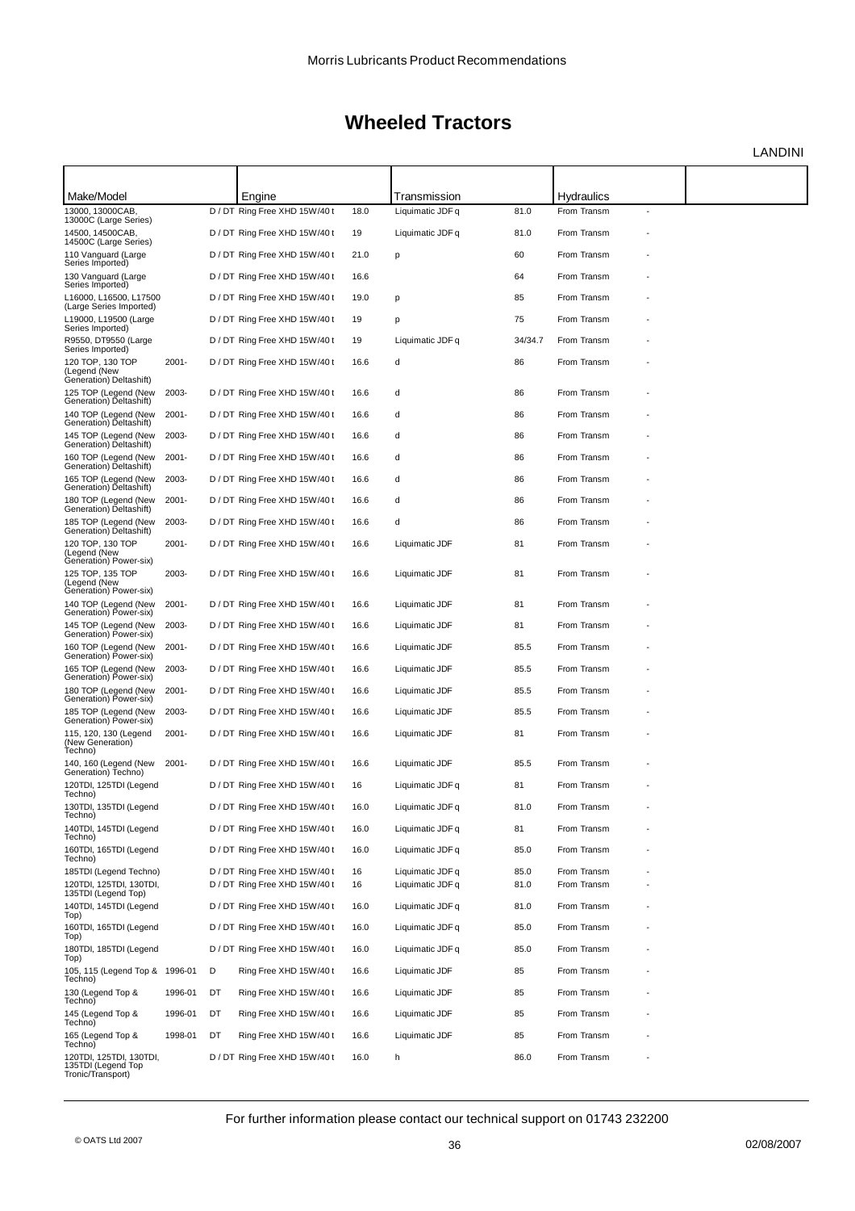# Wheeled Tractors

LANDINI

| Make/Model | | | Engine | | Transmission | | Hydraulics | | |
|---|---|---|---|---|---|---|---|---|---|
| 13000, 13000CAB, 13000C (Large Series) | | D / DT | Ring Free XHD 15W/40 t | 18.0 | Liquimatic JDF q | 81.0 | From Transm | - | |
| 14500, 14500CAB, 14500C (Large Series) | | D / DT | Ring Free XHD 15W/40 t | 19 | Liquimatic JDF q | 81.0 | From Transm | - | |
| 110 Vanguard (Large Series Imported) | | D / DT | Ring Free XHD 15W/40 t | 21.0 | p | 60 | From Transm | - | |
| 130 Vanguard (Large Series Imported) | | D / DT | Ring Free XHD 15W/40 t | 16.6 | | 64 | From Transm | - | |
| L16000, L16500, L17500 (Large Series Imported) | | D / DT | Ring Free XHD 15W/40 t | 19.0 | p | 85 | From Transm | - | |
| L19000, L19500 (Large Series Imported) | | D / DT | Ring Free XHD 15W/40 t | 19 | p | 75 | From Transm | - | |
| R9550, DT9550 (Large Series Imported) | | D / DT | Ring Free XHD 15W/40 t | 19 | Liquimatic JDF q | 34/34.7 | From Transm | - | |
| 120 TOP, 130 TOP (Legend (New Generation) Deltashift) | 2001- | D / DT | Ring Free XHD 15W/40 t | 16.6 | d | 86 | From Transm | - | |
| 125 TOP (Legend (New Generation) Deltashift) | 2003- | D / DT | Ring Free XHD 15W/40 t | 16.6 | d | 86 | From Transm | - | |
| 140 TOP (Legend (New Generation) Deltashift) | 2001- | D / DT | Ring Free XHD 15W/40 t | 16.6 | d | 86 | From Transm | - | |
| 145 TOP (Legend (New Generation) Deltashift) | 2003- | D / DT | Ring Free XHD 15W/40 t | 16.6 | d | 86 | From Transm | - | |
| 160 TOP (Legend (New Generation) Deltashift) | 2001- | D / DT | Ring Free XHD 15W/40 t | 16.6 | d | 86 | From Transm | - | |
| 165 TOP (Legend (New Generation) Deltashift) | 2003- | D / DT | Ring Free XHD 15W/40 t | 16.6 | d | 86 | From Transm | - | |
| 180 TOP (Legend (New Generation) Deltashift) | 2001- | D / DT | Ring Free XHD 15W/40 t | 16.6 | d | 86 | From Transm | - | |
| 185 TOP (Legend (New Generation) Deltashift) | 2003- | D / DT | Ring Free XHD 15W/40 t | 16.6 | d | 86 | From Transm | - | |
| 120 TOP, 130 TOP (Legend (New Generation) Power-six) | 2001- | D / DT | Ring Free XHD 15W/40 t | 16.6 | Liquimatic JDF | 81 | From Transm | - | |
| 125 TOP, 135 TOP (Legend (New Generation) Power-six) | 2003- | D / DT | Ring Free XHD 15W/40 t | 16.6 | Liquimatic JDF | 81 | From Transm | - | |
| 140 TOP (Legend (New Generation) Power-six) | 2001- | D / DT | Ring Free XHD 15W/40 t | 16.6 | Liquimatic JDF | 81 | From Transm | - | |
| 145 TOP (Legend (New Generation) Power-six) | 2003- | D / DT | Ring Free XHD 15W/40 t | 16.6 | Liquimatic JDF | 81 | From Transm | - | |
| 160 TOP (Legend (New Generation) Power-six) | 2001- | D / DT | Ring Free XHD 15W/40 t | 16.6 | Liquimatic JDF | 85.5 | From Transm | - | |
| 165 TOP (Legend (New Generation) Power-six) | 2003- | D / DT | Ring Free XHD 15W/40 t | 16.6 | Liquimatic JDF | 85.5 | From Transm | - | |
| 180 TOP (Legend (New Generation) Power-six) | 2001- | D / DT | Ring Free XHD 15W/40 t | 16.6 | Liquimatic JDF | 85.5 | From Transm | - | |
| 185 TOP (Legend (New Generation) Power-six) | 2003- | D / DT | Ring Free XHD 15W/40 t | 16.6 | Liquimatic JDF | 85.5 | From Transm | - | |
| 115, 120, 130 (Legend (New Generation) Techno) | 2001- | D / DT | Ring Free XHD 15W/40 t | 16.6 | Liquimatic JDF | 81 | From Transm | - | |
| 140, 160 (Legend (New Generation) Techno) | 2001- | D / DT | Ring Free XHD 15W/40 t | 16.6 | Liquimatic JDF | 85.5 | From Transm | - | |
| 120TDI, 125TDI (Legend Techno) | | D / DT | Ring Free XHD 15W/40 t | 16 | Liquimatic JDF q | 81 | From Transm | - | |
| 130TDI, 135TDI (Legend Techno) | | D / DT | Ring Free XHD 15W/40 t | 16.0 | Liquimatic JDF q | 81.0 | From Transm | - | |
| 140TDI, 145TDI (Legend Techno) | | D / DT | Ring Free XHD 15W/40 t | 16.0 | Liquimatic JDF q | 81 | From Transm | - | |
| 160TDI, 165TDI (Legend Techno) | | D / DT | Ring Free XHD 15W/40 t | 16.0 | Liquimatic JDF q | 85.0 | From Transm | - | |
| 185TDI (Legend Techno) | | D / DT | Ring Free XHD 15W/40 t | 16 | Liquimatic JDF q | 85.0 | From Transm | - | |
| 120TDI, 125TDI, 130TDI, 135TDI (Legend Top) | | D / DT | Ring Free XHD 15W/40 t | 16 | Liquimatic JDF q | 81.0 | From Transm | - | |
| 140TDI, 145TDI (Legend Top) | | D / DT | Ring Free XHD 15W/40 t | 16.0 | Liquimatic JDF q | 81.0 | From Transm | - | |
| 160TDI, 165TDI (Legend Top) | | D / DT | Ring Free XHD 15W/40 t | 16.0 | Liquimatic JDF q | 85.0 | From Transm | - | |
| 180TDI, 185TDI (Legend Top) | | D / DT | Ring Free XHD 15W/40 t | 16.0 | Liquimatic JDF q | 85.0 | From Transm | - | |
| 105, 115 (Legend Top & Techno) | 1996-01 | D | Ring Free XHD 15W/40 t | 16.6 | Liquimatic JDF | 85 | From Transm | - | |
| 130 (Legend Top & Techno) | 1996-01 | DT | Ring Free XHD 15W/40 t | 16.6 | Liquimatic JDF | 85 | From Transm | - | |
| 145 (Legend Top & Techno) | 1996-01 | DT | Ring Free XHD 15W/40 t | 16.6 | Liquimatic JDF | 85 | From Transm | - | |
| 165 (Legend Top & Techno) | 1998-01 | DT | Ring Free XHD 15W/40 t | 16.6 | Liquimatic JDF | 85 | From Transm | - | |
| 120TDI, 125TDI, 130TDI, 135TDI (Legend Top Tronic/Transport) | | D / DT | Ring Free XHD 15W/40 t | 16.0 | h | 86.0 | From Transm | - | |

For further information please contact our technical support on 01743 232200

© OATS Ltd 2007 02/08/2007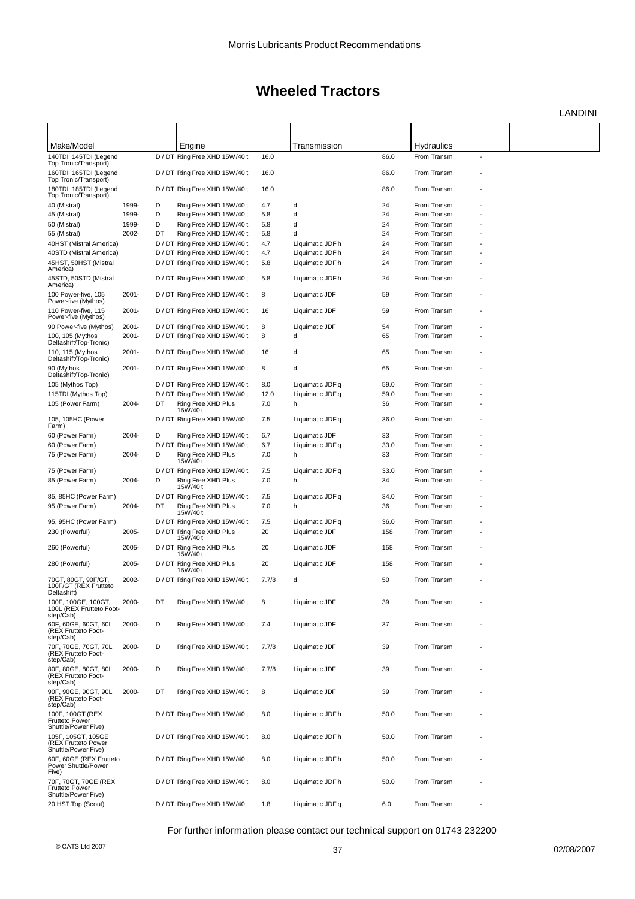# Wheeled Tractors

LANDINI

| Make/Model | | | Engine | | Transmission | | Hydraulics | | |
|---|---|---|---|---|---|---|---|---|---|
| 140TDI, 145TDI (Legend Top Tronic/Transport) | | D / DT | Ring Free XHD 15W/40 t | 16.0 | | 86.0 | From Transm | - | |
| 160TDI, 165TDI (Legend Top Tronic/Transport) | | D / DT | Ring Free XHD 15W/40 t | 16.0 | | 86.0 | From Transm | - | |
| 180TDI, 185TDI (Legend Top Tronic/Transport) | | D / DT | Ring Free XHD 15W/40 t | 16.0 | | 86.0 | From Transm | - | |
| 40 (Mistral) | 1999- | D | Ring Free XHD 15W/40 t | 4.7 | d | 24 | From Transm | - | |
| 45 (Mistral) | 1999- | D | Ring Free XHD 15W/40 t | 5.8 | d | 24 | From Transm | - | |
| 50 (Mistral) | 1999- | D | Ring Free XHD 15W/40 t | 5.8 | d | 24 | From Transm | - | |
| 55 (Mistral) | 2002- | DT | Ring Free XHD 15W/40 t | 5.8 | d | 24 | From Transm | - | |
| 40HST (Mistral America) | | D / DT | Ring Free XHD 15W/40 t | 4.7 | Liquimatic JDF h | 24 | From Transm | - | |
| 40STD (Mistral America) | | D / DT | Ring Free XHD 15W/40 t | 4.7 | Liquimatic JDF h | 24 | From Transm | - | |
| 45HST, 50HST (Mistral America) | | D / DT | Ring Free XHD 15W/40 t | 5.8 | Liquimatic JDF h | 24 | From Transm | - | |
| 45STD, 50STD (Mistral America) | | D / DT | Ring Free XHD 15W/40 t | 5.8 | Liquimatic JDF h | 24 | From Transm | - | |
| 100 Power-five, 105 Power-five (Mythos) | 2001- | D / DT | Ring Free XHD 15W/40 t | 8 | Liquimatic JDF | 59 | From Transm | - | |
| 110 Power-five, 115 Power-five (Mythos) | 2001- | D / DT | Ring Free XHD 15W/40 t | 16 | Liquimatic JDF | 59 | From Transm | - | |
| 90 Power-five (Mythos) | 2001- | D / DT | Ring Free XHD 15W/40 t | 8 | Liquimatic JDF | 54 | From Transm | - | |
| 100, 105 (Mythos Deltashift/Top-Tronic) | 2001- | D / DT | Ring Free XHD 15W/40 t | 8 | d | 65 | From Transm | - | |
| 110, 115 (Mythos Deltashift/Top-Tronic) | 2001- | D / DT | Ring Free XHD 15W/40 t | 16 | d | 65 | From Transm | - | |
| 90 (Mythos Deltashift/Top-Tronic) | 2001- | D / DT | Ring Free XHD 15W/40 t | 8 | d | 65 | From Transm | - | |
| 105 (Mythos Top) | | D / DT | Ring Free XHD 15W/40 t | 8.0 | Liquimatic JDF q | 59.0 | From Transm | - | |
| 115TDI (Mythos Top) | | D / DT | Ring Free XHD 15W/40 t | 12.0 | Liquimatic JDF q | 59.0 | From Transm | - | |
| 105 (Power Farm) | 2004- | DT | Ring Free XHD Plus 15W/40 t | 7.0 | h | 36 | From Transm | - | |
| 105, 105HC (Power Farm) | | D / DT | Ring Free XHD 15W/40 t | 7.5 | Liquimatic JDF q | 36.0 | From Transm | - | |
| 60 (Power Farm) | 2004- | D | Ring Free XHD 15W/40 t | 6.7 | Liquimatic JDF | 33 | From Transm | - | |
| 60 (Power Farm) | | D / DT | Ring Free XHD 15W/40 t | 6.7 | Liquimatic JDF q | 33.0 | From Transm | - | |
| 75 (Power Farm) | 2004- | D | Ring Free XHD Plus 15W/40 t | 7.0 | h | 33 | From Transm | - | |
| 75 (Power Farm) | | D / DT | Ring Free XHD 15W/40 t | 7.5 | Liquimatic JDF q | 33.0 | From Transm | - | |
| 85 (Power Farm) | 2004- | D | Ring Free XHD Plus 15W/40 t | 7.0 | h | 34 | From Transm | - | |
| 85, 85HC (Power Farm) | | D / DT | Ring Free XHD 15W/40 t | 7.5 | Liquimatic JDF q | 34.0 | From Transm | - | |
| 95 (Power Farm) | 2004- | DT | Ring Free XHD Plus 15W/40 t | 7.0 | h | 36 | From Transm | - | |
| 95, 95HC (Power Farm) | | D / DT | Ring Free XHD 15W/40 t | 7.5 | Liquimatic JDF q | 36.0 | From Transm | - | |
| 230 (Powerful) | 2005- | D / DT | Ring Free XHD Plus 15W/40 t | 20 | Liquimatic JDF | 158 | From Transm | - | |
| 260 (Powerful) | 2005- | D / DT | Ring Free XHD Plus 15W/40 t | 20 | Liquimatic JDF | 158 | From Transm | - | |
| 280 (Powerful) | 2005- | D / DT | Ring Free XHD Plus 15W/40 t | 20 | Liquimatic JDF | 158 | From Transm | - | |
| 70GT, 80GT, 90F/GT, 100F/GT (REX Frutteto Deltashift) | 2002- | D / DT | Ring Free XHD 15W/40 t | 7.7/8 | d | 50 | From Transm | - | |
| 100F, 100GE, 100GT, 100L (REX Frutteto Foot-step/Cab) | 2000- | DT | Ring Free XHD 15W/40 t | 8 | Liquimatic JDF | 39 | From Transm | - | |
| 60F, 60GE, 60GT, 60L (REX Frutteto Foot-step/Cab) | 2000- | D | Ring Free XHD 15W/40 t | 7.4 | Liquimatic JDF | 37 | From Transm | - | |
| 70F, 70GE, 70GT, 70L (REX Frutteto Foot-step/Cab) | 2000- | D | Ring Free XHD 15W/40 t | 7.7/8 | Liquimatic JDF | 39 | From Transm | - | |
| 80F, 80GE, 80GT, 80L (REX Frutteto Foot-step/Cab) | 2000- | D | Ring Free XHD 15W/40 t | 7.7/8 | Liquimatic JDF | 39 | From Transm | - | |
| 90F, 90GE, 90GT, 90L (REX Frutteto Foot-step/Cab) | 2000- | DT | Ring Free XHD 15W/40 t | 8 | Liquimatic JDF | 39 | From Transm | - | |
| 100F, 100GT (REX Frutteto Power Shuttle/Power Five) | | D / DT | Ring Free XHD 15W/40 t | 8.0 | Liquimatic JDF h | 50.0 | From Transm | - | |
| 105F, 105GT, 105GE (REX Frutteto Power Shuttle/Power Five) | | D / DT | Ring Free XHD 15W/40 t | 8.0 | Liquimatic JDF h | 50.0 | From Transm | - | |
| 60F, 60GE (REX Frutteto Power Shuttle/Power Five) | | D / DT | Ring Free XHD 15W/40 t | 8.0 | Liquimatic JDF h | 50.0 | From Transm | - | |
| 70F, 70GT, 70GE (REX Frutteto Power Shuttle/Power Five) | | D / DT | Ring Free XHD 15W/40 t | 8.0 | Liquimatic JDF h | 50.0 | From Transm | - | |
| 20 HST Top (Scout) | | D / DT | Ring Free XHD 15W/40 | 1.8 | Liquimatic JDF q | 6.0 | From Transm | - | |

For further information please contact our technical support on 01743 232200

© OATS Ltd 2007 — 02/08/2007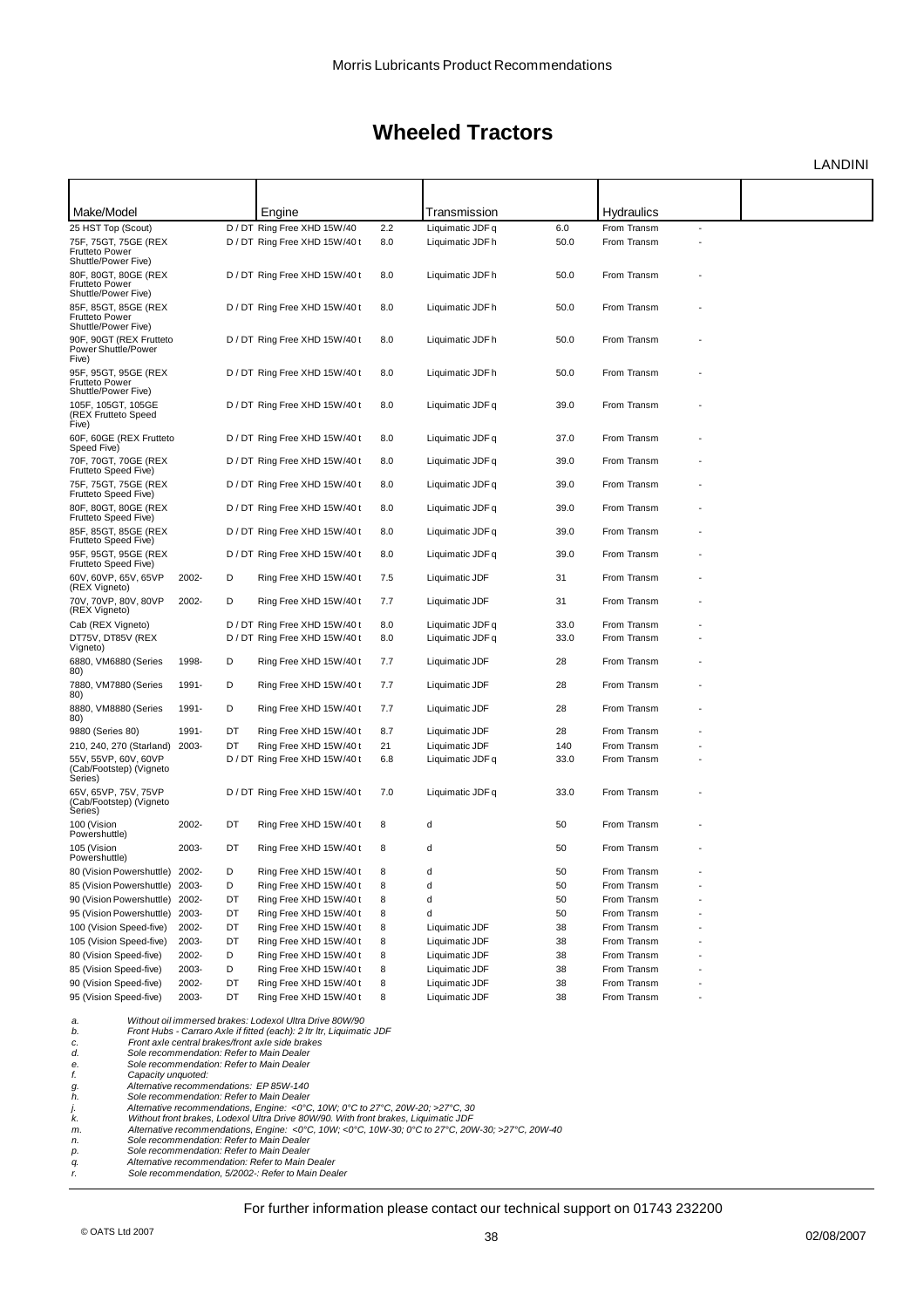# Wheeled Tractors

LANDINI

| Make/Model | | | Engine | | Transmission | | Hydraulics | | |
|---|---|---|---|---|---|---|---|---|---|
| 25 HST Top (Scout) | | D / DT | Ring Free XHD 15W/40 | 2.2 | Liquimatic JDF q | 6.0 | From Transm | - | |
| 75F, 75GT, 75GE (REX Frutteto Power Shuttle/Power Five) | | D / DT | Ring Free XHD 15W/40 t | 8.0 | Liquimatic JDF h | 50.0 | From Transm | - | |
| 80F, 80GT, 80GE (REX Frutteto Power Shuttle/Power Five) | | D / DT | Ring Free XHD 15W/40 t | 8.0 | Liquimatic JDF h | 50.0 | From Transm | - | |
| 85F, 85GT, 85GE (REX Frutteto Power Shuttle/Power Five) | | D / DT | Ring Free XHD 15W/40 t | 8.0 | Liquimatic JDF h | 50.0 | From Transm | - | |
| 90F, 90GT (REX Frutteto Power Shuttle/Power Five) | | D / DT | Ring Free XHD 15W/40 t | 8.0 | Liquimatic JDF h | 50.0 | From Transm | - | |
| 95F, 95GT, 95GE (REX Frutteto Power Shuttle/Power Five) | | D / DT | Ring Free XHD 15W/40 t | 8.0 | Liquimatic JDF h | 50.0 | From Transm | - | |
| 105F, 105GT, 105GE (REX Frutteto Speed Five) | | D / DT | Ring Free XHD 15W/40 t | 8.0 | Liquimatic JDF q | 39.0 | From Transm | - | |
| 60F, 60GE (REX Frutteto Speed Five) | | D / DT | Ring Free XHD 15W/40 t | 8.0 | Liquimatic JDF q | 37.0 | From Transm | - | |
| 70F, 70GT, 70GE (REX Frutteto Speed Five) | | D / DT | Ring Free XHD 15W/40 t | 8.0 | Liquimatic JDF q | 39.0 | From Transm | - | |
| 75F, 75GT, 75GE (REX Frutteto Speed Five) | | D / DT | Ring Free XHD 15W/40 t | 8.0 | Liquimatic JDF q | 39.0 | From Transm | - | |
| 80F, 80GT, 80GE (REX Frutteto Speed Five) | | D / DT | Ring Free XHD 15W/40 t | 8.0 | Liquimatic JDF q | 39.0 | From Transm | - | |
| 85F, 85GT, 85GE (REX Frutteto Speed Five) | | D / DT | Ring Free XHD 15W/40 t | 8.0 | Liquimatic JDF q | 39.0 | From Transm | - | |
| 95F, 95GT, 95GE (REX Frutteto Speed Five) | | D / DT | Ring Free XHD 15W/40 t | 8.0 | Liquimatic JDF q | 39.0 | From Transm | - | |
| 60V, 60VP, 65V, 65VP (REX Vigneto) | 2002- | D | Ring Free XHD 15W/40 t | 7.5 | Liquimatic JDF | 31 | From Transm | - | |
| 70V, 70VP, 80V, 80VP (REX Vigneto) | 2002- | D | Ring Free XHD 15W/40 t | 7.7 | Liquimatic JDF | 31 | From Transm | - | |
| Cab (REX Vigneto) | | D / DT | Ring Free XHD 15W/40 t | 8.0 | Liquimatic JDF q | 33.0 | From Transm | - | |
| DT75V, DT85V (REX Vigneto) | | D / DT | Ring Free XHD 15W/40 t | 8.0 | Liquimatic JDF q | 33.0 | From Transm | - | |
| 6880, VM6880 (Series 80) | 1998- | D | Ring Free XHD 15W/40 t | 7.7 | Liquimatic JDF | 28 | From Transm | - | |
| 7880, VM7880 (Series 80) | 1991- | D | Ring Free XHD 15W/40 t | 7.7 | Liquimatic JDF | 28 | From Transm | - | |
| 8880, VM8880 (Series 80) | 1991- | D | Ring Free XHD 15W/40 t | 7.7 | Liquimatic JDF | 28 | From Transm | - | |
| 9880 (Series 80) | 1991- | DT | Ring Free XHD 15W/40 t | 8.7 | Liquimatic JDF | 28 | From Transm | - | |
| 210, 240, 270 (Starland) | 2003- | DT | Ring Free XHD 15W/40 t | 21 | Liquimatic JDF | 140 | From Transm | - | |
| 55V, 55VP, 60V, 60VP (Cab/Footstep) (Vigneto Series) | | D / DT | Ring Free XHD 15W/40 t | 6.8 | Liquimatic JDF q | 33.0 | From Transm | - | |
| 65V, 65VP, 75V, 75VP (Cab/Footstep) (Vigneto Series) | | D / DT | Ring Free XHD 15W/40 t | 7.0 | Liquimatic JDF q | 33.0 | From Transm | - | |
| 100 (Vision Powershuttle) | 2002- | DT | Ring Free XHD 15W/40 t | 8 | d | 50 | From Transm | - | |
| 105 (Vision Powershuttle) | 2003- | DT | Ring Free XHD 15W/40 t | 8 | d | 50 | From Transm | - | |
| 80 (Vision Powershuttle) | 2002- | D | Ring Free XHD 15W/40 t | 8 | d | 50 | From Transm | - | |
| 85 (Vision Powershuttle) | 2003- | D | Ring Free XHD 15W/40 t | 8 | d | 50 | From Transm | - | |
| 90 (Vision Powershuttle) | 2002- | DT | Ring Free XHD 15W/40 t | 8 | d | 50 | From Transm | - | |
| 95 (Vision Powershuttle) | 2003- | DT | Ring Free XHD 15W/40 t | 8 | d | 50 | From Transm | - | |
| 100 (Vision Speed-five) | 2002- | DT | Ring Free XHD 15W/40 t | 8 | Liquimatic JDF | 38 | From Transm | - | |
| 105 (Vision Speed-five) | 2003- | DT | Ring Free XHD 15W/40 t | 8 | Liquimatic JDF | 38 | From Transm | - | |
| 80 (Vision Speed-five) | 2002- | D | Ring Free XHD 15W/40 t | 8 | Liquimatic JDF | 38 | From Transm | - | |
| 85 (Vision Speed-five) | 2003- | D | Ring Free XHD 15W/40 t | 8 | Liquimatic JDF | 38 | From Transm | - | |
| 90 (Vision Speed-five) | 2002- | DT | Ring Free XHD 15W/40 t | 8 | Liquimatic JDF | 38 | From Transm | - | |
| 95 (Vision Speed-five) | 2003- | DT | Ring Free XHD 15W/40 t | 8 | Liquimatic JDF | 38 | From Transm | - | |

*a. Without oil immersed brakes: Lodexol Ultra Drive 80W/90*
*b. Front Hubs - Carraro Axle if fitted (each): 2 ltr ltr, Liquimatic JDF*
*c. Front axle central brakes/front axle side brakes*
*d. Sole recommendation: Refer to Main Dealer*
*e. Sole recommendation: Refer to Main Dealer*
*f. Capacity unquoted:*
*g. Alternative recommendations: EP 85W-140*
*h. Sole recommendation: Refer to Main Dealer*
*j. Alternative recommendations, Engine: <0°C, 10W; 0°C to 27°C, 20W-20; >27°C, 30*
*k. Without front brakes, Lodexol Ultra Drive 80W/90. With front brakes, Liquimatic JDF*
*m. Alternative recommendations, Engine: <0°C, 10W; <0°C, 10W-30; 0°C to 27°C, 20W-30; >27°C, 20W-40*
*n. Sole recommendation: Refer to Main Dealer*
*p. Sole recommendation: Refer to Main Dealer*
*q. Alternative recommendation: Refer to Main Dealer*
*r. Sole recommendation, 5/2002-: Refer to Main Dealer*

For further information please contact our technical support on 01743 232200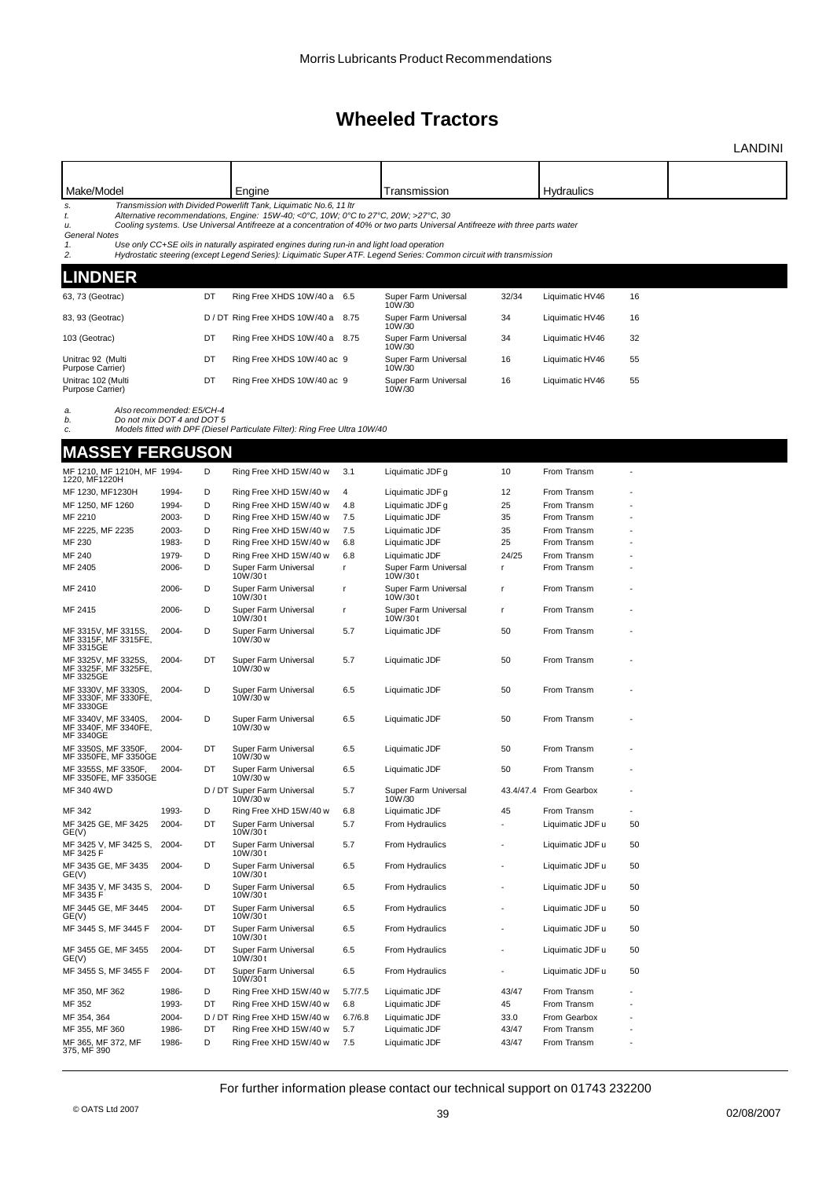# Wheeled Tractors

LANDINI

| Make/Model | | | Engine | | Transmission | | Hydraulics | | |
|---|---|---|---|---|---|---|---|---|---|

*s. Transmission with Divided Powerlift Tank, Liquimatic No.6, 11 ltr*
*t. Alternative recommendations, Engine: 15W-40; <0°C, 10W; 0°C to 27°C, 20W; >27°C, 30*
*u. Cooling systems. Use Universal Antifreeze at a concentration of 40% or two parts Universal Antifreeze with three parts water*

*General Notes*
*1. Use only CC+SE oils in naturally aspirated engines during run-in and light load operation*
*2. Hydrostatic steering (except Legend Series): Liquimatic Super ATF. Legend Series: Common circuit with transmission*

## LINDNER

| Make/Model | | | Engine | | Transmission | | Hydraulics | |
|---|---|---|---|---|---|---|---|---|
| 63, 73 (Geotrac) | | DT | Ring Free XHDS 10W/40 a | 6.5 | Super Farm Universal 10W/30 | 32/34 | Liquimatic HV46 | 16 |
| 83, 93 (Geotrac) | | D / DT | Ring Free XHDS 10W/40 a | 8.75 | Super Farm Universal 10W/30 | 34 | Liquimatic HV46 | 16 |
| 103 (Geotrac) | | DT | Ring Free XHDS 10W/40 a | 8.75 | Super Farm Universal 10W/30 | 34 | Liquimatic HV46 | 32 |
| Unitrac 92 (Multi Purpose Carrier) | | DT | Ring Free XHDS 10W/40 ac | 9 | Super Farm Universal 10W/30 | 16 | Liquimatic HV46 | 55 |
| Unitrac 102 (Multi Purpose Carrier) | | DT | Ring Free XHDS 10W/40 ac | 9 | Super Farm Universal 10W/30 | 16 | Liquimatic HV46 | 55 |

*a. Also recommended: E5/CH-4*
*b. Do not mix DOT 4 and DOT 5*
*c. Models fitted with DPF (Diesel Particulate Filter): Ring Free Ultra 10W/40*

## MASSEY FERGUSON

| Make/Model | | | Engine | | Transmission | | Hydraulics | |
|---|---|---|---|---|---|---|---|---|
| MF 1210, MF 1210H, MF 1220, MF1220H | 1994- | D | Ring Free XHD 15W/40 w | 3.1 | Liquimatic JDF g | 10 | From Transm | - |
| MF 1230, MF1230H | 1994- | D | Ring Free XHD 15W/40 w | 4 | Liquimatic JDF g | 12 | From Transm | - |
| MF 1250, MF 1260 | 1994- | D | Ring Free XHD 15W/40 w | 4.8 | Liquimatic JDF g | 25 | From Transm | - |
| MF 2210 | 2003- | D | Ring Free XHD 15W/40 w | 7.5 | Liquimatic JDF | 35 | From Transm | - |
| MF 2225, MF 2235 | 2003- | D | Ring Free XHD 15W/40 w | 7.5 | Liquimatic JDF | 35 | From Transm | - |
| MF 230 | 1983- | D | Ring Free XHD 15W/40 w | 6.8 | Liquimatic JDF | 25 | From Transm | - |
| MF 240 | 1979- | D | Ring Free XHD 15W/40 w | 6.8 | Liquimatic JDF | 24/25 | From Transm | - |
| MF 2405 | 2006- | D | Super Farm Universal 10W/30 t | r | Super Farm Universal 10W/30 t | r | From Transm | - |
| MF 2410 | 2006- | D | Super Farm Universal 10W/30 t | r | Super Farm Universal 10W/30 t | r | From Transm | - |
| MF 2415 | 2006- | D | Super Farm Universal 10W/30 t | r | Super Farm Universal 10W/30 t | r | From Transm | - |
| MF 3315V, MF 3315S, MF 3315F, MF 3315FE, MF 3315GE | 2004- | D | Super Farm Universal 10W/30 w | 5.7 | Liquimatic JDF | 50 | From Transm | - |
| MF 3325V, MF 3325S, MF 3325F, MF 3325FE, MF 3325GE | 2004- | DT | Super Farm Universal 10W/30 w | 5.7 | Liquimatic JDF | 50 | From Transm | - |
| MF 3330V, MF 3330S, MF 3330F, MF 3330FE, MF 3330GE | 2004- | D | Super Farm Universal 10W/30 w | 6.5 | Liquimatic JDF | 50 | From Transm | - |
| MF 3340V, MF 3340S, MF 3340F, MF 3340FE, MF 3340GE | 2004- | D | Super Farm Universal 10W/30 w | 6.5 | Liquimatic JDF | 50 | From Transm | - |
| MF 3350S, MF 3350F, MF 3350FE, MF 3350GE | 2004- | DT | Super Farm Universal 10W/30 w | 6.5 | Liquimatic JDF | 50 | From Transm | - |
| MF 3355S, MF 3350F, MF 3350FE, MF 3350GE | 2004- | DT | Super Farm Universal 10W/30 w | 6.5 | Liquimatic JDF | 50 | From Transm | - |
| MF 340 4WD | | D / DT | Super Farm Universal 10W/30 w | 5.7 | Super Farm Universal 10W/30 | 43.4/47.4 | From Gearbox | - |
| MF 342 | 1993- | D | Ring Free XHD 15W/40 w | 6.8 | Liquimatic JDF | 45 | From Transm | - |
| MF 3425 GE, MF 3425 GE(V) | 2004- | DT | Super Farm Universal 10W/30 t | 5.7 | From Hydraulics | - | Liquimatic JDF u | 50 |
| MF 3425 V, MF 3425 S, MF 3425 F | 2004- | DT | Super Farm Universal 10W/30 t | 5.7 | From Hydraulics | - | Liquimatic JDF u | 50 |
| MF 3435 GE, MF 3435 GE(V) | 2004- | D | Super Farm Universal 10W/30 t | 6.5 | From Hydraulics | - | Liquimatic JDF u | 50 |
| MF 3435 V, MF 3435 S, MF 3435 F | 2004- | D | Super Farm Universal 10W/30 t | 6.5 | From Hydraulics | - | Liquimatic JDF u | 50 |
| MF 3445 GE, MF 3445 GE(V) | 2004- | DT | Super Farm Universal 10W/30 t | 6.5 | From Hydraulics | - | Liquimatic JDF u | 50 |
| MF 3445 S, MF 3445 F | 2004- | DT | Super Farm Universal 10W/30 t | 6.5 | From Hydraulics | - | Liquimatic JDF u | 50 |
| MF 3455 GE, MF 3455 GE(V) | 2004- | DT | Super Farm Universal 10W/30 t | 6.5 | From Hydraulics | - | Liquimatic JDF u | 50 |
| MF 3455 S, MF 3455 F | 2004- | DT | Super Farm Universal 10W/30 t | 6.5 | From Hydraulics | - | Liquimatic JDF u | 50 |
| MF 350, MF 362 | 1986- | D | Ring Free XHD 15W/40 w | 5.7/7.5 | Liquimatic JDF | 43/47 | From Transm | - |
| MF 352 | 1993- | DT | Ring Free XHD 15W/40 w | 6.8 | Liquimatic JDF | 45 | From Transm | - |
| MF 354, 364 | 2004- | D / DT | Ring Free XHD 15W/40 w | 6.7/6.8 | Liquimatic JDF | 33.0 | From Gearbox | - |
| MF 355, MF 360 | 1986- | DT | Ring Free XHD 15W/40 w | 5.7 | Liquimatic JDF | 43/47 | From Transm | - |
| MF 365, MF 372, MF 375, MF 390 | 1986- | D | Ring Free XHD 15W/40 w | 7.5 | Liquimatic JDF | 43/47 | From Transm | - |

For further information please contact our technical support on 01743 232200

© OATS Ltd 2007 — 02/08/2007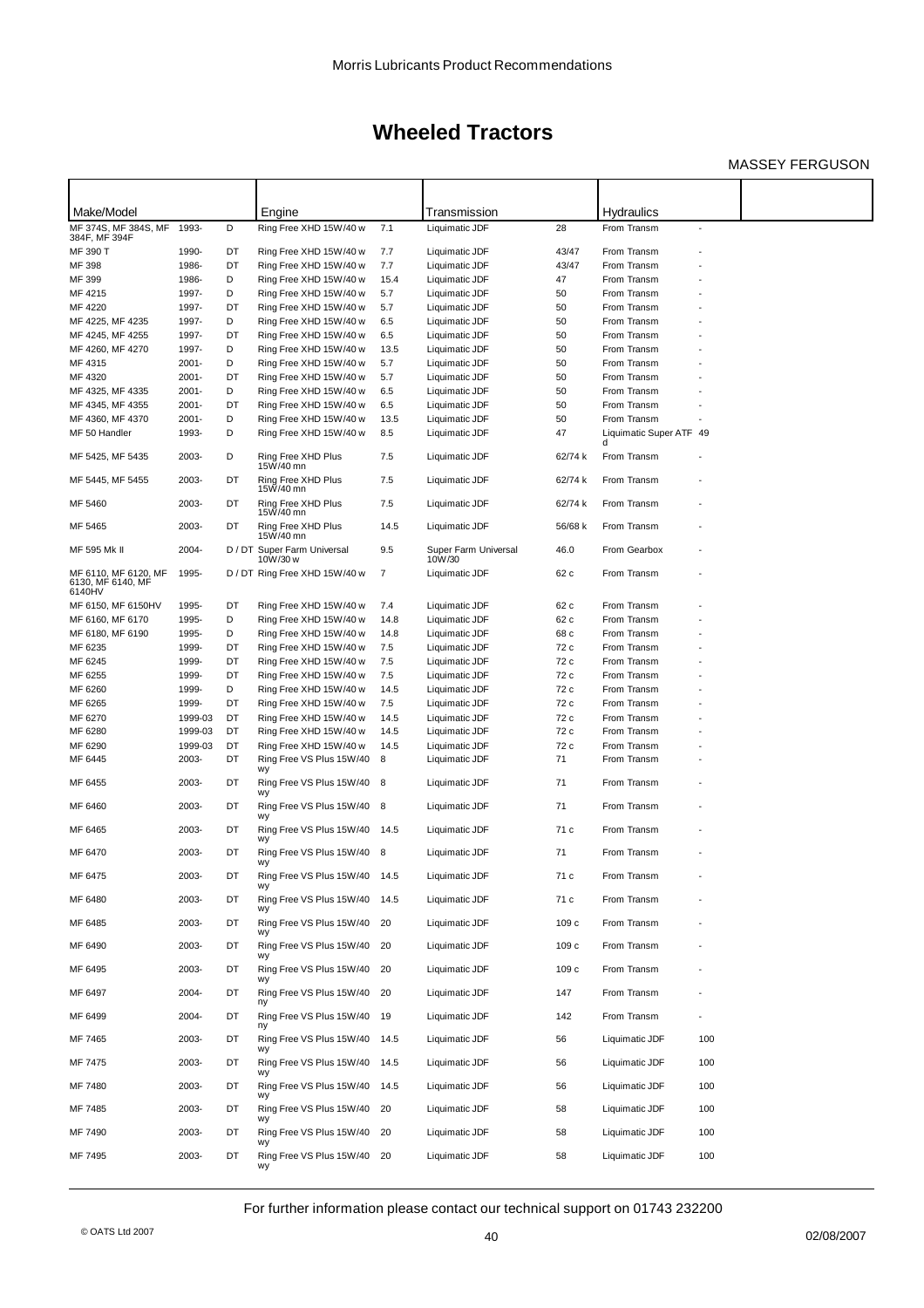# Wheeled Tractors

MASSEY FERGUSON

| Make/Model | | | Engine | | Transmission | | Hydraulics | | |
|---|---|---|---|---|---|---|---|---|---|
| MF 374S, MF 384S, MF 384F, MF 394F | 1993- | D | Ring Free XHD 15W/40 w | 7.1 | Liquimatic JDF | 28 | From Transm | - | |
| MF 390 T | 1990- | DT | Ring Free XHD 15W/40 w | 7.7 | Liquimatic JDF | 43/47 | From Transm | - | |
| MF 398 | 1986- | DT | Ring Free XHD 15W/40 w | 7.7 | Liquimatic JDF | 43/47 | From Transm | - | |
| MF 399 | 1986- | D | Ring Free XHD 15W/40 w | 15.4 | Liquimatic JDF | 47 | From Transm | - | |
| MF 4215 | 1997- | D | Ring Free XHD 15W/40 w | 5.7 | Liquimatic JDF | 50 | From Transm | - | |
| MF 4220 | 1997- | DT | Ring Free XHD 15W/40 w | 5.7 | Liquimatic JDF | 50 | From Transm | - | |
| MF 4225, MF 4235 | 1997- | D | Ring Free XHD 15W/40 w | 6.5 | Liquimatic JDF | 50 | From Transm | - | |
| MF 4245, MF 4255 | 1997- | DT | Ring Free XHD 15W/40 w | 6.5 | Liquimatic JDF | 50 | From Transm | - | |
| MF 4260, MF 4270 | 1997- | D | Ring Free XHD 15W/40 w | 13.5 | Liquimatic JDF | 50 | From Transm | - | |
| MF 4315 | 2001- | D | Ring Free XHD 15W/40 w | 5.7 | Liquimatic JDF | 50 | From Transm | - | |
| MF 4320 | 2001- | DT | Ring Free XHD 15W/40 w | 5.7 | Liquimatic JDF | 50 | From Transm | - | |
| MF 4325, MF 4335 | 2001- | D | Ring Free XHD 15W/40 w | 6.5 | Liquimatic JDF | 50 | From Transm | - | |
| MF 4345, MF 4355 | 2001- | DT | Ring Free XHD 15W/40 w | 6.5 | Liquimatic JDF | 50 | From Transm | - | |
| MF 4360, MF 4370 | 2001- | D | Ring Free XHD 15W/40 w | 13.5 | Liquimatic JDF | 50 | From Transm | - | |
| MF 50 Handler | 1993- | D | Ring Free XHD 15W/40 w | 8.5 | Liquimatic JDF | 47 | Liquimatic Super ATF d | 49 | |
| MF 5425, MF 5435 | 2003- | D | Ring Free XHD Plus 15W/40 mn | 7.5 | Liquimatic JDF | 62/74 k | From Transm | - | |
| MF 5445, MF 5455 | 2003- | DT | Ring Free XHD Plus 15W/40 mn | 7.5 | Liquimatic JDF | 62/74 k | From Transm | - | |
| MF 5460 | 2003- | DT | Ring Free XHD Plus 15W/40 mn | 7.5 | Liquimatic JDF | 62/74 k | From Transm | - | |
| MF 5465 | 2003- | DT | Ring Free XHD Plus 15W/40 mn | 14.5 | Liquimatic JDF | 56/68 k | From Transm | - | |
| MF 595 Mk II | 2004- | D / DT | Super Farm Universal 10W/30 w | 9.5 | Super Farm Universal 10W/30 | 46.0 | From Gearbox | - | |
| MF 6110, MF 6120, MF 6130, MF 6140, MF 6140HV | 1995- | D / DT | Ring Free XHD 15W/40 w | 7 | Liquimatic JDF | 62 c | From Transm | - | |
| MF 6150, MF 6150HV | 1995- | DT | Ring Free XHD 15W/40 w | 7.4 | Liquimatic JDF | 62 c | From Transm | - | |
| MF 6160, MF 6170 | 1995- | D | Ring Free XHD 15W/40 w | 14.8 | Liquimatic JDF | 62 c | From Transm | - | |
| MF 6180, MF 6190 | 1995- | D | Ring Free XHD 15W/40 w | 14.8 | Liquimatic JDF | 68 c | From Transm | - | |
| MF 6235 | 1999- | DT | Ring Free XHD 15W/40 w | 7.5 | Liquimatic JDF | 72 c | From Transm | - | |
| MF 6245 | 1999- | DT | Ring Free XHD 15W/40 w | 7.5 | Liquimatic JDF | 72 c | From Transm | - | |
| MF 6255 | 1999- | DT | Ring Free XHD 15W/40 w | 7.5 | Liquimatic JDF | 72 c | From Transm | - | |
| MF 6260 | 1999- | D | Ring Free XHD 15W/40 w | 14.5 | Liquimatic JDF | 72 c | From Transm | - | |
| MF 6265 | 1999- | DT | Ring Free XHD 15W/40 w | 7.5 | Liquimatic JDF | 72 c | From Transm | - | |
| MF 6270 | 1999-03 | DT | Ring Free XHD 15W/40 w | 14.5 | Liquimatic JDF | 72 c | From Transm | - | |
| MF 6280 | 1999-03 | DT | Ring Free XHD 15W/40 w | 14.5 | Liquimatic JDF | 72 c | From Transm | - | |
| MF 6290 | 1999-03 | DT | Ring Free XHD 15W/40 w | 14.5 | Liquimatic JDF | 72 c | From Transm | - | |
| MF 6445 | 2003- | DT | Ring Free VS Plus 15W/40 wy | 8 | Liquimatic JDF | 71 | From Transm | - | |
| MF 6455 | 2003- | DT | Ring Free VS Plus 15W/40 wy | 8 | Liquimatic JDF | 71 | From Transm | - | |
| MF 6460 | 2003- | DT | Ring Free VS Plus 15W/40 wy | 8 | Liquimatic JDF | 71 | From Transm | - | |
| MF 6465 | 2003- | DT | Ring Free VS Plus 15W/40 wy | 14.5 | Liquimatic JDF | 71 c | From Transm | - | |
| MF 6470 | 2003- | DT | Ring Free VS Plus 15W/40 wy | 8 | Liquimatic JDF | 71 | From Transm | - | |
| MF 6475 | 2003- | DT | Ring Free VS Plus 15W/40 wy | 14.5 | Liquimatic JDF | 71 c | From Transm | - | |
| MF 6480 | 2003- | DT | Ring Free VS Plus 15W/40 wy | 14.5 | Liquimatic JDF | 71 c | From Transm | - | |
| MF 6485 | 2003- | DT | Ring Free VS Plus 15W/40 wy | 20 | Liquimatic JDF | 109 c | From Transm | - | |
| MF 6490 | 2003- | DT | Ring Free VS Plus 15W/40 wy | 20 | Liquimatic JDF | 109 c | From Transm | - | |
| MF 6495 | 2003- | DT | Ring Free VS Plus 15W/40 wy | 20 | Liquimatic JDF | 109 c | From Transm | - | |
| MF 6497 | 2004- | DT | Ring Free VS Plus 15W/40 ny | 20 | Liquimatic JDF | 147 | From Transm | - | |
| MF 6499 | 2004- | DT | Ring Free VS Plus 15W/40 ny | 19 | Liquimatic JDF | 142 | From Transm | - | |
| MF 7465 | 2003- | DT | Ring Free VS Plus 15W/40 wy | 14.5 | Liquimatic JDF | 56 | Liquimatic JDF | 100 | |
| MF 7475 | 2003- | DT | Ring Free VS Plus 15W/40 wy | 14.5 | Liquimatic JDF | 56 | Liquimatic JDF | 100 | |
| MF 7480 | 2003- | DT | Ring Free VS Plus 15W/40 wy | 14.5 | Liquimatic JDF | 56 | Liquimatic JDF | 100 | |
| MF 7485 | 2003- | DT | Ring Free VS Plus 15W/40 wy | 20 | Liquimatic JDF | 58 | Liquimatic JDF | 100 | |
| MF 7490 | 2003- | DT | Ring Free VS Plus 15W/40 wy | 20 | Liquimatic JDF | 58 | Liquimatic JDF | 100 | |
| MF 7495 | 2003- | DT | Ring Free VS Plus 15W/40 wy | 20 | Liquimatic JDF | 58 | Liquimatic JDF | 100 | |

For further information please contact our technical support on 01743 232200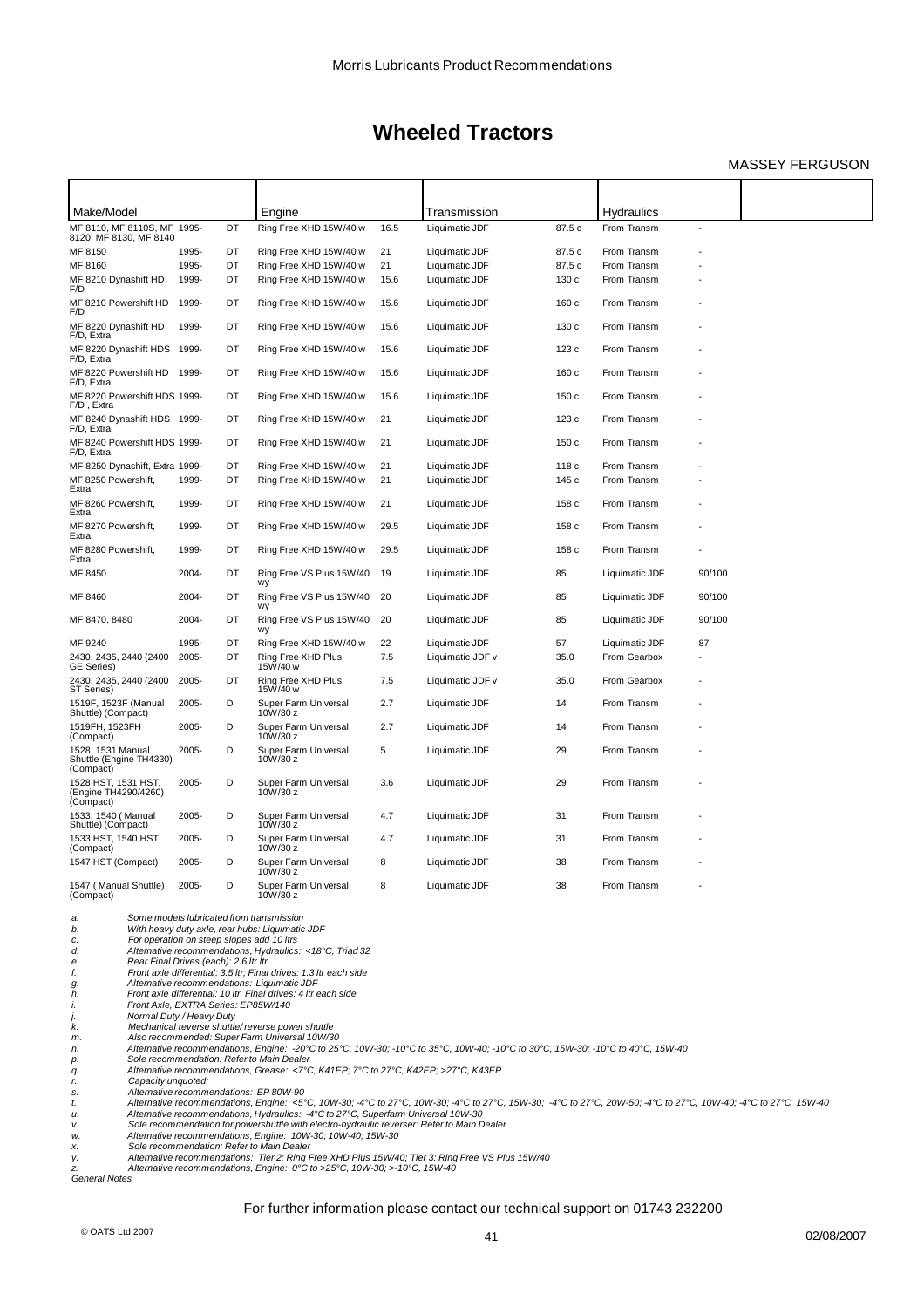Morris Lubricants Product Recommendations

# Wheeled Tractors

MASSEY FERGUSON

| Make/Model | | | Engine | | Transmission | | Hydraulics | | |
|---|---|---|---|---|---|---|---|---|---|
| MF 8110, MF 8110S, MF 8120, MF 8130, MF 8140 | 1995- | DT | Ring Free XHD 15W/40 w | 16.5 | Liquimatic JDF | 87.5 c | From Transm | - | |
| MF 8150 | 1995- | DT | Ring Free XHD 15W/40 w | 21 | Liquimatic JDF | 87.5 c | From Transm | - | |
| MF 8160 | 1995- | DT | Ring Free XHD 15W/40 w | 21 | Liquimatic JDF | 87.5 c | From Transm | - | |
| MF 8210 Dynashift HD F/D | 1999- | DT | Ring Free XHD 15W/40 w | 15.6 | Liquimatic JDF | 130 c | From Transm | - | |
| MF 8210 Powershift HD F/D | 1999- | DT | Ring Free XHD 15W/40 w | 15.6 | Liquimatic JDF | 160 c | From Transm | - | |
| MF 8220 Dynashift HD F/D, Extra | 1999- | DT | Ring Free XHD 15W/40 w | 15.6 | Liquimatic JDF | 130 c | From Transm | - | |
| MF 8220 Dynashift HDS F/D, Extra | 1999- | DT | Ring Free XHD 15W/40 w | 15.6 | Liquimatic JDF | 123 c | From Transm | - | |
| MF 8220 Powershift HD F/D, Extra | 1999- | DT | Ring Free XHD 15W/40 w | 15.6 | Liquimatic JDF | 160 c | From Transm | - | |
| MF 8220 Powershift HDS F/D , Extra | 1999- | DT | Ring Free XHD 15W/40 w | 15.6 | Liquimatic JDF | 150 c | From Transm | - | |
| MF 8240 Dynashift HDS F/D, Extra | 1999- | DT | Ring Free XHD 15W/40 w | 21 | Liquimatic JDF | 123 c | From Transm | - | |
| MF 8240 Powershift HDS F/D, Extra | 1999- | DT | Ring Free XHD 15W/40 w | 21 | Liquimatic JDF | 150 c | From Transm | - | |
| MF 8250 Dynashift, Extra | 1999- | DT | Ring Free XHD 15W/40 w | 21 | Liquimatic JDF | 118 c | From Transm | - | |
| MF 8250 Powershift, Extra | 1999- | DT | Ring Free XHD 15W/40 w | 21 | Liquimatic JDF | 145 c | From Transm | - | |
| MF 8260 Powershift, Extra | 1999- | DT | Ring Free XHD 15W/40 w | 21 | Liquimatic JDF | 158 c | From Transm | - | |
| MF 8270 Powershift, Extra | 1999- | DT | Ring Free XHD 15W/40 w | 29.5 | Liquimatic JDF | 158 c | From Transm | - | |
| MF 8280 Powershift, Extra | 1999- | DT | Ring Free XHD 15W/40 w | 29.5 | Liquimatic JDF | 158 c | From Transm | - | |
| MF 8450 | 2004- | DT | Ring Free VS Plus 15W/40 wy | 19 | Liquimatic JDF | 85 | Liquimatic JDF | 90/100 | |
| MF 8460 | 2004- | DT | Ring Free VS Plus 15W/40 wy | 20 | Liquimatic JDF | 85 | Liquimatic JDF | 90/100 | |
| MF 8470, 8480 | 2004- | DT | Ring Free VS Plus 15W/40 wy | 20 | Liquimatic JDF | 85 | Liquimatic JDF | 90/100 | |
| MF 9240 | 1995- | DT | Ring Free XHD 15W/40 w | 22 | Liquimatic JDF | 57 | Liquimatic JDF | 87 | |
| 2430, 2435, 2440 (2400 GE Series) | 2005- | DT | Ring Free XHD Plus 15W/40 w | 7.5 | Liquimatic JDF v | 35.0 | From Gearbox | - | |
| 2430, 2435, 2440 (2400 ST Series) | 2005- | DT | Ring Free XHD Plus 15W/40 w | 7.5 | Liquimatic JDF v | 35.0 | From Gearbox | - | |
| 1519F, 1523F (Manual Shuttle) (Compact) | 2005- | D | Super Farm Universal 10W/30 z | 2.7 | Liquimatic JDF | 14 | From Transm | - | |
| 1519FH, 1523FH (Compact) | 2005- | D | Super Farm Universal 10W/30 z | 2.7 | Liquimatic JDF | 14 | From Transm | - | |
| 1528, 1531 Manual Shuttle (Engine TH4330) (Compact) | 2005- | D | Super Farm Universal 10W/30 z | 5 | Liquimatic JDF | 29 | From Transm | - | |
| 1528 HST, 1531 HST, (Engine TH4290/4260) (Compact) | 2005- | D | Super Farm Universal 10W/30 z | 3.6 | Liquimatic JDF | 29 | From Transm | - | |
| 1533, 1540 ( Manual Shuttle) (Compact) | 2005- | D | Super Farm Universal 10W/30 z | 4.7 | Liquimatic JDF | 31 | From Transm | - | |
| 1533 HST, 1540 HST (Compact) | 2005- | D | Super Farm Universal 10W/30 z | 4.7 | Liquimatic JDF | 31 | From Transm | - | |
| 1547 HST (Compact) | 2005- | D | Super Farm Universal 10W/30 z | 8 | Liquimatic JDF | 38 | From Transm | - | |
| 1547 ( Manual Shuttle) (Compact) | 2005- | D | Super Farm Universal 10W/30 z | 8 | Liquimatic JDF | 38 | From Transm | - | |

*a. Some models lubricated from transmission*
*b. With heavy duty axle, rear hubs: Liquimatic JDF*
*c. For operation on steep slopes add 10 ltrs*
*d. Alternative recommendations, Hydraulics: <18°C, Triad 32*
*e. Rear Final Drives (each): 2.6 ltr ltr*
*f. Front axle differential: 3.5 ltr; Final drives: 1.3 ltr each side*
*g. Alternative recommendations: Liquimatic JDF*
*h. Front axle differential: 10 ltr. Final drives: 4 ltr each side*
*i. Front Axle, EXTRA Series: EP85W/140*
*j. Normal Duty / Heavy Duty*
*k. Mechanical reverse shuttle/ reverse power shuttle*
*m. Also recommended: Super Farm Universal 10W/30*
*n. Alternative recommendations, Engine: -20°C to 25°C, 10W-30; -10°C to 35°C, 10W-40; -10°C to 30°C, 15W-30; -10°C to 40°C, 15W-40*
*p. Sole recommendation: Refer to Main Dealer*
*q. Alternative recommendations, Grease: <7°C, K41EP; 7°C to 27°C, K42EP; >27°C, K43EP*
*r. Capacity unquoted:*
*s. Alternative recommendations: EP 80W-90*
*t. Alternative recommendations, Engine: <5°C, 10W-30; -4°C to 27°C, 10W-30; -4°C to 27°C, 15W-30; -4°C to 27°C, 20W-50; -4°C to 27°C, 10W-40; -4°C to 27°C, 15W-40*
*u. Alternative recommendations, Hydraulics: -4°C to 27°C, Superfarm Universal 10W-30*
*v. Sole recommendation for powershuttle with electro-hydraulic reverser: Refer to Main Dealer*
*w. Alternative recommendations, Engine: 10W-30; 10W-40; 15W-30*
*x. Sole recommendation: Refer to Main Dealer*
*y. Alternative recommendations: Tier 2: Ring Free XHD Plus 15W/40; Tier 3: Ring Free VS Plus 15W/40*
*z. Alternative recommendations, Engine: 0°C to >25°C, 10W-30; >-10°C, 15W-40*
*General Notes*

For further information please contact our technical support on 01743 232200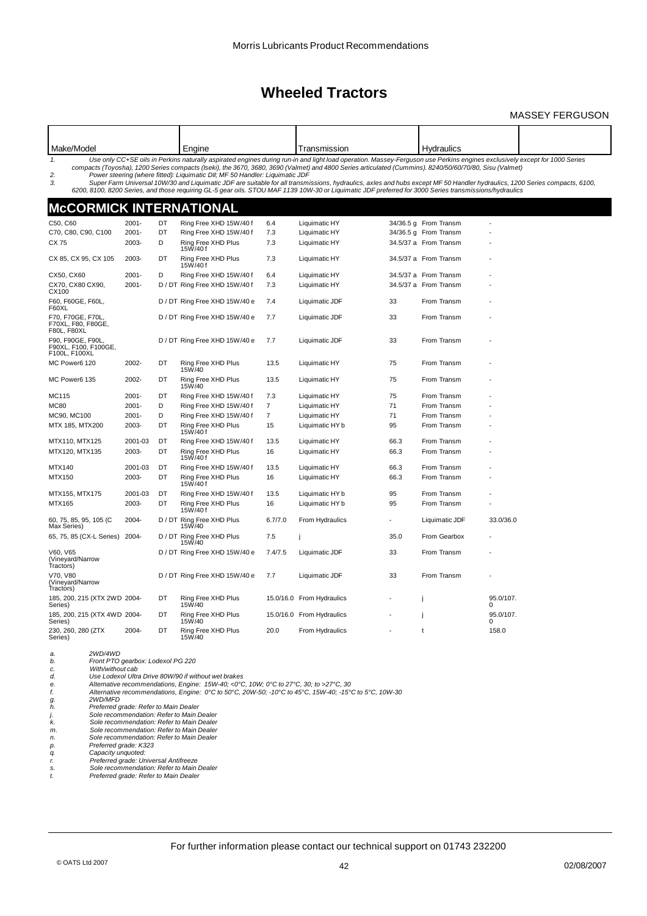# Wheeled Tractors

MASSEY FERGUSON

| Make/Model | | | Engine | | Transmission | | Hydraulics | |
|---|---|---|---|---|---|---|---|---|

*1. Use only CC+SE oils in Perkins naturally aspirated engines during run-in and light load operation. Massey-Ferguson use Perkins engines exclusively except for 1000 Series compacts (Toyosha), 1200 Series compacts (Iseki), the 3670, 3680, 3690 (Valmet) and 4800 Series articulated (Cummins). 8240/50/60/70/80, Sisu (Valmet)*

*2. Power steering (where fitted): Liquimatic DII; MF 50 Handler: Liquimatic JDF*

*3. Super Farm Universal 10W/30 and Liquimatic JDF are suitable for all transmissions, hydraulics, axles and hubs except MF 50 Handler hydraulics, 1200 Series compacts, 6100, 6200, 8100, 8200 Series, and those requiring GL-5 gear oils. STOU MAF 1139 10W-30 or Liquimatic JDF preferred for 3000 Series transmissions/hydraulics*

## McCORMICK INTERNATIONAL

| Make/Model | Year | Fuel | Engine | Capacity | Transmission | Capacity | Hydraulics | Capacity |
|---|---|---|---|---|---|---|---|---|
| C50, C60 | 2001- | DT | Ring Free XHD 15W/40 f | 6.4 | Liquimatic HY | 34/36.5 g | From Transm | - |
| C70, C80, C90, C100 | 2001- | DT | Ring Free XHD 15W/40 f | 7.3 | Liquimatic HY | 34/36.5 g | From Transm | - |
| CX 75 | 2003- | D | Ring Free XHD Plus 15W/40 f | 7.3 | Liquimatic HY | 34.5/37 a | From Transm | - |
| CX 85, CX 95, CX 105 | 2003- | DT | Ring Free XHD Plus 15W/40 f | 7.3 | Liquimatic HY | 34.5/37 a | From Transm | - |
| CX50, CX60 | 2001- | D | Ring Free XHD 15W/40 f | 6.4 | Liquimatic HY | 34.5/37 a | From Transm | - |
| CX70, CX80 CX90, CX100 | 2001- | D / DT | Ring Free XHD 15W/40 f | 7.3 | Liquimatic HY | 34.5/37 a | From Transm | - |
| F60, F60GE, F60L, F60XL | | D / DT | Ring Free XHD 15W/40 e | 7.4 | Liquimatic JDF | 33 | From Transm | - |
| F70, F70GE, F70L, F70XL, F80, F80GE, F80L, F80XL | | D / DT | Ring Free XHD 15W/40 e | 7.7 | Liquimatic JDF | 33 | From Transm | - |
| F90, F90GE, F90L, F90XL, F100, F100GE, F100L, F100XL | | D / DT | Ring Free XHD 15W/40 e | 7.7 | Liquimatic JDF | 33 | From Transm | - |
| MC Power6 120 | 2002- | DT | Ring Free XHD Plus 15W/40 | 13.5 | Liquimatic HY | 75 | From Transm | - |
| MC Power6 135 | 2002- | DT | Ring Free XHD Plus 15W/40 | 13.5 | Liquimatic HY | 75 | From Transm | - |
| MC115 | 2001- | DT | Ring Free XHD 15W/40 f | 7.3 | Liquimatic HY | 75 | From Transm | - |
| MC80 | 2001- | D | Ring Free XHD 15W/40 f | 7 | Liquimatic HY | 71 | From Transm | - |
| MC90, MC100 | 2001- | D | Ring Free XHD 15W/40 f | 7 | Liquimatic HY | 71 | From Transm | - |
| MTX 185, MTX200 | 2003- | DT | Ring Free XHD Plus 15W/40 f | 15 | Liquimatic HY b | 95 | From Transm | - |
| MTX110, MTX125 | 2001-03 | DT | Ring Free XHD 15W/40 f | 13.5 | Liquimatic HY | 66.3 | From Transm | - |
| MTX120, MTX135 | 2003- | DT | Ring Free XHD Plus 15W/40 f | 16 | Liquimatic HY | 66.3 | From Transm | - |
| MTX140 | 2001-03 | DT | Ring Free XHD 15W/40 f | 13.5 | Liquimatic HY | 66.3 | From Transm | - |
| MTX150 | 2003- | DT | Ring Free XHD Plus 15W/40 f | 16 | Liquimatic HY | 66.3 | From Transm | - |
| MTX155, MTX175 | 2001-03 | DT | Ring Free XHD 15W/40 f | 13.5 | Liquimatic HY b | 95 | From Transm | - |
| MTX165 | 2003- | DT | Ring Free XHD Plus 15W/40 f | 16 | Liquimatic HY b | 95 | From Transm | - |
| 60, 75, 85, 95, 105 (C Max Series) | 2004- | D / DT | Ring Free XHD Plus 15W/40 | 6.7/7.0 | From Hydraulics | - | Liquimatic JDF | 33.0/36.0 |
| 65, 75, 85 (CX-L Series) | 2004- | D / DT | Ring Free XHD Plus 15W/40 | 7.5 | j | 35.0 | From Gearbox | - |
| V60, V65 (Vineyard/Narrow Tractors) | | D / DT | Ring Free XHD 15W/40 e | 7.4/7.5 | Liquimatic JDF | 33 | From Transm | - |
| V70, V80 (Vineyard/Narrow Tractors) | | D / DT | Ring Free XHD 15W/40 e | 7.7 | Liquimatic JDF | 33 | From Transm | - |
| 185, 200, 215 (XTX 2WD Series) | 2004- | DT | Ring Free XHD Plus 15W/40 | 15.0/16.0 | From Hydraulics | - | j | 95.0/107.0 |
| 185, 200, 215 (XTX 4WD Series) | 2004- | DT | Ring Free XHD Plus 15W/40 | 15.0/16.0 | From Hydraulics | - | j | 95.0/107.0 |
| 230, 260, 280 (ZTX Series) | 2004- | DT | Ring Free XHD Plus 15W/40 | 20.0 | From Hydraulics | - | t | 158.0 |

*a. 2WD/4WD*
*b. Front PTO gearbox: Lodexol PG 220*
*c. With/without cab*
*d. Use Lodexol Ultra Drive 80W/90 if without wet brakes*
*e. Alternative recommendations, Engine: 15W-40; <0°C, 10W; 0°C to 27°C, 30; to >27°C, 30*
*f. Alternative recommendations, Engine: 0°C to 50°C, 20W-50; -10°C to 45°C, 15W-40; -15°C to 5°C, 10W-30*
*g. 2WD/MFD*
*h. Preferred grade: Refer to Main Dealer*
*j. Sole recommendation: Refer to Main Dealer*
*k. Sole recommendation: Refer to Main Dealer*
*m. Sole recommendation: Refer to Main Dealer*
*n. Sole recommendation: Refer to Main Dealer*
*p. Preferred grade: K323*
*q. Capacity unquoted:*
*r. Preferred grade: Universal Antifreeze*
*s. Sole recommendation: Refer to Main Dealer*
*t. Preferred grade: Refer to Main Dealer*

For further information please contact our technical support on 01743 232200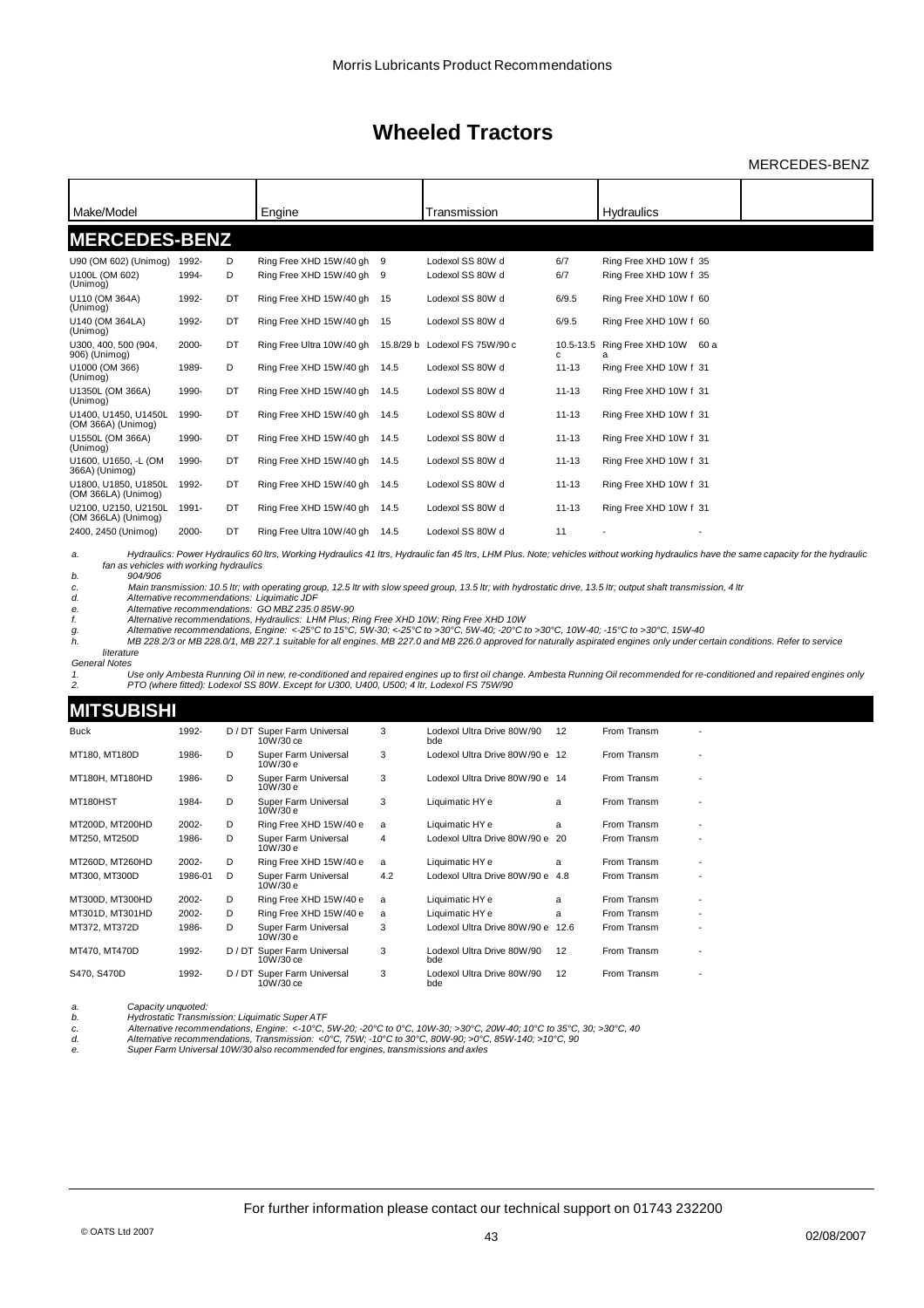# Wheeled Tractors

MERCEDES-BENZ

| Make/Model | | | Engine | | Transmission | | Hydraulics | |
|---|---|---|---|---|---|---|---|---|
| **MERCEDES-BENZ** | | | | | | | | |
| U90 (OM 602) (Unimog) | 1992- | D | Ring Free XHD 15W/40 gh | 9 | Lodexol SS 80W d | 6/7 | Ring Free XHD 10W f | 35 |
| U100L (OM 602) (Unimog) | 1994- | D | Ring Free XHD 15W/40 gh | 9 | Lodexol SS 80W d | 6/7 | Ring Free XHD 10W f | 35 |
| U110 (OM 364A) (Unimog) | 1992- | DT | Ring Free XHD 15W/40 gh | 15 | Lodexol SS 80W d | 6/9.5 | Ring Free XHD 10W f | 60 |
| U140 (OM 364LA) (Unimog) | 1992- | DT | Ring Free XHD 15W/40 gh | 15 | Lodexol SS 80W d | 6/9.5 | Ring Free XHD 10W f | 60 |
| U300, 400, 500 (904, 906) (Unimog) | 2000- | DT | Ring Free Ultra 10W/40 gh | 15.8/29 b | Lodexol FS 75W/90 c | 10.5-13.5 c | Ring Free XHD 10W a | 60 a |
| U1000 (OM 366) (Unimog) | 1989- | D | Ring Free XHD 15W/40 gh | 14.5 | Lodexol SS 80W d | 11-13 | Ring Free XHD 10W f | 31 |
| U1350L (OM 366A) (Unimog) | 1990- | DT | Ring Free XHD 15W/40 gh | 14.5 | Lodexol SS 80W d | 11-13 | Ring Free XHD 10W f | 31 |
| U1400, U1450, U1450L (OM 366A) (Unimog) | 1990- | DT | Ring Free XHD 15W/40 gh | 14.5 | Lodexol SS 80W d | 11-13 | Ring Free XHD 10W f | 31 |
| U1550L (OM 366A) (Unimog) | 1990- | DT | Ring Free XHD 15W/40 gh | 14.5 | Lodexol SS 80W d | 11-13 | Ring Free XHD 10W f | 31 |
| U1600, U1650, -L (OM 366A) (Unimog) | 1990- | DT | Ring Free XHD 15W/40 gh | 14.5 | Lodexol SS 80W d | 11-13 | Ring Free XHD 10W f | 31 |
| U1800, U1850, U1850L (OM 366LA) (Unimog) | 1992- | DT | Ring Free XHD 15W/40 gh | 14.5 | Lodexol SS 80W d | 11-13 | Ring Free XHD 10W f | 31 |
| U2100, U2150, U2150L (OM 366LA) (Unimog) | 1991- | DT | Ring Free XHD 15W/40 gh | 14.5 | Lodexol SS 80W d | 11-13 | Ring Free XHD 10W f | 31 |
| 2400, 2450 (Unimog) | 2000- | DT | Ring Free Ultra 10W/40 gh | 14.5 | Lodexol SS 80W d | 11 | - | - |

*a. Hydraulics: Power Hydraulics 60 ltrs, Working Hydraulics 41 ltrs, Hydraulic fan 45 ltrs, LHM Plus. Note; vehicles without working hydraulics have the same capacity for the hydraulic fan as vehicles with working hydraulics*
*b. 904/906*
*c. Main transmission: 10.5 ltr; with operating group, 12.5 ltr with slow speed group, 13.5 ltr; with hydrostatic drive, 13.5 ltr; output shaft transmission, 4 ltr*
*d. Alternative recommendations: Liquimatic JDF*
*e. Alternative recommendations: GO MBZ 235.0 85W-90*
*f. Alternative recommendations, Hydraulics: LHM Plus; Ring Free XHD 10W; Ring Free XHD 10W*
*g. Alternative recommendations, Engine: <-25°C to 15°C, 5W-30; <-25°C to >30°C, 5W-40; -20°C to >30°C, 10W-40; -15°C to >30°C, 15W-40*
*h. MB 228.2/3 or MB 228.0/1, MB 227.1 suitable for all engines. MB 227.0 and MB 226.0 approved for naturally aspirated engines only under certain conditions. Refer to service literature*

*General Notes*
*1. Use only Ambesta Running Oil in new, re-conditioned and repaired engines up to first oil change. Ambesta Running Oil recommended for re-conditioned and repaired engines only*
*2. PTO (where fitted): Lodexol SS 80W. Except for U300, U400, U500; 4 ltr, Lodexol FS 75W/90*

| Make/Model | | | Engine | | Transmission | | Hydraulics | |
|---|---|---|---|---|---|---|---|---|
| **MITSUBISHI** | | | | | | | | |
| Buck | 1992- | D / DT | Super Farm Universal 10W/30 ce | 3 | Lodexol Ultra Drive 80W/90 bde | 12 | From Transm | - |
| MT180, MT180D | 1986- | D | Super Farm Universal 10W/30 e | 3 | Lodexol Ultra Drive 80W/90 e | 12 | From Transm | - |
| MT180H, MT180HD | 1986- | D | Super Farm Universal 10W/30 e | 3 | Lodexol Ultra Drive 80W/90 e | 14 | From Transm | - |
| MT180HST | 1984- | D | Super Farm Universal 10W/30 e | 3 | Liquimatic HY e | a | From Transm | - |
| MT200D, MT200HD | 2002- | D | Ring Free XHD 15W/40 e | a | Liquimatic HY e | a | From Transm | - |
| MT250, MT250D | 1986- | D | Super Farm Universal 10W/30 e | 4 | Lodexol Ultra Drive 80W/90 e | 20 | From Transm | - |
| MT260D, MT260HD | 2002- | D | Ring Free XHD 15W/40 e | a | Liquimatic HY e | a | From Transm | - |
| MT300, MT300D | 1986-01 | D | Super Farm Universal 10W/30 e | 4.2 | Lodexol Ultra Drive 80W/90 e | 4.8 | From Transm | - |
| MT300D, MT300HD | 2002- | D | Ring Free XHD 15W/40 e | a | Liquimatic HY e | a | From Transm | - |
| MT301D, MT301HD | 2002- | D | Ring Free XHD 15W/40 e | a | Liquimatic HY e | a | From Transm | - |
| MT372, MT372D | 1986- | D | Super Farm Universal 10W/30 e | 3 | Lodexol Ultra Drive 80W/90 e | 12.6 | From Transm | - |
| MT470, MT470D | 1992- | D / DT | Super Farm Universal 10W/30 ce | 3 | Lodexol Ultra Drive 80W/90 bde | 12 | From Transm | - |
| S470, S470D | 1992- | D / DT | Super Farm Universal 10W/30 ce | 3 | Lodexol Ultra Drive 80W/90 bde | 12 | From Transm | - |

*a. Capacity unquoted:*
*b. Hydrostatic Transmission: Liquimatic Super ATF*
*c. Alternative recommendations, Engine: <-10°C, 5W-20; -20°C to 0°C, 10W-30; >30°C, 20W-40; 10°C to 35°C, 30; >30°C, 40*
*d. Alternative recommendations, Transmission: <0°C, 75W; -10°C to 30°C, 80W-90; >0°C, 85W-140; >10°C, 90*
*e. Super Farm Universal 10W/30 also recommended for engines, transmissions and axles*

For further information please contact our technical support on 01743 232200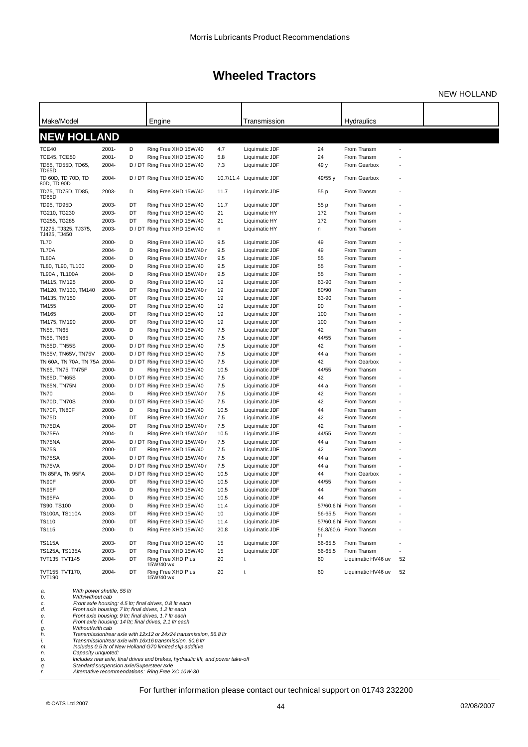# Wheeled Tractors

NEW HOLLAND

| Make/Model | | | Engine | | Transmission | | Hydraulics | | |
|---|---|---|---|---|---|---|---|---|---|
| **NEW HOLLAND** | | | | | | | | | |
| TCE40 | 2001- | D | Ring Free XHD 15W/40 | 4.7 | Liquimatic JDF | 24 | From Transm | - | |
| TCE45, TCE50 | 2001- | D | Ring Free XHD 15W/40 | 5.8 | Liquimatic JDF | 24 | From Transm | - | |
| TD55, TD55D, TD65, TD65D | 2004- | D / DT | Ring Free XHD 15W/40 | 7.3 | Liquimatic JDF | 49 y | From Gearbox | - | |
| TD 60D, TD 70D, TD 80D, TD 90D | 2004- | D / DT | Ring Free XHD 15W/40 | 10.7/11.4 | Liquimatic JDF | 49/55 y | From Gearbox | - | |
| TD75, TD75D, TD85, TD85D | 2003- | D | Ring Free XHD 15W/40 | 11.7 | Liquimatic JDF | 55 p | From Transm | - | |
| TD95, TD95D | 2003- | DT | Ring Free XHD 15W/40 | 11.7 | Liquimatic JDF | 55 p | From Transm | - | |
| TG210, TG230 | 2003- | DT | Ring Free XHD 15W/40 | 21 | Liquimatic HY | 172 | From Transm | - | |
| TG255, TG285 | 2003- | DT | Ring Free XHD 15W/40 | 21 | Liquimatic HY | 172 | From Transm | - | |
| TJ275, TJ325, TJ375, TJ425, TJ450 | 2003- | D / DT | Ring Free XHD 15W/40 | n | Liquimatic HY | n | From Transm | - | |
| TL70 | 2000- | D | Ring Free XHD 15W/40 | 9.5 | Liquimatic JDF | 49 | From Transm | - | |
| TL70A | 2004- | D | Ring Free XHD 15W/40 r | 9.5 | Liquimatic JDF | 49 | From Transm | - | |
| TL80A | 2004- | D | Ring Free XHD 15W/40 r | 9.5 | Liquimatic JDF | 55 | From Transm | - | |
| TL80, TL90, TL100 | 2000- | D | Ring Free XHD 15W/40 | 9.5 | Liquimatic JDF | 55 | From Transm | - | |
| TL90A , TL100A | 2004- | D | Ring Free XHD 15W/40 r | 9.5 | Liquimatic JDF | 55 | From Transm | - | |
| TM115, TM125 | 2000- | D | Ring Free XHD 15W/40 | 19 | Liquimatic JDF | 63-90 | From Transm | - | |
| TM120, TM130, TM140 | 2004- | DT | Ring Free XHD 15W/40 r | 19 | Liquimatic JDF | 80/90 | From Transm | - | |
| TM135, TM150 | 2000- | DT | Ring Free XHD 15W/40 | 19 | Liquimatic JDF | 63-90 | From Transm | - | |
| TM155 | 2000- | DT | Ring Free XHD 15W/40 | 19 | Liquimatic JDF | 90 | From Transm | - | |
| TM165 | 2000- | DT | Ring Free XHD 15W/40 | 19 | Liquimatic JDF | 100 | From Transm | - | |
| TM175, TM190 | 2000- | DT | Ring Free XHD 15W/40 | 19 | Liquimatic JDF | 100 | From Transm | - | |
| TN55, TN65 | 2000- | D | Ring Free XHD 15W/40 | 7.5 | Liquimatic JDF | 42 | From Transm | - | |
| TN55, TN65 | 2000- | D | Ring Free XHD 15W/40 | 7.5 | Liquimatic JDF | 44/55 | From Transm | - | |
| TN55D, TN55S | 2000- | D / DT | Ring Free XHD 15W/40 | 7.5 | Liquimatic JDF | 42 | From Transm | - | |
| TN55V, TN65V, TN75V | 2000- | D / DT | Ring Free XHD 15W/40 | 7.5 | Liquimatic JDF | 44 a | From Transm | - | |
| TN 60A, TN 70A, TN 75A | 2004- | D / DT | Ring Free XHD 15W/40 | 7.5 | Liquimatic JDF | 42 | From Gearbox | - | |
| TN65, TN75, TN75F | 2000- | D | Ring Free XHD 15W/40 | 10.5 | Liquimatic JDF | 44/55 | From Transm | - | |
| TN65D, TN65S | 2000- | D / DT | Ring Free XHD 15W/40 | 7.5 | Liquimatic JDF | 42 | From Transm | - | |
| TN65N, TN75N | 2000- | D / DT | Ring Free XHD 15W/40 | 7.5 | Liquimatic JDF | 44 a | From Transm | - | |
| TN70 | 2004- | D | Ring Free XHD 15W/40 r | 7.5 | Liquimatic JDF | 42 | From Transm | - | |
| TN70D, TN70S | 2000- | D / DT | Ring Free XHD 15W/40 | 7.5 | Liquimatic JDF | 42 | From Transm | - | |
| TN70F, TN80F | 2000- | D | Ring Free XHD 15W/40 | 10.5 | Liquimatic JDF | 44 | From Transm | - | |
| TN75D | 2000- | DT | Ring Free XHD 15W/40 r | 7.5 | Liquimatic JDF | 42 | From Transm | - | |
| TN75DA | 2004- | DT | Ring Free XHD 15W/40 r | 7.5 | Liquimatic JDF | 42 | From Transm | - | |
| TN75FA | 2004- | D | Ring Free XHD 15W/40 r | 10.5 | Liquimatic JDF | 44/55 | From Transm | - | |
| TN75NA | 2004- | D / DT | Ring Free XHD 15W/40 r | 7.5 | Liquimatic JDF | 44 a | From Transm | - | |
| TN75S | 2000- | DT | Ring Free XHD 15W/40 | 7.5 | Liquimatic JDF | 42 | From Transm | - | |
| TN75SA | 2004- | D / DT | Ring Free XHD 15W/40 r | 7.5 | Liquimatic JDF | 44 a | From Transm | - | |
| TN75VA | 2004- | D / DT | Ring Free XHD 15W/40 r | 7.5 | Liquimatic JDF | 44 a | From Transm | - | |
| TN 85FA, TN 95FA | 2004- | D / DT | Ring Free XHD 15W/40 | 10.5 | Liquimatic JDF | 44 | From Gearbox | - | |
| TN90F | 2000- | DT | Ring Free XHD 15W/40 | 10.5 | Liquimatic JDF | 44/55 | From Transm | - | |
| TN95F | 2000- | D | Ring Free XHD 15W/40 | 10.5 | Liquimatic JDF | 44 | From Transm | - | |
| TN95FA | 2004- | D | Ring Free XHD 15W/40 | 10.5 | Liquimatic JDF | 44 | From Transm | - | |
| TS90, TS100 | 2000- | D | Ring Free XHD 15W/40 | 11.4 | Liquimatic JDF | 57/60.6 hi | From Transm | - | |
| TS100A, TS110A | 2003- | DT | Ring Free XHD 15W/40 | 10 | Liquimatic JDF | 56-65.5 | From Transm | - | |
| TS110 | 2000- | DT | Ring Free XHD 15W/40 | 11.4 | Liquimatic JDF | 57/60.6 hi | From Transm | - | |
| TS115 | 2000- | D | Ring Free XHD 15W/40 | 20.8 | Liquimatic JDF | 56.8/60.6 hi | From Transm | - | |
| TS115A | 2003- | DT | Ring Free XHD 15W/40 | 15 | Liquimatic JDF | 56-65.5 | From Transm | - | |
| TS125A, TS135A | 2003- | DT | Ring Free XHD 15W/40 | 15 | Liquimatic JDF | 56-65.5 | From Transm | - | |
| TVT135, TVT145 | 2004- | DT | Ring Free XHD Plus 15W/40 wx | 20 | t | 60 | Liquimatic HV46 uv | 52 | |
| TVT155, TVT170, TVT190 | 2004- | DT | Ring Free XHD Plus 15W/40 wx | 20 | t | 60 | Liquimatic HV46 uv | 52 | |

*a. With power shuttle, 55 ltr*
*b. With/without cab*
*c. Front axle housing: 4.5 ltr; final drives, 0.8 ltr each*
*d. Front axle housing: 7 ltr; final drives, 1.2 ltr each*
*e. Front axle housing: 9 ltr; final drives, 1.7 ltr each*
*f. Front axle housing: 14 ltr; final drives, 2.1 ltr each*
*g. Without/with cab*
*h. Transmission/rear axle with 12x12 or 24x24 transmission, 56.8 ltr*
*i. Transmission/rear axle with 16x16 transmission, 60.6 ltr*
*m. Includes 0.5 ltr of New Holland G70 limited slip additive*
*n. Capacity unquoted:*
*p. Includes rear axle, final drives and brakes, hydraulic lift, and power take-off*
*q. Standard suspension axle/Supersteer axle*
*r. Alternative recommendations: Ring Free XC 10W-30*

For further information please contact our technical support on 01743 232200

© OATS Ltd 2007 — 02/08/2007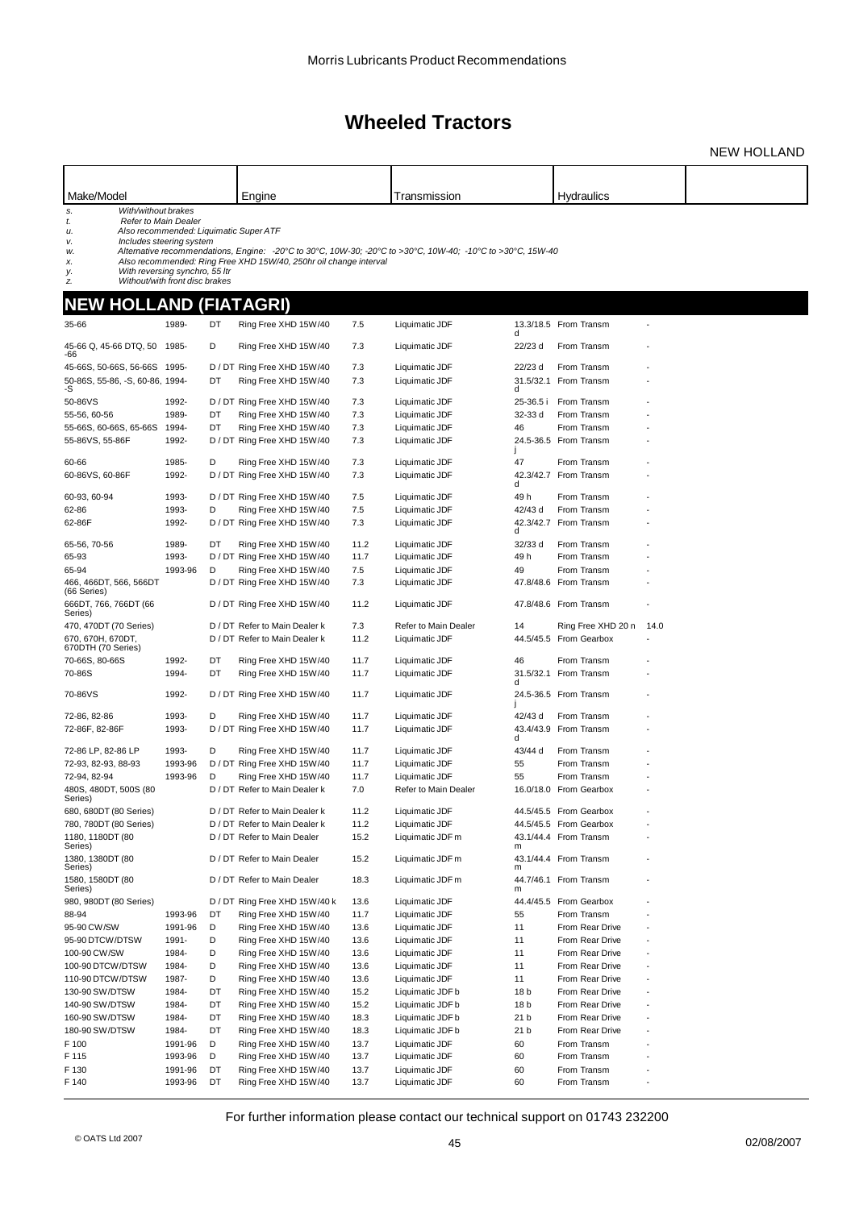# Wheeled Tractors

NEW HOLLAND

| Make/Model | | | Engine | | Transmission | | Hydraulics | |
|---|---|---|---|---|---|---|---|---|

*s. With/without brakes*
*t. Refer to Main Dealer*
*u. Also recommended: Liquimatic Super ATF*
*v. Includes steering system*
*w. Alternative recommendations, Engine: -20°C to 30°C, 10W-30; -20°C to >30°C, 10W-40; -10°C to >30°C, 15W-40*
*x. Also recommended: Ring Free XHD 15W/40, 250hr oil change interval*
*y. With reversing synchro, 55 ltr*
*z. Without/with front disc brakes*

## NEW HOLLAND (FIATAGRI)

| Make/Model | Year | | Engine | | Transmission | | Hydraulics | |
|---|---|---|---|---|---|---|---|---|
| 35-66 | 1989- | DT | Ring Free XHD 15W/40 | 7.5 | Liquimatic JDF | 13.3/18.5 d | From Transm | - |
| 45-66 Q, 45-66 DTQ, 50-66 | 1985- | D | Ring Free XHD 15W/40 | 7.3 | Liquimatic JDF | 22/23 d | From Transm | - |
| 45-66S, 50-66S, 56-66S | 1995- | D / DT | Ring Free XHD 15W/40 | 7.3 | Liquimatic JDF | 22/23 d | From Transm | - |
| 50-86S, 55-86, -S, 60-86, -S | 1994- | DT | Ring Free XHD 15W/40 | 7.3 | Liquimatic JDF | 31.5/32.1 d | From Transm | - |
| 50-86VS | 1992- | D / DT | Ring Free XHD 15W/40 | 7.3 | Liquimatic JDF | 25-36.5 i | From Transm | - |
| 55-56, 60-56 | 1989- | DT | Ring Free XHD 15W/40 | 7.3 | Liquimatic JDF | 32-33 d | From Transm | - |
| 55-66S, 60-66S, 65-66S | 1994- | DT | Ring Free XHD 15W/40 | 7.3 | Liquimatic JDF | 46 | From Transm | - |
| 55-86VS, 55-86F | 1992- | D / DT | Ring Free XHD 15W/40 | 7.3 | Liquimatic JDF | 24.5-36.5 j | From Transm | - |
| 60-66 | 1985- | D | Ring Free XHD 15W/40 | 7.3 | Liquimatic JDF | 47 | From Transm | - |
| 60-86VS, 60-86F | 1992- | D / DT | Ring Free XHD 15W/40 | 7.3 | Liquimatic JDF | 42.3/42.7 d | From Transm | - |
| 60-93, 60-94 | 1993- | D / DT | Ring Free XHD 15W/40 | 7.5 | Liquimatic JDF | 49 h | From Transm | - |
| 62-86 | 1993- | D | Ring Free XHD 15W/40 | 7.5 | Liquimatic JDF | 42/43 d | From Transm | - |
| 62-86F | 1992- | D / DT | Ring Free XHD 15W/40 | 7.3 | Liquimatic JDF | 42.3/42.7 d | From Transm | - |
| 65-56, 70-56 | 1989- | DT | Ring Free XHD 15W/40 | 11.2 | Liquimatic JDF | 32/33 d | From Transm | - |
| 65-93 | 1993- | D / DT | Ring Free XHD 15W/40 | 11.7 | Liquimatic JDF | 49 h | From Transm | - |
| 65-94 | 1993-96 | D | Ring Free XHD 15W/40 | 7.5 | Liquimatic JDF | 49 | From Transm | - |
| 466, 466DT, 566, 566DT (66 Series) | | D / DT | Ring Free XHD 15W/40 | 7.3 | Liquimatic JDF | 47.8/48.6 | From Transm | - |
| 666DT, 766, 766DT (66 Series) | | D / DT | Ring Free XHD 15W/40 | 11.2 | Liquimatic JDF | 47.8/48.6 | From Transm | - |
| 470, 470DT (70 Series) | | D / DT | Refer to Main Dealer k | 7.3 | Refer to Main Dealer | 14 | Ring Free XHD 20 n | 14.0 |
| 670, 670H, 670DT, 670DTH (70 Series) | | D / DT | Refer to Main Dealer k | 11.2 | Liquimatic JDF | 44.5/45.5 | From Gearbox | - |
| 70-66S, 80-66S | 1992- | DT | Ring Free XHD 15W/40 | 11.7 | Liquimatic JDF | 46 | From Transm | - |
| 70-86S | 1994- | DT | Ring Free XHD 15W/40 | 11.7 | Liquimatic JDF | 31.5/32.1 d | From Transm | - |
| 70-86VS | 1992- | D / DT | Ring Free XHD 15W/40 | 11.7 | Liquimatic JDF | 24.5-36.5 j | From Transm | - |
| 72-86, 82-86 | 1993- | D | Ring Free XHD 15W/40 | 11.7 | Liquimatic JDF | 42/43 d | From Transm | - |
| 72-86F, 82-86F | 1993- | D / DT | Ring Free XHD 15W/40 | 11.7 | Liquimatic JDF | 43.4/43.9 d | From Transm | - |
| 72-86 LP, 82-86 LP | 1993- | D | Ring Free XHD 15W/40 | 11.7 | Liquimatic JDF | 43/44 d | From Transm | - |
| 72-93, 82-93, 88-93 | 1993-96 | D / DT | Ring Free XHD 15W/40 | 11.7 | Liquimatic JDF | 55 | From Transm | - |
| 72-94, 82-94 | 1993-96 | D | Ring Free XHD 15W/40 | 11.7 | Liquimatic JDF | 55 | From Transm | - |
| 480S, 480DT, 500S (80 Series) | | D / DT | Refer to Main Dealer k | 7.0 | Refer to Main Dealer | 16.0/18.0 | From Gearbox | - |
| 680, 680DT (80 Series) | | D / DT | Refer to Main Dealer k | 11.2 | Liquimatic JDF | 44.5/45.5 | From Gearbox | - |
| 780, 780DT (80 Series) | | D / DT | Refer to Main Dealer k | 11.2 | Liquimatic JDF | 44.5/45.5 | From Gearbox | - |
| 1180, 1180DT (80 Series) | | D / DT | Refer to Main Dealer | 15.2 | Liquimatic JDF m | 43.1/44.4 m | From Transm | - |
| 1380, 1380DT (80 Series) | | D / DT | Refer to Main Dealer | 15.2 | Liquimatic JDF m | 43.1/44.4 m | From Transm | - |
| 1580, 1580DT (80 Series) | | D / DT | Refer to Main Dealer | 18.3 | Liquimatic JDF m | 44.7/46.1 m | From Transm | - |
| 980, 980DT (80 Series) | | D / DT | Ring Free XHD 15W/40 k | 13.6 | Liquimatic JDF | 44.4/45.5 | From Gearbox | - |
| 88-94 | 1993-96 | DT | Ring Free XHD 15W/40 | 11.7 | Liquimatic JDF | 55 | From Transm | - |
| 95-90 CW/SW | 1991-96 | D | Ring Free XHD 15W/40 | 13.6 | Liquimatic JDF | 11 | From Rear Drive | - |
| 95-90 DTCW/DTSW | 1991- | D | Ring Free XHD 15W/40 | 13.6 | Liquimatic JDF | 11 | From Rear Drive | - |
| 100-90 CW/SW | 1984- | D | Ring Free XHD 15W/40 | 13.6 | Liquimatic JDF | 11 | From Rear Drive | - |
| 100-90 DTCW/DTSW | 1984- | D | Ring Free XHD 15W/40 | 13.6 | Liquimatic JDF | 11 | From Rear Drive | - |
| 110-90 DTCW/DTSW | 1987- | D | Ring Free XHD 15W/40 | 13.6 | Liquimatic JDF | 11 | From Rear Drive | - |
| 130-90 SW/DTSW | 1984- | DT | Ring Free XHD 15W/40 | 15.2 | Liquimatic JDF b | 18 b | From Rear Drive | - |
| 140-90 SW/DTSW | 1984- | DT | Ring Free XHD 15W/40 | 15.2 | Liquimatic JDF b | 18 b | From Rear Drive | - |
| 160-90 SW/DTSW | 1984- | DT | Ring Free XHD 15W/40 | 18.3 | Liquimatic JDF b | 21 b | From Rear Drive | - |
| 180-90 SW/DTSW | 1984- | DT | Ring Free XHD 15W/40 | 18.3 | Liquimatic JDF b | 21 b | From Rear Drive | - |
| F 100 | 1991-96 | D | Ring Free XHD 15W/40 | 13.7 | Liquimatic JDF | 60 | From Transm | - |
| F 115 | 1993-96 | D | Ring Free XHD 15W/40 | 13.7 | Liquimatic JDF | 60 | From Transm | - |
| F 130 | 1991-96 | DT | Ring Free XHD 15W/40 | 13.7 | Liquimatic JDF | 60 | From Transm | - |
| F 140 | 1993-96 | DT | Ring Free XHD 15W/40 | 13.7 | Liquimatic JDF | 60 | From Transm | - |

For further information please contact our technical support on 01743 232200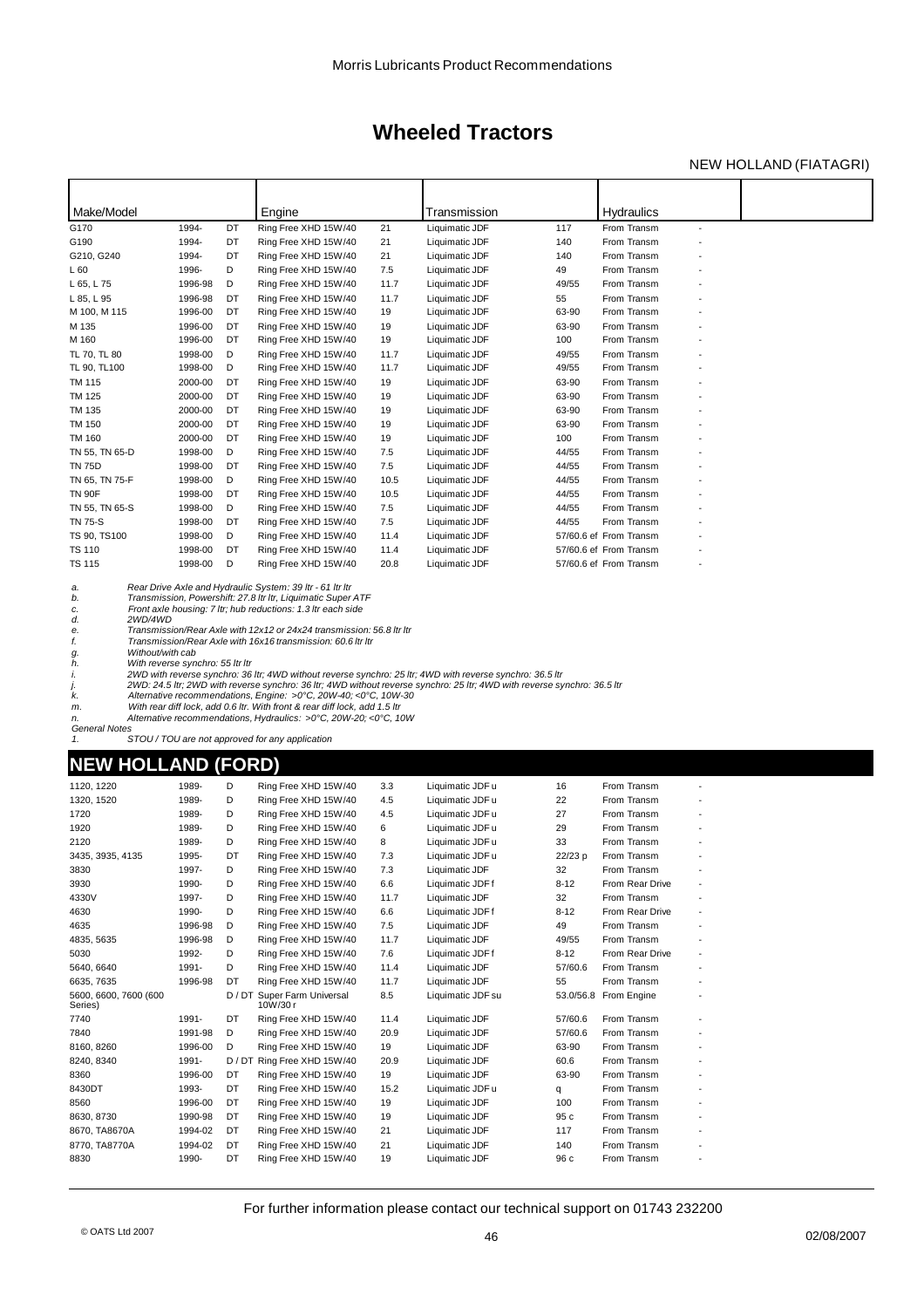## Wheeled Tractors

NEW HOLLAND (FIATAGRI)

| Make/Model | | | Engine | | Transmission | | Hydraulics | |
|---|---|---|---|---|---|---|---|---|
| G170 | 1994- | DT | Ring Free XHD 15W/40 | 21 | Liquimatic JDF | 117 | From Transm | - |
| G190 | 1994- | DT | Ring Free XHD 15W/40 | 21 | Liquimatic JDF | 140 | From Transm | - |
| G210, G240 | 1994- | DT | Ring Free XHD 15W/40 | 21 | Liquimatic JDF | 140 | From Transm | - |
| L 60 | 1996- | D | Ring Free XHD 15W/40 | 7.5 | Liquimatic JDF | 49 | From Transm | - |
| L 65, L 75 | 1996-98 | D | Ring Free XHD 15W/40 | 11.7 | Liquimatic JDF | 49/55 | From Transm | - |
| L 85, L 95 | 1996-98 | DT | Ring Free XHD 15W/40 | 11.7 | Liquimatic JDF | 55 | From Transm | - |
| M 100, M 115 | 1996-00 | DT | Ring Free XHD 15W/40 | 19 | Liquimatic JDF | 63-90 | From Transm | - |
| M 135 | 1996-00 | DT | Ring Free XHD 15W/40 | 19 | Liquimatic JDF | 63-90 | From Transm | - |
| M 160 | 1996-00 | DT | Ring Free XHD 15W/40 | 19 | Liquimatic JDF | 100 | From Transm | - |
| TL 70, TL 80 | 1998-00 | D | Ring Free XHD 15W/40 | 11.7 | Liquimatic JDF | 49/55 | From Transm | - |
| TL 90, TL100 | 1998-00 | D | Ring Free XHD 15W/40 | 11.7 | Liquimatic JDF | 49/55 | From Transm | - |
| TM 115 | 2000-00 | DT | Ring Free XHD 15W/40 | 19 | Liquimatic JDF | 63-90 | From Transm | - |
| TM 125 | 2000-00 | DT | Ring Free XHD 15W/40 | 19 | Liquimatic JDF | 63-90 | From Transm | - |
| TM 135 | 2000-00 | DT | Ring Free XHD 15W/40 | 19 | Liquimatic JDF | 63-90 | From Transm | - |
| TM 150 | 2000-00 | DT | Ring Free XHD 15W/40 | 19 | Liquimatic JDF | 63-90 | From Transm | - |
| TM 160 | 2000-00 | DT | Ring Free XHD 15W/40 | 19 | Liquimatic JDF | 100 | From Transm | - |
| TN 55, TN 65-D | 1998-00 | D | Ring Free XHD 15W/40 | 7.5 | Liquimatic JDF | 44/55 | From Transm | - |
| TN 75D | 1998-00 | DT | Ring Free XHD 15W/40 | 7.5 | Liquimatic JDF | 44/55 | From Transm | - |
| TN 65, TN 75-F | 1998-00 | D | Ring Free XHD 15W/40 | 10.5 | Liquimatic JDF | 44/55 | From Transm | - |
| TN 90F | 1998-00 | DT | Ring Free XHD 15W/40 | 10.5 | Liquimatic JDF | 44/55 | From Transm | - |
| TN 55, TN 65-S | 1998-00 | D | Ring Free XHD 15W/40 | 7.5 | Liquimatic JDF | 44/55 | From Transm | - |
| TN 75-S | 1998-00 | DT | Ring Free XHD 15W/40 | 7.5 | Liquimatic JDF | 44/55 | From Transm | - |
| TS 90, TS100 | 1998-00 | D | Ring Free XHD 15W/40 | 11.4 | Liquimatic JDF | 57/60.6 ef | From Transm | - |
| TS 110 | 1998-00 | DT | Ring Free XHD 15W/40 | 11.4 | Liquimatic JDF | 57/60.6 ef | From Transm | - |
| TS 115 | 1998-00 | D | Ring Free XHD 15W/40 | 20.8 | Liquimatic JDF | 57/60.6 ef | From Transm | - |

*a.* *Rear Drive Axle and Hydraulic System: 39 ltr - 61 ltr ltr*
*b.* *Transmission, Powershift: 27.8 ltr ltr, Liquimatic Super ATF*
*c.* *Front axle housing: 7 ltr; hub reductions: 1.3 ltr each side*
*d.* *2WD/4WD*
*e.* *Transmission/Rear Axle with 12x12 or 24x24 transmission: 56.8 ltr ltr*
*f.* *Transmission/Rear Axle with 16x16 transmission: 60.6 ltr ltr*
*g.* *Without/with cab*
*h.* *With reverse synchro: 55 ltr ltr*
*i.* *2WD with reverse synchro: 36 ltr; 4WD without reverse synchro: 25 ltr; 4WD with reverse synchro: 36.5 ltr*
*j.* *2WD: 24.5 ltr; 2WD with reverse synchro: 36 ltr; 4WD without reverse synchro: 25 ltr; 4WD with reverse synchro: 36.5 ltr*
*k.* *Alternative recommendations, Engine: >0°C, 20W-40; <0°C, 10W-30*
*m.* *With rear diff lock, add 0.6 ltr. With front & rear diff lock, add 1.5 ltr*
*n.* *Alternative recommendations, Hydraulics: >0°C, 20W-20; <0°C, 10W*

*General Notes*
*1.* *STOU / TOU are not approved for any application*

## NEW HOLLAND (FORD)

| Make/Model | | | Engine | | Transmission | | Hydraulics | |
|---|---|---|---|---|---|---|---|---|
| 1120, 1220 | 1989- | D | Ring Free XHD 15W/40 | 3.3 | Liquimatic JDF u | 16 | From Transm | - |
| 1320, 1520 | 1989- | D | Ring Free XHD 15W/40 | 4.5 | Liquimatic JDF u | 22 | From Transm | - |
| 1720 | 1989- | D | Ring Free XHD 15W/40 | 4.5 | Liquimatic JDF u | 27 | From Transm | - |
| 1920 | 1989- | D | Ring Free XHD 15W/40 | 6 | Liquimatic JDF u | 29 | From Transm | - |
| 2120 | 1989- | D | Ring Free XHD 15W/40 | 8 | Liquimatic JDF u | 33 | From Transm | - |
| 3435, 3935, 4135 | 1995- | DT | Ring Free XHD 15W/40 | 7.3 | Liquimatic JDF u | 22/23 p | From Transm | - |
| 3830 | 1997- | D | Ring Free XHD 15W/40 | 7.3 | Liquimatic JDF | 32 | From Transm | - |
| 3930 | 1990- | D | Ring Free XHD 15W/40 | 6.6 | Liquimatic JDF f | 8-12 | From Rear Drive | - |
| 4330V | 1997- | D | Ring Free XHD 15W/40 | 11.7 | Liquimatic JDF | 32 | From Transm | - |
| 4630 | 1990- | D | Ring Free XHD 15W/40 | 6.6 | Liquimatic JDF f | 8-12 | From Rear Drive | - |
| 4635 | 1996-98 | D | Ring Free XHD 15W/40 | 7.5 | Liquimatic JDF | 49 | From Transm | - |
| 4835, 5635 | 1996-98 | D | Ring Free XHD 15W/40 | 11.7 | Liquimatic JDF | 49/55 | From Transm | - |
| 5030 | 1992- | D | Ring Free XHD 15W/40 | 7.6 | Liquimatic JDF f | 8-12 | From Rear Drive | - |
| 5640, 6640 | 1991- | D | Ring Free XHD 15W/40 | 11.4 | Liquimatic JDF | 57/60.6 | From Transm | - |
| 6635, 7635 | 1996-98 | DT | Ring Free XHD 15W/40 | 11.7 | Liquimatic JDF | 55 | From Transm | - |
| 5600, 6600, 7600 (600 Series) | | D / DT | Super Farm Universal 10W/30 r | 8.5 | Liquimatic JDF su | 53.0/56.8 | From Engine | - |
| 7740 | 1991- | DT | Ring Free XHD 15W/40 | 11.4 | Liquimatic JDF | 57/60.6 | From Transm | - |
| 7840 | 1991-98 | D | Ring Free XHD 15W/40 | 20.9 | Liquimatic JDF | 57/60.6 | From Transm | - |
| 8160, 8260 | 1996-00 | D | Ring Free XHD 15W/40 | 19 | Liquimatic JDF | 63-90 | From Transm | - |
| 8240, 8340 | 1991- | D / DT | Ring Free XHD 15W/40 | 20.9 | Liquimatic JDF | 60.6 | From Transm | - |
| 8360 | 1996-00 | DT | Ring Free XHD 15W/40 | 19 | Liquimatic JDF | 63-90 | From Transm | - |
| 8430DT | 1993- | DT | Ring Free XHD 15W/40 | 15.2 | Liquimatic JDF u | q | From Transm | - |
| 8560 | 1996-00 | DT | Ring Free XHD 15W/40 | 19 | Liquimatic JDF | 100 | From Transm | - |
| 8630, 8730 | 1990-98 | DT | Ring Free XHD 15W/40 | 19 | Liquimatic JDF | 95 c | From Transm | - |
| 8670, TA8670A | 1994-02 | DT | Ring Free XHD 15W/40 | 21 | Liquimatic JDF | 117 | From Transm | - |
| 8770, TA8770A | 1994-02 | DT | Ring Free XHD 15W/40 | 21 | Liquimatic JDF | 140 | From Transm | - |
| 8830 | 1990- | DT | Ring Free XHD 15W/40 | 19 | Liquimatic JDF | 96 c | From Transm | - |

For further information please contact our technical support on 01743 232200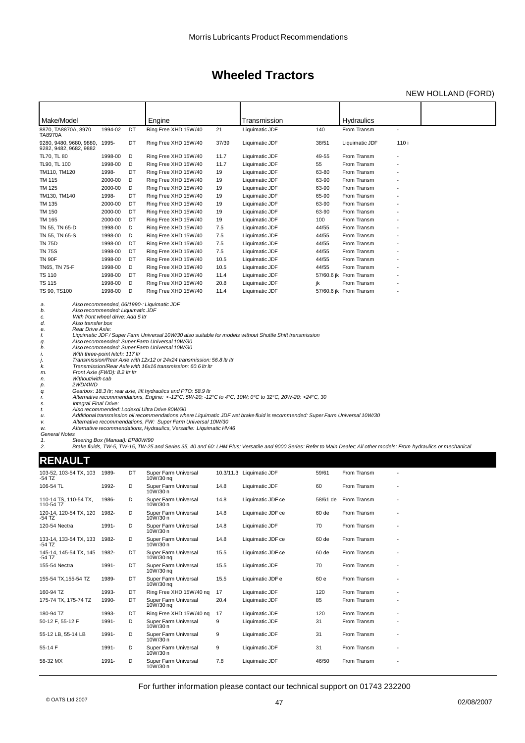Morris Lubricants Product Recommendations

# Wheeled Tractors

NEW HOLLAND (FORD)

| Make/Model | | | Engine | | Transmission | | Hydraulics | |
|---|---|---|---|---|---|---|---|---|
| 8870, TA8870A, 8970 TA8970A | 1994-02 | DT | Ring Free XHD 15W/40 | 21 | Liquimatic JDF | 140 | From Transm | - |
| 9280, 9480, 9680, 9880, 9282, 9482, 9682, 9882 | 1995- | DT | Ring Free XHD 15W/40 | 37/39 | Liquimatic JDF | 38/51 | Liquimatic JDF | 110 i |
| TL70, TL 80 | 1998-00 | D | Ring Free XHD 15W/40 | 11.7 | Liquimatic JDF | 49-55 | From Transm | - |
| TL90, TL 100 | 1998-00 | D | Ring Free XHD 15W/40 | 11.7 | Liquimatic JDF | 55 | From Transm | - |
| TM110, TM120 | 1998- | DT | Ring Free XHD 15W/40 | 19 | Liquimatic JDF | 63-80 | From Transm | - |
| TM 115 | 2000-00 | D | Ring Free XHD 15W/40 | 19 | Liquimatic JDF | 63-90 | From Transm | - |
| TM 125 | 2000-00 | D | Ring Free XHD 15W/40 | 19 | Liquimatic JDF | 63-90 | From Transm | - |
| TM130, TM140 | 1998- | DT | Ring Free XHD 15W/40 | 19 | Liquimatic JDF | 65-90 | From Transm | - |
| TM 135 | 2000-00 | DT | Ring Free XHD 15W/40 | 19 | Liquimatic JDF | 63-90 | From Transm | - |
| TM 150 | 2000-00 | DT | Ring Free XHD 15W/40 | 19 | Liquimatic JDF | 63-90 | From Transm | - |
| TM 165 | 2000-00 | DT | Ring Free XHD 15W/40 | 19 | Liquimatic JDF | 100 | From Transm | - |
| TN 55, TN 65-D | 1998-00 | D | Ring Free XHD 15W/40 | 7.5 | Liquimatic JDF | 44/55 | From Transm | - |
| TN 55, TN 65-S | 1998-00 | D | Ring Free XHD 15W/40 | 7.5 | Liquimatic JDF | 44/55 | From Transm | - |
| TN 75D | 1998-00 | DT | Ring Free XHD 15W/40 | 7.5 | Liquimatic JDF | 44/55 | From Transm | - |
| TN 75S | 1998-00 | DT | Ring Free XHD 15W/40 | 7.5 | Liquimatic JDF | 44/55 | From Transm | - |
| TN 90F | 1998-00 | DT | Ring Free XHD 15W/40 | 10.5 | Liquimatic JDF | 44/55 | From Transm | - |
| TN65, TN 75-F | 1998-00 | D | Ring Free XHD 15W/40 | 10.5 | Liquimatic JDF | 44/55 | From Transm | - |
| TS 110 | 1998-00 | DT | Ring Free XHD 15W/40 | 11.4 | Liquimatic JDF | 57/60.6 jk | From Transm | - |
| TS 115 | 1998-00 | D | Ring Free XHD 15W/40 | 20.8 | Liquimatic JDF | jk | From Transm | - |
| TS 90, TS100 | 1998-00 | D | Ring Free XHD 15W/40 | 11.4 | Liquimatic JDF | 57/60.6 jk | From Transm | - |

*a. Also recommended, 06/1990-: Liquimatic JDF*
*b. Also recommended: Liquimatic JDF*
*c. With front wheel drive: Add 5 ltr*
*d. Also transfer box*
*e. Rear Drive Axle:*
*f. Liquimatic JDF / Super Farm Universal 10W/30 also suitable for models without Shuttle Shift transmission*
*g. Also recommended: Super Farm Universal 10W/30*
*h. Also recommended: Super Farm Universal 10W/30*
*i. With three-point hitch: 117 ltr*
*j. Transmission/Rear Axle with 12x12 or 24x24 transmission: 56.8 ltr ltr*
*k. Transmission/Rear Axle with 16x16 transmission: 60.6 ltr ltr*
*m. Front Axle (FWD): 8.2 ltr ltr*
*n. Without/with cab*
*p. 2WD/4WD*
*q. Gearbox: 18.3 ltr; rear axle, lift hydraulics and PTO: 58.9 ltr*
*r. Alternative recommendations, Engine: <-12°C, 5W-20; -12°C to 4°C, 10W; 0°C to 32°C, 20W-20; >24°C, 30*
*s. Integral Final Drive:*
*t. Also recommended: Lodexol Ultra Drive 80W/90*
*u. Additional transmission oil recommendations where Liquimatic JDF wet brake fluid is recommended: Super Farm Universal 10W/30*
*v. Alternative recommendations, FW: Super Farm Universal 10W/30*
*w. Alternative recommendations, Hydraulics, Versatile: Liquimatic HV46*

*General Notes*
*1. Steering Box (Manual): EP80W/90*
*2. Brake fluids, TW-5, TW-15, TW-25 and Series 35, 40 and 60: LHM Plus; Versatile and 9000 Series: Refer to Main Dealer; All other models: From hydraulics or mechanical*

## RENAULT

| Make/Model | | | Engine | | Transmission | | Hydraulics | |
|---|---|---|---|---|---|---|---|---|
| 103-52, 103-54 TX, 103 -54 TZ | 1989- | DT | Super Farm Universal 10W/30 nq | 10.3/11.3 | Liquimatic JDF | 59/61 | From Transm | - |
| 106-54 TL | 1992- | D | Super Farm Universal 10W/30 n | 14.8 | Liquimatic JDF | 60 | From Transm | - |
| 110-14 TS, 110-54 TX, 110-54 TZ | 1986- | D | Super Farm Universal 10W/30 n | 14.8 | Liquimatic JDF ce | 58/61 de | From Transm | - |
| 120-14, 120-54 TX, 120 -54 TZ | 1982- | D | Super Farm Universal 10W/30 n | 14.8 | Liquimatic JDF ce | 60 de | From Transm | - |
| 120-54 Nectra | 1991- | D | Super Farm Universal 10W/30 n | 14.8 | Liquimatic JDF | 70 | From Transm | - |
| 133-14, 133-54 TX, 133 -54 TZ | 1982- | D | Super Farm Universal 10W/30 n | 14.8 | Liquimatic JDF ce | 60 de | From Transm | - |
| 145-14, 145-54 TX, 145 -54 TZ | 1982- | DT | Super Farm Universal 10W/30 nq | 15.5 | Liquimatic JDF ce | 60 de | From Transm | - |
| 155-54 Nectra | 1991- | DT | Super Farm Universal 10W/30 nq | 15.5 | Liquimatic JDF | 70 | From Transm | - |
| 155-54 TX,155-54 TZ | 1989- | DT | Super Farm Universal 10W/30 nq | 15.5 | Liquimatic JDF e | 60 e | From Transm | - |
| 160-94 TZ | 1993- | DT | Ring Free XHD 15W/40 nq | 17 | Liquimatic JDF | 120 | From Transm | - |
| 175-74 TX, 175-74 TZ | 1990- | DT | Super Farm Universal 10W/30 nq | 20.4 | Liquimatic JDF | 85 | From Transm | - |
| 180-94 TZ | 1993- | DT | Ring Free XHD 15W/40 nq | 17 | Liquimatic JDF | 120 | From Transm | - |
| 50-12 F, 55-12 F | 1991- | D | Super Farm Universal 10W/30 n | 9 | Liquimatic JDF | 31 | From Transm | - |
| 55-12 LB, 55-14 LB | 1991- | D | Super Farm Universal 10W/30 n | 9 | Liquimatic JDF | 31 | From Transm | - |
| 55-14 F | 1991- | D | Super Farm Universal 10W/30 n | 9 | Liquimatic JDF | 31 | From Transm | - |
| 58-32 MX | 1991- | D | Super Farm Universal 10W/30 n | 7.8 | Liquimatic JDF | 46/50 | From Transm | - |

For further information please contact our technical support on 01743 232200

© OATS Ltd 2007 02/08/2007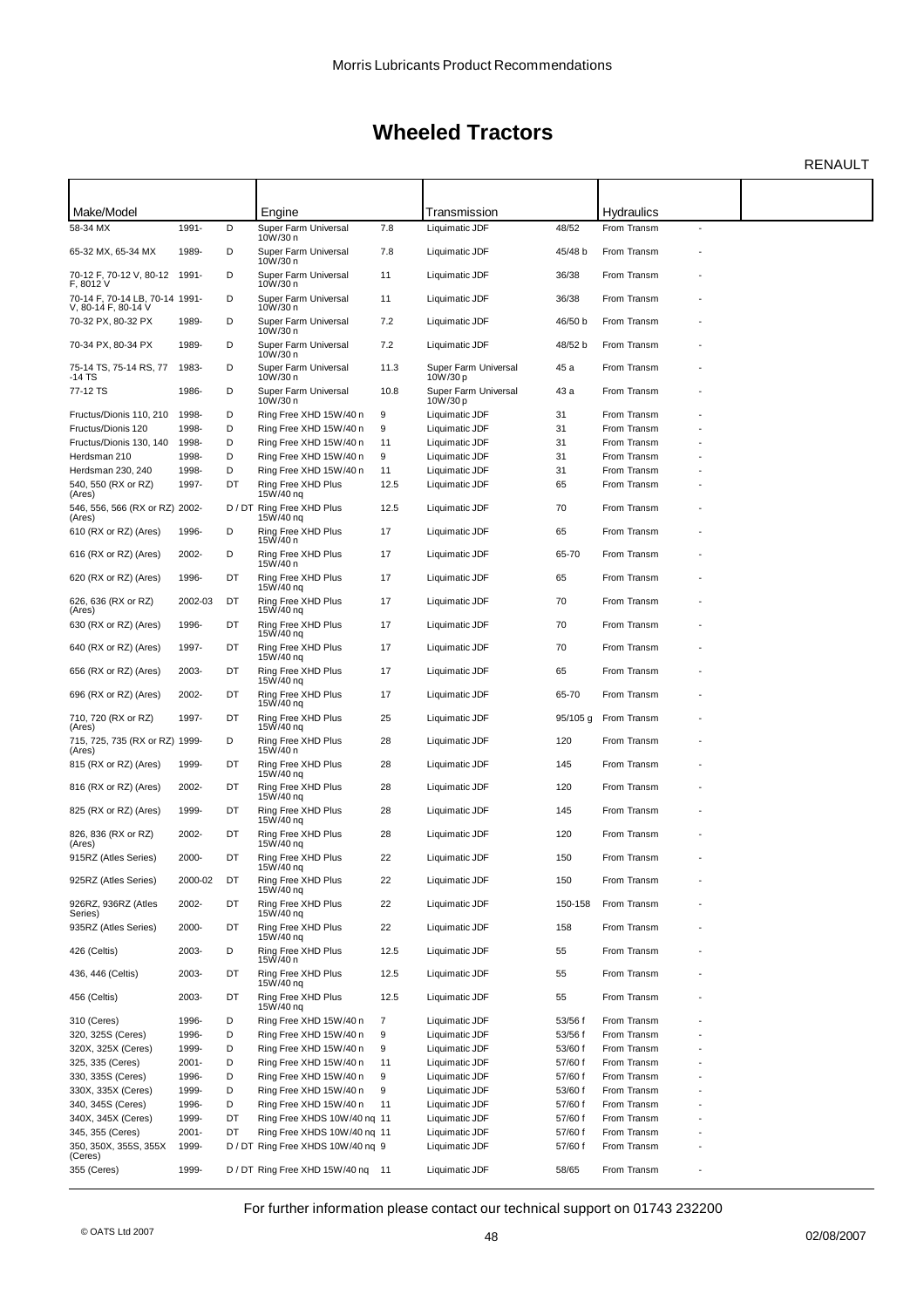# Wheeled Tractors

RENAULT

| Make/Model | | | Engine | | Transmission | | Hydraulics | | |
|---|---|---|---|---|---|---|---|---|---|
| 58-34 MX | 1991- | D | Super Farm Universal 10W/30 n | 7.8 | Liquimatic JDF | 48/52 | From Transm | - | |
| 65-32 MX, 65-34 MX | 1989- | D | Super Farm Universal 10W/30 n | 7.8 | Liquimatic JDF | 45/48 b | From Transm | - | |
| 70-12 F, 70-12 V, 80-12 F, 8012 V | 1991- | D | Super Farm Universal 10W/30 n | 11 | Liquimatic JDF | 36/38 | From Transm | - | |
| 70-14 F, 70-14 LB, 70-14 V, 80-14 F, 80-14 V | 1991- | D | Super Farm Universal 10W/30 n | 11 | Liquimatic JDF | 36/38 | From Transm | - | |
| 70-32 PX, 80-32 PX | 1989- | D | Super Farm Universal 10W/30 n | 7.2 | Liquimatic JDF | 46/50 b | From Transm | - | |
| 70-34 PX, 80-34 PX | 1989- | D | Super Farm Universal 10W/30 n | 7.2 | Liquimatic JDF | 48/52 b | From Transm | - | |
| 75-14 TS, 75-14 RS, 77 -14 TS | 1983- | D | Super Farm Universal 10W/30 n | 11.3 | Super Farm Universal 10W/30 p | 45 a | From Transm | - | |
| 77-12 TS | 1986- | D | Super Farm Universal 10W/30 n | 10.8 | Super Farm Universal 10W/30 p | 43 a | From Transm | - | |
| Fructus/Dionis 110, 210 | 1998- | D | Ring Free XHD 15W/40 n | 9 | Liquimatic JDF | 31 | From Transm | - | |
| Fructus/Dionis 120 | 1998- | D | Ring Free XHD 15W/40 n | 9 | Liquimatic JDF | 31 | From Transm | - | |
| Fructus/Dionis 130, 140 | 1998- | D | Ring Free XHD 15W/40 n | 11 | Liquimatic JDF | 31 | From Transm | - | |
| Herdsman 210 | 1998- | D | Ring Free XHD 15W/40 n | 9 | Liquimatic JDF | 31 | From Transm | - | |
| Herdsman 230, 240 | 1998- | D | Ring Free XHD 15W/40 n | 11 | Liquimatic JDF | 31 | From Transm | - | |
| 540, 550 (RX or RZ) (Ares) | 1997- | DT | Ring Free XHD Plus 15W/40 nq | 12.5 | Liquimatic JDF | 65 | From Transm | - | |
| 546, 556, 566 (RX or RZ) (Ares) | 2002- | D / DT | Ring Free XHD Plus 15W/40 nq | 12.5 | Liquimatic JDF | 70 | From Transm | - | |
| 610 (RX or RZ) (Ares) | 1996- | D | Ring Free XHD Plus 15W/40 n | 17 | Liquimatic JDF | 65 | From Transm | - | |
| 616 (RX or RZ) (Ares) | 2002- | D | Ring Free XHD Plus 15W/40 n | 17 | Liquimatic JDF | 65-70 | From Transm | - | |
| 620 (RX or RZ) (Ares) | 1996- | DT | Ring Free XHD Plus 15W/40 nq | 17 | Liquimatic JDF | 65 | From Transm | - | |
| 626, 636 (RX or RZ) (Ares) | 2002-03 | DT | Ring Free XHD Plus 15W/40 nq | 17 | Liquimatic JDF | 70 | From Transm | - | |
| 630 (RX or RZ) (Ares) | 1996- | DT | Ring Free XHD Plus 15W/40 nq | 17 | Liquimatic JDF | 70 | From Transm | - | |
| 640 (RX or RZ) (Ares) | 1997- | DT | Ring Free XHD Plus 15W/40 nq | 17 | Liquimatic JDF | 70 | From Transm | - | |
| 656 (RX or RZ) (Ares) | 2003- | DT | Ring Free XHD Plus 15W/40 nq | 17 | Liquimatic JDF | 65 | From Transm | - | |
| 696 (RX or RZ) (Ares) | 2002- | DT | Ring Free XHD Plus 15W/40 nq | 17 | Liquimatic JDF | 65-70 | From Transm | - | |
| 710, 720 (RX or RZ) (Ares) | 1997- | DT | Ring Free XHD Plus 15W/40 nq | 25 | Liquimatic JDF | 95/105 g | From Transm | - | |
| 715, 725, 735 (RX or RZ) (Ares) | 1999- | D | Ring Free XHD Plus 15W/40 n | 28 | Liquimatic JDF | 120 | From Transm | - | |
| 815 (RX or RZ) (Ares) | 1999- | DT | Ring Free XHD Plus 15W/40 nq | 28 | Liquimatic JDF | 145 | From Transm | - | |
| 816 (RX or RZ) (Ares) | 2002- | DT | Ring Free XHD Plus 15W/40 nq | 28 | Liquimatic JDF | 120 | From Transm | - | |
| 825 (RX or RZ) (Ares) | 1999- | DT | Ring Free XHD Plus 15W/40 nq | 28 | Liquimatic JDF | 145 | From Transm | - | |
| 826, 836 (RX or RZ) (Ares) | 2002- | DT | Ring Free XHD Plus 15W/40 nq | 28 | Liquimatic JDF | 120 | From Transm | - | |
| 915RZ (Atles Series) | 2000- | DT | Ring Free XHD Plus 15W/40 nq | 22 | Liquimatic JDF | 150 | From Transm | - | |
| 925RZ (Atles Series) | 2000-02 | DT | Ring Free XHD Plus 15W/40 nq | 22 | Liquimatic JDF | 150 | From Transm | - | |
| 926RZ, 936RZ (Atles Series) | 2002- | DT | Ring Free XHD Plus 15W/40 nq | 22 | Liquimatic JDF | 150-158 | From Transm | - | |
| 935RZ (Atles Series) | 2000- | DT | Ring Free XHD Plus 15W/40 nq | 22 | Liquimatic JDF | 158 | From Transm | - | |
| 426 (Celtis) | 2003- | D | Ring Free XHD Plus 15W/40 n | 12.5 | Liquimatic JDF | 55 | From Transm | - | |
| 436, 446 (Celtis) | 2003- | DT | Ring Free XHD Plus 15W/40 nq | 12.5 | Liquimatic JDF | 55 | From Transm | - | |
| 456 (Celtis) | 2003- | DT | Ring Free XHD Plus 15W/40 nq | 12.5 | Liquimatic JDF | 55 | From Transm | - | |
| 310 (Ceres) | 1996- | D | Ring Free XHD 15W/40 n | 7 | Liquimatic JDF | 53/56 f | From Transm | - | |
| 320, 325S (Ceres) | 1996- | D | Ring Free XHD 15W/40 n | 9 | Liquimatic JDF | 53/56 f | From Transm | - | |
| 320X, 325X (Ceres) | 1999- | D | Ring Free XHD 15W/40 n | 9 | Liquimatic JDF | 53/60 f | From Transm | - | |
| 325, 335 (Ceres) | 2001- | D | Ring Free XHD 15W/40 n | 11 | Liquimatic JDF | 57/60 f | From Transm | - | |
| 330, 335S (Ceres) | 1996- | D | Ring Free XHD 15W/40 n | 9 | Liquimatic JDF | 57/60 f | From Transm | - | |
| 330X, 335X (Ceres) | 1999- | D | Ring Free XHD 15W/40 n | 9 | Liquimatic JDF | 53/60 f | From Transm | - | |
| 340, 345S (Ceres) | 1996- | D | Ring Free XHD 15W/40 n | 11 | Liquimatic JDF | 57/60 f | From Transm | - | |
| 340X, 345X (Ceres) | 1999- | DT | Ring Free XHDS 10W/40 nq | 11 | Liquimatic JDF | 57/60 f | From Transm | - | |
| 345, 355 (Ceres) | 2001- | DT | Ring Free XHDS 10W/40 nq | 11 | Liquimatic JDF | 57/60 f | From Transm | - | |
| 350, 350X, 355S, 355X (Ceres) | 1999- | D / DT | Ring Free XHDS 10W/40 nq | 9 | Liquimatic JDF | 57/60 f | From Transm | - | |
| 355 (Ceres) | 1999- | D / DT | Ring Free XHD 15W/40 nq | 11 | Liquimatic JDF | 58/65 | From Transm | - | |

For further information please contact our technical support on 01743 232200

© OATS Ltd 2007 — 02/08/2007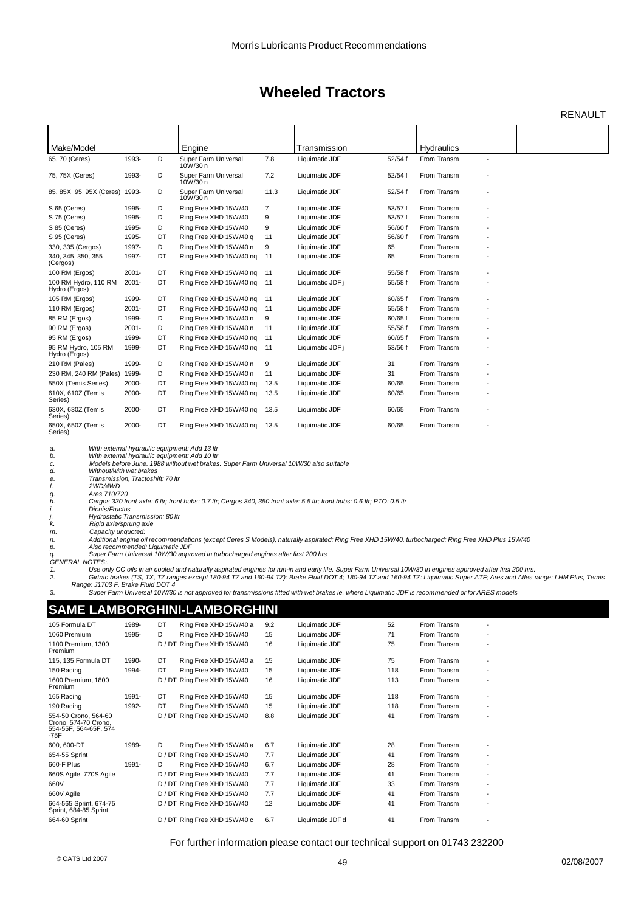Morris Lubricants Product Recommendations

# Wheeled Tractors

RENAULT

| Make/Model | | | Engine | | Transmission | | Hydraulics | | |
|---|---|---|---|---|---|---|---|---|---|
| 65, 70 (Ceres) | 1993- | D | Super Farm Universal 10W/30 n | 7.8 | Liquimatic JDF | 52/54 f | From Transm | - | |
| 75, 75X (Ceres) | 1993- | D | Super Farm Universal 10W/30 n | 7.2 | Liquimatic JDF | 52/54 f | From Transm | - | |
| 85, 85X, 95, 95X (Ceres) | 1993- | D | Super Farm Universal 10W/30 n | 11.3 | Liquimatic JDF | 52/54 f | From Transm | - | |
| S 65 (Ceres) | 1995- | D | Ring Free XHD 15W/40 | 7 | Liquimatic JDF | 53/57 f | From Transm | - | |
| S 75 (Ceres) | 1995- | D | Ring Free XHD 15W/40 | 9 | Liquimatic JDF | 53/57 f | From Transm | - | |
| S 85 (Ceres) | 1995- | D | Ring Free XHD 15W/40 | 9 | Liquimatic JDF | 56/60 f | From Transm | - | |
| S 95 (Ceres) | 1995- | DT | Ring Free XHD 15W/40 q | 11 | Liquimatic JDF | 56/60 f | From Transm | - | |
| 330, 335 (Cergos) | 1997- | D | Ring Free XHD 15W/40 n | 9 | Liquimatic JDF | 65 | From Transm | - | |
| 340, 345, 350, 355 (Cergos) | 1997- | DT | Ring Free XHD 15W/40 nq | 11 | Liquimatic JDF | 65 | From Transm | - | |
| 100 RM (Ergos) | 2001- | DT | Ring Free XHD 15W/40 nq | 11 | Liquimatic JDF | 55/58 f | From Transm | - | |
| 100 RM Hydro, 110 RM Hydro (Ergos) | 2001- | DT | Ring Free XHD 15W/40 nq | 11 | Liquimatic JDF j | 55/58 f | From Transm | - | |
| 105 RM (Ergos) | 1999- | DT | Ring Free XHD 15W/40 nq | 11 | Liquimatic JDF | 60/65 f | From Transm | - | |
| 110 RM (Ergos) | 2001- | DT | Ring Free XHD 15W/40 nq | 11 | Liquimatic JDF | 55/58 f | From Transm | - | |
| 85 RM (Ergos) | 1999- | D | Ring Free XHD 15W/40 n | 9 | Liquimatic JDF | 60/65 f | From Transm | - | |
| 90 RM (Ergos) | 2001- | D | Ring Free XHD 15W/40 n | 11 | Liquimatic JDF | 55/58 f | From Transm | - | |
| 95 RM (Ergos) | 1999- | DT | Ring Free XHD 15W/40 nq | 11 | Liquimatic JDF | 60/65 f | From Transm | - | |
| 95 RM Hydro, 105 RM Hydro (Ergos) | 1999- | DT | Ring Free XHD 15W/40 nq | 11 | Liquimatic JDF j | 53/56 f | From Transm | - | |
| 210 RM (Pales) | 1999- | D | Ring Free XHD 15W/40 n | 9 | Liquimatic JDF | 31 | From Transm | - | |
| 230 RM, 240 RM (Pales) | 1999- | D | Ring Free XHD 15W/40 n | 11 | Liquimatic JDF | 31 | From Transm | - | |
| 550X (Temis Series) | 2000- | DT | Ring Free XHD 15W/40 nq | 13.5 | Liquimatic JDF | 60/65 | From Transm | - | |
| 610X, 610Z (Temis Series) | 2000- | DT | Ring Free XHD 15W/40 nq | 13.5 | Liquimatic JDF | 60/65 | From Transm | - | |
| 630X, 630Z (Temis Series) | 2000- | DT | Ring Free XHD 15W/40 nq | 13.5 | Liquimatic JDF | 60/65 | From Transm | - | |
| 650X, 650Z (Temis Series) | 2000- | DT | Ring Free XHD 15W/40 nq | 13.5 | Liquimatic JDF | 60/65 | From Transm | - | |

*a. With external hydraulic equipment: Add 13 ltr*
*b. With external hydraulic equipment: Add 10 ltr*
*c. Models before June. 1988 without wet brakes: Super Farm Universal 10W/30 also suitable*
*d. Without/with wet brakes*
*e. Transmission, Tractoshift: 70 ltr*
*f. 2WD/4WD*
*g. Ares 710/720*
*h. Cergos 330 front axle: 6 ltr; front hubs: 0.7 ltr; Cergos 340, 350 front axle: 5.5 ltr; front hubs: 0.6 ltr; PTO: 0.5 ltr*
*i. Dionis/Fructus*
*j. Hydrostatic Transmission: 80 ltr*
*k. Rigid axle/sprung axle*
*m. Capacity unquoted:*
*n. Additional engine oil recommendations (except Ceres S Models), naturally aspirated: Ring Free XHD 15W/40, turbocharged: Ring Free XHD Plus 15W/40*
*p. Also recommended: Liquimatic JDF*
*q. Super Farm Universal 10W/30 approved in turbocharged engines after first 200 hrs*

*GENERAL NOTES:.*
*1. Use only CC oils in air cooled and naturally aspirated engines for run-in and early life. Super Farm Universal 10W/30 in engines approved after first 200 hrs.*
*2. Girtrac brakes (TS, TX, TZ ranges except 180-94 TZ and 160-94 TZ): Brake Fluid DOT 4; 180-94 TZ and 160-94 TZ: Liquimatic Super ATF; Ares and Atles range: LHM Plus; Temis Range: J1703 F, Brake Fluid DOT 4*
*3. Super Farm Universal 10W/30 is not approved for transmissions fitted with wet brakes ie. where Liquimatic JDF is recommended or for ARES models*

## SAME LAMBORGHINI-LAMBORGHINI

| Make/Model | | | Engine | | Transmission | | Hydraulics | | |
|---|---|---|---|---|---|---|---|---|---|
| 105 Formula DT | 1989- | DT | Ring Free XHD 15W/40 a | 9.2 | Liquimatic JDF | 52 | From Transm | - | |
| 1060 Premium | 1995- | D | Ring Free XHD 15W/40 | 15 | Liquimatic JDF | 71 | From Transm | - | |
| 1100 Premium, 1300 Premium | | D / DT | Ring Free XHD 15W/40 | 16 | Liquimatic JDF | 75 | From Transm | - | |
| 115, 135 Formula DT | 1990- | DT | Ring Free XHD 15W/40 a | 15 | Liquimatic JDF | 75 | From Transm | - | |
| 150 Racing | 1994- | DT | Ring Free XHD 15W/40 | 15 | Liquimatic JDF | 118 | From Transm | - | |
| 1600 Premium, 1800 Premium | | D / DT | Ring Free XHD 15W/40 | 16 | Liquimatic JDF | 113 | From Transm | - | |
| 165 Racing | 1991- | DT | Ring Free XHD 15W/40 | 15 | Liquimatic JDF | 118 | From Transm | - | |
| 190 Racing | 1992- | DT | Ring Free XHD 15W/40 | 15 | Liquimatic JDF | 118 | From Transm | - | |
| 554-50 Crono, 564-60 Crono, 574-70 Crono, 554-55F, 564-65F, 574-75F | | D / DT | Ring Free XHD 15W/40 | 8.8 | Liquimatic JDF | 41 | From Transm | - | |
| 600, 600-DT | 1989- | D | Ring Free XHD 15W/40 a | 6.7 | Liquimatic JDF | 28 | From Transm | - | |
| 654-55 Sprint | | D / DT | Ring Free XHD 15W/40 | 7.7 | Liquimatic JDF | 41 | From Transm | - | |
| 660-F Plus | 1991- | D | Ring Free XHD 15W/40 | 6.7 | Liquimatic JDF | 28 | From Transm | - | |
| 660S Agile, 770S Agile | | D / DT | Ring Free XHD 15W/40 | 7.7 | Liquimatic JDF | 41 | From Transm | - | |
| 660V | | D / DT | Ring Free XHD 15W/40 | 7.7 | Liquimatic JDF | 33 | From Transm | - | |
| 660V Agile | | D / DT | Ring Free XHD 15W/40 | 7.7 | Liquimatic JDF | 41 | From Transm | - | |
| 664-565 Sprint, 674-75 Sprint, 684-85 Sprint | | D / DT | Ring Free XHD 15W/40 | 12 | Liquimatic JDF | 41 | From Transm | - | |
| 664-60 Sprint | | D / DT | Ring Free XHD 15W/40 c | 6.7 | Liquimatic JDF d | 41 | From Transm | - | |

For further information please contact our technical support on 01743 232200

© OATS Ltd 2007 02/08/2007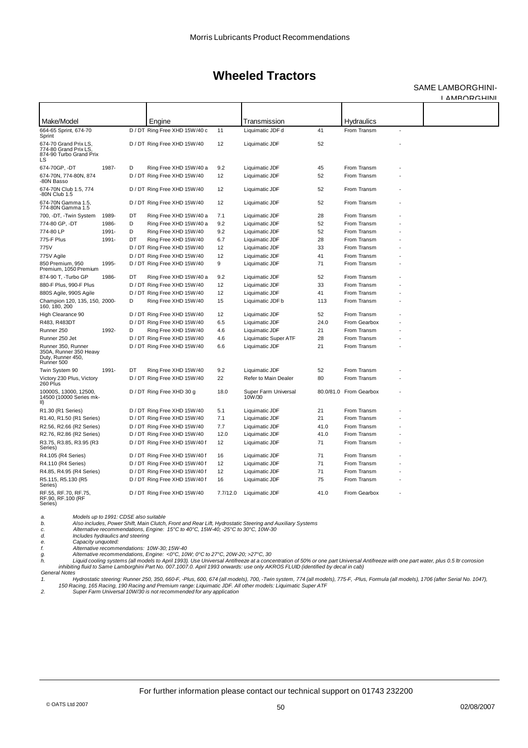# Wheeled Tractors

SAME LAMBORGHINI-LAMBORGHINI

| Make/Model | | | Engine | | Transmission | | Hydraulics | |
|---|---|---|---|---|---|---|---|---|
| 664-65 Sprint, 674-70 Sprint | | D / DT | Ring Free XHD 15W/40 c | 11 | Liquimatic JDF d | 41 | From Transm | - |
| 674-70 Grand Prix LS, 774-80 Grand Prix LS, 874-90 Turbo Grand Prix LS | | D / DT | Ring Free XHD 15W/40 | 12 | Liquimatic JDF | 52 | | - |
| 674-70GP, -DT | 1987- | D | Ring Free XHD 15W/40 a | 9.2 | Liquimatic JDF | 45 | From Transm | - |
| 674-70N, 774-80N, 874-80N Basso | | D / DT | Ring Free XHD 15W/40 | 12 | Liquimatic JDF | 52 | From Transm | - |
| 674-70N Club 1.5, 774-80N Club 1.5 | | D / DT | Ring Free XHD 15W/40 | 12 | Liquimatic JDF | 52 | From Transm | - |
| 674-70N Gamma 1.5, 774-80N Gamma 1.5 | | D / DT | Ring Free XHD 15W/40 | 12 | Liquimatic JDF | 52 | From Transm | - |
| 700, -DT, -Twin System | 1989- | DT | Ring Free XHD 15W/40 a | 7.1 | Liquimatic JDF | 28 | From Transm | - |
| 774-80 GP, -DT | 1986- | D | Ring Free XHD 15W/40 a | 9.2 | Liquimatic JDF | 52 | From Transm | - |
| 774-80 LP | 1991- | D | Ring Free XHD 15W/40 | 9.2 | Liquimatic JDF | 52 | From Transm | - |
| 775-F Plus | 1991- | DT | Ring Free XHD 15W/40 | 6.7 | Liquimatic JDF | 28 | From Transm | - |
| 775V | | D / DT | Ring Free XHD 15W/40 | 12 | Liquimatic JDF | 33 | From Transm | - |
| 775V Agile | | D / DT | Ring Free XHD 15W/40 | 12 | Liquimatic JDF | 41 | From Transm | - |
| 850 Premium, 950 Premium, 1050 Premium | 1995- | D / DT | Ring Free XHD 15W/40 | 9 | Liquimatic JDF | 71 | From Transm | - |
| 874-90 T, -Turbo GP | 1986- | DT | Ring Free XHD 15W/40 a | 9.2 | Liquimatic JDF | 52 | From Transm | - |
| 880-F Plus, 990-F Plus | | D / DT | Ring Free XHD 15W/40 | 12 | Liquimatic JDF | 33 | From Transm | - |
| 880S Agile, 990S Agile | | D / DT | Ring Free XHD 15W/40 | 12 | Liquimatic JDF | 41 | From Transm | - |
| Champion 120, 135, 150, 160, 180, 200 | 2000- | D | Ring Free XHD 15W/40 | 15 | Liquimatic JDF b | 113 | From Transm | - |
| High Clearance 90 | | D / DT | Ring Free XHD 15W/40 | 12 | Liquimatic JDF | 52 | From Transm | - |
| R483, R483DT | | D / DT | Ring Free XHD 15W/40 | 6.5 | Liquimatic JDF | 24.0 | From Gearbox | - |
| Runner 250 | 1992- | D | Ring Free XHD 15W/40 | 4.6 | Liquimatic JDF | 21 | From Transm | - |
| Runner 250 Jet | | D / DT | Ring Free XHD 15W/40 | 4.6 | Liquimatic Super ATF | 28 | From Transm | - |
| Runner 350, Runner 350A, Runner 350 Heavy Duty, Runner 450, Runner 500 | | D / DT | Ring Free XHD 15W/40 | 6.6 | Liquimatic JDF | 21 | From Transm | - |
| Twin System 90 | 1991- | DT | Ring Free XHD 15W/40 | 9.2 | Liquimatic JDF | 52 | From Transm | - |
| Victory 230 Plus, Victory 260 Plus | | D / DT | Ring Free XHD 15W/40 | 22 | Refer to Main Dealer | 80 | From Transm | - |
| 10000S, 13000, 12500, 14500 (10000 Series mk-II) | | D / DT | Ring Free XHD 30 g | 18.0 | Super Farm Universal 10W/30 | 80.0/81.0 | From Gearbox | - |
| R1.30 (R1 Series) | | D / DT | Ring Free XHD 15W/40 | 5.1 | Liquimatic JDF | 21 | From Transm | - |
| R1.40, R1.50 (R1 Series) | | D / DT | Ring Free XHD 15W/40 | 7.1 | Liquimatic JDF | 21 | From Transm | - |
| R2.56, R2.66 (R2 Series) | | D / DT | Ring Free XHD 15W/40 | 7.7 | Liquimatic JDF | 41.0 | From Transm | - |
| R2.76, R2.86 (R2 Series) | | D / DT | Ring Free XHD 15W/40 | 12.0 | Liquimatic JDF | 41.0 | From Transm | - |
| R3.75, R3.85, R3.95 (R3 Series) | | D / DT | Ring Free XHD 15W/40 f | 12 | Liquimatic JDF | 71 | From Transm | - |
| R4.105 (R4 Series) | | D / DT | Ring Free XHD 15W/40 f | 16 | Liquimatic JDF | 71 | From Transm | - |
| R4.110 (R4 Series) | | D / DT | Ring Free XHD 15W/40 f | 12 | Liquimatic JDF | 71 | From Transm | - |
| R4.85, R4.95 (R4 Series) | | D / DT | Ring Free XHD 15W/40 f | 12 | Liquimatic JDF | 71 | From Transm | - |
| R5.115, R5.130 (R5 Series) | | D / DT | Ring Free XHD 15W/40 f | 16 | Liquimatic JDF | 75 | From Transm | - |
| RF.55, RF.70, RF.75, RF.90, RF.100 (RF Series) | | D / DT | Ring Free XHD 15W/40 | 7.7/12.0 | Liquimatic JDF | 41.0 | From Gearbox | - |

*a. Models up to 1991: CDSE also suitable*
*b. Also includes, Power Shift, Main Clutch, Front and Rear Lift, Hydrostatic Steering and Auxiliary Systems*
*c. Alternative recommendations, Engine: 15°C to 40°C, 15W-40; -25°C to 30°C, 10W-30*
*d. Includes hydraulics and steering*
*e. Capacity unquoted:*
*f. Alternative recommendations: 10W-30; 15W-40*
*g. Alternative recommendations, Engine: <0°C, 10W; 0°C to 27°C, 20W-20; >27°C, 30*
*h. Liquid cooling systems (all models to April 1993). Use Universal Antifreeze at a concentration of 50% or one part Universal Antifreeze with one part water, plus 0.5 ltr corrosion inhibiting fluid to Same Lamborghini Part No. 007.1007.0. April 1993 onwards: use only AKROS FLUID (identified by decal in cab)*

*General Notes*
*1. Hydrostatic steering: Runner 250, 350, 660-F, -Plus, 600, 674 (all models), 700, -Twin system, 774 (all models), 775-F, -Plus, Formula (all models), 1706 (after Serial No. 1047), 150 Racing, 165 Racing, 190 Racing and Premium range: Liquimatic JDF. All other models: Liquimatic Super ATF*
*2. Super Farm Universal 10W/30 is not recommended for any application*

For further information please contact our technical support on 01743 232200

© OATS Ltd 2007 — 02/08/2007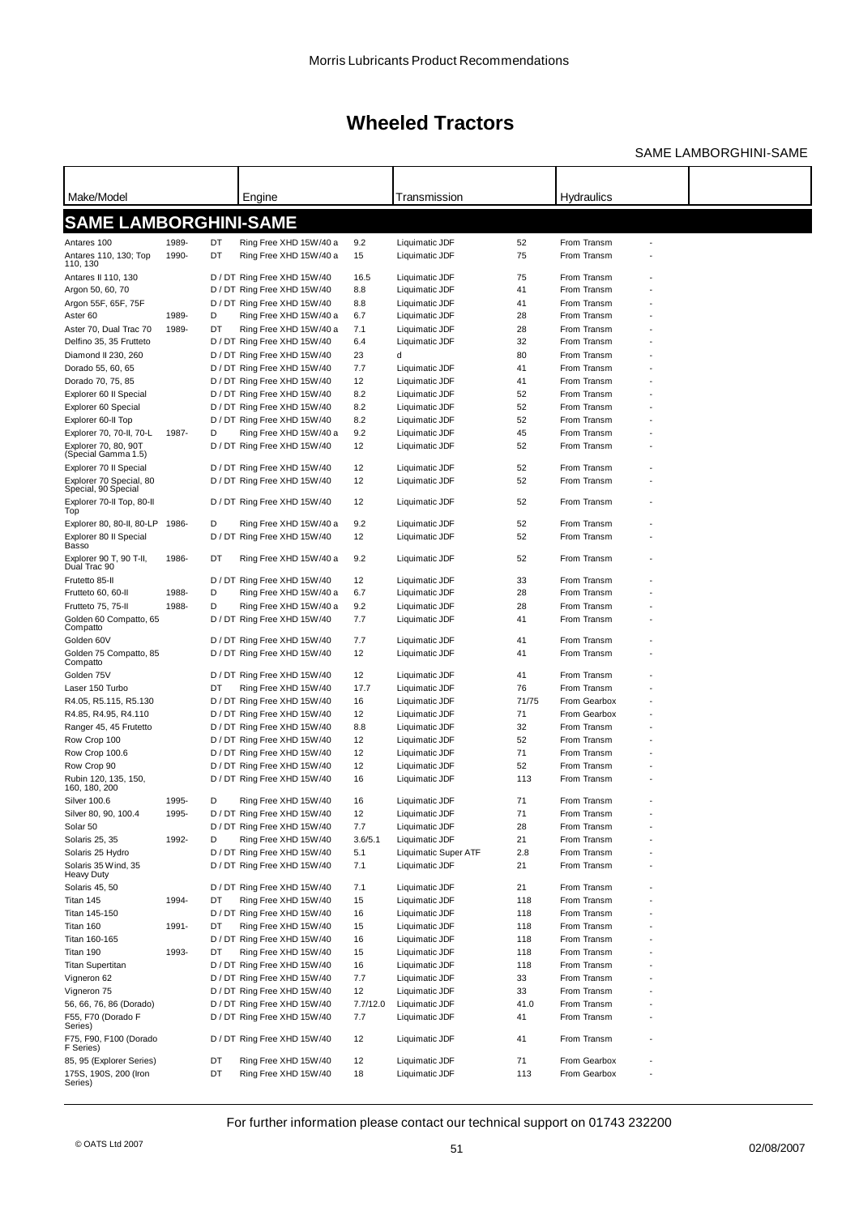# Wheeled Tractors

SAME LAMBORGHINI-SAME

| Make/Model | | | Engine | | Transmission | | Hydraulics | | |
|---|---|---|---|---|---|---|---|---|---|
| **SAME LAMBORGHINI-SAME** | | | | | | | | | |
| Antares 100 | 1989- | DT | Ring Free XHD 15W/40 a | 9.2 | Liquimatic JDF | 52 | From Transm | - | |
| Antares 110, 130; Top 110, 130 | 1990- | DT | Ring Free XHD 15W/40 a | 15 | Liquimatic JDF | 75 | From Transm | - | |
| Antares II 110, 130 | | D / DT | Ring Free XHD 15W/40 | 16.5 | Liquimatic JDF | 75 | From Transm | - | |
| Argon 50, 60, 70 | | D / DT | Ring Free XHD 15W/40 | 8.8 | Liquimatic JDF | 41 | From Transm | - | |
| Argon 55F, 65F, 75F | | D / DT | Ring Free XHD 15W/40 | 8.8 | Liquimatic JDF | 41 | From Transm | - | |
| Aster 60 | 1989- | D | Ring Free XHD 15W/40 a | 6.7 | Liquimatic JDF | 28 | From Transm | - | |
| Aster 70, Dual Trac 70 | 1989- | DT | Ring Free XHD 15W/40 a | 7.1 | Liquimatic JDF | 28 | From Transm | - | |
| Delfino 35, 35 Frutteto | | D / DT | Ring Free XHD 15W/40 | 6.4 | Liquimatic JDF | 32 | From Transm | - | |
| Diamond II 230, 260 | | D / DT | Ring Free XHD 15W/40 | 23 | d | 80 | From Transm | - | |
| Dorado 55, 60, 65 | | D / DT | Ring Free XHD 15W/40 | 7.7 | Liquimatic JDF | 41 | From Transm | - | |
| Dorado 70, 75, 85 | | D / DT | Ring Free XHD 15W/40 | 12 | Liquimatic JDF | 41 | From Transm | - | |
| Explorer 60 II Special | | D / DT | Ring Free XHD 15W/40 | 8.2 | Liquimatic JDF | 52 | From Transm | - | |
| Explorer 60 Special | | D / DT | Ring Free XHD 15W/40 | 8.2 | Liquimatic JDF | 52 | From Transm | - | |
| Explorer 60-II Top | | D / DT | Ring Free XHD 15W/40 | 8.2 | Liquimatic JDF | 52 | From Transm | - | |
| Explorer 70, 70-II, 70-L | 1987- | D | Ring Free XHD 15W/40 a | 9.2 | Liquimatic JDF | 45 | From Transm | - | |
| Explorer 70, 80, 90T (Special Gamma 1.5) | | D / DT | Ring Free XHD 15W/40 | 12 | Liquimatic JDF | 52 | From Transm | - | |
| Explorer 70 II Special | | D / DT | Ring Free XHD 15W/40 | 12 | Liquimatic JDF | 52 | From Transm | - | |
| Explorer 70 Special, 80 Special, 90 Special | | D / DT | Ring Free XHD 15W/40 | 12 | Liquimatic JDF | 52 | From Transm | - | |
| Explorer 70-II Top, 80-II Top | | D / DT | Ring Free XHD 15W/40 | 12 | Liquimatic JDF | 52 | From Transm | - | |
| Explorer 80, 80-II, 80-LP | 1986- | D | Ring Free XHD 15W/40 a | 9.2 | Liquimatic JDF | 52 | From Transm | - | |
| Explorer 80 II Special Basso | | D / DT | Ring Free XHD 15W/40 | 12 | Liquimatic JDF | 52 | From Transm | - | |
| Explorer 90 T, 90 T-II, Dual Trac 90 | 1986- | DT | Ring Free XHD 15W/40 a | 9.2 | Liquimatic JDF | 52 | From Transm | - | |
| Frutteto 85-II | | D / DT | Ring Free XHD 15W/40 | 12 | Liquimatic JDF | 33 | From Transm | - | |
| Frutteto 60, 60-II | 1988- | D | Ring Free XHD 15W/40 a | 6.7 | Liquimatic JDF | 28 | From Transm | - | |
| Frutteto 75, 75-II | 1988- | D | Ring Free XHD 15W/40 a | 9.2 | Liquimatic JDF | 28 | From Transm | - | |
| Golden 60 Compatto, 65 Compatto | | D / DT | Ring Free XHD 15W/40 | 7.7 | Liquimatic JDF | 41 | From Transm | - | |
| Golden 60V | | D / DT | Ring Free XHD 15W/40 | 7.7 | Liquimatic JDF | 41 | From Transm | - | |
| Golden 75 Compatto, 85 Compatto | | D / DT | Ring Free XHD 15W/40 | 12 | Liquimatic JDF | 41 | From Transm | - | |
| Golden 75V | | D / DT | Ring Free XHD 15W/40 | 12 | Liquimatic JDF | 41 | From Transm | - | |
| Laser 150 Turbo | | DT | Ring Free XHD 15W/40 | 17.7 | Liquimatic JDF | 76 | From Transm | - | |
| R4.05, R5.115, R5.130 | | D / DT | Ring Free XHD 15W/40 | 16 | Liquimatic JDF | 71/75 | From Gearbox | - | |
| R4.85, R4.95, R4.110 | | D / DT | Ring Free XHD 15W/40 | 12 | Liquimatic JDF | 71 | From Gearbox | - | |
| Ranger 45, 45 Frutetto | | D / DT | Ring Free XHD 15W/40 | 8.8 | Liquimatic JDF | 32 | From Transm | - | |
| Row Crop 100 | | D / DT | Ring Free XHD 15W/40 | 12 | Liquimatic JDF | 52 | From Transm | - | |
| Row Crop 100.6 | | D / DT | Ring Free XHD 15W/40 | 12 | Liquimatic JDF | 71 | From Transm | - | |
| Row Crop 90 | | D / DT | Ring Free XHD 15W/40 | 12 | Liquimatic JDF | 52 | From Transm | - | |
| Rubin 120, 135, 150, 160, 180, 200 | | D / DT | Ring Free XHD 15W/40 | 16 | Liquimatic JDF | 113 | From Transm | - | |
| Silver 100.6 | 1995- | D | Ring Free XHD 15W/40 | 16 | Liquimatic JDF | 71 | From Transm | - | |
| Silver 80, 90, 100.4 | 1995- | D / DT | Ring Free XHD 15W/40 | 12 | Liquimatic JDF | 71 | From Transm | - | |
| Solar 50 | | D / DT | Ring Free XHD 15W/40 | 7.7 | Liquimatic JDF | 28 | From Transm | - | |
| Solaris 25, 35 | 1992- | D | Ring Free XHD 15W/40 | 3.6/5.1 | Liquimatic JDF | 21 | From Transm | - | |
| Solaris 25 Hydro | | D / DT | Ring Free XHD 15W/40 | 5.1 | Liquimatic Super ATF | 2.8 | From Transm | - | |
| Solaris 35 Wind, 35 Heavy Duty | | D / DT | Ring Free XHD 15W/40 | 7.1 | Liquimatic JDF | 21 | From Transm | - | |
| Solaris 45, 50 | | D / DT | Ring Free XHD 15W/40 | 7.1 | Liquimatic JDF | 21 | From Transm | - | |
| Titan 145 | 1994- | DT | Ring Free XHD 15W/40 | 15 | Liquimatic JDF | 118 | From Transm | - | |
| Titan 145-150 | | D / DT | Ring Free XHD 15W/40 | 16 | Liquimatic JDF | 118 | From Transm | - | |
| Titan 160 | 1991- | DT | Ring Free XHD 15W/40 | 15 | Liquimatic JDF | 118 | From Transm | - | |
| Titan 160-165 | | D / DT | Ring Free XHD 15W/40 | 16 | Liquimatic JDF | 118 | From Transm | - | |
| Titan 190 | 1993- | DT | Ring Free XHD 15W/40 | 15 | Liquimatic JDF | 118 | From Transm | - | |
| Titan Supertitan | | D / DT | Ring Free XHD 15W/40 | 16 | Liquimatic JDF | 118 | From Transm | - | |
| Vigneron 62 | | D / DT | Ring Free XHD 15W/40 | 7.7 | Liquimatic JDF | 33 | From Transm | - | |
| Vigneron 75 | | D / DT | Ring Free XHD 15W/40 | 12 | Liquimatic JDF | 33 | From Transm | - | |
| 56, 66, 76, 86 (Dorado) | | D / DT | Ring Free XHD 15W/40 | 7.7/12.0 | Liquimatic JDF | 41.0 | From Transm | - | |
| F55, F70 (Dorado F Series) | | D / DT | Ring Free XHD 15W/40 | 7.7 | Liquimatic JDF | 41 | From Transm | - | |
| F75, F90, F100 (Dorado F Series) | | D / DT | Ring Free XHD 15W/40 | 12 | Liquimatic JDF | 41 | From Transm | - | |
| 85, 95 (Explorer Series) | | DT | Ring Free XHD 15W/40 | 12 | Liquimatic JDF | 71 | From Gearbox | - | |
| 175S, 190S, 200 (Iron Series) | | DT | Ring Free XHD 15W/40 | 18 | Liquimatic JDF | 113 | From Gearbox | - | |

For further information please contact our technical support on 01743 232200

© OATS Ltd 2007 02/08/2007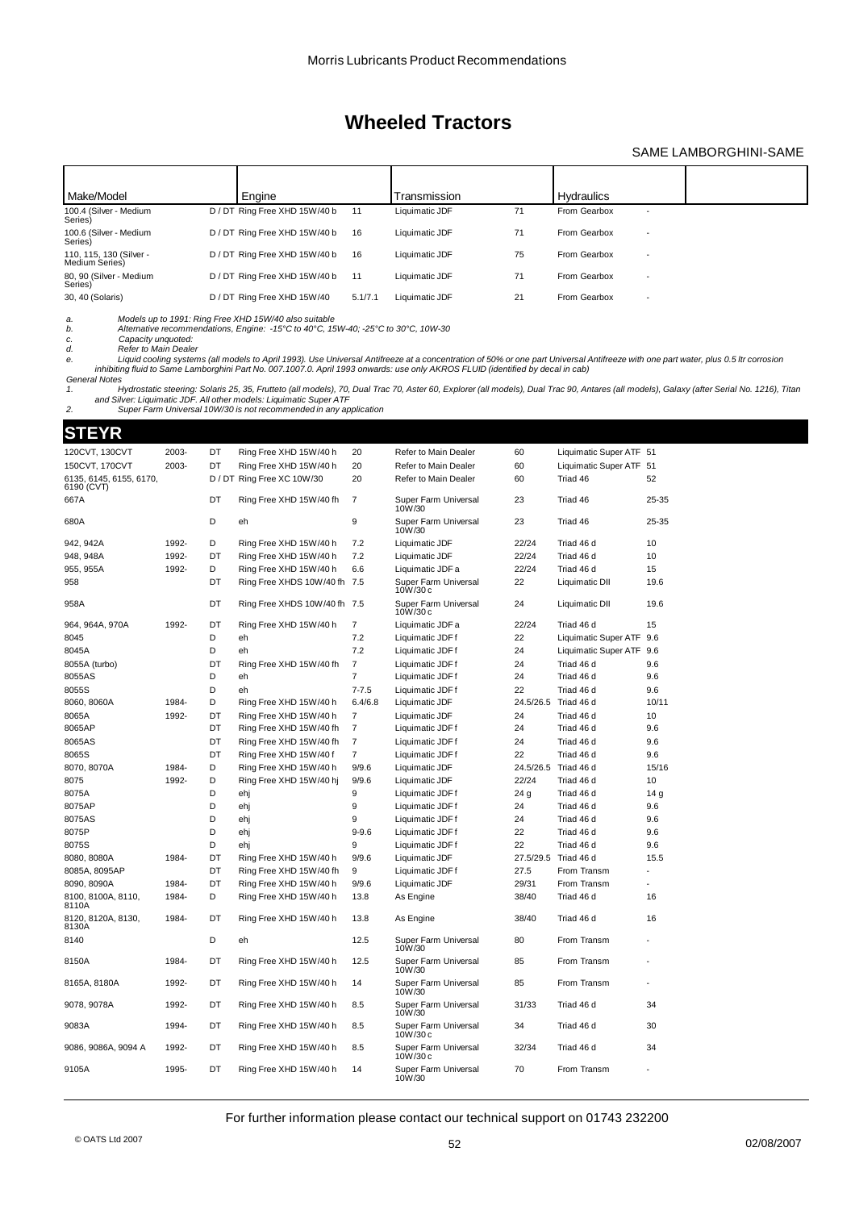# Wheeled Tractors

SAME LAMBORGHINI-SAME

| Make/Model | | | Engine | | Transmission | | Hydraulics | |
|---|---|---|---|---|---|---|---|---|
| 100.4 (Silver - Medium Series) | | D / DT | Ring Free XHD 15W/40 b | 11 | Liquimatic JDF | 71 | From Gearbox | - |
| 100.6 (Silver - Medium Series) | | D / DT | Ring Free XHD 15W/40 b | 16 | Liquimatic JDF | 71 | From Gearbox | - |
| 110, 115, 130 (Silver - Medium Series) | | D / DT | Ring Free XHD 15W/40 b | 16 | Liquimatic JDF | 75 | From Gearbox | - |
| 80, 90 (Silver - Medium Series) | | D / DT | Ring Free XHD 15W/40 b | 11 | Liquimatic JDF | 71 | From Gearbox | - |
| 30, 40 (Solaris) | | D / DT | Ring Free XHD 15W/40 | 5.1/7.1 | Liquimatic JDF | 21 | From Gearbox | - |

*a. Models up to 1991: Ring Free XHD 15W/40 also suitable*
*b. Alternative recommendations, Engine: -15°C to 40°C, 15W-40; -25°C to 30°C, 10W-30*
*c. Capacity unquoted:*
*d. Refer to Main Dealer*
*e. Liquid cooling systems (all models to April 1993). Use Universal Antifreeze at a concentration of 50% or one part Universal Antifreeze with one part water, plus 0.5 ltr corrosion inhibiting fluid to Same Lamborghini Part No. 007.1007.0. April 1993 onwards: use only AKROS FLUID (identified by decal in cab)*

*General Notes*
*1. Hydrostatic steering: Solaris 25, 35, Frutteto (all models), 70, Dual Trac 70, Aster 60, Explorer (all models), Dual Trac 90, Antares (all models), Galaxy (after Serial No. 1216), Titan and Silver: Liquimatic JDF. All other models: Liquimatic Super ATF*
*2. Super Farm Universal 10W/30 is not recommended in any application*

## STEYR

| Make/Model | | | Engine | | Transmission | | Hydraulics | |
|---|---|---|---|---|---|---|---|---|
| 120CVT, 130CVT | 2003- | DT | Ring Free XHD 15W/40 h | 20 | Refer to Main Dealer | 60 | Liquimatic Super ATF | 51 |
| 150CVT, 170CVT | 2003- | DT | Ring Free XHD 15W/40 h | 20 | Refer to Main Dealer | 60 | Liquimatic Super ATF | 51 |
| 6135, 6145, 6155, 6170, 6190 (CVT) | | D / DT | Ring Free XC 10W/30 | 20 | Refer to Main Dealer | 60 | Triad 46 | 52 |
| 667A | | DT | Ring Free XHD 15W/40 fh | 7 | Super Farm Universal 10W/30 | 23 | Triad 46 | 25-35 |
| 680A | | D | eh | 9 | Super Farm Universal 10W/30 | 23 | Triad 46 | 25-35 |
| 942, 942A | 1992- | D | Ring Free XHD 15W/40 h | 7.2 | Liquimatic JDF | 22/24 | Triad 46 d | 10 |
| 948, 948A | 1992- | DT | Ring Free XHD 15W/40 h | 7.2 | Liquimatic JDF | 22/24 | Triad 46 d | 10 |
| 955, 955A | 1992- | D | Ring Free XHD 15W/40 h | 6.6 | Liquimatic JDF a | 22/24 | Triad 46 d | 15 |
| 958 | | DT | Ring Free XHDS 10W/40 fh | 7.5 | Super Farm Universal 10W/30 c | 22 | Liquimatic DII | 19.6 |
| 958A | | DT | Ring Free XHDS 10W/40 fh | 7.5 | Super Farm Universal 10W/30 c | 24 | Liquimatic DII | 19.6 |
| 964, 964A, 970A | 1992- | DT | Ring Free XHD 15W/40 h | 7 | Liquimatic JDF a | 22/24 | Triad 46 d | 15 |
| 8045 | | D | eh | 7.2 | Liquimatic JDF f | 22 | Liquimatic Super ATF | 9.6 |
| 8045A | | D | eh | 7.2 | Liquimatic JDF f | 24 | Liquimatic Super ATF | 9.6 |
| 8055A (turbo) | | DT | Ring Free XHD 15W/40 fh | 7 | Liquimatic JDF f | 24 | Triad 46 d | 9.6 |
| 8055AS | | D | eh | 7 | Liquimatic JDF f | 24 | Triad 46 d | 9.6 |
| 8055S | | D | eh | 7-7.5 | Liquimatic JDF f | 22 | Triad 46 d | 9.6 |
| 8060, 8060A | 1984- | D | Ring Free XHD 15W/40 h | 6.4/6.8 | Liquimatic JDF | 24.5/26.5 | Triad 46 d | 10/11 |
| 8065A | 1992- | DT | Ring Free XHD 15W/40 h | 7 | Liquimatic JDF | 24 | Triad 46 d | 10 |
| 8065AP | | DT | Ring Free XHD 15W/40 fh | 7 | Liquimatic JDF f | 24 | Triad 46 d | 9.6 |
| 8065AS | | DT | Ring Free XHD 15W/40 fh | 7 | Liquimatic JDF f | 24 | Triad 46 d | 9.6 |
| 8065S | | DT | Ring Free XHD 15W/40 f | 7 | Liquimatic JDF f | 22 | Triad 46 d | 9.6 |
| 8070, 8070A | 1984- | D | Ring Free XHD 15W/40 h | 9/9.6 | Liquimatic JDF | 24.5/26.5 | Triad 46 d | 15/16 |
| 8075 | 1992- | D | Ring Free XHD 15W/40 hj | 9/9.6 | Liquimatic JDF | 22/24 | Triad 46 d | 10 |
| 8075A | | D | ehj | 9 | Liquimatic JDF f | 24 g | Triad 46 d | 14 g |
| 8075AP | | D | ehj | 9 | Liquimatic JDF f | 24 | Triad 46 d | 9.6 |
| 8075AS | | D | ehj | 9 | Liquimatic JDF f | 24 | Triad 46 d | 9.6 |
| 8075P | | D | ehj | 9-9.6 | Liquimatic JDF f | 22 | Triad 46 d | 9.6 |
| 8075S | | D | ehj | 9 | Liquimatic JDF f | 22 | Triad 46 d | 9.6 |
| 8080, 8080A | 1984- | DT | Ring Free XHD 15W/40 h | 9/9.6 | Liquimatic JDF | 27.5/29.5 | Triad 46 d | 15.5 |
| 8085A, 8095AP | | DT | Ring Free XHD 15W/40 fh | 9 | Liquimatic JDF f | 27.5 | From Transm | - |
| 8090, 8090A | 1984- | DT | Ring Free XHD 15W/40 h | 9/9.6 | Liquimatic JDF | 29/31 | From Transm | - |
| 8100, 8100A, 8110, 8110A | 1984- | D | Ring Free XHD 15W/40 h | 13.8 | As Engine | 38/40 | Triad 46 d | 16 |
| 8120, 8120A, 8130, 8130A | 1984- | DT | Ring Free XHD 15W/40 h | 13.8 | As Engine | 38/40 | Triad 46 d | 16 |
| 8140 | | D | eh | 12.5 | Super Farm Universal 10W/30 | 80 | From Transm | - |
| 8150A | 1984- | DT | Ring Free XHD 15W/40 h | 12.5 | Super Farm Universal 10W/30 | 85 | From Transm | - |
| 8165A, 8180A | 1992- | DT | Ring Free XHD 15W/40 h | 14 | Super Farm Universal 10W/30 | 85 | From Transm | - |
| 9078, 9078A | 1992- | DT | Ring Free XHD 15W/40 h | 8.5 | Super Farm Universal 10W/30 | 31/33 | Triad 46 d | 34 |
| 9083A | 1994- | DT | Ring Free XHD 15W/40 h | 8.5 | Super Farm Universal 10W/30 c | 34 | Triad 46 d | 30 |
| 9086, 9086A, 9094 A | 1992- | DT | Ring Free XHD 15W/40 h | 8.5 | Super Farm Universal 10W/30 c | 32/34 | Triad 46 d | 34 |
| 9105A | 1995- | DT | Ring Free XHD 15W/40 h | 14 | Super Farm Universal 10W/30 | 70 | From Transm | - |

For further information please contact our technical support on 01743 232200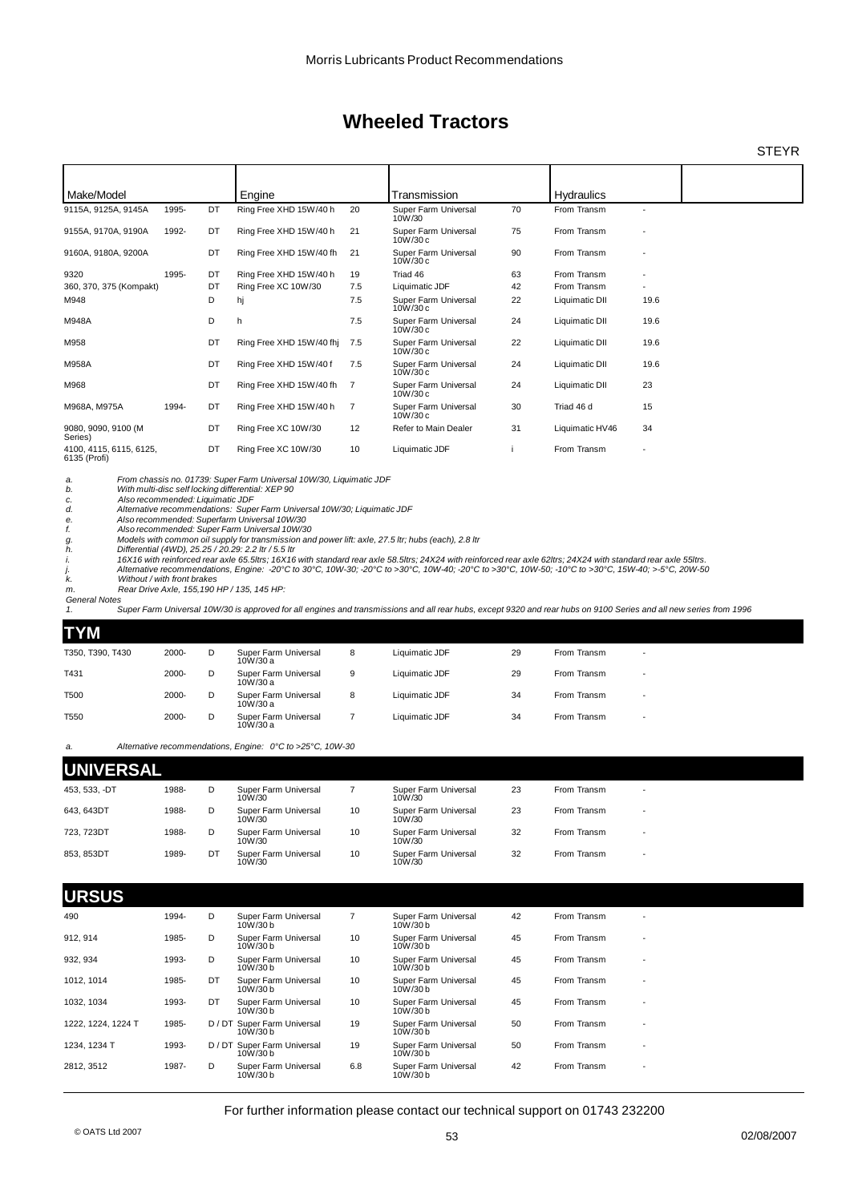## Wheeled Tractors

STEYR

| Make/Model | | | Engine | | Transmission | | Hydraulics | | |
|---|---|---|---|---|---|---|---|---|---|
| 9115A, 9125A, 9145A | 1995- | DT | Ring Free XHD 15W/40 h | 20 | Super Farm Universal 10W/30 | 70 | From Transm | - | |
| 9155A, 9170A, 9190A | 1992- | DT | Ring Free XHD 15W/40 h | 21 | Super Farm Universal 10W/30 c | 75 | From Transm | - | |
| 9160A, 9180A, 9200A | | DT | Ring Free XHD 15W/40 fh | 21 | Super Farm Universal 10W/30 c | 90 | From Transm | - | |
| 9320 | 1995- | DT | Ring Free XHD 15W/40 h | 19 | Triad 46 | 63 | From Transm | - | |
| 360, 370, 375 (Kompakt) | | DT | Ring Free XC 10W/30 | 7.5 | Liquimatic JDF | 42 | From Transm | - | |
| M948 | | D | hj | 7.5 | Super Farm Universal 10W/30 c | 22 | Liquimatic DII | 19.6 | |
| M948A | | D | h | 7.5 | Super Farm Universal 10W/30 c | 24 | Liquimatic DII | 19.6 | |
| M958 | | DT | Ring Free XHD 15W/40 fhj | 7.5 | Super Farm Universal 10W/30 c | 22 | Liquimatic DII | 19.6 | |
| M958A | | DT | Ring Free XHD 15W/40 f | 7.5 | Super Farm Universal 10W/30 c | 24 | Liquimatic DII | 19.6 | |
| M968 | | DT | Ring Free XHD 15W/40 fh | 7 | Super Farm Universal 10W/30 c | 24 | Liquimatic DII | 23 | |
| M968A, M975A | 1994- | DT | Ring Free XHD 15W/40 h | 7 | Super Farm Universal 10W/30 c | 30 | Triad 46 d | 15 | |
| 9080, 9090, 9100 (M Series) | | DT | Ring Free XC 10W/30 | 12 | Refer to Main Dealer | 31 | Liquimatic HV46 | 34 | |
| 4100, 4115, 6115, 6125, 6135 (Profi) | | DT | Ring Free XC 10W/30 | 10 | Liquimatic JDF | i | From Transm | - | |

*a. From chassis no. 01739: Super Farm Universal 10W/30, Liquimatic JDF*
*b. With multi-disc self locking differential: XEP 90*
*c. Also recommended: Liquimatic JDF*
*d. Alternative recommendations: Super Farm Universal 10W/30; Liquimatic JDF*
*e. Also recommended: Superfarm Universal 10W/30*
*f. Also recommended: Super Farm Universal 10W/30*
*g. Models with common oil supply for transmission and power lift: axle, 27.5 ltr; hubs (each), 2.8 ltr*
*h. Differential (4WD), 25.25 / 20.29: 2.2 ltr / 5.5 ltr*
*i. 16X16 with reinforced rear axle 65.5ltrs; 16X16 with standard rear axle 58.5ltrs; 24X24 with reinforced rear axle 62ltrs; 24X24 with standard rear axle 55ltrs.*
*j. Alternative recommendations, Engine: -20°C to 30°C, 10W-30; -20°C to >30°C, 10W-40; -20°C to >30°C, 10W-50; -10°C to >30°C, 15W-40; >-5°C, 20W-50*
*k. Without / with front brakes*
*m. Rear Drive Axle, 155,190 HP / 135, 145 HP:*

*General Notes*
*1. Super Farm Universal 10W/30 is approved for all engines and transmissions and all rear hubs, except 9320 and rear hubs on 9100 Series and all new series from 1996*

## TYM

| Make/Model | | | Engine | | Transmission | | Hydraulics | |
|---|---|---|---|---|---|---|---|---|
| T350, T390, T430 | 2000- | D | Super Farm Universal 10W/30 a | 8 | Liquimatic JDF | 29 | From Transm | - |
| T431 | 2000- | D | Super Farm Universal 10W/30 a | 9 | Liquimatic JDF | 29 | From Transm | - |
| T500 | 2000- | D | Super Farm Universal 10W/30 a | 8 | Liquimatic JDF | 34 | From Transm | - |
| T550 | 2000- | D | Super Farm Universal 10W/30 a | 7 | Liquimatic JDF | 34 | From Transm | - |

*a. Alternative recommendations, Engine: 0°C to >25°C, 10W-30*

## UNIVERSAL

| Make/Model | | | Engine | | Transmission | | Hydraulics | |
|---|---|---|---|---|---|---|---|---|
| 453, 533, -DT | 1988- | D | Super Farm Universal 10W/30 | 7 | Super Farm Universal 10W/30 | 23 | From Transm | - |
| 643, 643DT | 1988- | D | Super Farm Universal 10W/30 | 10 | Super Farm Universal 10W/30 | 23 | From Transm | - |
| 723, 723DT | 1988- | D | Super Farm Universal 10W/30 | 10 | Super Farm Universal 10W/30 | 32 | From Transm | - |
| 853, 853DT | 1989- | DT | Super Farm Universal 10W/30 | 10 | Super Farm Universal 10W/30 | 32 | From Transm | - |

## URSUS

| Make/Model | | | Engine | | Transmission | | Hydraulics | |
|---|---|---|---|---|---|---|---|---|
| 490 | 1994- | D | Super Farm Universal 10W/30 b | 7 | Super Farm Universal 10W/30 b | 42 | From Transm | - |
| 912, 914 | 1985- | D | Super Farm Universal 10W/30 b | 10 | Super Farm Universal 10W/30 b | 45 | From Transm | - |
| 932, 934 | 1993- | D | Super Farm Universal 10W/30 b | 10 | Super Farm Universal 10W/30 b | 45 | From Transm | - |
| 1012, 1014 | 1985- | DT | Super Farm Universal 10W/30 b | 10 | Super Farm Universal 10W/30 b | 45 | From Transm | - |
| 1032, 1034 | 1993- | DT | Super Farm Universal 10W/30 b | 10 | Super Farm Universal 10W/30 b | 45 | From Transm | - |
| 1222, 1224, 1224 T | 1985- | D / DT | Super Farm Universal 10W/30 b | 19 | Super Farm Universal 10W/30 b | 50 | From Transm | - |
| 1234, 1234 T | 1993- | D / DT | Super Farm Universal 10W/30 b | 19 | Super Farm Universal 10W/30 b | 50 | From Transm | - |
| 2812, 3512 | 1987- | D | Super Farm Universal 10W/30 b | 6.8 | Super Farm Universal 10W/30 b | 42 | From Transm | - |

For further information please contact our technical support on 01743 232200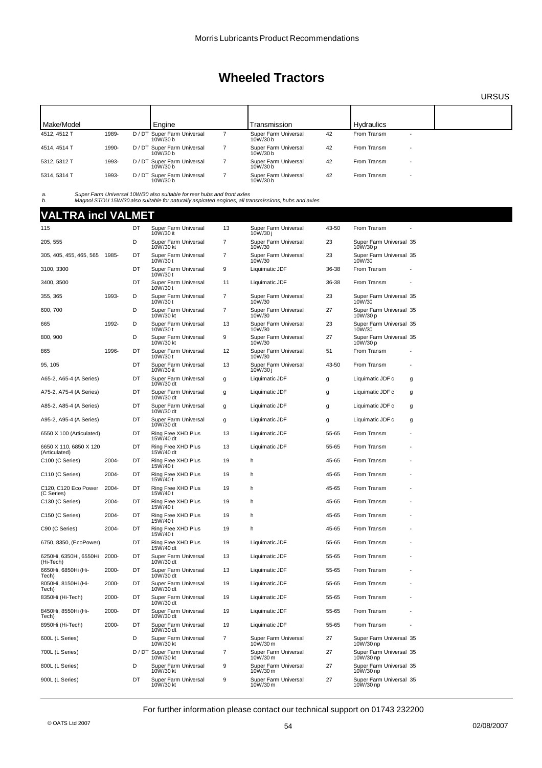# Wheeled Tractors

URSUS

| Make/Model | | | Engine | | Transmission | | Hydraulics | |
|---|---|---|---|---|---|---|---|---|
| 4512, 4512 T | 1989- | D / DT | Super Farm Universal 10W/30 b | 7 | Super Farm Universal 10W/30 b | 42 | From Transm | - |
| 4514, 4514 T | 1990- | D / DT | Super Farm Universal 10W/30 b | 7 | Super Farm Universal 10W/30 b | 42 | From Transm | - |
| 5312, 5312 T | 1993- | D / DT | Super Farm Universal 10W/30 b | 7 | Super Farm Universal 10W/30 b | 42 | From Transm | - |
| 5314, 5314 T | 1993- | D / DT | Super Farm Universal 10W/30 b | 7 | Super Farm Universal 10W/30 b | 42 | From Transm | - |

a. Super Farm Universal 10W/30 also suitable for rear hubs and front axles
b. Magnol STOU 15W/30 also suitable for naturally aspirated engines, all transmissions, hubs and axles

## VALTRA incl VALMET

| Make/Model | | | Engine | | Transmission | | Hydraulics | |
|---|---|---|---|---|---|---|---|---|
| 115 | | DT | Super Farm Universal 10W/30 it | 13 | Super Farm Universal 10W/30 j | 43-50 | From Transm | - |
| 205, 555 | | D | Super Farm Universal 10W/30 kt | 7 | Super Farm Universal 10W/30 | 23 | Super Farm Universal 10W/30 p | 35 |
| 305, 405, 455, 465, 565 | 1985- | DT | Super Farm Universal 10W/30 t | 7 | Super Farm Universal 10W/30 | 23 | Super Farm Universal 10W/30 | 35 |
| 3100, 3300 | | DT | Super Farm Universal 10W/30 t | 9 | Liquimatic JDF | 36-38 | From Transm | - |
| 3400, 3500 | | DT | Super Farm Universal 10W/30 t | 11 | Liquimatic JDF | 36-38 | From Transm | - |
| 355, 365 | 1993- | D | Super Farm Universal 10W/30 t | 7 | Super Farm Universal 10W/30 | 23 | Super Farm Universal 10W/30 | 35 |
| 600, 700 | | D | Super Farm Universal 10W/30 kt | 7 | Super Farm Universal 10W/30 | 27 | Super Farm Universal 10W/30 p | 35 |
| 665 | 1992- | D | Super Farm Universal 10W/30 t | 13 | Super Farm Universal 10W/30 | 23 | Super Farm Universal 10W/30 | 35 |
| 800, 900 | | D | Super Farm Universal 10W/30 kt | 9 | Super Farm Universal 10W/30 | 27 | Super Farm Universal 10W/30 p | 35 |
| 865 | 1996- | DT | Super Farm Universal 10W/30 t | 12 | Super Farm Universal 10W/30 | 51 | From Transm | - |
| 95, 105 | | DT | Super Farm Universal 10W/30 it | 13 | Super Farm Universal 10W/30 j | 43-50 | From Transm | - |
| A65-2, A65-4 (A Series) | | DT | Super Farm Universal 10W/30 dt | g | Liquimatic JDF | g | Liquimatic JDF c | g |
| A75-2, A75-4 (A Series) | | DT | Super Farm Universal 10W/30 dt | g | Liquimatic JDF | g | Liquimatic JDF c | g |
| A85-2, A85-4 (A Series) | | DT | Super Farm Universal 10W/30 dt | g | Liquimatic JDF | g | Liquimatic JDF c | g |
| A95-2, A95-4 (A Series) | | DT | Super Farm Universal 10W/30 dt | g | Liquimatic JDF | g | Liquimatic JDF c | g |
| 6550 X 100 (Articulated) | | DT | Ring Free XHD Plus 15W/40 dt | 13 | Liquimatic JDF | 55-65 | From Transm | - |
| 6650 X 110, 6850 X 120 (Articulated) | | DT | Ring Free XHD Plus 15W/40 dt | 13 | Liquimatic JDF | 55-65 | From Transm | - |
| C100 (C Series) | 2004- | DT | Ring Free XHD Plus 15W/40 t | 19 | h | 45-65 | From Transm | - |
| C110 (C Series) | 2004- | DT | Ring Free XHD Plus 15W/40 t | 19 | h | 45-65 | From Transm | - |
| C120, C120 Eco Power (C Series) | 2004- | DT | Ring Free XHD Plus 15W/40 t | 19 | h | 45-65 | From Transm | - |
| C130 (C Series) | 2004- | DT | Ring Free XHD Plus 15W/40 t | 19 | h | 45-65 | From Transm | - |
| C150 (C Series) | 2004- | DT | Ring Free XHD Plus 15W/40 t | 19 | h | 45-65 | From Transm | - |
| C90 (C Series) | 2004- | DT | Ring Free XHD Plus 15W/40 t | 19 | h | 45-65 | From Transm | - |
| 6750, 8350, (EcoPower) | | DT | Ring Free XHD Plus 15W/40 dt | 19 | Liquimatic JDF | 55-65 | From Transm | - |
| 6250Hi, 6350Hi, 6550Hi (Hi-Tech) | 2000- | DT | Super Farm Universal 10W/30 dt | 13 | Liquimatic JDF | 55-65 | From Transm | - |
| 6650Hi, 6850Hi (Hi-Tech) | 2000- | DT | Super Farm Universal 10W/30 dt | 13 | Liquimatic JDF | 55-65 | From Transm | - |
| 8050Hi, 8150Hi (Hi-Tech) | 2000- | DT | Super Farm Universal 10W/30 dt | 19 | Liquimatic JDF | 55-65 | From Transm | - |
| 8350Hi (Hi-Tech) | 2000- | DT | Super Farm Universal 10W/30 dt | 19 | Liquimatic JDF | 55-65 | From Transm | - |
| 8450Hi, 8550Hi (Hi-Tech) | 2000- | DT | Super Farm Universal 10W/30 dt | 19 | Liquimatic JDF | 55-65 | From Transm | - |
| 8950Hi (Hi-Tech) | 2000- | DT | Super Farm Universal 10W/30 dt | 19 | Liquimatic JDF | 55-65 | From Transm | - |
| 600L (L Series) | | D | Super Farm Universal 10W/30 kt | 7 | Super Farm Universal 10W/30 m | 27 | Super Farm Universal 10W/30 np | 35 |
| 700L (L Series) | | D / DT | Super Farm Universal 10W/30 kt | 7 | Super Farm Universal 10W/30 m | 27 | Super Farm Universal 10W/30 np | 35 |
| 800L (L Series) | | D | Super Farm Universal 10W/30 kt | 9 | Super Farm Universal 10W/30 m | 27 | Super Farm Universal 10W/30 np | 35 |
| 900L (L Series) | | DT | Super Farm Universal 10W/30 kt | 9 | Super Farm Universal 10W/30 m | 27 | Super Farm Universal 10W/30 np | 35 |

For further information please contact our technical support on 01743 232200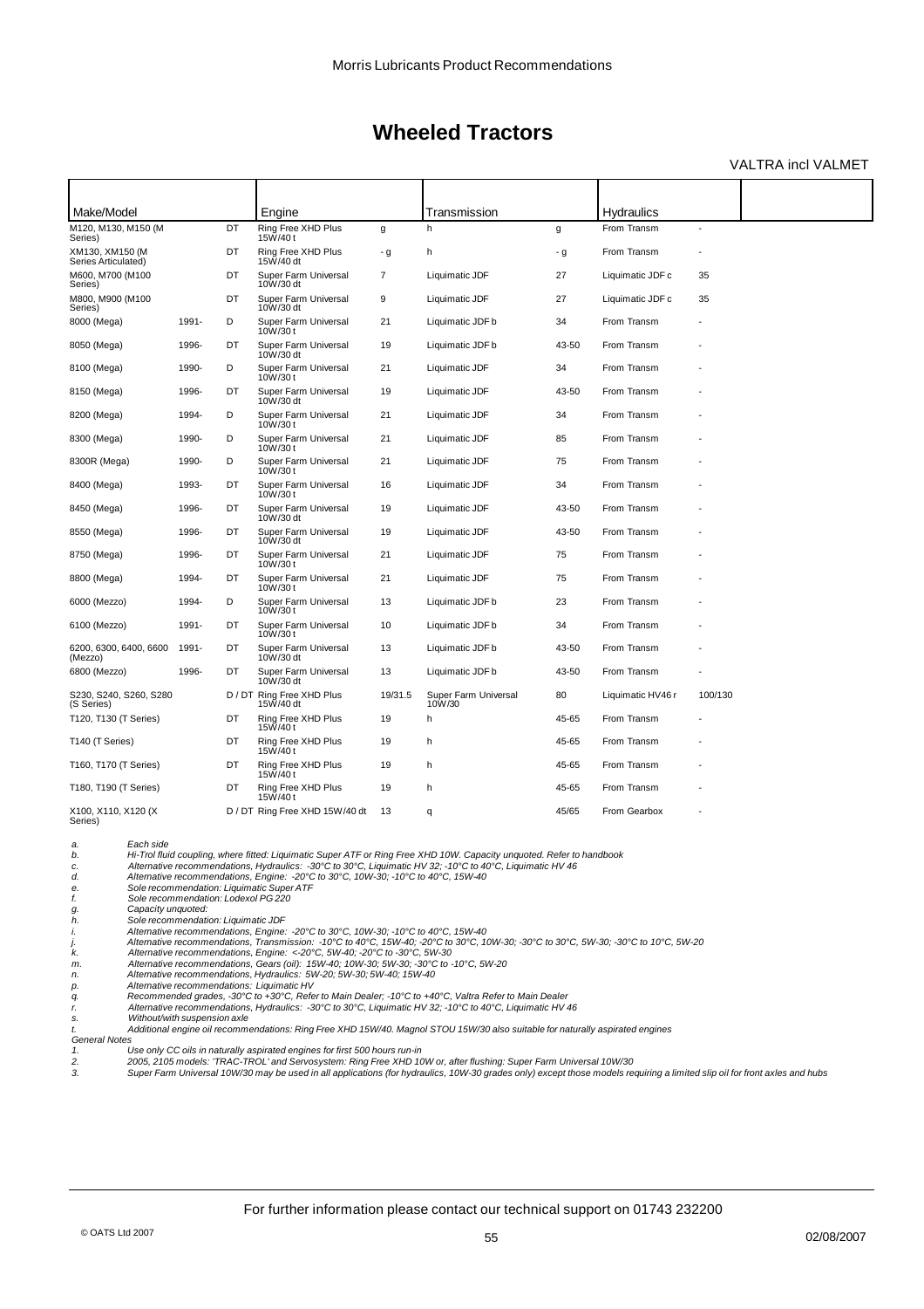# Wheeled Tractors

VALTRA incl VALMET

| Make/Model | | | Engine | | Transmission | | Hydraulics | | |
|---|---|---|---|---|---|---|---|---|---|
| M120, M130, M150 (M Series) | | DT | Ring Free XHD Plus 15W/40 t | g | h | g | From Transm | - | |
| XM130, XM150 (M Series Articulated) | | DT | Ring Free XHD Plus 15W/40 dt | - g | h | - g | From Transm | - | |
| M600, M700 (M100 Series) | | DT | Super Farm Universal 10W/30 dt | 7 | Liquimatic JDF | 27 | Liquimatic JDF c | 35 | |
| M800, M900 (M100 Series) | | DT | Super Farm Universal 10W/30 dt | 9 | Liquimatic JDF | 27 | Liquimatic JDF c | 35 | |
| 8000 (Mega) | 1991- | D | Super Farm Universal 10W/30 t | 21 | Liquimatic JDF b | 34 | From Transm | - | |
| 8050 (Mega) | 1996- | DT | Super Farm Universal 10W/30 dt | 19 | Liquimatic JDF b | 43-50 | From Transm | - | |
| 8100 (Mega) | 1990- | D | Super Farm Universal 10W/30 t | 21 | Liquimatic JDF | 34 | From Transm | - | |
| 8150 (Mega) | 1996- | DT | Super Farm Universal 10W/30 dt | 19 | Liquimatic JDF | 43-50 | From Transm | - | |
| 8200 (Mega) | 1994- | D | Super Farm Universal 10W/30 t | 21 | Liquimatic JDF | 34 | From Transm | - | |
| 8300 (Mega) | 1990- | D | Super Farm Universal 10W/30 t | 21 | Liquimatic JDF | 85 | From Transm | - | |
| 8300R (Mega) | 1990- | D | Super Farm Universal 10W/30 t | 21 | Liquimatic JDF | 75 | From Transm | - | |
| 8400 (Mega) | 1993- | DT | Super Farm Universal 10W/30 t | 16 | Liquimatic JDF | 34 | From Transm | - | |
| 8450 (Mega) | 1996- | DT | Super Farm Universal 10W/30 dt | 19 | Liquimatic JDF | 43-50 | From Transm | - | |
| 8550 (Mega) | 1996- | DT | Super Farm Universal 10W/30 dt | 19 | Liquimatic JDF | 43-50 | From Transm | - | |
| 8750 (Mega) | 1996- | DT | Super Farm Universal 10W/30 t | 21 | Liquimatic JDF | 75 | From Transm | - | |
| 8800 (Mega) | 1994- | DT | Super Farm Universal 10W/30 t | 21 | Liquimatic JDF | 75 | From Transm | - | |
| 6000 (Mezzo) | 1994- | D | Super Farm Universal 10W/30 t | 13 | Liquimatic JDF b | 23 | From Transm | - | |
| 6100 (Mezzo) | 1991- | DT | Super Farm Universal 10W/30 t | 10 | Liquimatic JDF b | 34 | From Transm | - | |
| 6200, 6300, 6400, 6600 (Mezzo) | 1991- | DT | Super Farm Universal 10W/30 dt | 13 | Liquimatic JDF b | 43-50 | From Transm | - | |
| 6800 (Mezzo) | 1996- | DT | Super Farm Universal 10W/30 dt | 13 | Liquimatic JDF b | 43-50 | From Transm | - | |
| S230, S240, S260, S280 (S Series) | | D / DT | Ring Free XHD Plus 15W/40 dt | 19/31.5 | Super Farm Universal 10W/30 | 80 | Liquimatic HV46 r | 100/130 | |
| T120, T130 (T Series) | | DT | Ring Free XHD Plus 15W/40 t | 19 | h | 45-65 | From Transm | - | |
| T140 (T Series) | | DT | Ring Free XHD Plus 15W/40 t | 19 | h | 45-65 | From Transm | - | |
| T160, T170 (T Series) | | DT | Ring Free XHD Plus 15W/40 t | 19 | h | 45-65 | From Transm | - | |
| T180, T190 (T Series) | | DT | Ring Free XHD Plus 15W/40 t | 19 | h | 45-65 | From Transm | - | |
| X100, X110, X120 (X Series) | | D / DT | Ring Free XHD 15W/40 dt | 13 | q | 45/65 | From Gearbox | - | |

*a.* *Each side*
*b.* *Hi-Trol fluid coupling, where fitted: Liquimatic Super ATF or Ring Free XHD 10W. Capacity unquoted. Refer to handbook*
*c.* *Alternative recommendations, Hydraulics: -30°C to 30°C, Liquimatic HV 32; -10°C to 40°C, Liquimatic HV 46*
*d.* *Alternative recommendations, Engine: -20°C to 30°C, 10W-30; -10°C to 40°C, 15W-40*
*e.* *Sole recommendation: Liquimatic Super ATF*
*f.* *Sole recommendation: Lodexol PG 220*
*g.* *Capacity unquoted:*
*h.* *Sole recommendation: Liquimatic JDF*
*i.* *Alternative recommendations, Engine: -20°C to 30°C, 10W-30; -10°C to 40°C, 15W-40*
*j.* *Alternative recommendations, Transmission: -10°C to 40°C, 15W-40; -20°C to 30°C, 10W-30; -30°C to 30°C, 5W-30; -30°C to 10°C, 5W-20*
*k.* *Alternative recommendations, Engine: <-20°C, 5W-40; -20°C to -30°C, 5W-30*
*m.* *Alternative recommendations, Gears (oil): 15W-40; 10W-30; 5W-30; -30°C to -10°C, 5W-20*
*n.* *Alternative recommendations, Hydraulics: 5W-20; 5W-30; 5W-40; 15W-40*
*p.* *Alternative recommendations: Liquimatic HV*
*q.* *Recommended grades, -30°C to +30°C, Refer to Main Dealer; -10°C to +40°C, Valtra Refer to Main Dealer*
*r.* *Alternative recommendations, Hydraulics: -30°C to 30°C, Liquimatic HV 32; -10°C to 40°C, Liquimatic HV 46*
*s.* *Without/with suspension axle*
*t.* *Additional engine oil recommendations: Ring Free XHD 15W/40. Magnol STOU 15W/30 also suitable for naturally aspirated engines*

*General Notes*
*1.* *Use only CC oils in naturally aspirated engines for first 500 hours run-in*
*2.* *2005, 2105 models: 'TRAC-TROL' and Servosystem: Ring Free XHD 10W or, after flushing: Super Farm Universal 10W/30*
*3.* *Super Farm Universal 10W/30 may be used in all applications (for hydraulics, 10W-30 grades only) except those models requiring a limited slip oil for front axles and hubs*

For further information please contact our technical support on 01743 232200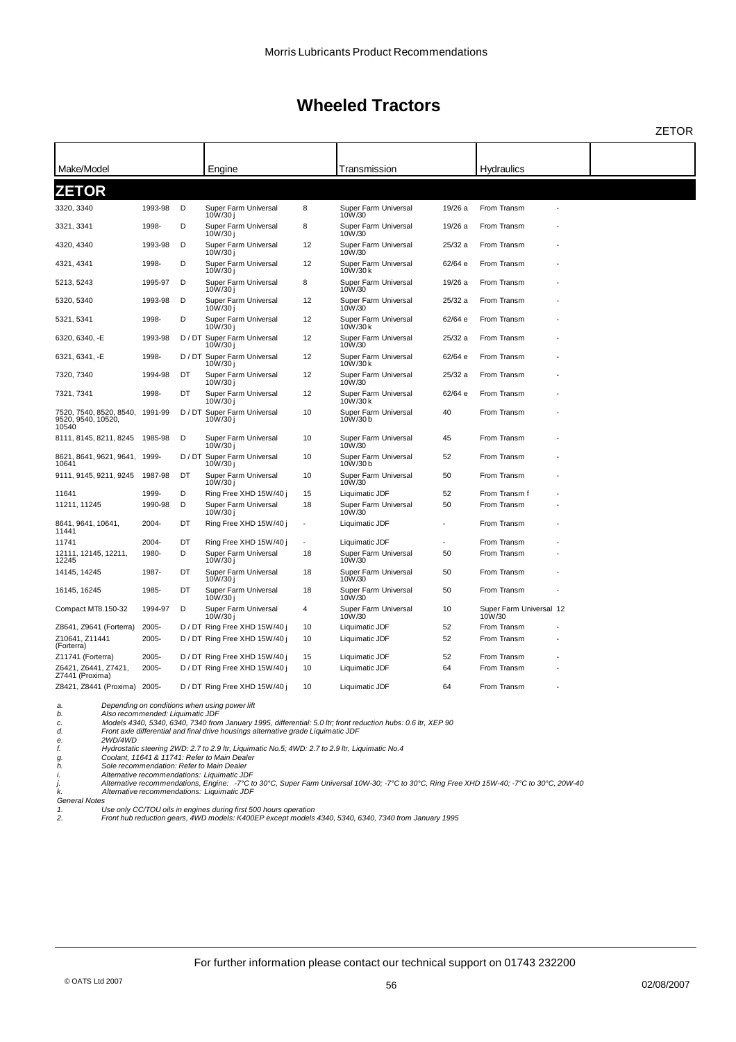# Wheeled Tractors

ZETOR

| Make/Model | | | Engine | | Transmission | | Hydraulics | | |
|---|---|---|---|---|---|---|---|---|---|
| **ZETOR** | | | | | | | | | |
| 3320, 3340 | 1993-98 | D | Super Farm Universal 10W/30 j | 8 | Super Farm Universal 10W/30 | 19/26 a | From Transm | - | |
| 3321, 3341 | 1998- | D | Super Farm Universal 10W/30 j | 8 | Super Farm Universal 10W/30 | 19/26 a | From Transm | - | |
| 4320, 4340 | 1993-98 | D | Super Farm Universal 10W/30 j | 12 | Super Farm Universal 10W/30 | 25/32 a | From Transm | - | |
| 4321, 4341 | 1998- | D | Super Farm Universal 10W/30 j | 12 | Super Farm Universal 10W/30 k | 62/64 e | From Transm | - | |
| 5213, 5243 | 1995-97 | D | Super Farm Universal 10W/30 j | 8 | Super Farm Universal 10W/30 | 19/26 a | From Transm | - | |
| 5320, 5340 | 1993-98 | D | Super Farm Universal 10W/30 j | 12 | Super Farm Universal 10W/30 | 25/32 a | From Transm | - | |
| 5321, 5341 | 1998- | D | Super Farm Universal 10W/30 j | 12 | Super Farm Universal 10W/30 k | 62/64 e | From Transm | - | |
| 6320, 6340, -E | 1993-98 | D / DT | Super Farm Universal 10W/30 j | 12 | Super Farm Universal 10W/30 | 25/32 a | From Transm | - | |
| 6321, 6341, -E | 1998- | D / DT | Super Farm Universal 10W/30 j | 12 | Super Farm Universal 10W/30 k | 62/64 e | From Transm | - | |
| 7320, 7340 | 1994-98 | DT | Super Farm Universal 10W/30 j | 12 | Super Farm Universal 10W/30 | 25/32 a | From Transm | - | |
| 7321, 7341 | 1998- | DT | Super Farm Universal 10W/30 j | 12 | Super Farm Universal 10W/30 k | 62/64 e | From Transm | - | |
| 7520, 7540, 8520, 8540, 9520, 9540, 10520, 10540 | 1991-99 | D / DT | Super Farm Universal 10W/30 j | 10 | Super Farm Universal 10W/30 b | 40 | From Transm | - | |
| 8111, 8145, 8211, 8245 | 1985-98 | D | Super Farm Universal 10W/30 j | 10 | Super Farm Universal 10W/30 | 45 | From Transm | - | |
| 8621, 8641, 9621, 9641, 10641 | 1999- | D / DT | Super Farm Universal 10W/30 j | 10 | Super Farm Universal 10W/30 b | 52 | From Transm | - | |
| 9111, 9145, 9211, 9245 | 1987-98 | DT | Super Farm Universal 10W/30 j | 10 | Super Farm Universal 10W/30 | 50 | From Transm | - | |
| 11641 | 1999- | D | Ring Free XHD 15W/40 j | 15 | Liquimatic JDF | 52 | From Transm f | - | |
| 11211, 11245 | 1990-98 | D | Super Farm Universal 10W/30 j | 18 | Super Farm Universal 10W/30 | 50 | From Transm | - | |
| 8641, 9641, 10641, 11441 | 2004- | DT | Ring Free XHD 15W/40 j | - | Liquimatic JDF | - | From Transm | - | |
| 11741 | 2004- | DT | Ring Free XHD 15W/40 j | - | Liquimatic JDF | - | From Transm | - | |
| 12111, 12145, 12211, 12245 | 1980- | D | Super Farm Universal 10W/30 j | 18 | Super Farm Universal 10W/30 | 50 | From Transm | - | |
| 14145, 14245 | 1987- | DT | Super Farm Universal 10W/30 j | 18 | Super Farm Universal 10W/30 | 50 | From Transm | - | |
| 16145, 16245 | 1985- | DT | Super Farm Universal 10W/30 j | 18 | Super Farm Universal 10W/30 | 50 | From Transm | - | |
| Compact MT8.150-32 | 1994-97 | D | Super Farm Universal 10W/30 j | 4 | Super Farm Universal 10W/30 | 10 | Super Farm Universal 10W/30 | 12 | |
| Z8641, Z9641 (Forterra) | 2005- | D / DT | Ring Free XHD 15W/40 j | 10 | Liquimatic JDF | 52 | From Transm | - | |
| Z10641, Z11441 (Forterra) | 2005- | D / DT | Ring Free XHD 15W/40 j | 10 | Liquimatic JDF | 52 | From Transm | - | |
| Z11741 (Forterra) | 2005- | D / DT | Ring Free XHD 15W/40 j | 15 | Liquimatic JDF | 52 | From Transm | - | |
| Z6421, Z6441, Z7421, Z7441 (Proxima) | 2005- | D / DT | Ring Free XHD 15W/40 j | 10 | Liquimatic JDF | 64 | From Transm | - | |
| Z8421, Z8441 (Proxima) | 2005- | D / DT | Ring Free XHD 15W/40 j | 10 | Liquimatic JDF | 64 | From Transm | - | |

*a.* *Depending on conditions when using power lift*
*b.* *Also recommended: Liquimatic JDF*
*c.* *Models 4340, 5340, 6340, 7340 from January 1995, differential: 5.0 ltr; front reduction hubs: 0.6 ltr, XEP 90*
*d.* *Front axle differential and final drive housings alternative grade Liquimatic JDF*
*e.* *2WD/4WD*
*f.* *Hydrostatic steering 2WD: 2.7 to 2.9 ltr, Liquimatic No.5; 4WD: 2.7 to 2.9 ltr, Liquimatic No.4*
*g.* *Coolant, 11641 & 11741: Refer to Main Dealer*
*h.* *Sole recommendation: Refer to Main Dealer*
*i.* *Alternative recommendations: Liquimatic JDF*
*j.* *Alternative recommendations, Engine: -7°C to 30°C, Super Farm Universal 10W-30; -7°C to 30°C, Ring Free XHD 15W-40; -7°C to 30°C, 20W-40*
*k.* *Alternative recommendations: Liquimatic JDF*

*General Notes*
*1.* *Use only CC/TOU oils in engines during first 500 hours operation*
*2.* *Front hub reduction gears, 4WD models: K400EP except models 4340, 5340, 6340, 7340 from January 1995*

For further information please contact our technical support on 01743 232200